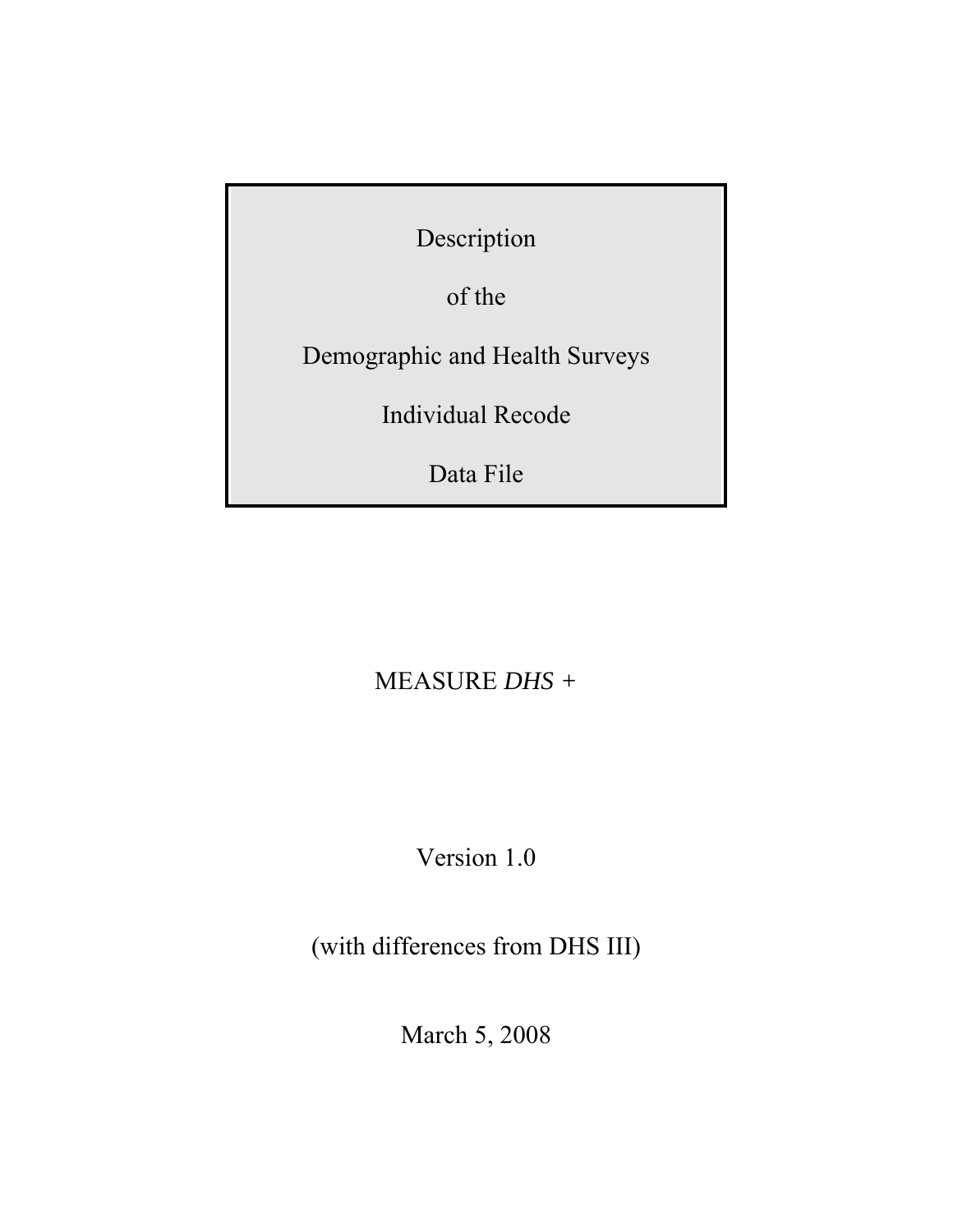# Description

# of the

# Demographic and Health Surveys

# Individual Recode

# Data File

MEASURE *DHS* +

Version 1.0

(with differences from DHS III)

March 5, 2008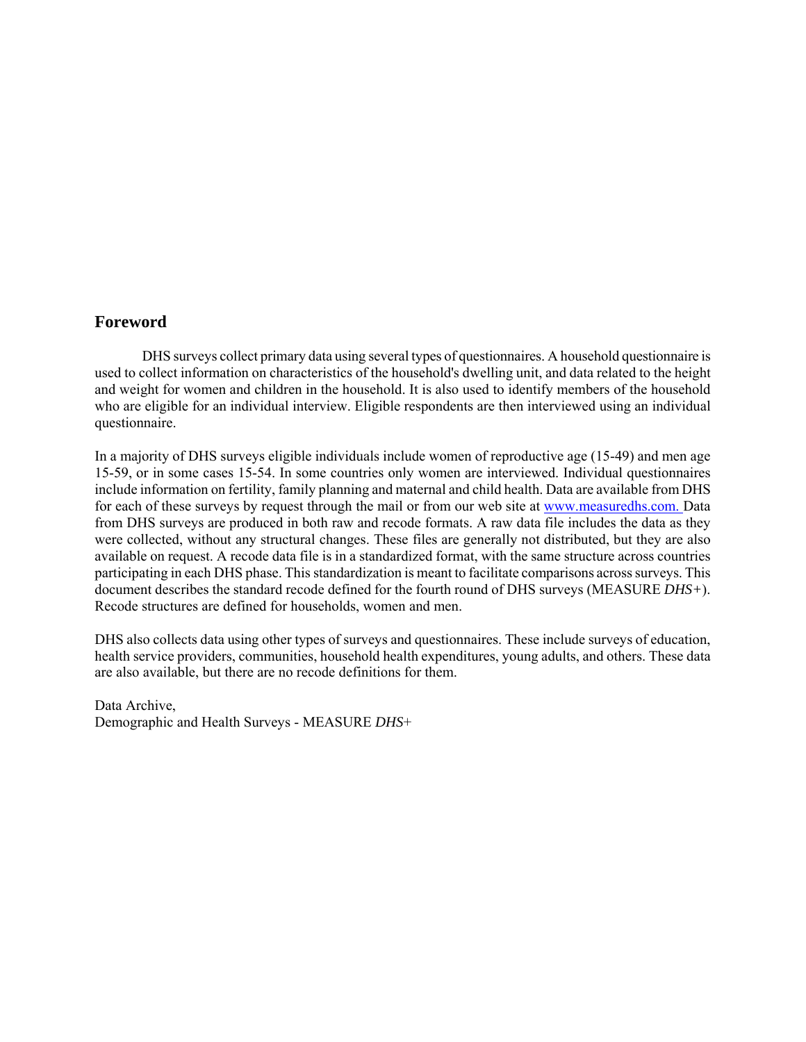## Foreword

DHS surveys collect primary data using several types of questionnaires. A household questionnaire is used to collect information on characteristics of the household's dwelling unit, and data related to the height and weight for women and children in the household. It is also used to identify members of the household who are eligible for an individual interview. Eligible respondents are then interviewed using an individual questionnaire.

In a majority of DHS surveys eligible individuals include women of reproductive age (15-49) and men age 15-59, or in some cases 15-54. In some countries only women are interviewed. Individual questionnaires include information on fertility, family planning and maternal and child health. Data are available from DHS for each of these surveys by request through the mail or from our web site at www.measuredhs.com. Data from DHS surveys are produced in both raw and recode formats. A raw data file includes the data as they were collected, without any structural changes. These files are generally not distributed, but they are also available on request. A recode data file is in a standardized format, with the same structure across countries participating in each DHS phase. This standardization is meant to facilitate comparisons across surveys. This document describes the standard recode defined for the fourth round of DHS surveys (MEASURE *DHS+*). Recode structures are defined for households, women and men.

DHS also collects data using other types of surveys and questionnaires. These include surveys of education, health service providers, communities, household health expenditures, young adults, and others. These data are also available, but there are no recode definitions for them.

Data Archive,
Demographic and Health Surveys - MEASURE *DHS*+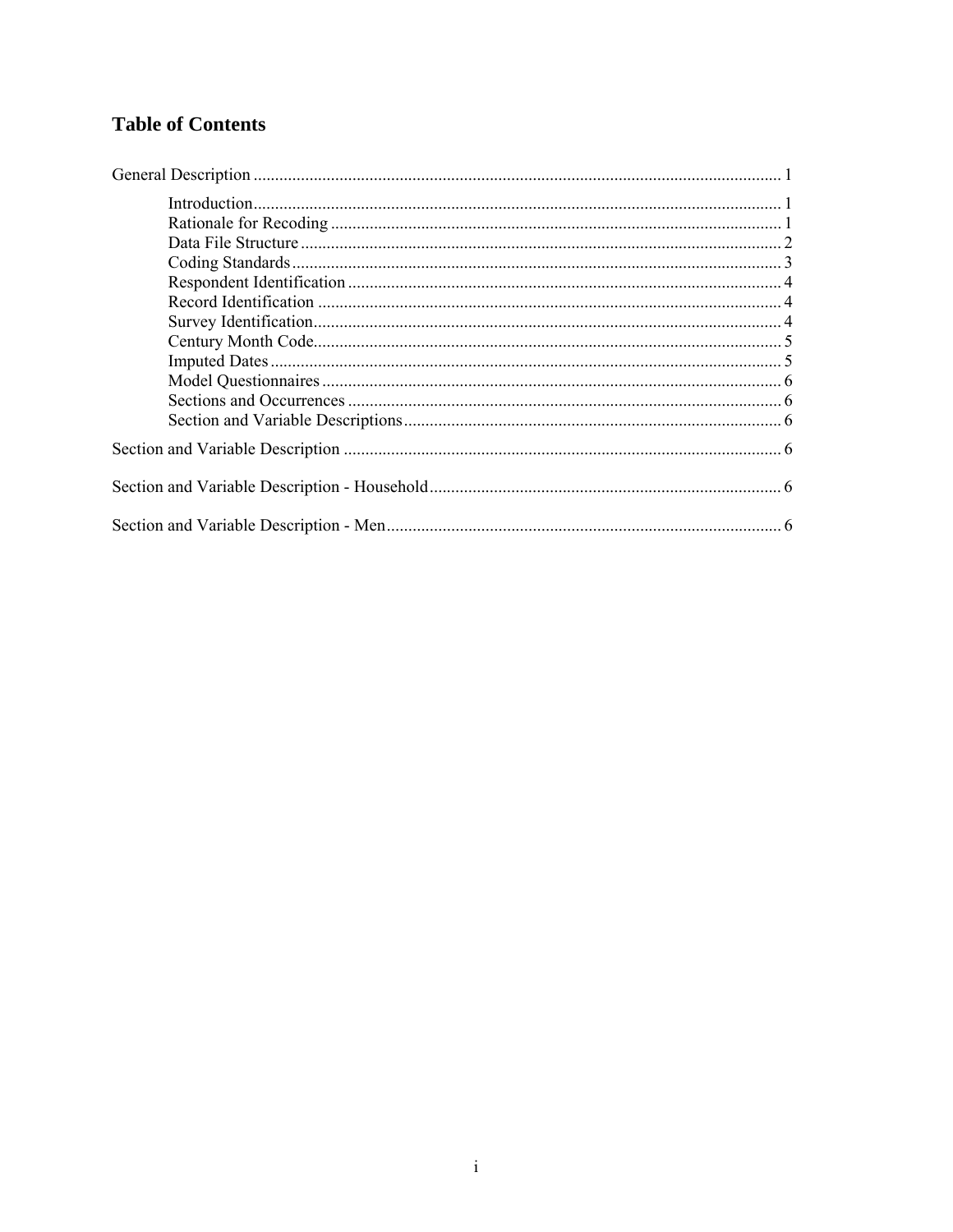# Table of Contents

General Description ........................................................................................................................ 1

- Introduction ........................................................................................................................ 1
- Rationale for Recoding ....................................................................................................... 1
- Data File Structure ............................................................................................................. 2
- Coding Standards ............................................................................................................... 3
- Respondent Identification ................................................................................................... 4
- Record Identification .......................................................................................................... 4
- Survey Identification ........................................................................................................... 4
- Century Month Code ........................................................................................................... 5
- Imputed Dates ..................................................................................................................... 5
- Model Questionnaires ......................................................................................................... 6
- Sections and Occurrences ................................................................................................... 6
- Section and Variable Descriptions ...................................................................................... 6

Section and Variable Description .................................................................................................... 6

Section and Variable Description - Household ................................................................................ 6

Section and Variable Description - Men ........................................................................................... 6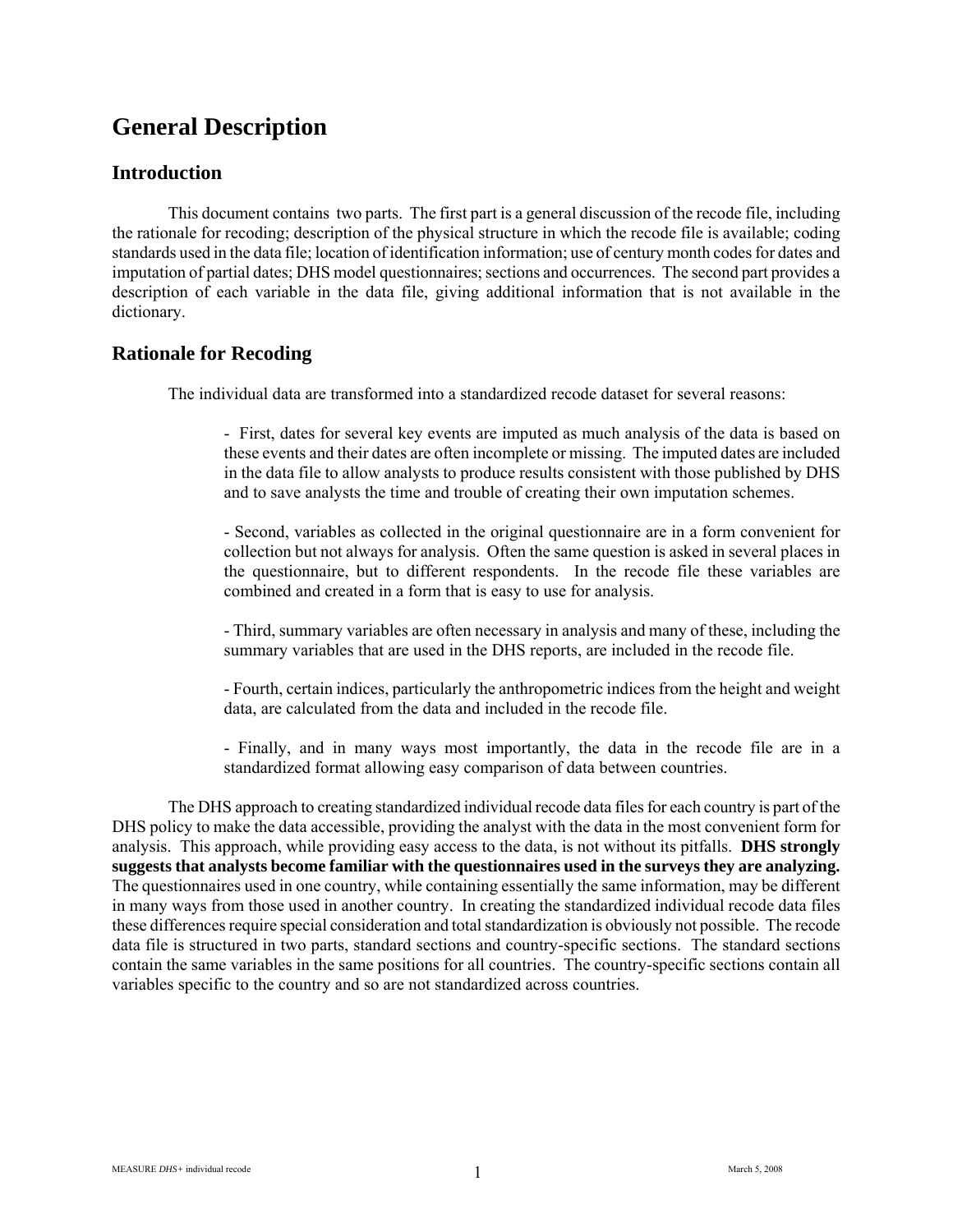# General Description

## Introduction

This document contains two parts. The first part is a general discussion of the recode file, including the rationale for recoding; description of the physical structure in which the recode file is available; coding standards used in the data file; location of identification information; use of century month codes for dates and imputation of partial dates; DHS model questionnaires; sections and occurrences. The second part provides a description of each variable in the data file, giving additional information that is not available in the dictionary.

## Rationale for Recoding

The individual data are transformed into a standardized recode dataset for several reasons:

- First, dates for several key events are imputed as much analysis of the data is based on these events and their dates are often incomplete or missing. The imputed dates are included in the data file to allow analysts to produce results consistent with those published by DHS and to save analysts the time and trouble of creating their own imputation schemes.

- Second, variables as collected in the original questionnaire are in a form convenient for collection but not always for analysis. Often the same question is asked in several places in the questionnaire, but to different respondents. In the recode file these variables are combined and created in a form that is easy to use for analysis.

- Third, summary variables are often necessary in analysis and many of these, including the summary variables that are used in the DHS reports, are included in the recode file.

- Fourth, certain indices, particularly the anthropometric indices from the height and weight data, are calculated from the data and included in the recode file.

- Finally, and in many ways most importantly, the data in the recode file are in a standardized format allowing easy comparison of data between countries.

The DHS approach to creating standardized individual recode data files for each country is part of the DHS policy to make the data accessible, providing the analyst with the data in the most convenient form for analysis. This approach, while providing easy access to the data, is not without its pitfalls. **DHS strongly suggests that analysts become familiar with the questionnaires used in the surveys they are analyzing.** The questionnaires used in one country, while containing essentially the same information, may be different in many ways from those used in another country. In creating the standardized individual recode data files these differences require special consideration and total standardization is obviously not possible. The recode data file is structured in two parts, standard sections and country-specific sections. The standard sections contain the same variables in the same positions for all countries. The country-specific sections contain all variables specific to the country and so are not standardized across countries.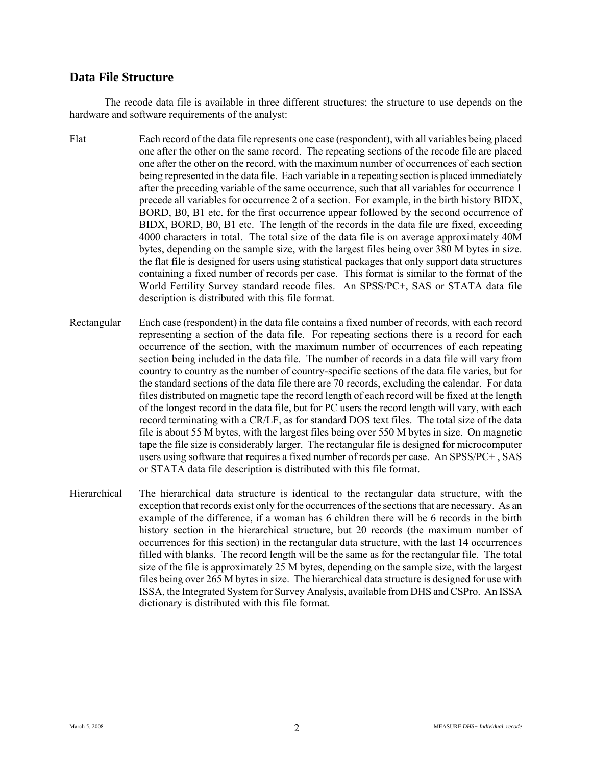## Data File Structure

The recode data file is available in three different structures; the structure to use depends on the hardware and software requirements of the analyst:

**Flat** — Each record of the data file represents one case (respondent), with all variables being placed one after the other on the same record. The repeating sections of the recode file are placed one after the other on the record, with the maximum number of occurrences of each section being represented in the data file. Each variable in a repeating section is placed immediately after the preceding variable of the same occurrence, such that all variables for occurrence 1 precede all variables for occurrence 2 of a section. For example, in the birth history BIDX, BORD, B0, B1 etc. for the first occurrence appear followed by the second occurrence of BIDX, BORD, B0, B1 etc. The length of the records in the data file are fixed, exceeding 4000 characters in total. The total size of the data file is on average approximately 40M bytes, depending on the sample size, with the largest files being over 380 M bytes in size. the flat file is designed for users using statistical packages that only support data structures containing a fixed number of records per case. This format is similar to the format of the World Fertility Survey standard recode files. An SPSS/PC+, SAS or STATA data file description is distributed with this file format.

**Rectangular** — Each case (respondent) in the data file contains a fixed number of records, with each record representing a section of the data file. For repeating sections there is a record for each occurrence of the section, with the maximum number of occurrences of each repeating section being included in the data file. The number of records in a data file will vary from country to country as the number of country-specific sections of the data file varies, but for the standard sections of the data file there are 70 records, excluding the calendar. For data files distributed on magnetic tape the record length of each record will be fixed at the length of the longest record in the data file, but for PC users the record length will vary, with each record terminating with a CR/LF, as for standard DOS text files. The total size of the data file is about 55 M bytes, with the largest files being over 550 M bytes in size. On magnetic tape the file size is considerably larger. The rectangular file is designed for microcomputer users using software that requires a fixed number of records per case. An SPSS/PC+ , SAS or STATA data file description is distributed with this file format.

**Hierarchical** — The hierarchical data structure is identical to the rectangular data structure, with the exception that records exist only for the occurrences of the sections that are necessary. As an example of the difference, if a woman has 6 children there will be 6 records in the birth history section in the hierarchical structure, but 20 records (the maximum number of occurrences for this section) in the rectangular data structure, with the last 14 occurrences filled with blanks. The record length will be the same as for the rectangular file. The total size of the file is approximately 25 M bytes, depending on the sample size, with the largest files being over 265 M bytes in size. The hierarchical data structure is designed for use with ISSA, the Integrated System for Survey Analysis, available from DHS and CSPro. An ISSA dictionary is distributed with this file format.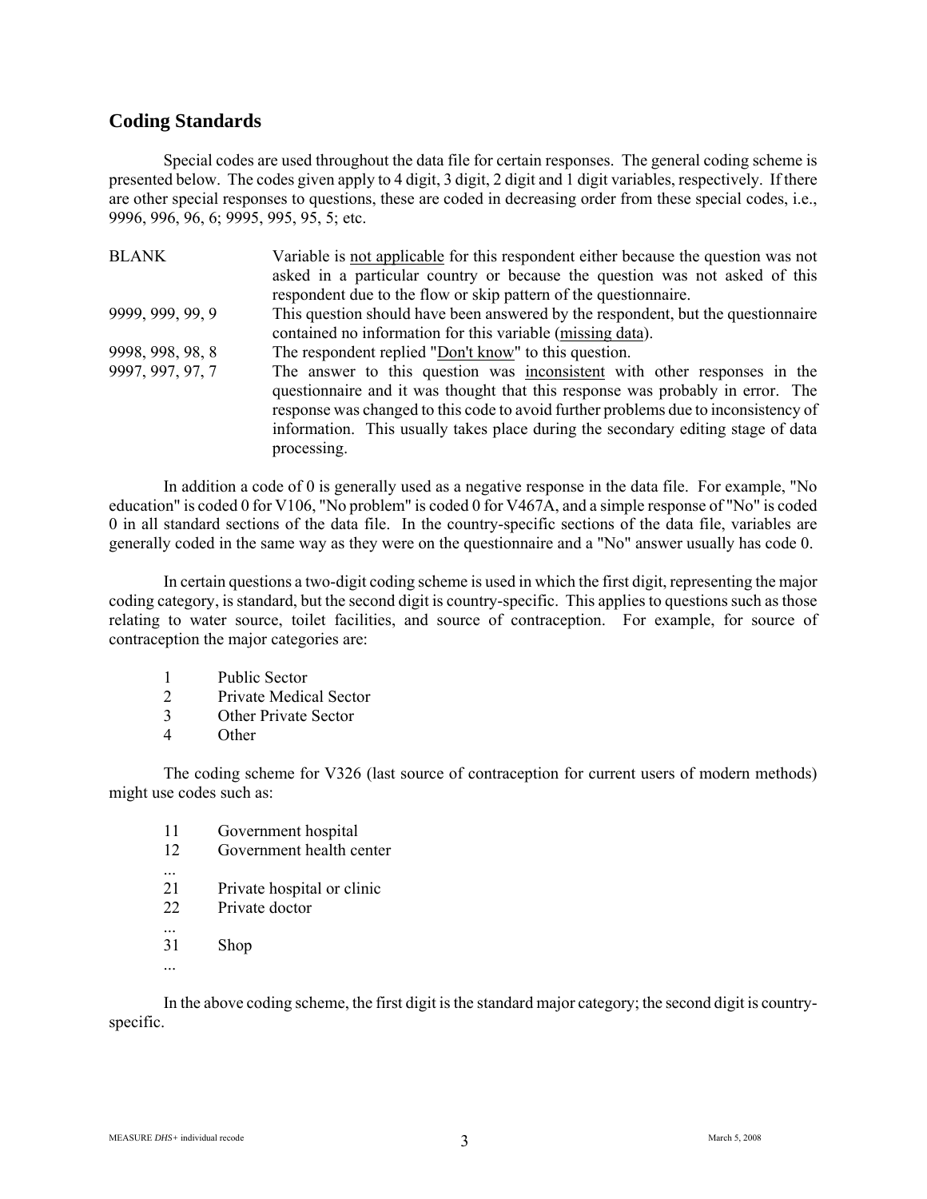## Coding Standards

Special codes are used throughout the data file for certain responses. The general coding scheme is presented below. The codes given apply to 4 digit, 3 digit, 2 digit and 1 digit variables, respectively. If there are other special responses to questions, these are coded in decreasing order from these special codes, i.e., 9996, 996, 96, 6; 9995, 995, 95, 5; etc.

| | |
|---|---|
| BLANK | Variable is not applicable for this respondent either because the question was not asked in a particular country or because the question was not asked of this respondent due to the flow or skip pattern of the questionnaire. |
| 9999, 999, 99, 9 | This question should have been answered by the respondent, but the questionnaire contained no information for this variable (missing data). |
| 9998, 998, 98, 8 | The respondent replied "Don't know" to this question. |
| 9997, 997, 97, 7 | The answer to this question was inconsistent with other responses in the questionnaire and it was thought that this response was probably in error. The response was changed to this code to avoid further problems due to inconsistency of information. This usually takes place during the secondary editing stage of data processing. |

In addition a code of 0 is generally used as a negative response in the data file. For example, "No education" is coded 0 for V106, "No problem" is coded 0 for V467A, and a simple response of "No" is coded 0 in all standard sections of the data file. In the country-specific sections of the data file, variables are generally coded in the same way as they were on the questionnaire and a "No" answer usually has code 0.

In certain questions a two-digit coding scheme is used in which the first digit, representing the major coding category, is standard, but the second digit is country-specific. This applies to questions such as those relating to water source, toilet facilities, and source of contraception. For example, for source of contraception the major categories are:

1 Public Sector
2 Private Medical Sector
3 Other Private Sector
4 Other

The coding scheme for V326 (last source of contraception for current users of modern methods) might use codes such as:

11 Government hospital
12 Government health center
...
21 Private hospital or clinic
22 Private doctor
...
31 Shop
...

In the above coding scheme, the first digit is the standard major category; the second digit is country-specific.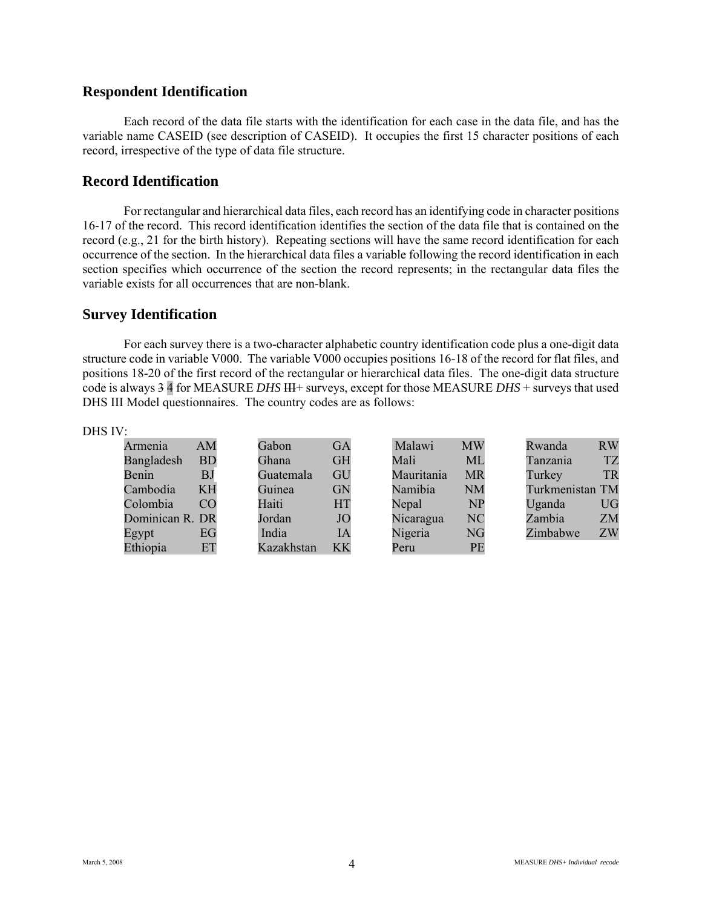## Respondent Identification

Each record of the data file starts with the identification for each case in the data file, and has the variable name CASEID (see description of CASEID). It occupies the first 15 character positions of each record, irrespective of the type of data file structure.

## Record Identification

For rectangular and hierarchical data files, each record has an identifying code in character positions 16-17 of the record. This record identification identifies the section of the data file that is contained on the record (e.g., 21 for the birth history). Repeating sections will have the same record identification for each occurrence of the section. In the hierarchical data files a variable following the record identification in each section specifies which occurrence of the section the record represents; in the rectangular data files the variable exists for all occurrences that are non-blank.

## Survey Identification

For each survey there is a two-character alphabetic country identification code plus a one-digit data structure code in variable V000. The variable V000 occupies positions 16-18 of the record for flat files, and positions 18-20 of the first record of the rectangular or hierarchical data files. The one-digit data structure code is always ~~3~~ 4 for MEASURE *DHS* ~~III~~+ surveys, except for those MEASURE *DHS* + surveys that used DHS III Model questionnaires. The country codes are as follows:

DHS IV:

| Country | Code | Country | Code | Country | Code | Country | Code |
|---|---|---|---|---|---|---|---|
| Armenia | AM | Gabon | GA | Malawi | MW | Rwanda | RW |
| Bangladesh | BD | Ghana | GH | Mali | ML | Tanzania | TZ |
| Benin | BJ | Guatemala | GU | Mauritania | MR | Turkey | TR |
| Cambodia | KH | Guinea | GN | Namibia | NM | Turkmenistan | TM |
| Colombia | CO | Haiti | HT | Nepal | NP | Uganda | UG |
| Dominican R. | DR | Jordan | JO | Nicaragua | NC | Zambia | ZM |
| Egypt | EG | India | IA | Nigeria | NG | Zimbabwe | ZW |
| Ethiopia | ET | Kazakhstan | KK | Peru | PE | | |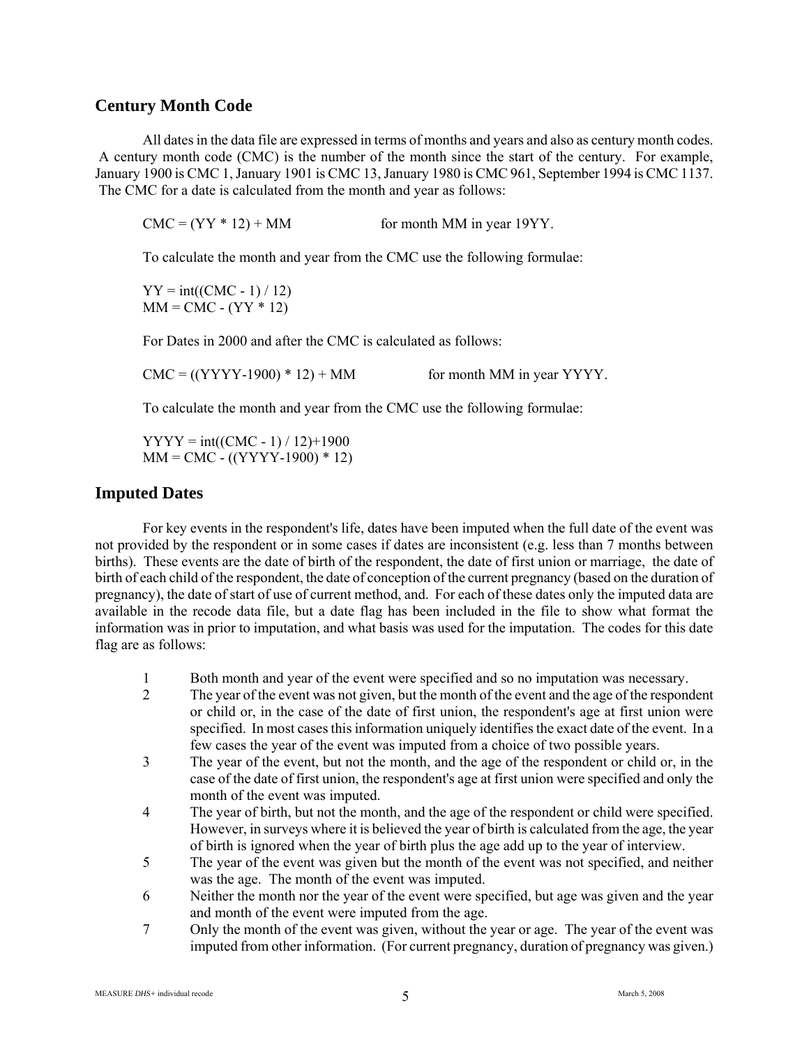## Century Month Code

All dates in the data file are expressed in terms of months and years and also as century month codes. A century month code (CMC) is the number of the month since the start of the century. For example, January 1900 is CMC 1, January 1901 is CMC 13, January 1980 is CMC 961, September 1994 is CMC 1137. The CMC for a date is calculated from the month and year as follows:

CMC = (YY * 12) + MM for month MM in year 19YY.

To calculate the month and year from the CMC use the following formulae:

YY = int((CMC - 1) / 12)
MM = CMC - (YY * 12)

For Dates in 2000 and after the CMC is calculated as follows:

CMC = ((YYYY-1900) * 12) + MM for month MM in year YYYY.

To calculate the month and year from the CMC use the following formulae:

YYYY = int((CMC - 1) / 12)+1900
MM = CMC - ((YYYY-1900) * 12)

## Imputed Dates

For key events in the respondent's life, dates have been imputed when the full date of the event was not provided by the respondent or in some cases if dates are inconsistent (e.g. less than 7 months between births). These events are the date of birth of the respondent, the date of first union or marriage, the date of birth of each child of the respondent, the date of conception of the current pregnancy (based on the duration of pregnancy), the date of start of use of current method, and. For each of these dates only the imputed data are available in the recode data file, but a date flag has been included in the file to show what format the information was in prior to imputation, and what basis was used for the imputation. The codes for this date flag are as follows:

1 Both month and year of the event were specified and so no imputation was necessary.
2 The year of the event was not given, but the month of the event and the age of the respondent or child or, in the case of the date of first union, the respondent's age at first union were specified. In most cases this information uniquely identifies the exact date of the event. In a few cases the year of the event was imputed from a choice of two possible years.
3 The year of the event, but not the month, and the age of the respondent or child or, in the case of the date of first union, the respondent's age at first union were specified and only the month of the event was imputed.
4 The year of birth, but not the month, and the age of the respondent or child were specified. However, in surveys where it is believed the year of birth is calculated from the age, the year of birth is ignored when the year of birth plus the age add up to the year of interview.
5 The year of the event was given but the month of the event was not specified, and neither was the age. The month of the event was imputed.
6 Neither the month nor the year of the event were specified, but age was given and the year and month of the event were imputed from the age.
7 Only the month of the event was given, without the year or age. The year of the event was imputed from other information. (For current pregnancy, duration of pregnancy was given.)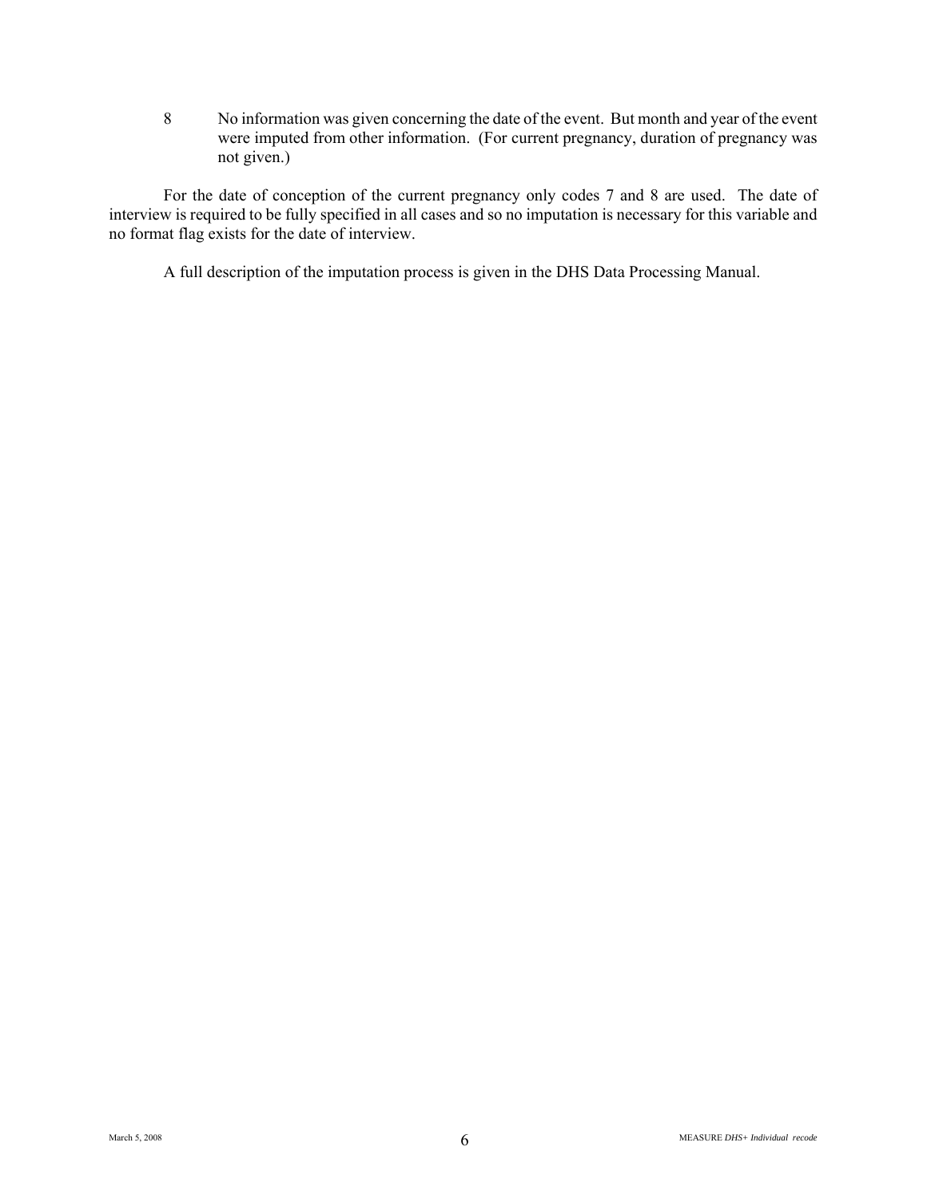8 No information was given concerning the date of the event. But month and year of the event were imputed from other information. (For current pregnancy, duration of pregnancy was not given.)

For the date of conception of the current pregnancy only codes 7 and 8 are used. The date of interview is required to be fully specified in all cases and so no imputation is necessary for this variable and no format flag exists for the date of interview.

A full description of the imputation process is given in the DHS Data Processing Manual.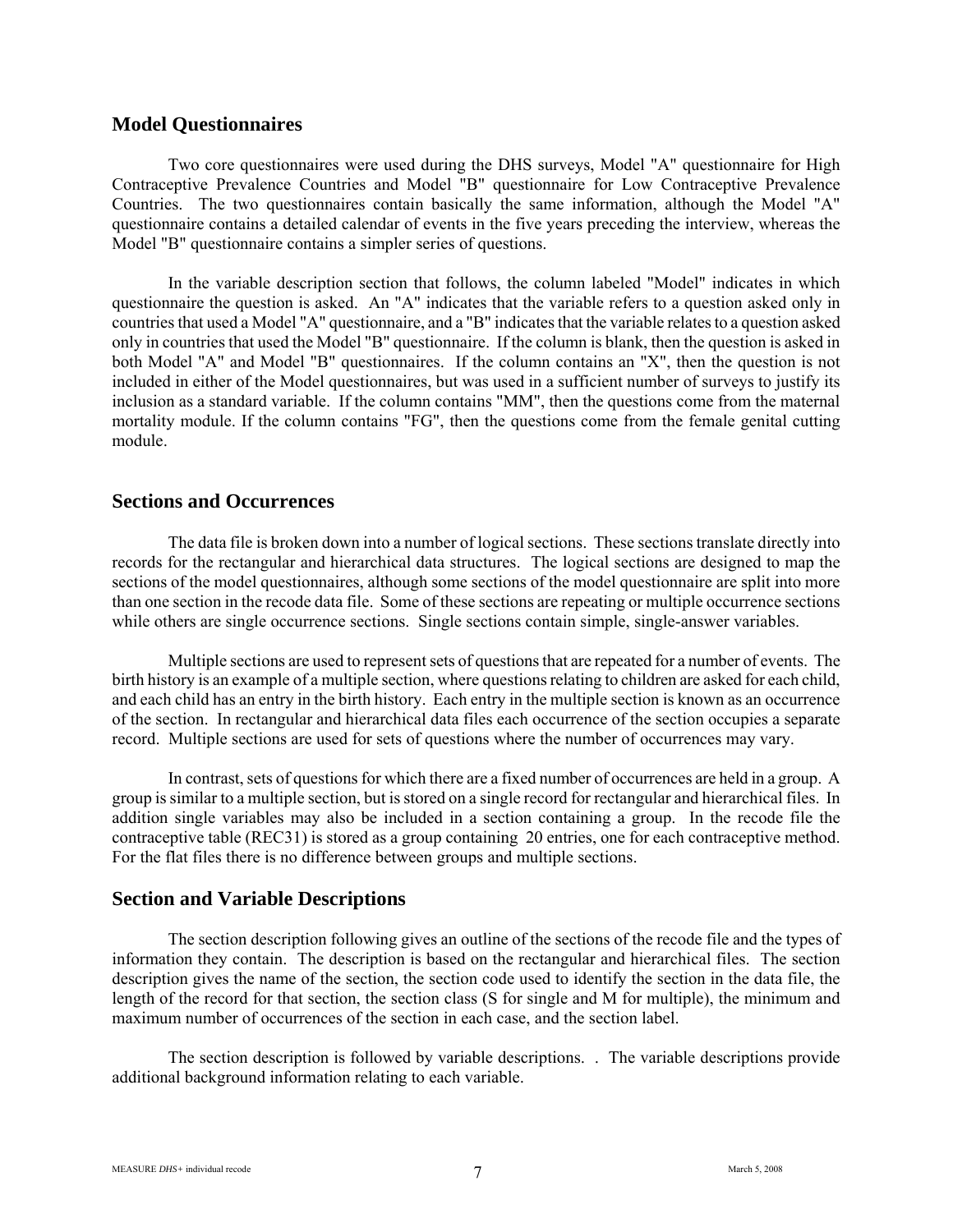## Model Questionnaires

Two core questionnaires were used during the DHS surveys, Model "A" questionnaire for High Contraceptive Prevalence Countries and Model "B" questionnaire for Low Contraceptive Prevalence Countries. The two questionnaires contain basically the same information, although the Model "A" questionnaire contains a detailed calendar of events in the five years preceding the interview, whereas the Model "B" questionnaire contains a simpler series of questions.

In the variable description section that follows, the column labeled "Model" indicates in which questionnaire the question is asked. An "A" indicates that the variable refers to a question asked only in countries that used a Model "A" questionnaire, and a "B" indicates that the variable relates to a question asked only in countries that used the Model "B" questionnaire. If the column is blank, then the question is asked in both Model "A" and Model "B" questionnaires. If the column contains an "X", then the question is not included in either of the Model questionnaires, but was used in a sufficient number of surveys to justify its inclusion as a standard variable. If the column contains "MM", then the questions come from the maternal mortality module. If the column contains "FG", then the questions come from the female genital cutting module.

## Sections and Occurrences

The data file is broken down into a number of logical sections. These sections translate directly into records for the rectangular and hierarchical data structures. The logical sections are designed to map the sections of the model questionnaires, although some sections of the model questionnaire are split into more than one section in the recode data file. Some of these sections are repeating or multiple occurrence sections while others are single occurrence sections. Single sections contain simple, single-answer variables.

Multiple sections are used to represent sets of questions that are repeated for a number of events. The birth history is an example of a multiple section, where questions relating to children are asked for each child, and each child has an entry in the birth history. Each entry in the multiple section is known as an occurrence of the section. In rectangular and hierarchical data files each occurrence of the section occupies a separate record. Multiple sections are used for sets of questions where the number of occurrences may vary.

In contrast, sets of questions for which there are a fixed number of occurrences are held in a group. A group is similar to a multiple section, but is stored on a single record for rectangular and hierarchical files. In addition single variables may also be included in a section containing a group. In the recode file the contraceptive table (REC31) is stored as a group containing 20 entries, one for each contraceptive method. For the flat files there is no difference between groups and multiple sections.

## Section and Variable Descriptions

The section description following gives an outline of the sections of the recode file and the types of information they contain. The description is based on the rectangular and hierarchical files. The section description gives the name of the section, the section code used to identify the section in the data file, the length of the record for that section, the section class (S for single and M for multiple), the minimum and maximum number of occurrences of the section in each case, and the section label.

The section description is followed by variable descriptions. . The variable descriptions provide additional background information relating to each variable.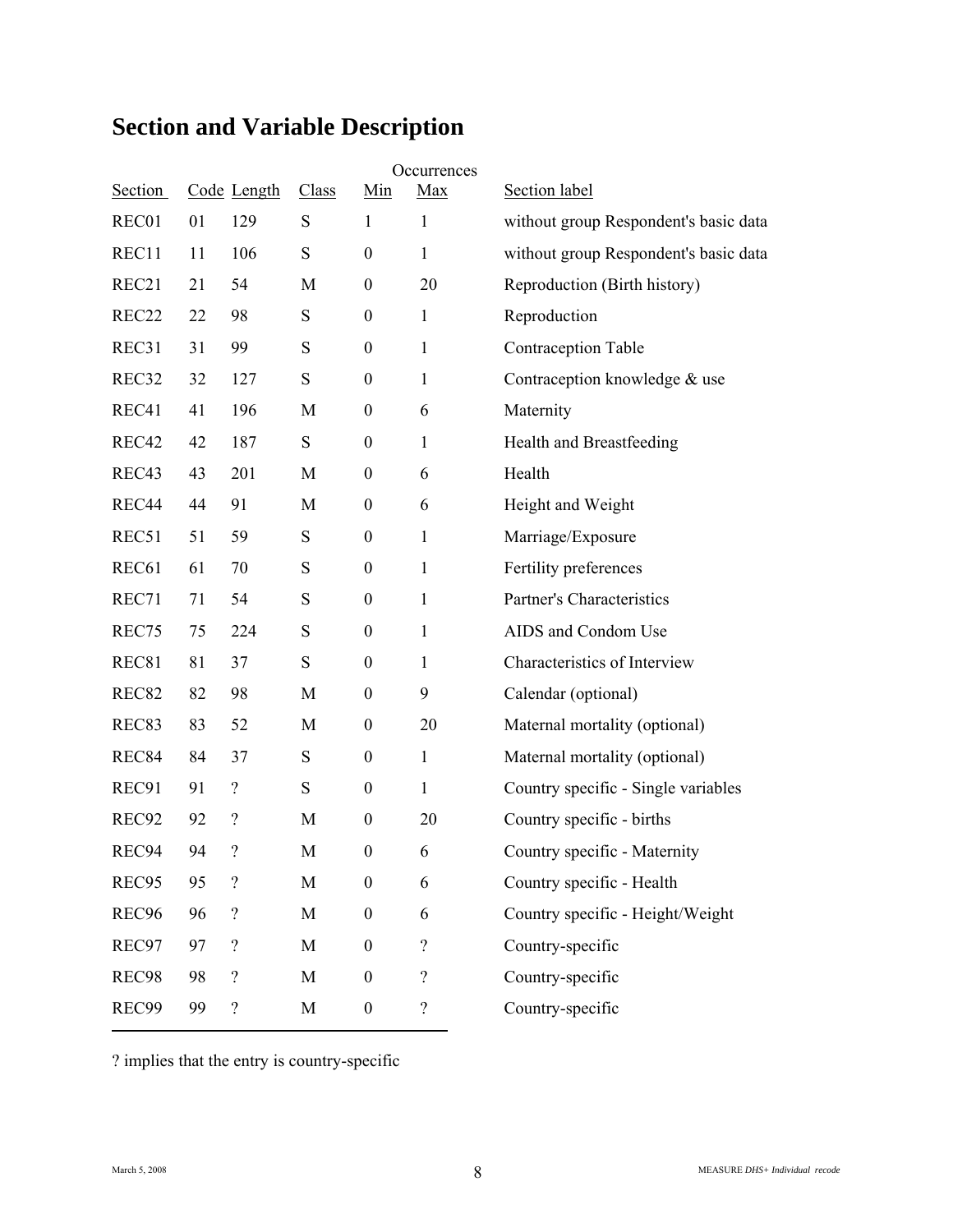# Section and Variable Description

| Section | Code | Length | Class | Occurrences Min | Occurrences Max | Section label |
|---|---|---|---|---|---|---|
| REC01 | 01 | 129 | S | 1 | 1 | without group Respondent's basic data |
| REC11 | 11 | 106 | S | 0 | 1 | without group Respondent's basic data |
| REC21 | 21 | 54 | M | 0 | 20 | Reproduction (Birth history) |
| REC22 | 22 | 98 | S | 0 | 1 | Reproduction |
| REC31 | 31 | 99 | S | 0 | 1 | Contraception Table |
| REC32 | 32 | 127 | S | 0 | 1 | Contraception knowledge & use |
| REC41 | 41 | 196 | M | 0 | 6 | Maternity |
| REC42 | 42 | 187 | S | 0 | 1 | Health and Breastfeeding |
| REC43 | 43 | 201 | M | 0 | 6 | Health |
| REC44 | 44 | 91 | M | 0 | 6 | Height and Weight |
| REC51 | 51 | 59 | S | 0 | 1 | Marriage/Exposure |
| REC61 | 61 | 70 | S | 0 | 1 | Fertility preferences |
| REC71 | 71 | 54 | S | 0 | 1 | Partner's Characteristics |
| REC75 | 75 | 224 | S | 0 | 1 | AIDS and Condom Use |
| REC81 | 81 | 37 | S | 0 | 1 | Characteristics of Interview |
| REC82 | 82 | 98 | M | 0 | 9 | Calendar (optional) |
| REC83 | 83 | 52 | M | 0 | 20 | Maternal mortality (optional) |
| REC84 | 84 | 37 | S | 0 | 1 | Maternal mortality (optional) |
| REC91 | 91 | ? | S | 0 | 1 | Country specific - Single variables |
| REC92 | 92 | ? | M | 0 | 20 | Country specific - births |
| REC94 | 94 | ? | M | 0 | 6 | Country specific - Maternity |
| REC95 | 95 | ? | M | 0 | 6 | Country specific - Health |
| REC96 | 96 | ? | M | 0 | 6 | Country specific - Height/Weight |
| REC97 | 97 | ? | M | 0 | ? | Country-specific |
| REC98 | 98 | ? | M | 0 | ? | Country-specific |
| REC99 | 99 | ? | M | 0 | ? | Country-specific |

? implies that the entry is country-specific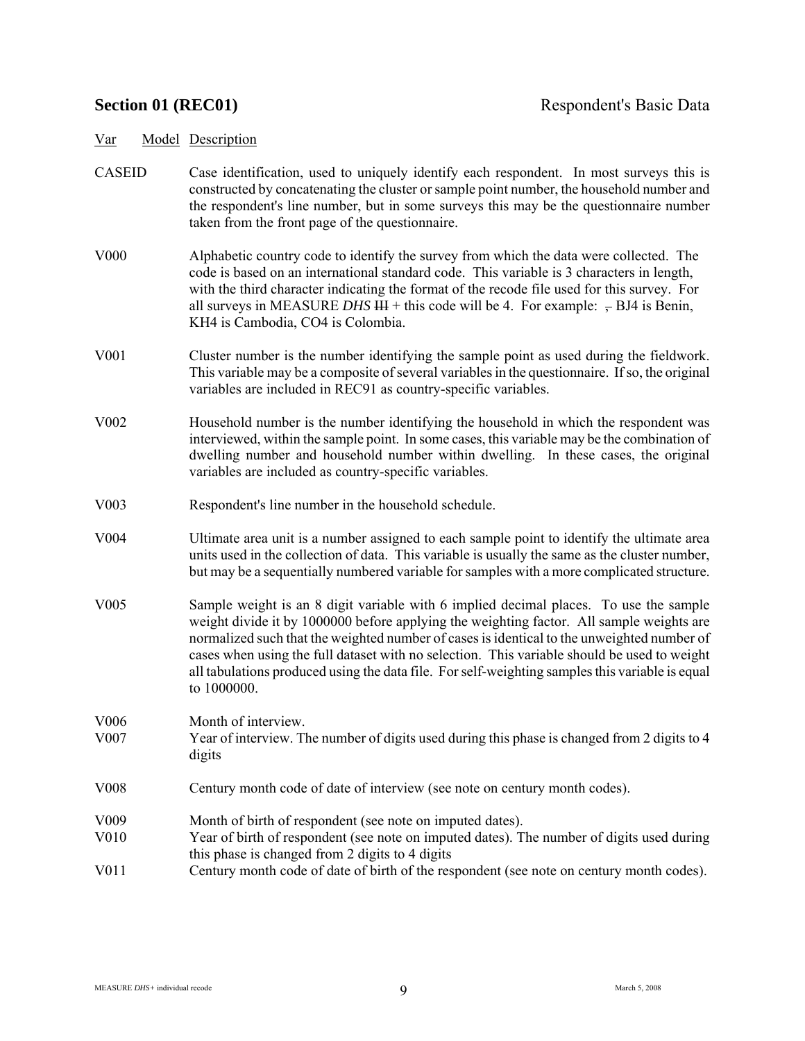## **Section 01 (REC01)** Respondent's Basic Data

| Var | Model | Description |
| --- | --- | --- |
| CASEID | | Case identification, used to uniquely identify each respondent. In most surveys this is constructed by concatenating the cluster or sample point number, the household number and the respondent's line number, but in some surveys this may be the questionnaire number taken from the front page of the questionnaire. |
| V000 | | Alphabetic country code to identify the survey from which the data were collected. The code is based on an international standard code. This variable is 3 characters in length, with the third character indicating the format of the recode file used for this survey. For all surveys in MEASURE *DHS* ~~III~~ + this code will be 4. For example: ~~,~~ BJ4 is Benin, KH4 is Cambodia, CO4 is Colombia. |
| V001 | | Cluster number is the number identifying the sample point as used during the fieldwork. This variable may be a composite of several variables in the questionnaire. If so, the original variables are included in REC91 as country-specific variables. |
| V002 | | Household number is the number identifying the household in which the respondent was interviewed, within the sample point. In some cases, this variable may be the combination of dwelling number and household number within dwelling. In these cases, the original variables are included as country-specific variables. |
| V003 | | Respondent's line number in the household schedule. |
| V004 | | Ultimate area unit is a number assigned to each sample point to identify the ultimate area units used in the collection of data. This variable is usually the same as the cluster number, but may be a sequentially numbered variable for samples with a more complicated structure. |
| V005 | | Sample weight is an 8 digit variable with 6 implied decimal places. To use the sample weight divide it by 1000000 before applying the weighting factor. All sample weights are normalized such that the weighted number of cases is identical to the unweighted number of cases when using the full dataset with no selection. This variable should be used to weight all tabulations produced using the data file. For self-weighting samples this variable is equal to 1000000. |
| V006 | | Month of interview. |
| V007 | | Year of interview. The number of digits used during this phase is changed from 2 digits to 4 digits |
| V008 | | Century month code of date of interview (see note on century month codes). |
| V009 | | Month of birth of respondent (see note on imputed dates). |
| V010 | | Year of birth of respondent (see note on imputed dates). The number of digits used during this phase is changed from 2 digits to 4 digits |
| V011 | | Century month code of date of birth of the respondent (see note on century month codes). |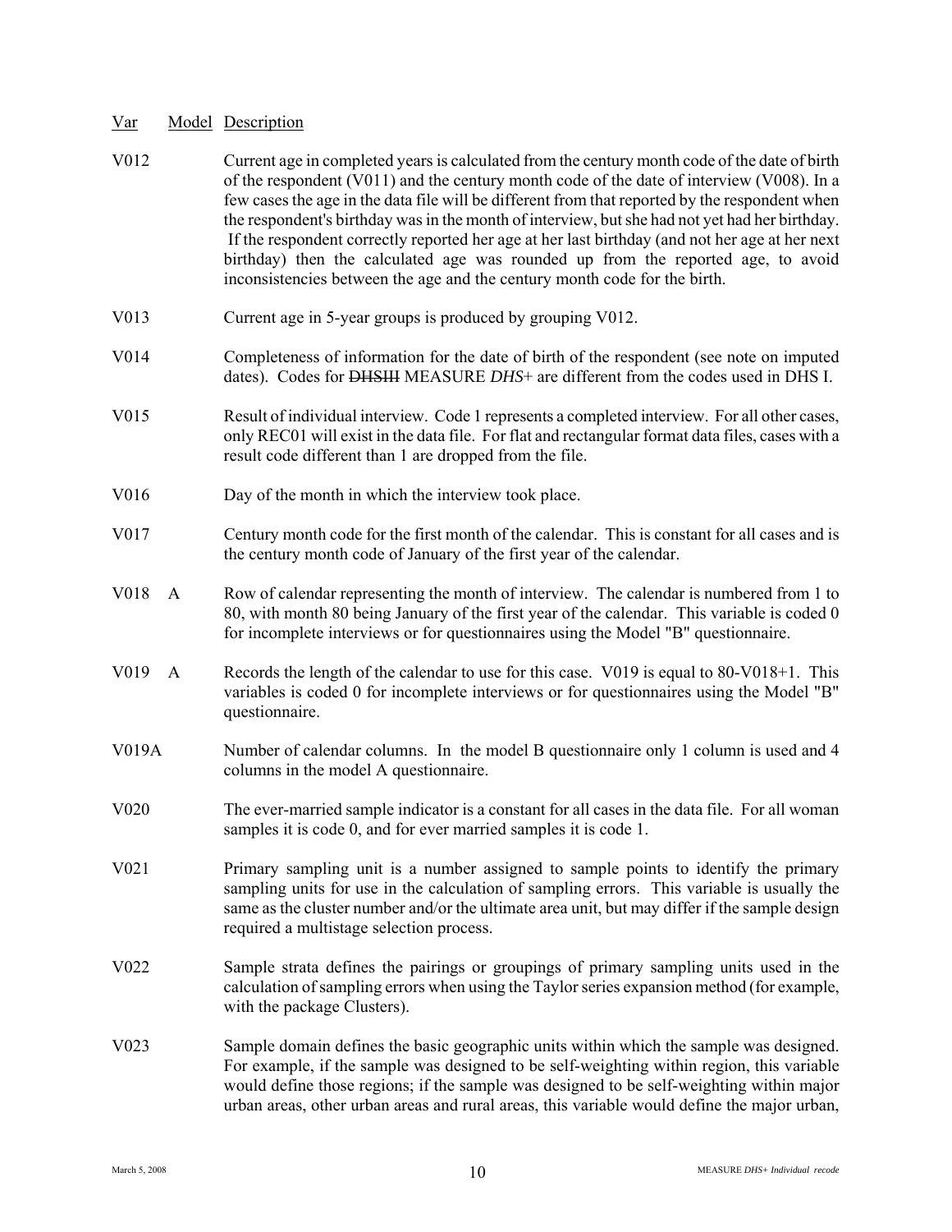| Var | Model | Description |
|---|---|---|
| V012 | | Current age in completed years is calculated from the century month code of the date of birth of the respondent (V011) and the century month code of the date of interview (V008). In a few cases the age in the data file will be different from that reported by the respondent when the respondent's birthday was in the month of interview, but she had not yet had her birthday. If the respondent correctly reported her age at her last birthday (and not her age at her next birthday) then the calculated age was rounded up from the reported age, to avoid inconsistencies between the age and the century month code for the birth. |
| V013 | | Current age in 5-year groups is produced by grouping V012. |
| V014 | | Completeness of information for the date of birth of the respondent (see note on imputed dates). Codes for ~~DHSIII~~ MEASURE *DHS*+ are different from the codes used in DHS I. |
| V015 | | Result of individual interview. Code 1 represents a completed interview. For all other cases, only REC01 will exist in the data file. For flat and rectangular format data files, cases with a result code different than 1 are dropped from the file. |
| V016 | | Day of the month in which the interview took place. |
| V017 | | Century month code for the first month of the calendar. This is constant for all cases and is the century month code of January of the first year of the calendar. |
| V018 | A | Row of calendar representing the month of interview. The calendar is numbered from 1 to 80, with month 80 being January of the first year of the calendar. This variable is coded 0 for incomplete interviews or for questionnaires using the Model "B" questionnaire. |
| V019 | A | Records the length of the calendar to use for this case. V019 is equal to 80-V018+1. This variables is coded 0 for incomplete interviews or for questionnaires using the Model "B" questionnaire. |
| V019A | | Number of calendar columns. In the model B questionnaire only 1 column is used and 4 columns in the model A questionnaire. |
| V020 | | The ever-married sample indicator is a constant for all cases in the data file. For all woman samples it is code 0, and for ever married samples it is code 1. |
| V021 | | Primary sampling unit is a number assigned to sample points to identify the primary sampling units for use in the calculation of sampling errors. This variable is usually the same as the cluster number and/or the ultimate area unit, but may differ if the sample design required a multistage selection process. |
| V022 | | Sample strata defines the pairings or groupings of primary sampling units used in the calculation of sampling errors when using the Taylor series expansion method (for example, with the package Clusters). |
| V023 | | Sample domain defines the basic geographic units within which the sample was designed. For example, if the sample was designed to be self-weighting within region, this variable would define those regions; if the sample was designed to be self-weighting within major urban areas, other urban areas and rural areas, this variable would define the major urban, |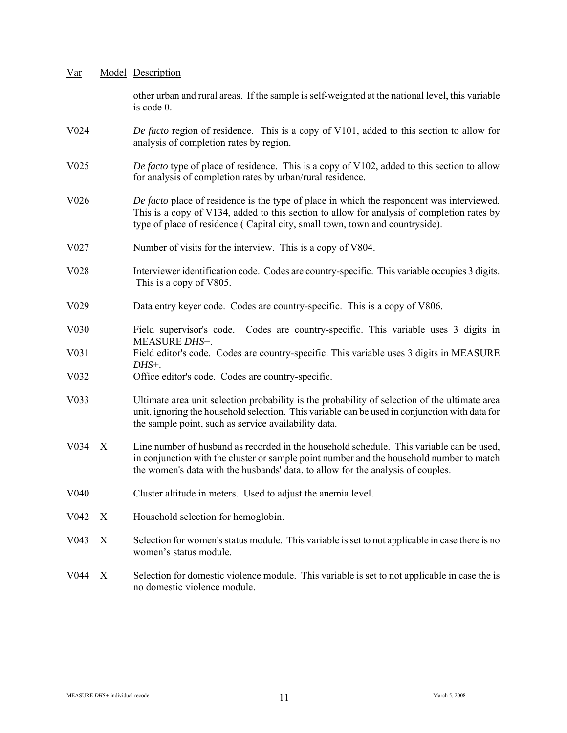| Var | Model | Description |
|---|---|---|
| | | other urban and rural areas. If the sample is self-weighted at the national level, this variable is code 0. |
| V024 | | *De facto* region of residence. This is a copy of V101, added to this section to allow for analysis of completion rates by region. |
| V025 | | *De facto* type of place of residence. This is a copy of V102, added to this section to allow for analysis of completion rates by urban/rural residence. |
| V026 | | *De facto* place of residence is the type of place in which the respondent was interviewed. This is a copy of V134, added to this section to allow for analysis of completion rates by type of place of residence ( Capital city, small town, town and countryside). |
| V027 | | Number of visits for the interview. This is a copy of V804. |
| V028 | | Interviewer identification code. Codes are country-specific. This variable occupies 3 digits. This is a copy of V805. |
| V029 | | Data entry keyer code. Codes are country-specific. This is a copy of V806. |
| V030 | | Field supervisor's code. Codes are country-specific. This variable uses 3 digits in MEASURE *DHS+*. |
| V031 | | Field editor's code. Codes are country-specific. This variable uses 3 digits in MEASURE *DHS+*. |
| V032 | | Office editor's code. Codes are country-specific. |
| V033 | | Ultimate area unit selection probability is the probability of selection of the ultimate area unit, ignoring the household selection. This variable can be used in conjunction with data for the sample point, such as service availability data. |
| V034 | X | Line number of husband as recorded in the household schedule. This variable can be used, in conjunction with the cluster or sample point number and the household number to match the women's data with the husbands' data, to allow for the analysis of couples. |
| V040 | | Cluster altitude in meters. Used to adjust the anemia level. |
| V042 | X | Household selection for hemoglobin. |
| V043 | X | Selection for women's status module. This variable is set to not applicable in case there is no women's status module. |
| V044 | X | Selection for domestic violence module. This variable is set to not applicable in case the is no domestic violence module. |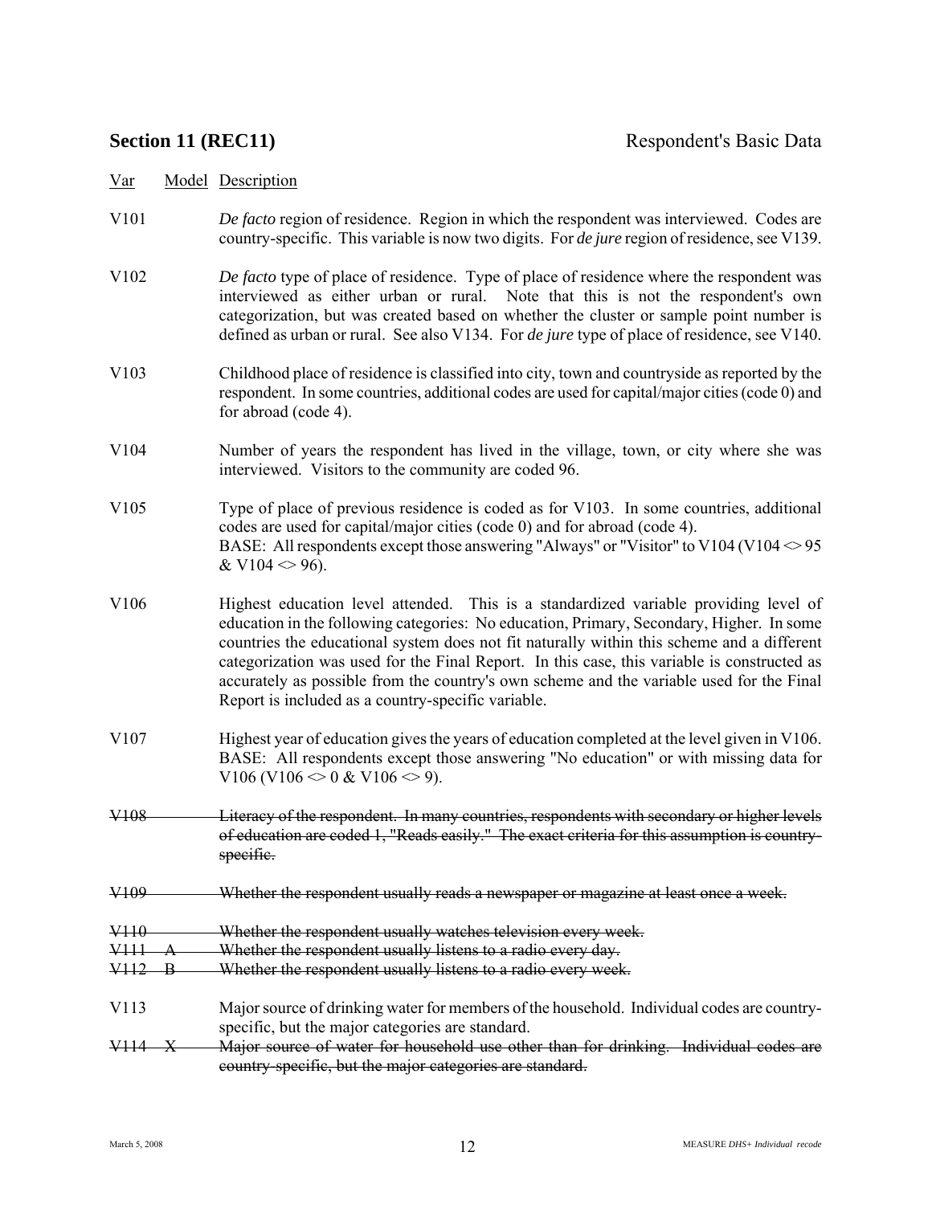## Section 11 (REC11) — Respondent's Basic Data

| Var | Model | Description |
|---|---|---|
| V101 | | *De facto* region of residence. Region in which the respondent was interviewed. Codes are country-specific. This variable is now two digits. For *de jure* region of residence, see V139. |
| V102 | | *De facto* type of place of residence. Type of place of residence where the respondent was interviewed as either urban or rural. Note that this is not the respondent's own categorization, but was created based on whether the cluster or sample point number is defined as urban or rural. See also V134. For *de jure* type of place of residence, see V140. |
| V103 | | Childhood place of residence is classified into city, town and countryside as reported by the respondent. In some countries, additional codes are used for capital/major cities (code 0) and for abroad (code 4). |
| V104 | | Number of years the respondent has lived in the village, town, or city where she was interviewed. Visitors to the community are coded 96. |
| V105 | | Type of place of previous residence is coded as for V103. In some countries, additional codes are used for capital/major cities (code 0) and for abroad (code 4). BASE: All respondents except those answering "Always" or "Visitor" to V104 (V104 <> 95 & V104 <> 96). |
| V106 | | Highest education level attended. This is a standardized variable providing level of education in the following categories: No education, Primary, Secondary, Higher. In some countries the educational system does not fit naturally within this scheme and a different categorization was used for the Final Report. In this case, this variable is constructed as accurately as possible from the country's own scheme and the variable used for the Final Report is included as a country-specific variable. |
| V107 | | Highest year of education gives the years of education completed at the level given in V106. BASE: All respondents except those answering "No education" or with missing data for V106 (V106 <> 0 & V106 <> 9). |
| ~~V108~~ | | ~~Literacy of the respondent. In many countries, respondents with secondary or higher levels of education are coded 1, "Reads easily." The exact criteria for this assumption is country-specific.~~ |
| ~~V109~~ | | ~~Whether the respondent usually reads a newspaper or magazine at least once a week.~~ |
| ~~V110~~ | | ~~Whether the respondent usually watches television every week.~~ |
| ~~V111~~ | ~~A~~ | ~~Whether the respondent usually listens to a radio every day.~~ |
| ~~V112~~ | ~~B~~ | ~~Whether the respondent usually listens to a radio every week.~~ |
| V113 | | Major source of drinking water for members of the household. Individual codes are country-specific, but the major categories are standard. |
| ~~V114~~ | ~~X~~ | ~~Major source of water for household use other than for drinking. Individual codes are country-specific, but the major categories are standard.~~ |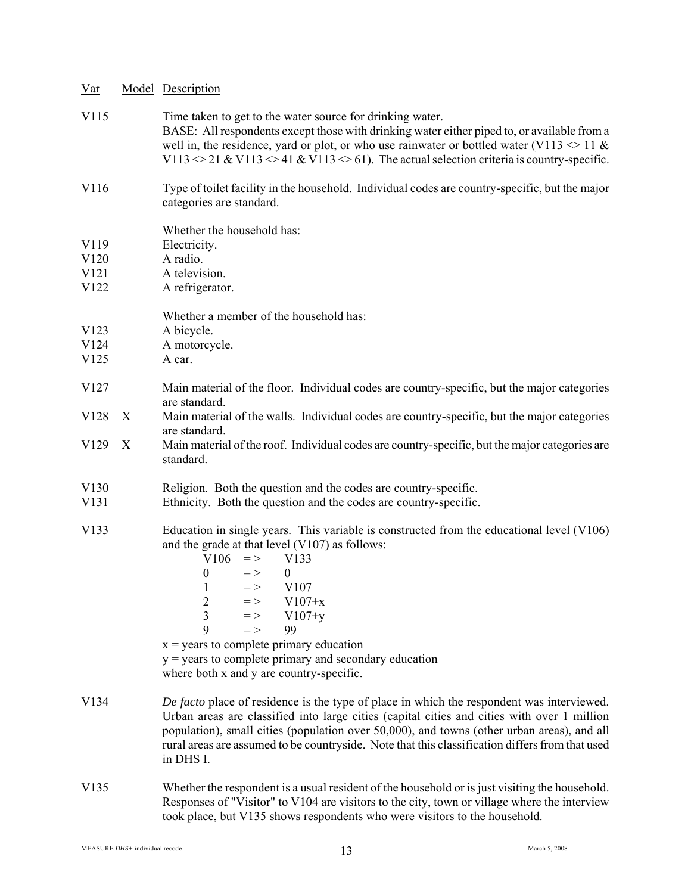| Var | Model | Description |
|---|---|---|
| V115 | | Time taken to get to the water source for drinking water. BASE: All respondents except those with drinking water either piped to, or available from a well in, the residence, yard or plot, or who use rainwater or bottled water (V113 <> 11 & V113 <> 21 & V113 <> 41 & V113 <> 61). The actual selection criteria is country-specific. |
| V116 | | Type of toilet facility in the household. Individual codes are country-specific, but the major categories are standard. |
| | | Whether the household has: |
| V119 | | Electricity. |
| V120 | | A radio. |
| V121 | | A television. |
| V122 | | A refrigerator. |
| | | Whether a member of the household has: |
| V123 | | A bicycle. |
| V124 | | A motorcycle. |
| V125 | | A car. |
| V127 | | Main material of the floor. Individual codes are country-specific, but the major categories are standard. |
| V128 | X | Main material of the walls. Individual codes are country-specific, but the major categories are standard. |
| V129 | X | Main material of the roof. Individual codes are country-specific, but the major categories are standard. |
| V130 | | Religion. Both the question and the codes are country-specific. |
| V131 | | Ethnicity. Both the question and the codes are country-specific. |
| V133 | | Education in single years. This variable is constructed from the educational level (V106) and the grade at that level (V107) as follows: |

| V106 | => | V133 |
|---|---|---|
| 0 | => | 0 |
| 1 | => | V107 |
| 2 | => | V107+x |
| 3 | => | V107+y |
| 9 | => | 99 |

x = years to complete primary education
y = years to complete primary and secondary education
where both x and y are country-specific.

| Var | Model | Description |
|---|---|---|
| V134 | | *De facto* place of residence is the type of place in which the respondent was interviewed. Urban areas are classified into large cities (capital cities and cities with over 1 million population), small cities (population over 50,000), and towns (other urban areas), and all rural areas are assumed to be countryside. Note that this classification differs from that used in DHS I. |
| V135 | | Whether the respondent is a usual resident of the household or is just visiting the household. Responses of "Visitor" to V104 are visitors to the city, town or village where the interview took place, but V135 shows respondents who were visitors to the household. |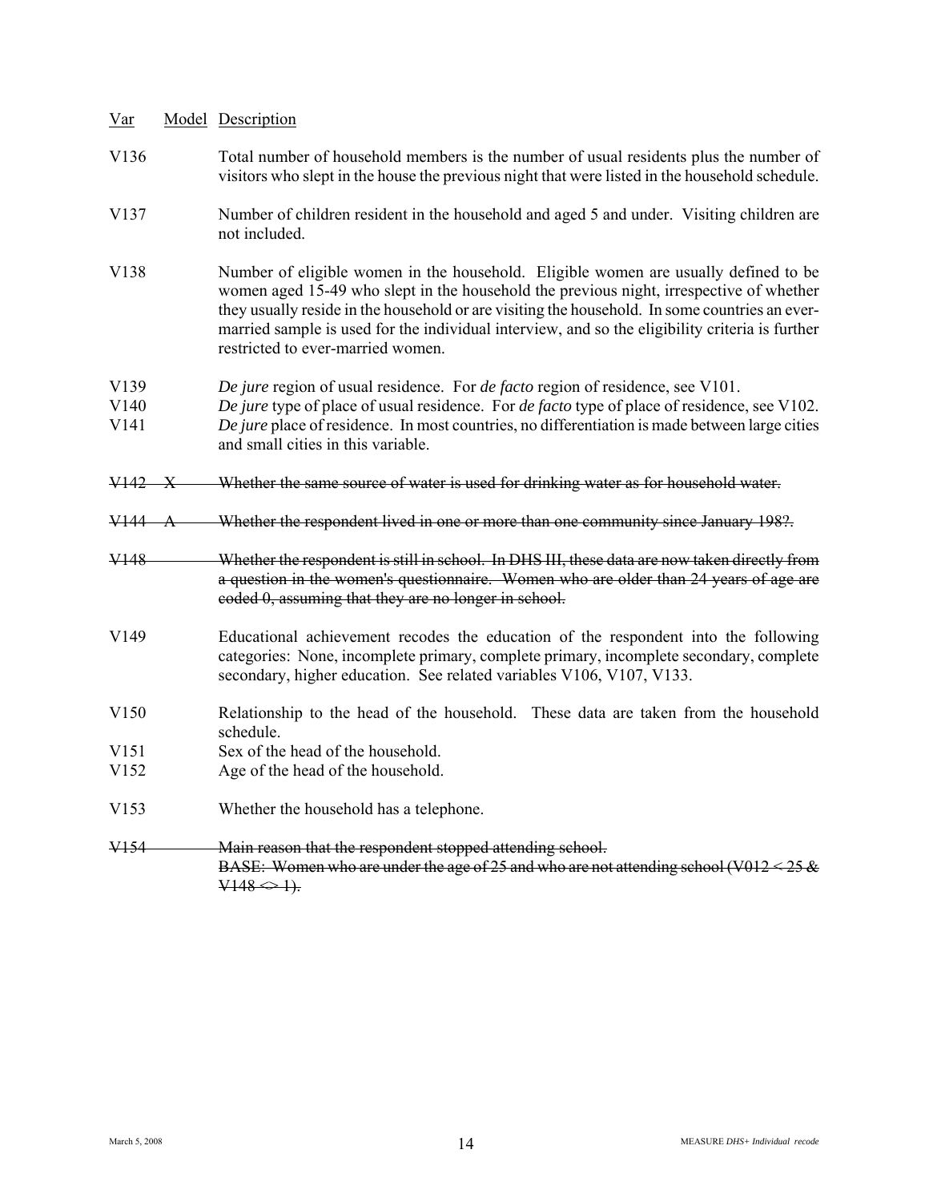| Var | Model | Description |
|---|---|---|
| V136 | | Total number of household members is the number of usual residents plus the number of visitors who slept in the house the previous night that were listed in the household schedule. |
| V137 | | Number of children resident in the household and aged 5 and under. Visiting children are not included. |
| V138 | | Number of eligible women in the household. Eligible women are usually defined to be women aged 15-49 who slept in the household the previous night, irrespective of whether they usually reside in the household or are visiting the household. In some countries an ever-married sample is used for the individual interview, and so the eligibility criteria is further restricted to ever-married women. |
| V139 | | *De jure* region of usual residence. For *de facto* region of residence, see V101. |
| V140 | | *De jure* type of place of usual residence. For *de facto* type of place of residence, see V102. |
| V141 | | *De jure* place of residence. In most countries, no differentiation is made between large cities and small cities in this variable. |
| ~~V142~~ | ~~X~~ | ~~Whether the same source of water is used for drinking water as for household water.~~ |
| ~~V144~~ | ~~A~~ | ~~Whether the respondent lived in one or more than one community since January 198?.~~ |
| ~~V148~~ | | ~~Whether the respondent is still in school. In DHS III, these data are now taken directly from a question in the women's questionnaire. Women who are older than 24 years of age are coded 0, assuming that they are no longer in school.~~ |
| V149 | | Educational achievement recodes the education of the respondent into the following categories: None, incomplete primary, complete primary, incomplete secondary, complete secondary, higher education. See related variables V106, V107, V133. |
| V150 | | Relationship to the head of the household. These data are taken from the household schedule. |
| V151 | | Sex of the head of the household. |
| V152 | | Age of the head of the household. |
| V153 | | Whether the household has a telephone. |
| ~~V154~~ | | ~~Main reason that the respondent stopped attending school.~~<br>~~BASE: Women who are under the age of 25 and who are not attending school (V012 < 25 & V148 <> 1).~~ |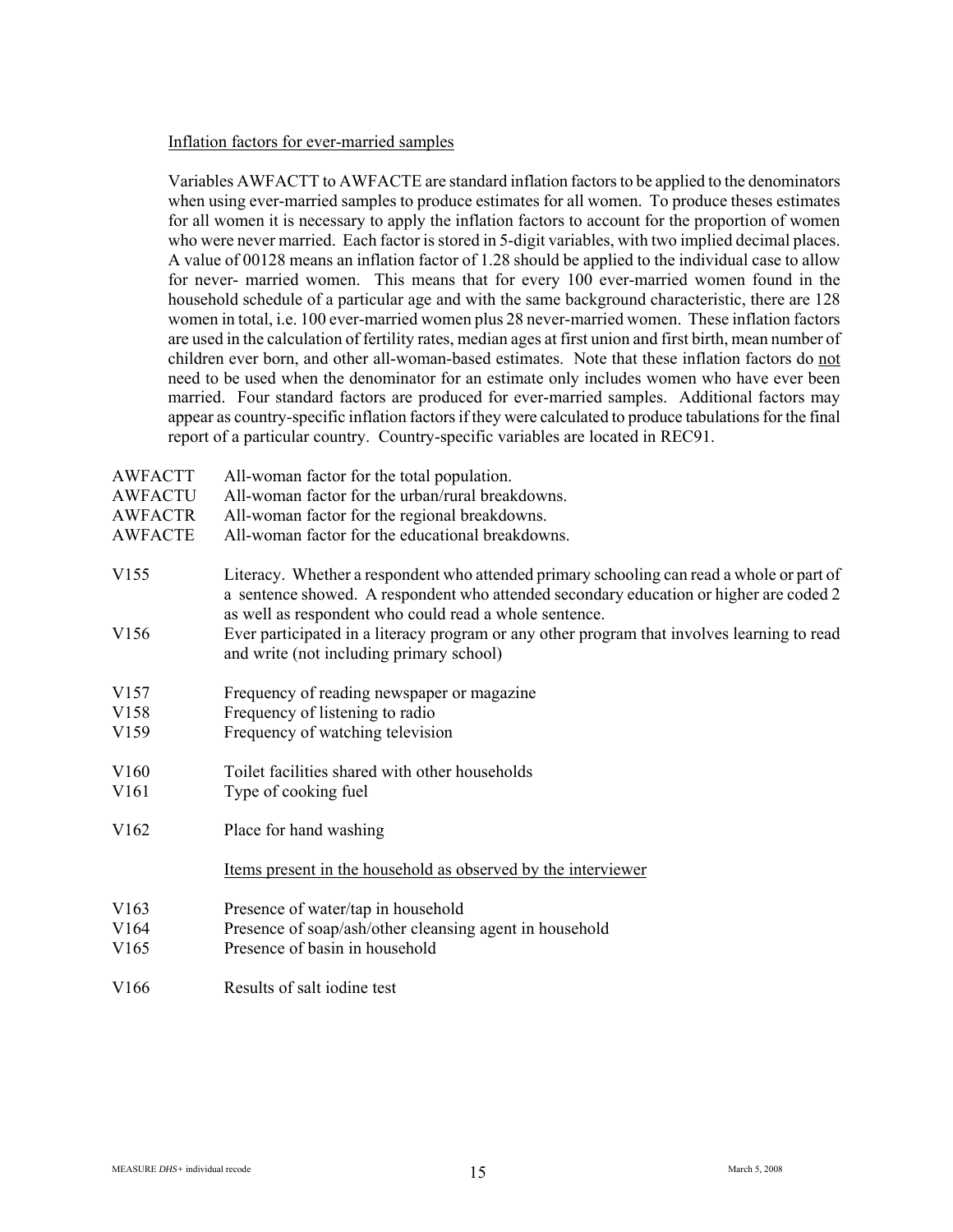Inflation factors for ever-married samples

Variables AWFACTT to AWFACTE are standard inflation factors to be applied to the denominators when using ever-married samples to produce estimates for all women. To produce theses estimates for all women it is necessary to apply the inflation factors to account for the proportion of women who were never married. Each factor is stored in 5-digit variables, with two implied decimal places. A value of 00128 means an inflation factor of 1.28 should be applied to the individual case to allow for never- married women. This means that for every 100 ever-married women found in the household schedule of a particular age and with the same background characteristic, there are 128 women in total, i.e. 100 ever-married women plus 28 never-married women. These inflation factors are used in the calculation of fertility rates, median ages at first union and first birth, mean number of children ever born, and other all-woman-based estimates. Note that these inflation factors do not need to be used when the denominator for an estimate only includes women who have ever been married. Four standard factors are produced for ever-married samples. Additional factors may appear as country-specific inflation factors if they were calculated to produce tabulations for the final report of a particular country. Country-specific variables are located in REC91.

AWFACTT All-woman factor for the total population.
AWFACTU All-woman factor for the urban/rural breakdowns.
AWFACTR All-woman factor for the regional breakdowns.
AWFACTE All-woman factor for the educational breakdowns.

V155 Literacy. Whether a respondent who attended primary schooling can read a whole or part of a sentence showed. A respondent who attended secondary education or higher are coded 2 as well as respondent who could read a whole sentence.
V156 Ever participated in a literacy program or any other program that involves learning to read and write (not including primary school)

V157 Frequency of reading newspaper or magazine
V158 Frequency of listening to radio
V159 Frequency of watching television

V160 Toilet facilities shared with other households
V161 Type of cooking fuel

V162 Place for hand washing

Items present in the household as observed by the interviewer

V163 Presence of water/tap in household
V164 Presence of soap/ash/other cleansing agent in household
V165 Presence of basin in household

V166 Results of salt iodine test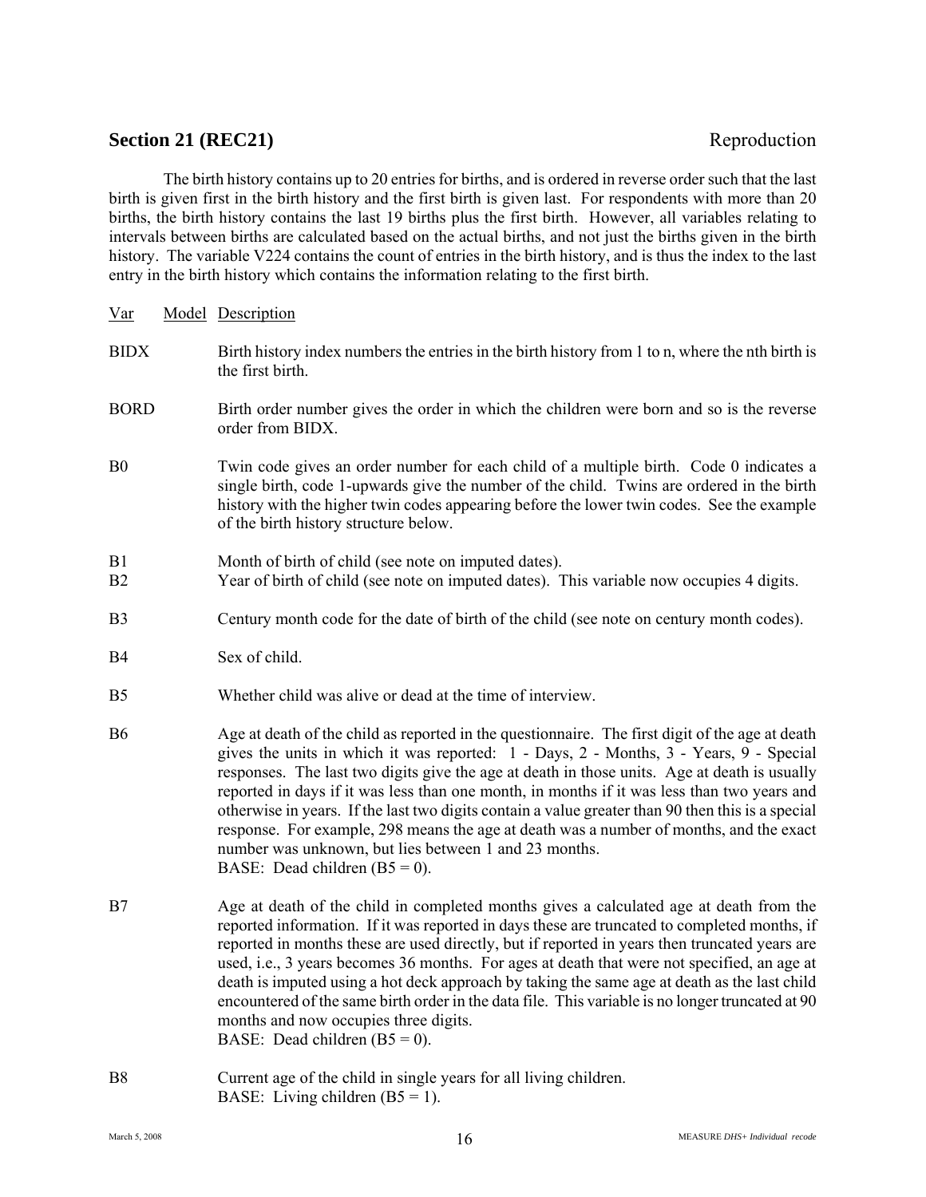## Section 21 (REC21) Reproduction

The birth history contains up to 20 entries for births, and is ordered in reverse order such that the last birth is given first in the birth history and the first birth is given last. For respondents with more than 20 births, the birth history contains the last 19 births plus the first birth. However, all variables relating to intervals between births are calculated based on the actual births, and not just the births given in the birth history. The variable V224 contains the count of entries in the birth history, and is thus the index to the last entry in the birth history which contains the information relating to the first birth.

| Var | Model | Description |
|---|---|---|
| BIDX | | Birth history index numbers the entries in the birth history from 1 to n, where the nth birth is the first birth. |
| BORD | | Birth order number gives the order in which the children were born and so is the reverse order from BIDX. |
| B0 | | Twin code gives an order number for each child of a multiple birth. Code 0 indicates a single birth, code 1-upwards give the number of the child. Twins are ordered in the birth history with the higher twin codes appearing before the lower twin codes. See the example of the birth history structure below. |
| B1 | | Month of birth of child (see note on imputed dates). |
| B2 | | Year of birth of child (see note on imputed dates). This variable now occupies 4 digits. |
| B3 | | Century month code for the date of birth of the child (see note on century month codes). |
| B4 | | Sex of child. |
| B5 | | Whether child was alive or dead at the time of interview. |
| B6 | | Age at death of the child as reported in the questionnaire. The first digit of the age at death gives the units in which it was reported: 1 - Days, 2 - Months, 3 - Years, 9 - Special responses. The last two digits give the age at death in those units. Age at death is usually reported in days if it was less than one month, in months if it was less than two years and otherwise in years. If the last two digits contain a value greater than 90 then this is a special response. For example, 298 means the age at death was a number of months, and the exact number was unknown, but lies between 1 and 23 months.<br>BASE: Dead children (B5 = 0). |
| B7 | | Age at death of the child in completed months gives a calculated age at death from the reported information. If it was reported in days these are truncated to completed months, if reported in months these are used directly, but if reported in years then truncated years are used, i.e., 3 years becomes 36 months. For ages at death that were not specified, an age at death is imputed using a hot deck approach by taking the same age at death as the last child encountered of the same birth order in the data file. This variable is no longer truncated at 90 months and now occupies three digits.<br>BASE: Dead children (B5 = 0). |
| B8 | | Current age of the child in single years for all living children.<br>BASE: Living children (B5 = 1). |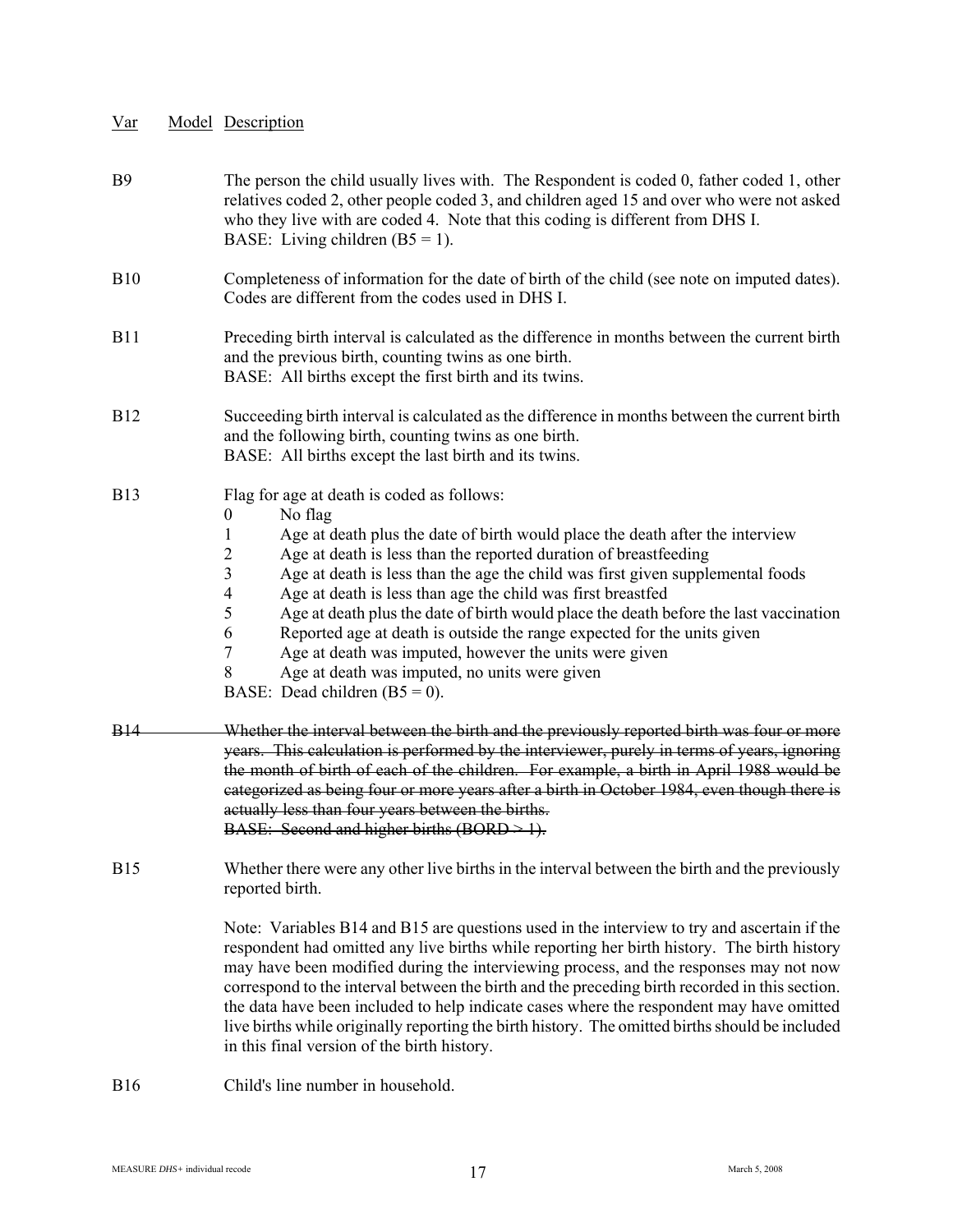| Var | Model | Description |
|---|---|---|
| B9 | | The person the child usually lives with. The Respondent is coded 0, father coded 1, other relatives coded 2, other people coded 3, and children aged 15 and over who were not asked who they live with are coded 4. Note that this coding is different from DHS I.<br>BASE: Living children (B5 = 1). |
| B10 | | Completeness of information for the date of birth of the child (see note on imputed dates). Codes are different from the codes used in DHS I. |
| B11 | | Preceding birth interval is calculated as the difference in months between the current birth and the previous birth, counting twins as one birth.<br>BASE: All births except the first birth and its twins. |
| B12 | | Succeeding birth interval is calculated as the difference in months between the current birth and the following birth, counting twins as one birth.<br>BASE: All births except the last birth and its twins. |
| B13 | | Flag for age at death is coded as follows:<br>0 No flag<br>1 Age at death plus the date of birth would place the death after the interview<br>2 Age at death is less than the reported duration of breastfeeding<br>3 Age at death is less than the age the child was first given supplemental foods<br>4 Age at death is less than age the child was first breastfed<br>5 Age at death plus the date of birth would place the death before the last vaccination<br>6 Reported age at death is outside the range expected for the units given<br>7 Age at death was imputed, however the units were given<br>8 Age at death was imputed, no units were given<br>BASE: Dead children (B5 = 0). |
| ~~B14~~ | | ~~Whether the interval between the birth and the previously reported birth was four or more years. This calculation is performed by the interviewer, purely in terms of years, ignoring the month of birth of each of the children. For example, a birth in April 1988 would be categorized as being four or more years after a birth in October 1984, even though there is actually less than four years between the births.~~<br>~~BASE: Second and higher births (BORD > 1).~~ |
| B15 | | Whether there were any other live births in the interval between the birth and the previously reported birth.<br><br>Note: Variables B14 and B15 are questions used in the interview to try and ascertain if the respondent had omitted any live births while reporting her birth history. The birth history may have been modified during the interviewing process, and the responses may not now correspond to the interval between the birth and the preceding birth recorded in this section. the data have been included to help indicate cases where the respondent may have omitted live births while originally reporting the birth history. The omitted births should be included in this final version of the birth history. |
| B16 | | Child's line number in household. |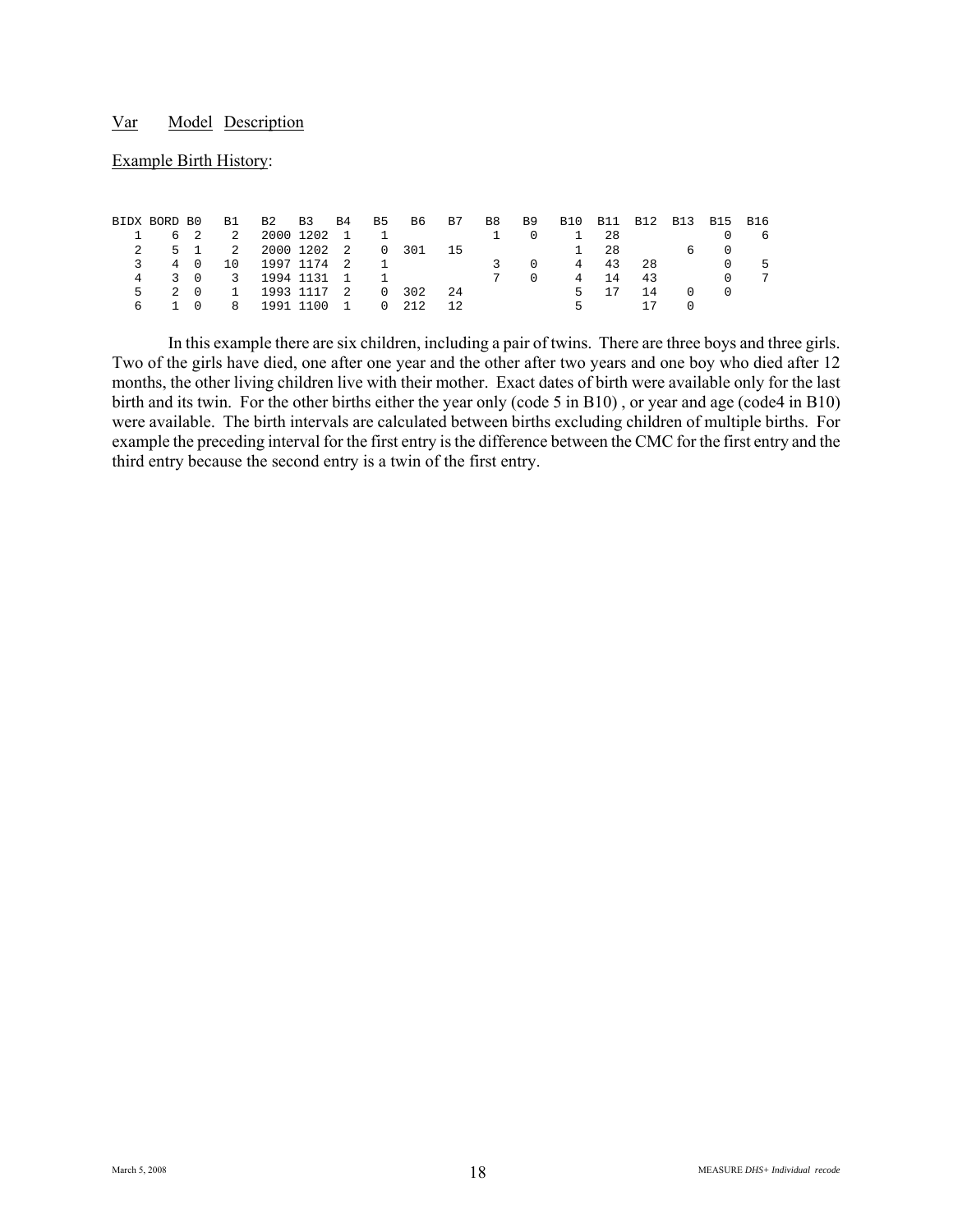Example Birth History:

| BIDX | BORD | B0 | B1 | B2 | B3 | B4 | B5 | B6 | B7 | B8 | B9 | B10 | B11 | B12 | B13 | B15 | B16 |
|---|---|---|---|---|---|---|---|---|---|---|---|---|---|---|---|---|---|
| 1 | 6 | 2 | 2 | 2000 | 1202 | 1 | 1 | | | 1 | 0 | 1 | 28 | | | 0 | 6 |
| 2 | 5 | 1 | 2 | 2000 | 1202 | 2 | 0 | 301 | 15 | | | 1 | 28 | | 6 | 0 | |
| 3 | 4 | 0 | 10 | 1997 | 1174 | 2 | 1 | | | 3 | 0 | 4 | 43 | 28 | | 0 | 5 |
| 4 | 3 | 0 | 3 | 1994 | 1131 | 1 | 1 | | | 7 | 0 | 4 | 14 | 43 | | 0 | 7 |
| 5 | 2 | 0 | 1 | 1993 | 1117 | 2 | 0 | 302 | 24 | | | 5 | 17 | 14 | 0 | 0 | |
| 6 | 1 | 0 | 8 | 1991 | 1100 | 1 | 0 | 212 | 12 | | | 5 | | 17 | 0 | | |

In this example there are six children, including a pair of twins. There are three boys and three girls. Two of the girls have died, one after one year and the other after two years and one boy who died after 12 months, the other living children live with their mother. Exact dates of birth were available only for the last birth and its twin. For the other births either the year only (code 5 in B10) , or year and age (code4 in B10) were available. The birth intervals are calculated between births excluding children of multiple births. For example the preceding interval for the first entry is the difference between the CMC for the first entry and the third entry because the second entry is a twin of the first entry.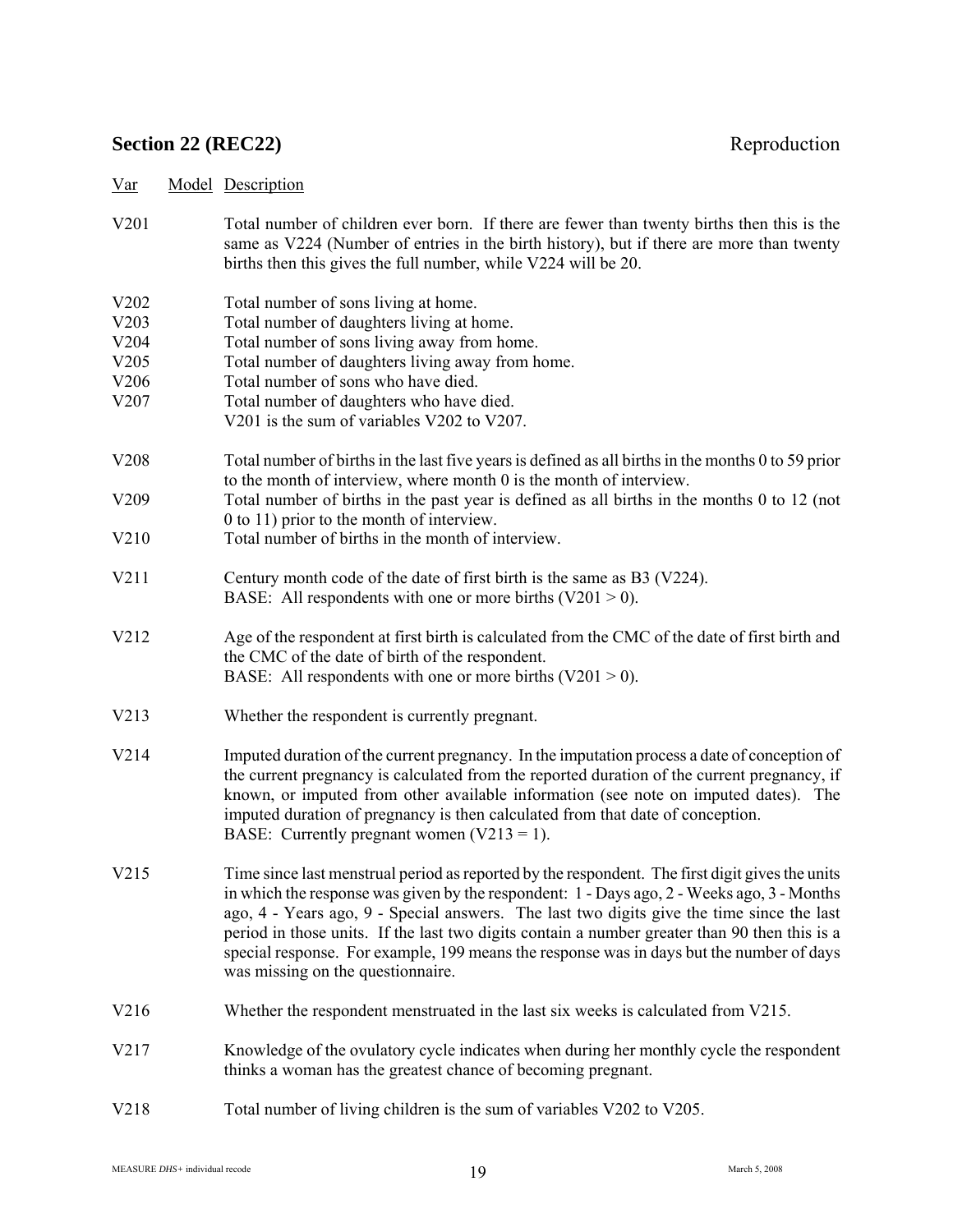## Section 22 (REC22) Reproduction

| Var | Model | Description |
|---|---|---|
| V201 | | Total number of children ever born. If there are fewer than twenty births then this is the same as V224 (Number of entries in the birth history), but if there are more than twenty births then this gives the full number, while V224 will be 20. |
| V202 | | Total number of sons living at home. |
| V203 | | Total number of daughters living at home. |
| V204 | | Total number of sons living away from home. |
| V205 | | Total number of daughters living away from home. |
| V206 | | Total number of sons who have died. |
| V207 | | Total number of daughters who have died. V201 is the sum of variables V202 to V207. |
| V208 | | Total number of births in the last five years is defined as all births in the months 0 to 59 prior to the month of interview, where month 0 is the month of interview. |
| V209 | | Total number of births in the past year is defined as all births in the months 0 to 12 (not 0 to 11) prior to the month of interview. |
| V210 | | Total number of births in the month of interview. |
| V211 | | Century month code of the date of first birth is the same as B3 (V224). BASE: All respondents with one or more births (V201 > 0). |
| V212 | | Age of the respondent at first birth is calculated from the CMC of the date of first birth and the CMC of the date of birth of the respondent. BASE: All respondents with one or more births (V201 > 0). |
| V213 | | Whether the respondent is currently pregnant. |
| V214 | | Imputed duration of the current pregnancy. In the imputation process a date of conception of the current pregnancy is calculated from the reported duration of the current pregnancy, if known, or imputed from other available information (see note on imputed dates). The imputed duration of pregnancy is then calculated from that date of conception. BASE: Currently pregnant women (V213 = 1). |
| V215 | | Time since last menstrual period as reported by the respondent. The first digit gives the units in which the response was given by the respondent: 1 - Days ago, 2 - Weeks ago, 3 - Months ago, 4 - Years ago, 9 - Special answers. The last two digits give the time since the last period in those units. If the last two digits contain a number greater than 90 then this is a special response. For example, 199 means the response was in days but the number of days was missing on the questionnaire. |
| V216 | | Whether the respondent menstruated in the last six weeks is calculated from V215. |
| V217 | | Knowledge of the ovulatory cycle indicates when during her monthly cycle the respondent thinks a woman has the greatest chance of becoming pregnant. |
| V218 | | Total number of living children is the sum of variables V202 to V205. |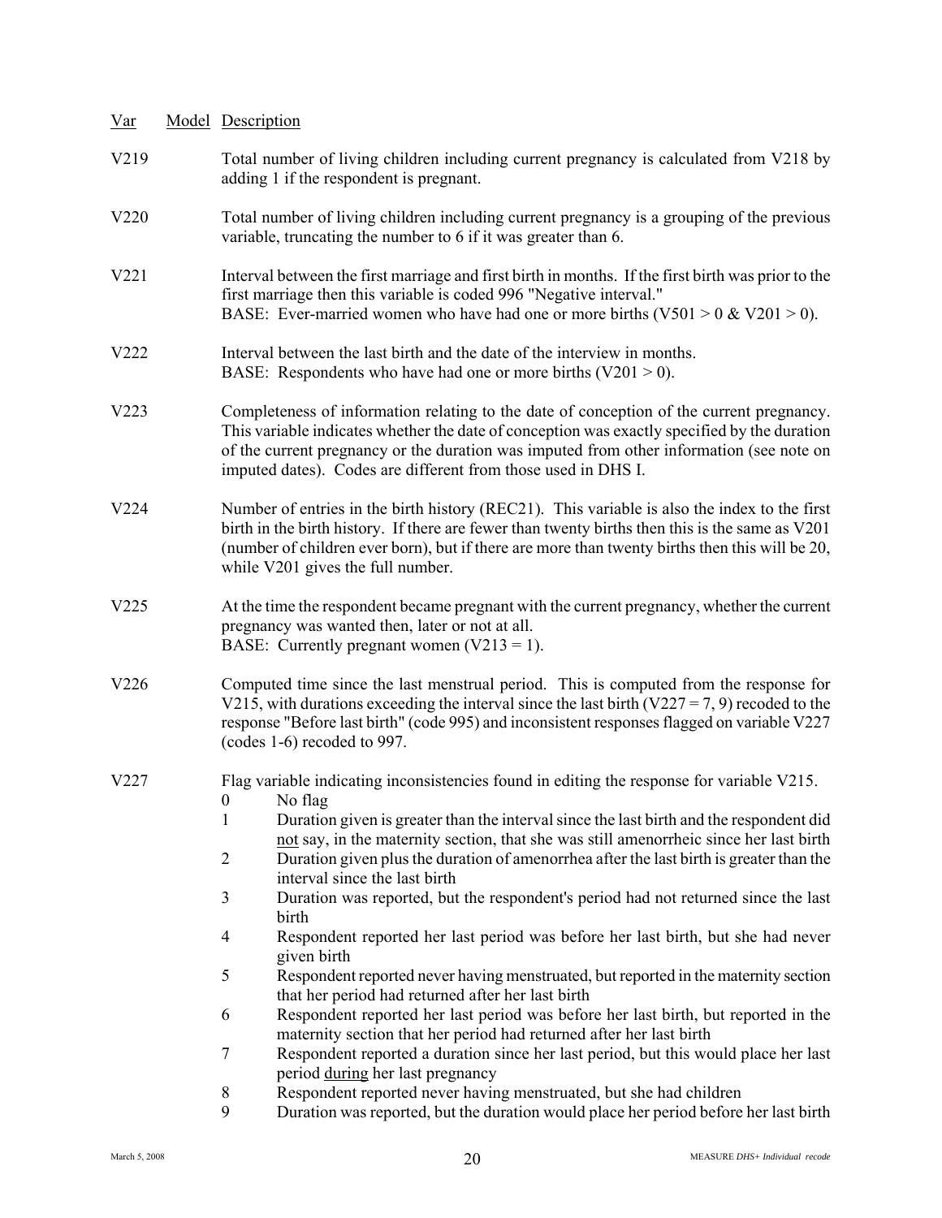| Var | Model | Description |
|---|---|---|
| V219 | | Total number of living children including current pregnancy is calculated from V218 by adding 1 if the respondent is pregnant. |
| V220 | | Total number of living children including current pregnancy is a grouping of the previous variable, truncating the number to 6 if it was greater than 6. |
| V221 | | Interval between the first marriage and first birth in months. If the first birth was prior to the first marriage then this variable is coded 996 "Negative interval."<br>BASE: Ever-married women who have had one or more births (V501 > 0 & V201 > 0). |
| V222 | | Interval between the last birth and the date of the interview in months.<br>BASE: Respondents who have had one or more births (V201 > 0). |
| V223 | | Completeness of information relating to the date of conception of the current pregnancy. This variable indicates whether the date of conception was exactly specified by the duration of the current pregnancy or the duration was imputed from other information (see note on imputed dates). Codes are different from those used in DHS I. |
| V224 | | Number of entries in the birth history (REC21). This variable is also the index to the first birth in the birth history. If there are fewer than twenty births then this is the same as V201 (number of children ever born), but if there are more than twenty births then this will be 20, while V201 gives the full number. |
| V225 | | At the time the respondent became pregnant with the current pregnancy, whether the current pregnancy was wanted then, later or not at all.<br>BASE: Currently pregnant women (V213 = 1). |
| V226 | | Computed time since the last menstrual period. This is computed from the response for V215, with durations exceeding the interval since the last birth (V227 = 7, 9) recoded to the response "Before last birth" (code 995) and inconsistent responses flagged on variable V227 (codes 1-6) recoded to 997. |
| V227 | | Flag variable indicating inconsistencies found in editing the response for variable V215.<br>0 No flag<br>1 Duration given is greater than the interval since the last birth and the respondent did not say, in the maternity section, that she was still amenorrheic since her last birth<br>2 Duration given plus the duration of amenorrhea after the last birth is greater than the interval since the last birth<br>3 Duration was reported, but the respondent's period had not returned since the last birth<br>4 Respondent reported her last period was before her last birth, but she had never given birth<br>5 Respondent reported never having menstruated, but reported in the maternity section that her period had returned after her last birth<br>6 Respondent reported her last period was before her last birth, but reported in the maternity section that her period had returned after her last birth<br>7 Respondent reported a duration since her last period, but this would place her last period during her last pregnancy<br>8 Respondent reported never having menstruated, but she had children<br>9 Duration was reported, but the duration would place her period before her last birth |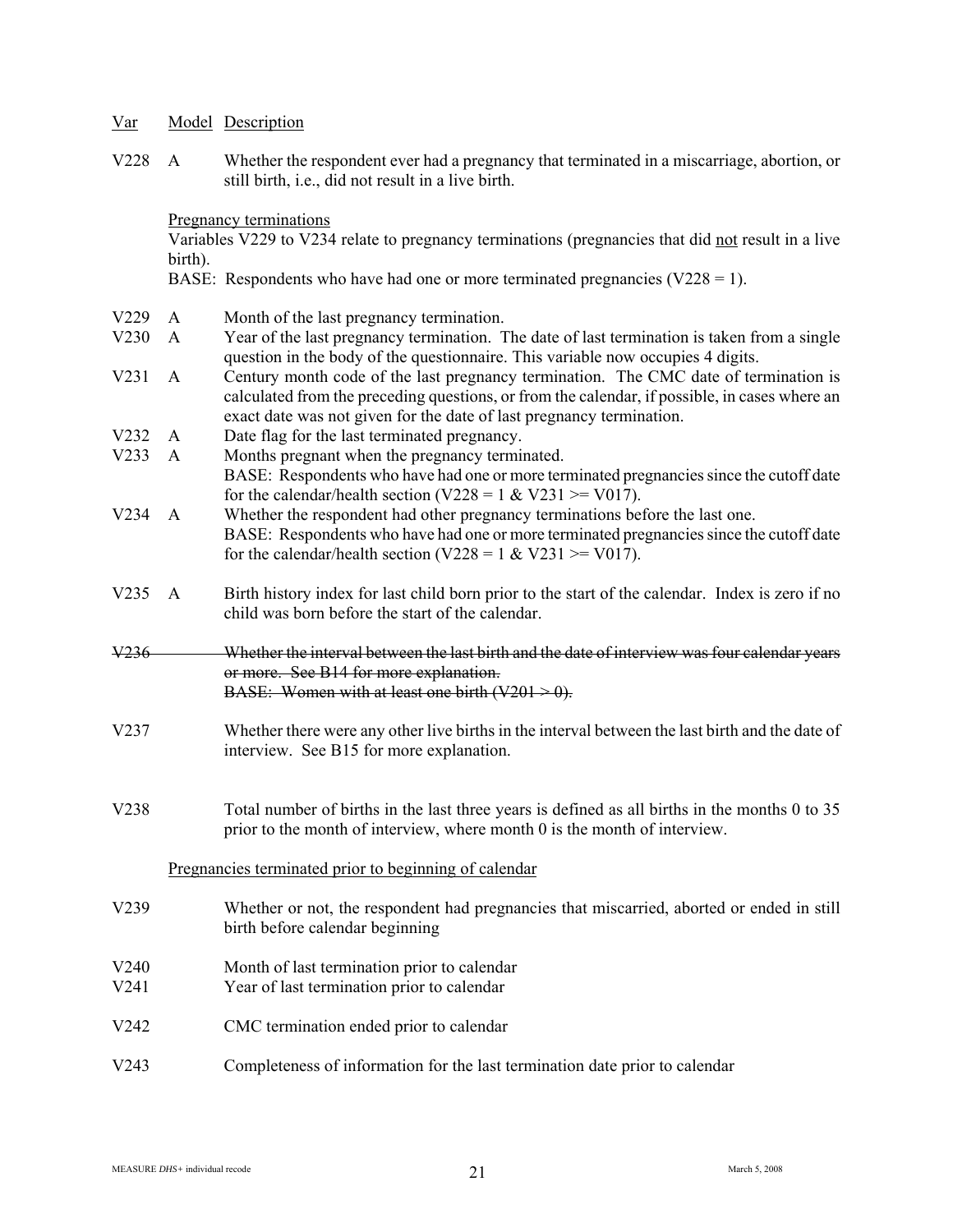| Var | Model | Description |
|---|---|---|
| V228 | A | Whether the respondent ever had a pregnancy that terminated in a miscarriage, abortion, or still birth, i.e., did not result in a live birth. |

Pregnancy terminations

Variables V229 to V234 relate to pregnancy terminations (pregnancies that did not result in a live birth).

BASE: Respondents who have had one or more terminated pregnancies (V228 = 1).

| Var | Model | Description |
|---|---|---|
| V229 | A | Month of the last pregnancy termination. |
| V230 | A | Year of the last pregnancy termination. The date of last termination is taken from a single question in the body of the questionnaire. This variable now occupies 4 digits. |
| V231 | A | Century month code of the last pregnancy termination. The CMC date of termination is calculated from the preceding questions, or from the calendar, if possible, in cases where an exact date was not given for the date of last pregnancy termination. |
| V232 | A | Date flag for the last terminated pregnancy. |
| V233 | A | Months pregnant when the pregnancy terminated. BASE: Respondents who have had one or more terminated pregnancies since the cutoff date for the calendar/health section (V228 = 1 & V231 >= V017). |
| V234 | A | Whether the respondent had other pregnancy terminations before the last one. BASE: Respondents who have had one or more terminated pregnancies since the cutoff date for the calendar/health section (V228 = 1 & V231 >= V017). |
| V235 | A | Birth history index for last child born prior to the start of the calendar. Index is zero if no child was born before the start of the calendar. |
| ~~V236~~ | | ~~Whether the interval between the last birth and the date of interview was four calendar years or more. See B14 for more explanation. BASE: Women with at least one birth (V201 > 0).~~ |
| V237 | | Whether there were any other live births in the interval between the last birth and the date of interview. See B15 for more explanation. |
| V238 | | Total number of births in the last three years is defined as all births in the months 0 to 35 prior to the month of interview, where month 0 is the month of interview. |

Pregnancies terminated prior to beginning of calendar

| Var | Model | Description |
|---|---|---|
| V239 | | Whether or not, the respondent had pregnancies that miscarried, aborted or ended in still birth before calendar beginning |
| V240 | | Month of last termination prior to calendar |
| V241 | | Year of last termination prior to calendar |
| V242 | | CMC termination ended prior to calendar |
| V243 | | Completeness of information for the last termination date prior to calendar |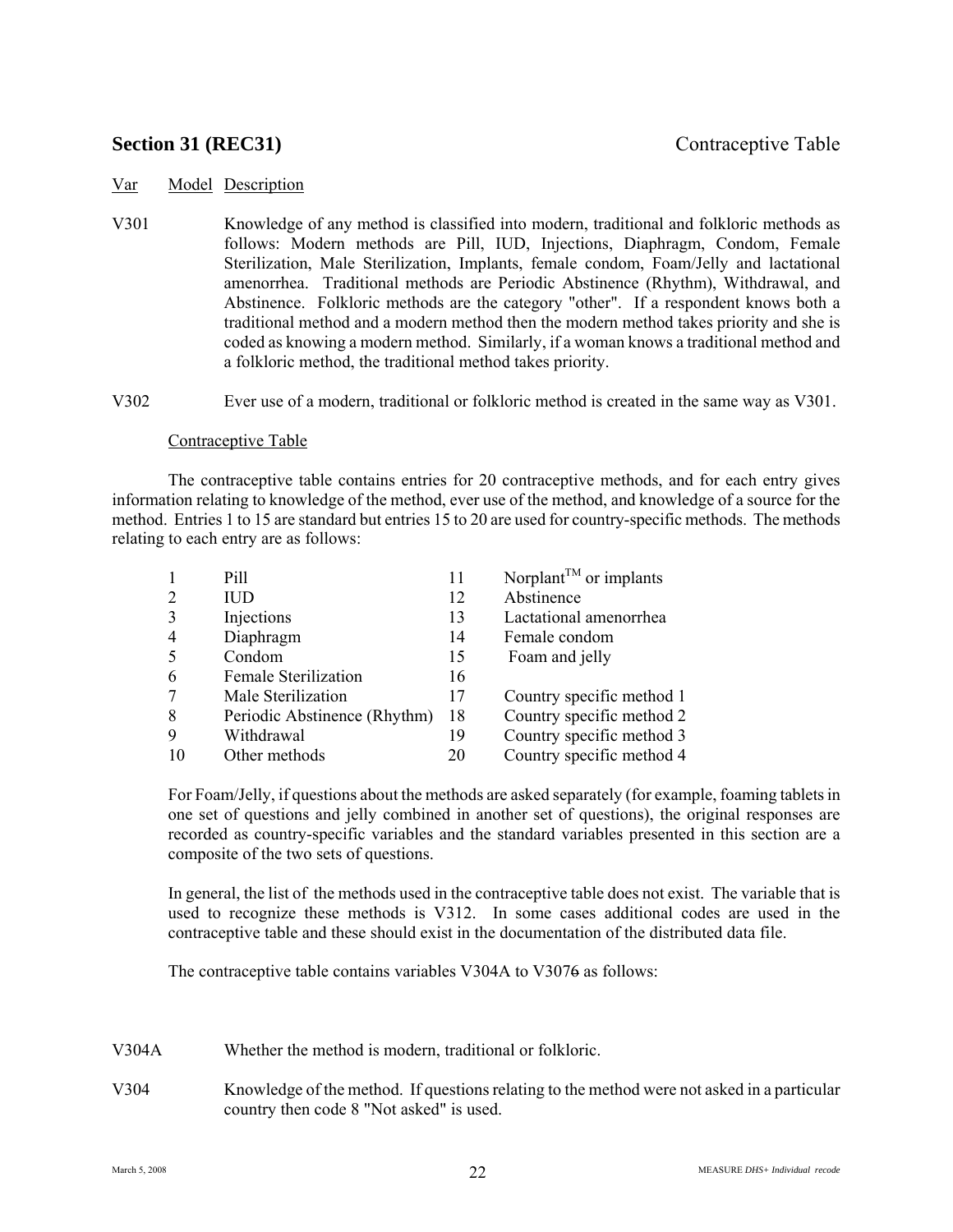**Section 31 (REC31)** Contraceptive Table

Var Model Description

V301 Knowledge of any method is classified into modern, traditional and folkloric methods as follows: Modern methods are Pill, IUD, Injections, Diaphragm, Condom, Female Sterilization, Male Sterilization, Implants, female condom, Foam/Jelly and lactational amenorrhea. Traditional methods are Periodic Abstinence (Rhythm), Withdrawal, and Abstinence. Folkloric methods are the category "other". If a respondent knows both a traditional method and a modern method then the modern method takes priority and she is coded as knowing a modern method. Similarly, if a woman knows a traditional method and a folkloric method, the traditional method takes priority.

V302 Ever use of a modern, traditional or folkloric method is created in the same way as V301.

Contraceptive Table

The contraceptive table contains entries for 20 contraceptive methods, and for each entry gives information relating to knowledge of the method, ever use of the method, and knowledge of a source for the method. Entries 1 to 15 are standard but entries 15 to 20 are used for country-specific methods. The methods relating to each entry are as follows:

| | | | |
|---|---|---|---|
| 1 | Pill | 11 | Norplant[TM] or implants |
| 2 | IUD | 12 | Abstinence |
| 3 | Injections | 13 | Lactational amenorrhea |
| 4 | Diaphragm | 14 | Female condom |
| 5 | Condom | 15 | Foam and jelly |
| 6 | Female Sterilization | 16 | |
| 7 | Male Sterilization | 17 | Country specific method 1 |
| 8 | Periodic Abstinence (Rhythm) | 18 | Country specific method 2 |
| 9 | Withdrawal | 19 | Country specific method 3 |
| 10 | Other methods | 20 | Country specific method 4 |

For Foam/Jelly, if questions about the methods are asked separately (for example, foaming tablets in one set of questions and jelly combined in another set of questions), the original responses are recorded as country-specific variables and the standard variables presented in this section are a composite of the two sets of questions.

In general, the list of the methods used in the contraceptive table does not exist. The variable that is used to recognize these methods is V312. In some cases additional codes are used in the contraceptive table and these should exist in the documentation of the distributed data file.

The contraceptive table contains variables V304A to V3076 as follows:

V304A Whether the method is modern, traditional or folkloric.

V304 Knowledge of the method. If questions relating to the method were not asked in a particular country then code 8 "Not asked" is used.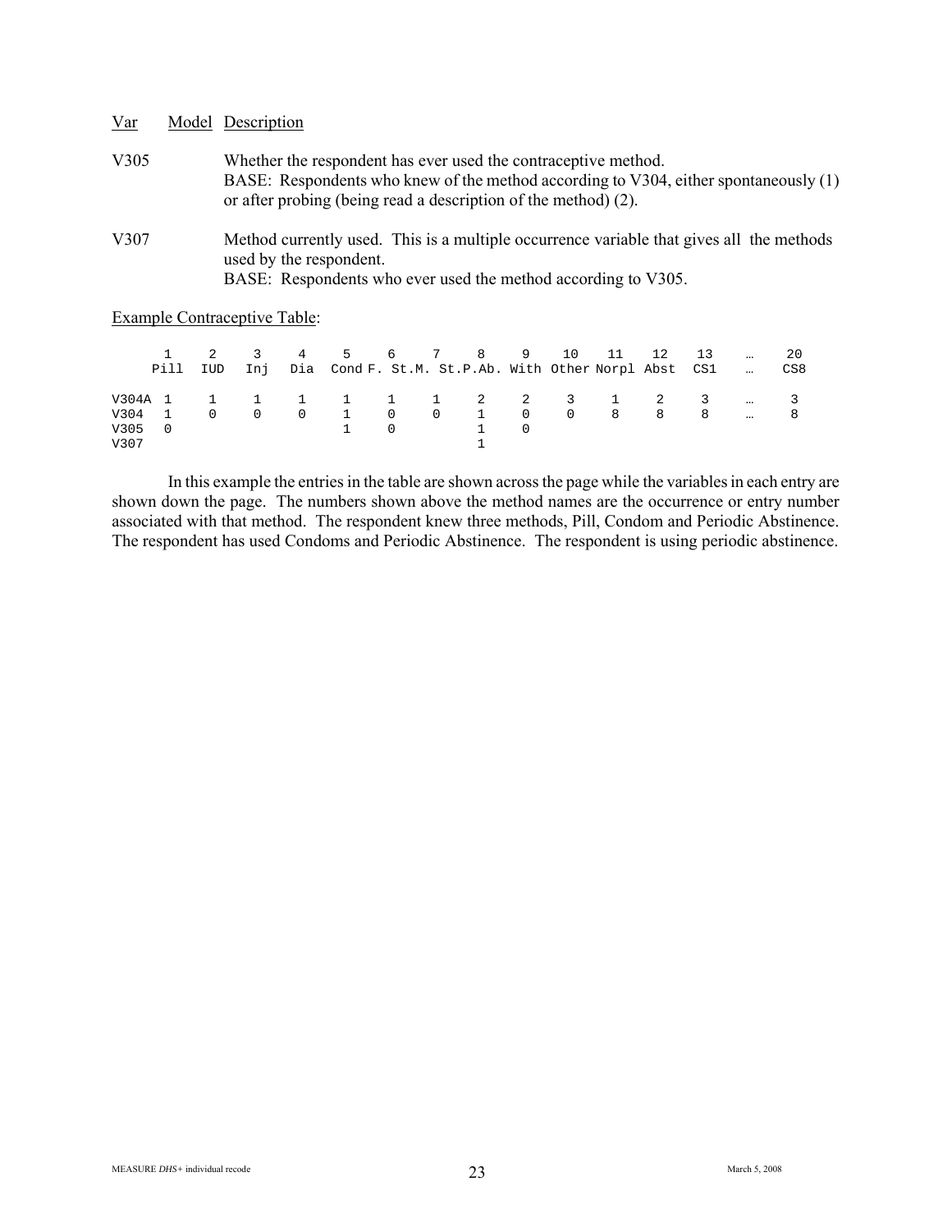| Var | Model | Description |
|---|---|---|
| V305 | | Whether the respondent has ever used the contraceptive method. BASE: Respondents who knew of the method according to V304, either spontaneously (1) or after probing (being read a description of the method) (2). |
| V307 | | Method currently used. This is a multiple occurrence variable that gives all the methods used by the respondent. BASE: Respondents who ever used the method according to V305. |

Example Contraceptive Table:

| | 1 Pill | 2 IUD | 3 Inj | 4 Dia | 5 Cond | 6 F. St. | 7 M. St. | 8 P.Ab. | 9 With | 10 Other | 11 Norpl | 12 Abst | 13 CS1 | … … | 20 CS8 |
|---|---|---|---|---|---|---|---|---|---|---|---|---|---|---|---|
| V304A | 1 | 1 | 1 | 1 | 1 | 1 | 1 | 2 | 2 | 3 | 1 | 2 | 3 | … | 3 |
| V304 | 1 | 0 | 0 | 0 | 1 | 0 | 0 | 1 | 0 | 0 | 8 | 8 | 8 | … | 8 |
| V305 | 0 | | | | 1 | 0 | | 1 | 0 | | | | | | |
| V307 | | | | | | | | 1 | | | | | | | |

In this example the entries in the table are shown across the page while the variables in each entry are shown down the page. The numbers shown above the method names are the occurrence or entry number associated with that method. The respondent knew three methods, Pill, Condom and Periodic Abstinence. The respondent has used Condoms and Periodic Abstinence. The respondent is using periodic abstinence.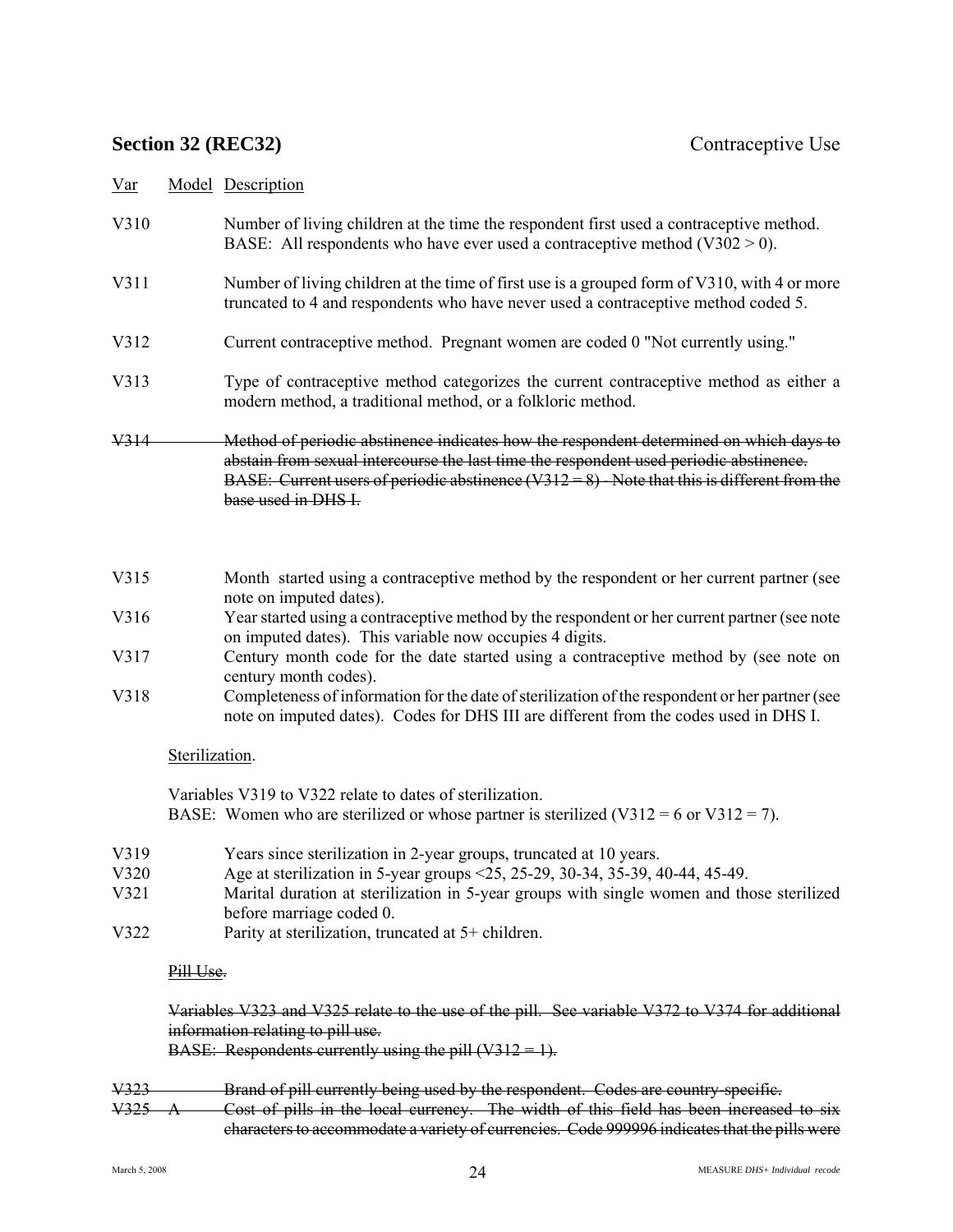## Section 32 (REC32) Contraceptive Use

| Var | Model | Description |
|---|---|---|
| V310 | | Number of living children at the time the respondent first used a contraceptive method. BASE: All respondents who have ever used a contraceptive method (V302 > 0). |
| V311 | | Number of living children at the time of first use is a grouped form of V310, with 4 or more truncated to 4 and respondents who have never used a contraceptive method coded 5. |
| V312 | | Current contraceptive method. Pregnant women are coded 0 "Not currently using." |
| V313 | | Type of contraceptive method categorizes the current contraceptive method as either a modern method, a traditional method, or a folkloric method. |
| ~~V314~~ | | ~~Method of periodic abstinence indicates how the respondent determined on which days to abstain from sexual intercourse the last time the respondent used periodic abstinence. BASE: Current users of periodic abstinence (V312 = 8). Note that this is different from the base used in DHS I.~~ |
| V315 | | Month started using a contraceptive method by the respondent or her current partner (see note on imputed dates). |
| V316 | | Year started using a contraceptive method by the respondent or her current partner (see note on imputed dates). This variable now occupies 4 digits. |
| V317 | | Century month code for the date started using a contraceptive method by (see note on century month codes). |
| V318 | | Completeness of information for the date of sterilization of the respondent or her partner (see note on imputed dates). Codes for DHS III are different from the codes used in DHS I. |

Sterilization.

Variables V319 to V322 relate to dates of sterilization.
BASE: Women who are sterilized or whose partner is sterilized (V312 = 6 or V312 = 7).

| Var | Model | Description |
|---|---|---|
| V319 | | Years since sterilization in 2-year groups, truncated at 10 years. |
| V320 | | Age at sterilization in 5-year groups <25, 25-29, 30-34, 35-39, 40-44, 45-49. |
| V321 | | Marital duration at sterilization in 5-year groups with single women and those sterilized before marriage coded 0. |
| V322 | | Parity at sterilization, truncated at 5+ children. |

~~Pill Use.~~

~~Variables V323 and V325 relate to the use of the pill. See variable V372 to V374 for additional information relating to pill use.~~
~~BASE: Respondents currently using the pill (V312 = 1).~~

| Var | Model | Description |
|---|---|---|
| ~~V323~~ | | ~~Brand of pill currently being used by the respondent. Codes are country-specific.~~ |
| ~~V325~~ | ~~A~~ | ~~Cost of pills in the local currency. The width of this field has been increased to six characters to accommodate a variety of currencies. Code 999996 indicates that the pills were~~ |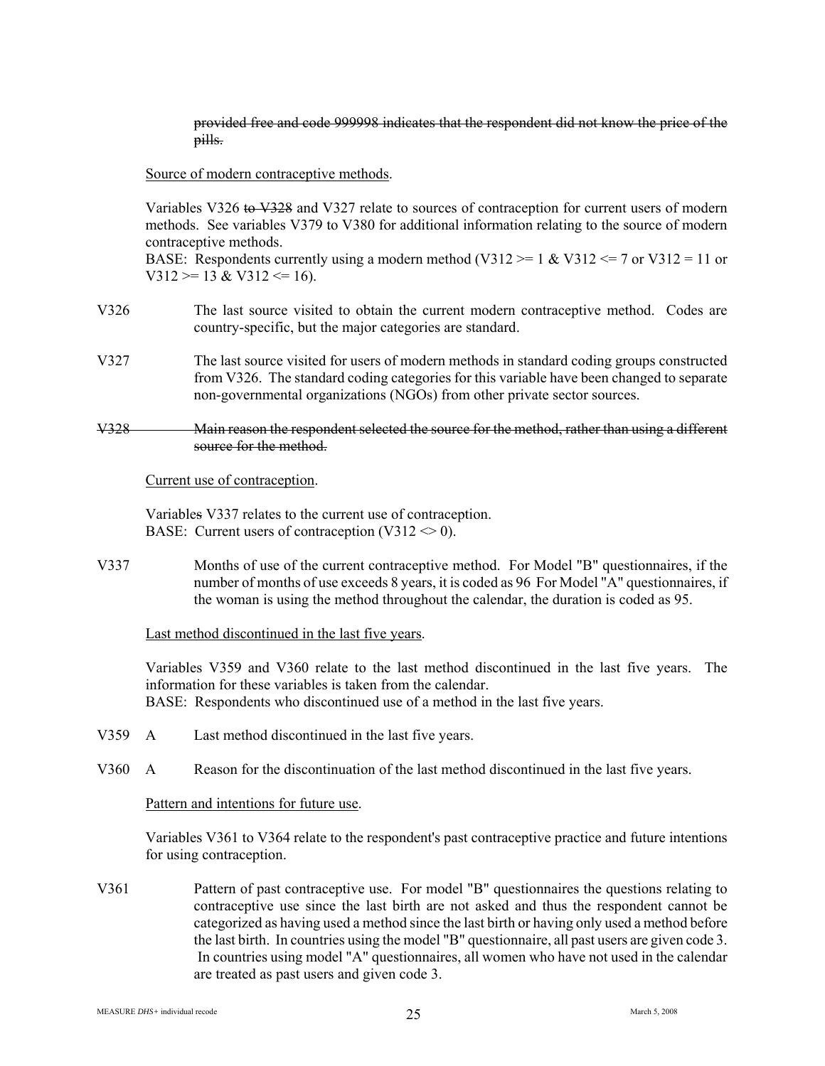~~provided free and code 999998 indicates that the respondent did not know the price of the pills.~~

<u>Source of modern contraceptive methods</u>.

Variables V326 ~~to V328~~ and V327 relate to sources of contraception for current users of modern methods. See variables V379 to V380 for additional information relating to the source of modern contraceptive methods.
BASE: Respondents currently using a modern method (V312 >= 1 & V312 <= 7 or V312 = 11 or V312 >= 13 & V312 <= 16).

V326 The last source visited to obtain the current modern contraceptive method. Codes are country-specific, but the major categories are standard.

V327 The last source visited for users of modern methods in standard coding groups constructed from V326. The standard coding categories for this variable have been changed to separate non-governmental organizations (NGOs) from other private sector sources.

~~V328 Main reason the respondent selected the source for the method, rather than using a different source for the method.~~

<u>Current use of contraception</u>.

Variable~~s~~ V337 relates to the current use of contraception.
BASE: Current users of contraception (V312 <> 0).

V337 Months of use of the current contraceptive method. For Model "B" questionnaires, if the number of months of use exceeds 8 years, it is coded as 96 For Model "A" questionnaires, if the woman is using the method throughout the calendar, the duration is coded as 95.

<u>Last method discontinued in the last five years</u>.

Variables V359 and V360 relate to the last method discontinued in the last five years. The information for these variables is taken from the calendar.
BASE: Respondents who discontinued use of a method in the last five years.

V359 A Last method discontinued in the last five years.

V360 A Reason for the discontinuation of the last method discontinued in the last five years.

<u>Pattern and intentions for future use</u>.

Variables V361 to V364 relate to the respondent's past contraceptive practice and future intentions for using contraception.

V361 Pattern of past contraceptive use. For model "B" questionnaires the questions relating to contraceptive use since the last birth are not asked and thus the respondent cannot be categorized as having used a method since the last birth or having only used a method before the last birth. In countries using the model "B" questionnaire, all past users are given code 3. In countries using model "A" questionnaires, all women who have not used in the calendar are treated as past users and given code 3.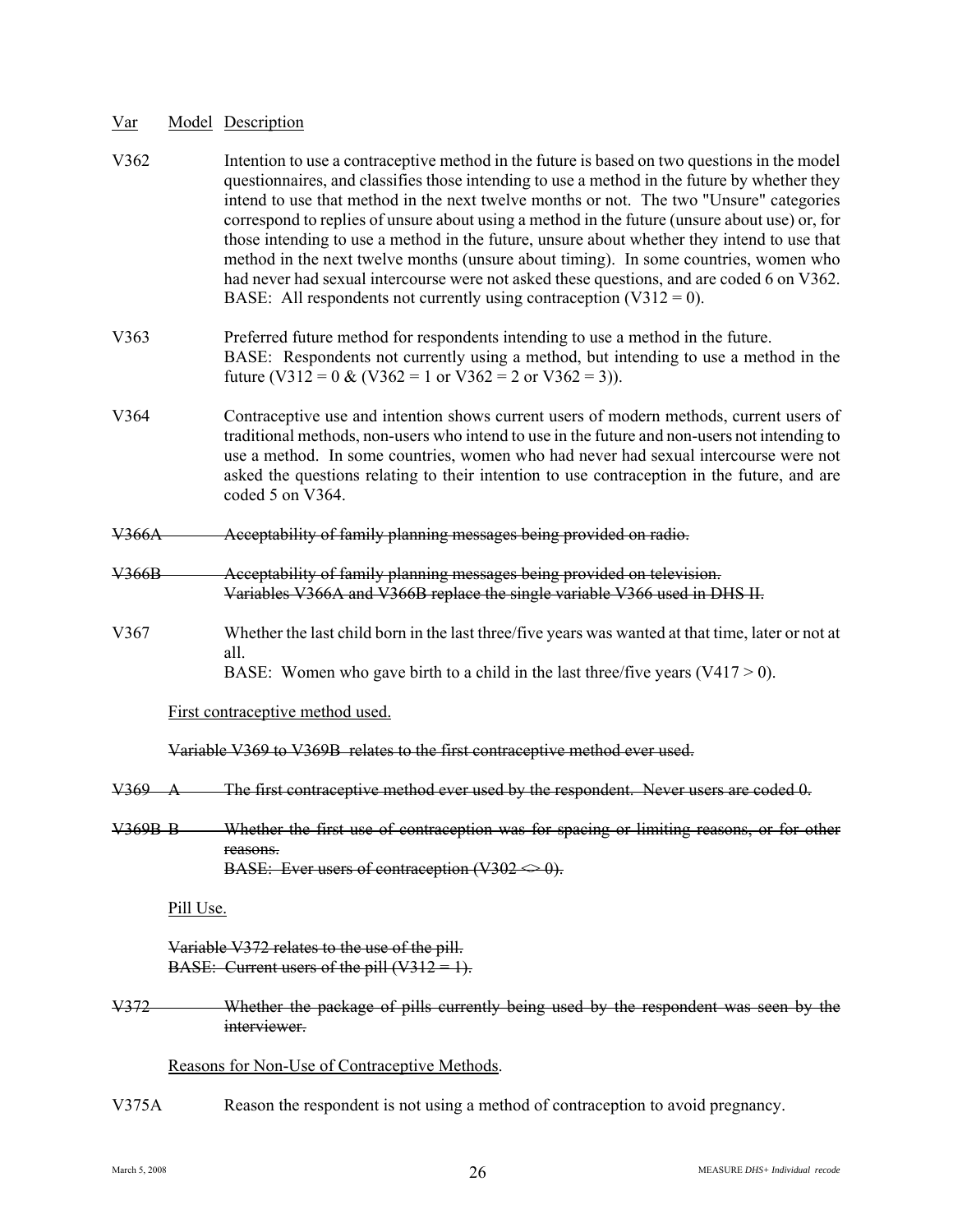| Var | Model | Description |
|---|---|---|
| V362 | | Intention to use a contraceptive method in the future is based on two questions in the model questionnaires, and classifies those intending to use a method in the future by whether they intend to use that method in the next twelve months or not. The two "Unsure" categories correspond to replies of unsure about using a method in the future (unsure about use) or, for those intending to use a method in the future, unsure about whether they intend to use that method in the next twelve months (unsure about timing). In some countries, women who had never had sexual intercourse were not asked these questions, and are coded 6 on V362. BASE: All respondents not currently using contraception (V312 = 0). |
| V363 | | Preferred future method for respondents intending to use a method in the future. BASE: Respondents not currently using a method, but intending to use a method in the future (V312 = 0 & (V362 = 1 or V362 = 2 or V362 = 3)). |
| V364 | | Contraceptive use and intention shows current users of modern methods, current users of traditional methods, non-users who intend to use in the future and non-users not intending to use a method. In some countries, women who had never had sexual intercourse were not asked the questions relating to their intention to use contraception in the future, and are coded 5 on V364. |
| ~~V366A~~ | | ~~Acceptability of family planning messages being provided on radio.~~ |
| ~~V366B~~ | | ~~Acceptability of family planning messages being provided on television.~~ ~~Variables V366A and V366B replace the single variable V366 used in DHS II.~~ |
| V367 | | Whether the last child born in the last three/five years was wanted at that time, later or not at all. BASE: Women who gave birth to a child in the last three/five years (V417 > 0). |

First contraceptive method used.

~~Variable V369 to V369B relates to the first contraceptive method ever used.~~

| | | |
|---|---|---|
| ~~V369~~ | ~~A~~ | ~~The first contraceptive method ever used by the respondent. Never users are coded 0.~~ |
| ~~V369B~~ | ~~B~~ | ~~Whether the first use of contraception was for spacing or limiting reasons, or for other reasons.~~ ~~BASE: Ever users of contraception (V302 <> 0).~~ |

Pill Use.

~~Variable V372 relates to the use of the pill.~~
~~BASE: Current users of the pill (V312 = 1).~~

| | | |
|---|---|---|
| ~~V372~~ | | ~~Whether the package of pills currently being used by the respondent was seen by the interviewer.~~ |

Reasons for Non-Use of Contraceptive Methods.

| | | |
|---|---|---|
| V375A | | Reason the respondent is not using a method of contraception to avoid pregnancy. |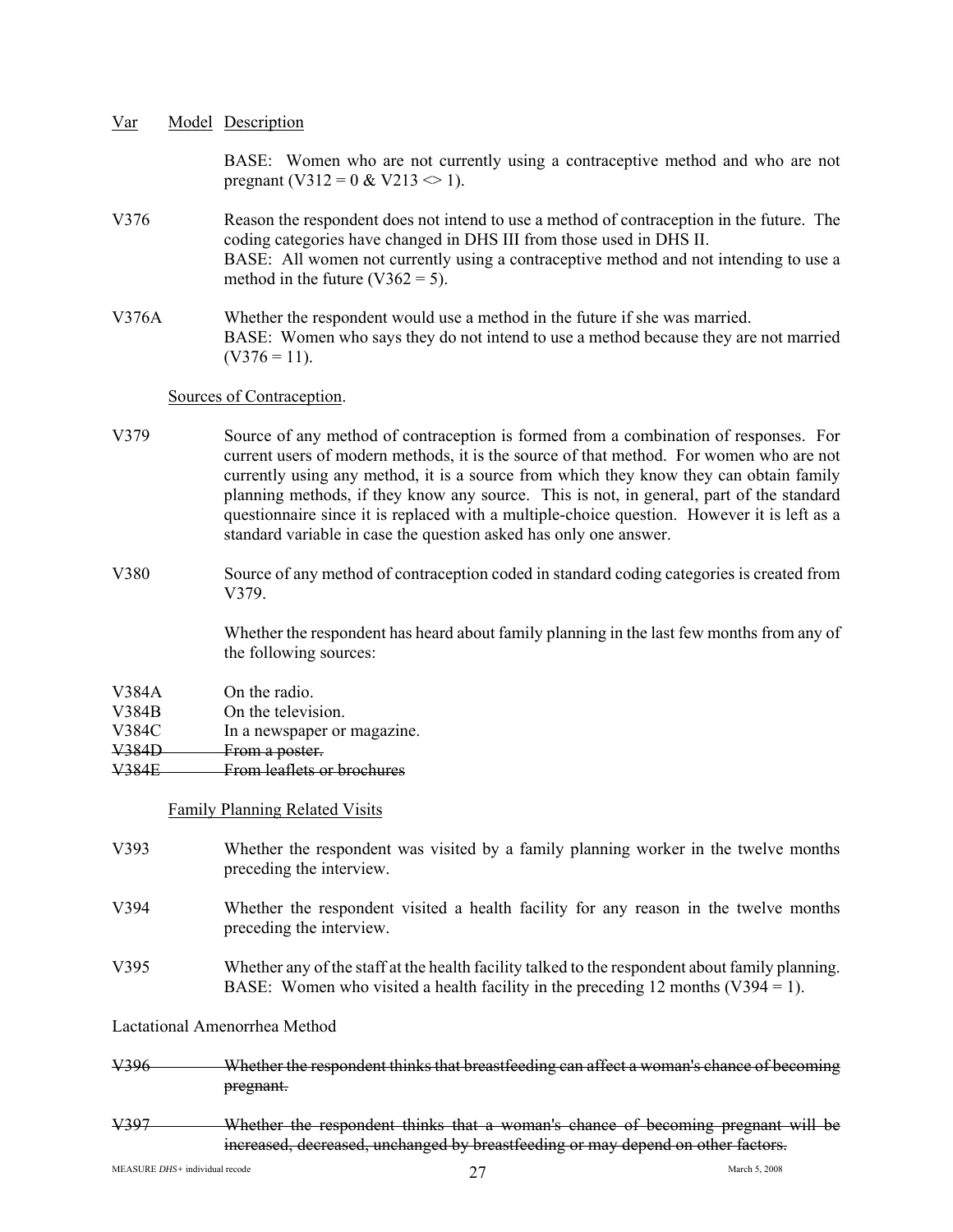| Var | Model | Description |
|---|---|---|

BASE: Women who are not currently using a contraceptive method and who are not pregnant (V312 = 0 & V213 <> 1).

V376 Reason the respondent does not intend to use a method of contraception in the future. The coding categories have changed in DHS III from those used in DHS II.
BASE: All women not currently using a contraceptive method and not intending to use a method in the future (V362 = 5).

V376A Whether the respondent would use a method in the future if she was married.
BASE: Women who says they do not intend to use a method because they are not married (V376 = 11).

Sources of Contraception.

V379 Source of any method of contraception is formed from a combination of responses. For current users of modern methods, it is the source of that method. For women who are not currently using any method, it is a source from which they know they can obtain family planning methods, if they know any source. This is not, in general, part of the standard questionnaire since it is replaced with a multiple-choice question. However it is left as a standard variable in case the question asked has only one answer.

V380 Source of any method of contraception coded in standard coding categories is created from V379.

Whether the respondent has heard about family planning in the last few months from any of the following sources:

V384A On the radio.
V384B On the television.
V384C In a newspaper or magazine.
~~V384D From a poster.~~
~~V384E From leaflets or brochures~~

Family Planning Related Visits

V393 Whether the respondent was visited by a family planning worker in the twelve months preceding the interview.

V394 Whether the respondent visited a health facility for any reason in the twelve months preceding the interview.

V395 Whether any of the staff at the health facility talked to the respondent about family planning.
BASE: Women who visited a health facility in the preceding 12 months (V394 = 1).

Lactational Amenorrhea Method

~~V396 Whether the respondent thinks that breastfeeding can affect a woman's chance of becoming pregnant.~~

~~V397 Whether the respondent thinks that a woman's chance of becoming pregnant will be increased, decreased, unchanged by breastfeeding or may depend on other factors.~~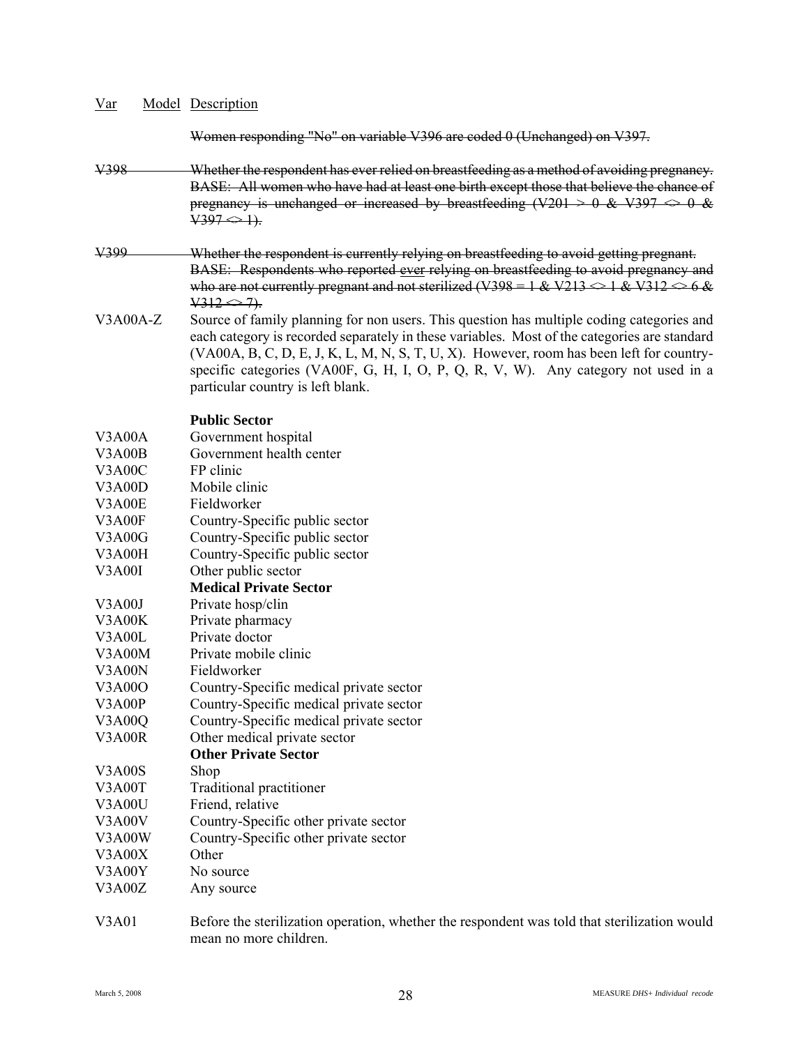| Var | Model | Description |
|---|---|---|
| | | ~~Women responding "No" on variable V396 are coded 0 (Unchanged) on V397.~~ |
| ~~V398~~ | | ~~Whether the respondent has ever relied on breastfeeding as a method of avoiding pregnancy. BASE: All women who have had at least one birth except those that believe the chance of pregnancy is unchanged or increased by breastfeeding (V201 > 0 & V397 <> 0 & V397 <> 1).~~ |
| ~~V399~~ | | ~~Whether the respondent is currently relying on breastfeeding to avoid getting pregnant. BASE: Respondents who reported ever relying on breastfeeding to avoid pregnancy and who are not currently pregnant and not sterilized (V398 = 1 & V213 <> 1 & V312 <> 6 & V312 <> 7).~~ |
| V3A00A-Z | | Source of family planning for non users. This question has multiple coding categories and each category is recorded separately in these variables. Most of the categories are standard (VA00A, B, C, D, E, J, K, L, M, N, S, T, U, X). However, room has been left for country-specific categories (VA00F, G, H, I, O, P, Q, R, V, W). Any category not used in a particular country is left blank. |
| | | **Public Sector** |
| V3A00A | | Government hospital |
| V3A00B | | Government health center |
| V3A00C | | FP clinic |
| V3A00D | | Mobile clinic |
| V3A00E | | Fieldworker |
| V3A00F | | Country-Specific public sector |
| V3A00G | | Country-Specific public sector |
| V3A00H | | Country-Specific public sector |
| V3A00I | | Other public sector |
| | | **Medical Private Sector** |
| V3A00J | | Private hosp/clin |
| V3A00K | | Private pharmacy |
| V3A00L | | Private doctor |
| V3A00M | | Private mobile clinic |
| V3A00N | | Fieldworker |
| V3A00O | | Country-Specific medical private sector |
| V3A00P | | Country-Specific medical private sector |
| V3A00Q | | Country-Specific medical private sector |
| V3A00R | | Other medical private sector |
| | | **Other Private Sector** |
| V3A00S | | Shop |
| V3A00T | | Traditional practitioner |
| V3A00U | | Friend, relative |
| V3A00V | | Country-Specific other private sector |
| V3A00W | | Country-Specific other private sector |
| V3A00X | | Other |
| V3A00Y | | No source |
| V3A00Z | | Any source |
| V3A01 | | Before the sterilization operation, whether the respondent was told that sterilization would mean no more children. |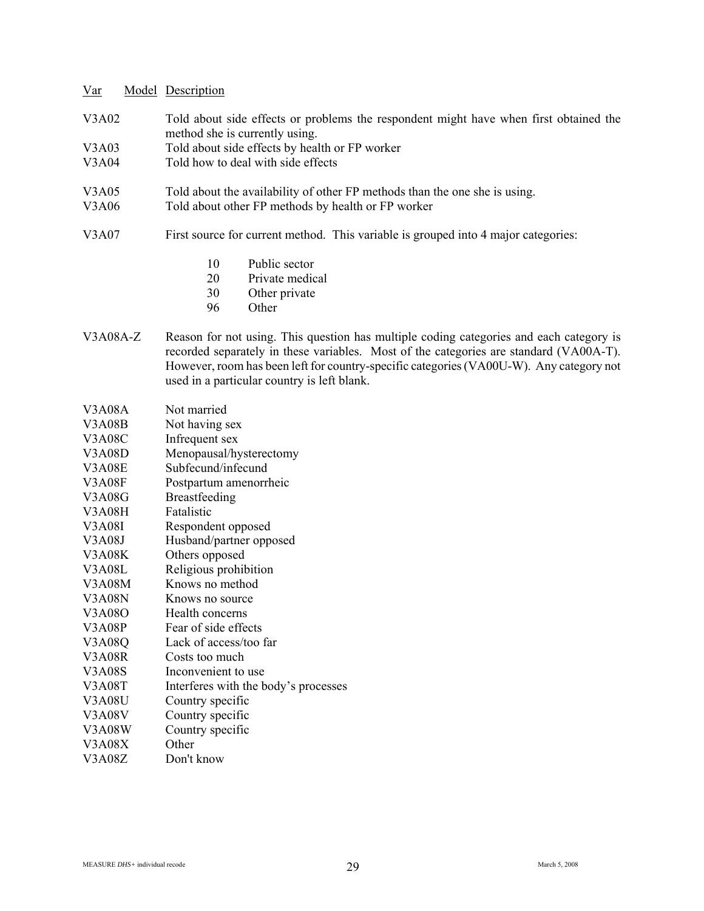| Var | Model | Description |
|---|---|---|
| V3A02 | | Told about side effects or problems the respondent might have when first obtained the method she is currently using. |
| V3A03 | | Told about side effects by health or FP worker |
| V3A04 | | Told how to deal with side effects |
| V3A05 | | Told about the availability of other FP methods than the one she is using. |
| V3A06 | | Told about other FP methods by health or FP worker |
| V3A07 | | First source for current method. This variable is grouped into 4 major categories: |

| Code | Category |
|---|---|
| 10 | Public sector |
| 20 | Private medical |
| 30 | Other private |
| 96 | Other |

| Var | Model | Description |
|---|---|---|
| V3A08A-Z | | Reason for not using. This question has multiple coding categories and each category is recorded separately in these variables. Most of the categories are standard (VA00A-T). However, room has been left for country-specific categories (VA00U-W). Any category not used in a particular country is left blank. |
| V3A08A | | Not married |
| V3A08B | | Not having sex |
| V3A08C | | Infrequent sex |
| V3A08D | | Menopausal/hysterectomy |
| V3A08E | | Subfecund/infecund |
| V3A08F | | Postpartum amenorrheic |
| V3A08G | | Breastfeeding |
| V3A08H | | Fatalistic |
| V3A08I | | Respondent opposed |
| V3A08J | | Husband/partner opposed |
| V3A08K | | Others opposed |
| V3A08L | | Religious prohibition |
| V3A08M | | Knows no method |
| V3A08N | | Knows no source |
| V3A08O | | Health concerns |
| V3A08P | | Fear of side effects |
| V3A08Q | | Lack of access/too far |
| V3A08R | | Costs too much |
| V3A08S | | Inconvenient to use |
| V3A08T | | Interferes with the body's processes |
| V3A08U | | Country specific |
| V3A08V | | Country specific |
| V3A08W | | Country specific |
| V3A08X | | Other |
| V3A08Z | | Don't know |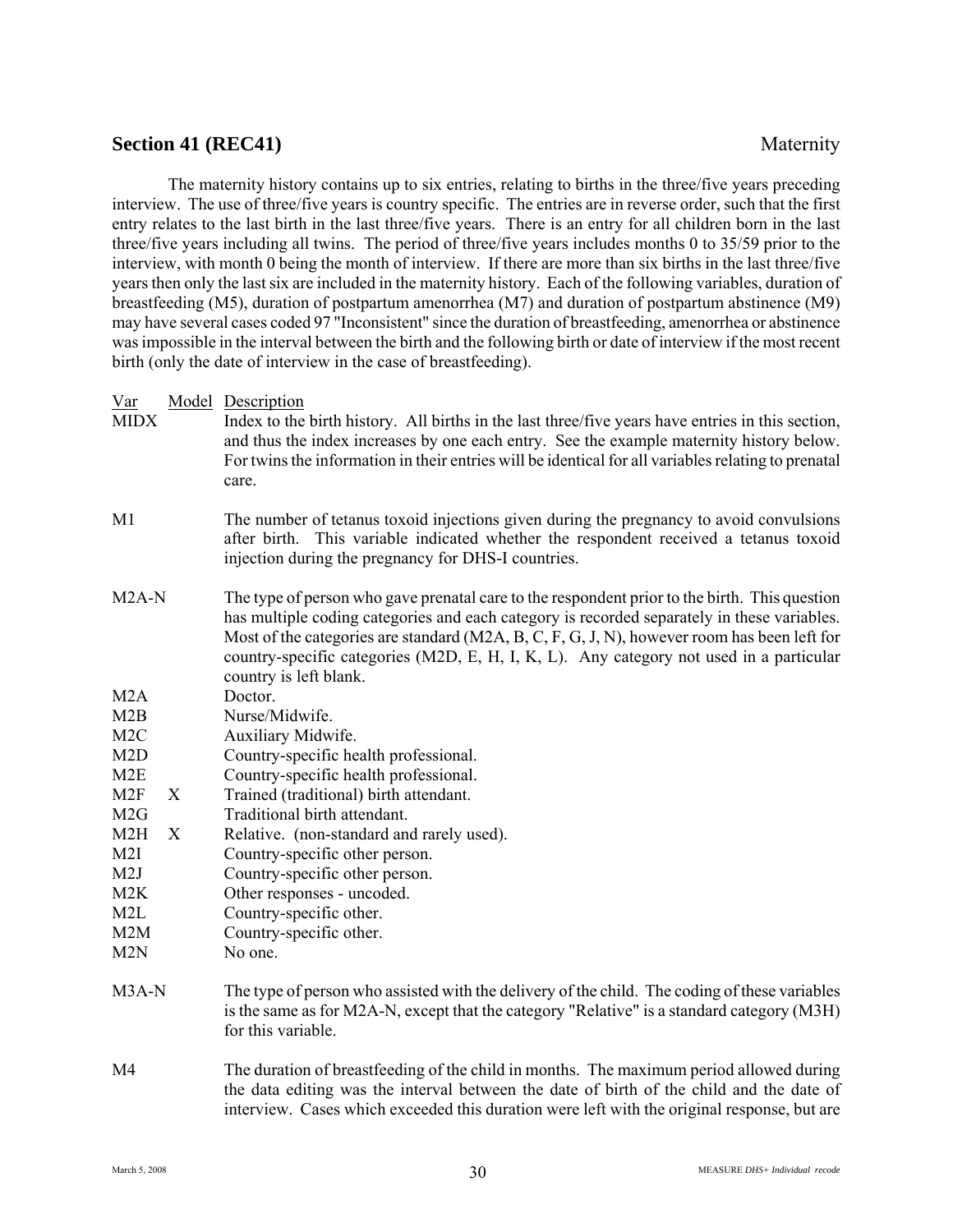## Section 41 (REC41) Maternity

The maternity history contains up to six entries, relating to births in the three/five years preceding interview. The use of three/five years is country specific. The entries are in reverse order, such that the first entry relates to the last birth in the last three/five years. There is an entry for all children born in the last three/five years including all twins. The period of three/five years includes months 0 to 35/59 prior to the interview, with month 0 being the month of interview. If there are more than six births in the last three/five years then only the last six are included in the maternity history. Each of the following variables, duration of breastfeeding (M5), duration of postpartum amenorrhea (M7) and duration of postpartum abstinence (M9) may have several cases coded 97 "Inconsistent" since the duration of breastfeeding, amenorrhea or abstinence was impossible in the interval between the birth and the following birth or date of interview if the most recent birth (only the date of interview in the case of breastfeeding).

| Var | Model | Description |
|---|---|---|
| MIDX | | Index to the birth history. All births in the last three/five years have entries in this section, and thus the index increases by one each entry. See the example maternity history below. For twins the information in their entries will be identical for all variables relating to prenatal care. |
| M1 | | The number of tetanus toxoid injections given during the pregnancy to avoid convulsions after birth. This variable indicated whether the respondent received a tetanus toxoid injection during the pregnancy for DHS-I countries. |
| M2A-N | | The type of person who gave prenatal care to the respondent prior to the birth. This question has multiple coding categories and each category is recorded separately in these variables. Most of the categories are standard (M2A, B, C, F, G, J, N), however room has been left for country-specific categories (M2D, E, H, I, K, L). Any category not used in a particular country is left blank. |
| M2A | | Doctor. |
| M2B | | Nurse/Midwife. |
| M2C | | Auxiliary Midwife. |
| M2D | | Country-specific health professional. |
| M2E | | Country-specific health professional. |
| M2F | X | Trained (traditional) birth attendant. |
| M2G | | Traditional birth attendant. |
| M2H | X | Relative. (non-standard and rarely used). |
| M2I | | Country-specific other person. |
| M2J | | Country-specific other person. |
| M2K | | Other responses - uncoded. |
| M2L | | Country-specific other. |
| M2M | | Country-specific other. |
| M2N | | No one. |
| M3A-N | | The type of person who assisted with the delivery of the child. The coding of these variables is the same as for M2A-N, except that the category "Relative" is a standard category (M3H) for this variable. |
| M4 | | The duration of breastfeeding of the child in months. The maximum period allowed during the data editing was the interval between the date of birth of the child and the date of interview. Cases which exceeded this duration were left with the original response, but are |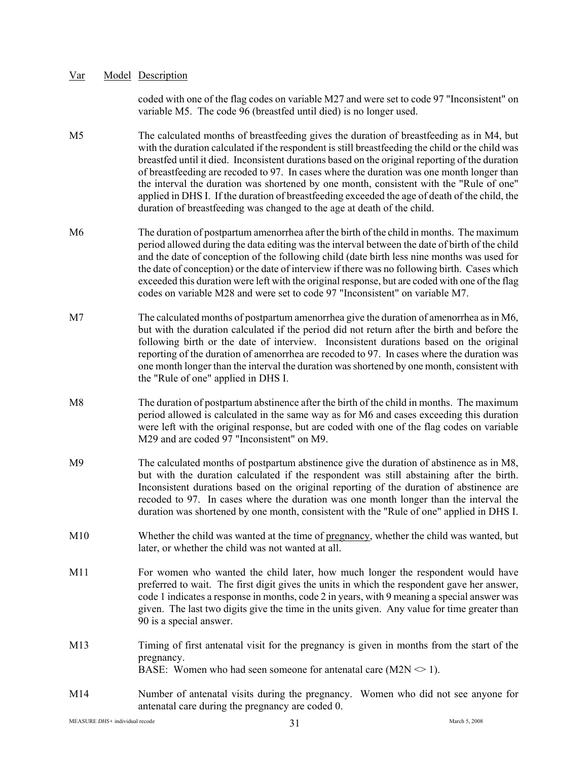| Var | Model | Description |
|---|---|---|
| | | coded with one of the flag codes on variable M27 and were set to code 97 "Inconsistent" on variable M5. The code 96 (breastfed until died) is no longer used. |
| M5 | | The calculated months of breastfeeding gives the duration of breastfeeding as in M4, but with the duration calculated if the respondent is still breastfeeding the child or the child was breastfed until it died. Inconsistent durations based on the original reporting of the duration of breastfeeding are recoded to 97. In cases where the duration was one month longer than the interval the duration was shortened by one month, consistent with the "Rule of one" applied in DHS I. If the duration of breastfeeding exceeded the age of death of the child, the duration of breastfeeding was changed to the age at death of the child. |
| M6 | | The duration of postpartum amenorrhea after the birth of the child in months. The maximum period allowed during the data editing was the interval between the date of birth of the child and the date of conception of the following child (date birth less nine months was used for the date of conception) or the date of interview if there was no following birth. Cases which exceeded this duration were left with the original response, but are coded with one of the flag codes on variable M28 and were set to code 97 "Inconsistent" on variable M7. |
| M7 | | The calculated months of postpartum amenorrhea give the duration of amenorrhea as in M6, but with the duration calculated if the period did not return after the birth and before the following birth or the date of interview. Inconsistent durations based on the original reporting of the duration of amenorrhea are recoded to 97. In cases where the duration was one month longer than the interval the duration was shortened by one month, consistent with the "Rule of one" applied in DHS I. |
| M8 | | The duration of postpartum abstinence after the birth of the child in months. The maximum period allowed is calculated in the same way as for M6 and cases exceeding this duration were left with the original response, but are coded with one of the flag codes on variable M29 and are coded 97 "Inconsistent" on M9. |
| M9 | | The calculated months of postpartum abstinence give the duration of abstinence as in M8, but with the duration calculated if the respondent was still abstaining after the birth. Inconsistent durations based on the original reporting of the duration of abstinence are recoded to 97. In cases where the duration was one month longer than the interval the duration was shortened by one month, consistent with the "Rule of one" applied in DHS I. |
| M10 | | Whether the child was wanted at the time of pregnancy, whether the child was wanted, but later, or whether the child was not wanted at all. |
| M11 | | For women who wanted the child later, how much longer the respondent would have preferred to wait. The first digit gives the units in which the respondent gave her answer, code 1 indicates a response in months, code 2 in years, with 9 meaning a special answer was given. The last two digits give the time in the units given. Any value for time greater than 90 is a special answer. |
| M13 | | Timing of first antenatal visit for the pregnancy is given in months from the start of the pregnancy.<br>BASE: Women who had seen someone for antenatal care (M2N <> 1). |
| M14 | | Number of antenatal visits during the pregnancy. Women who did not see anyone for antenatal care during the pregnancy are coded 0. |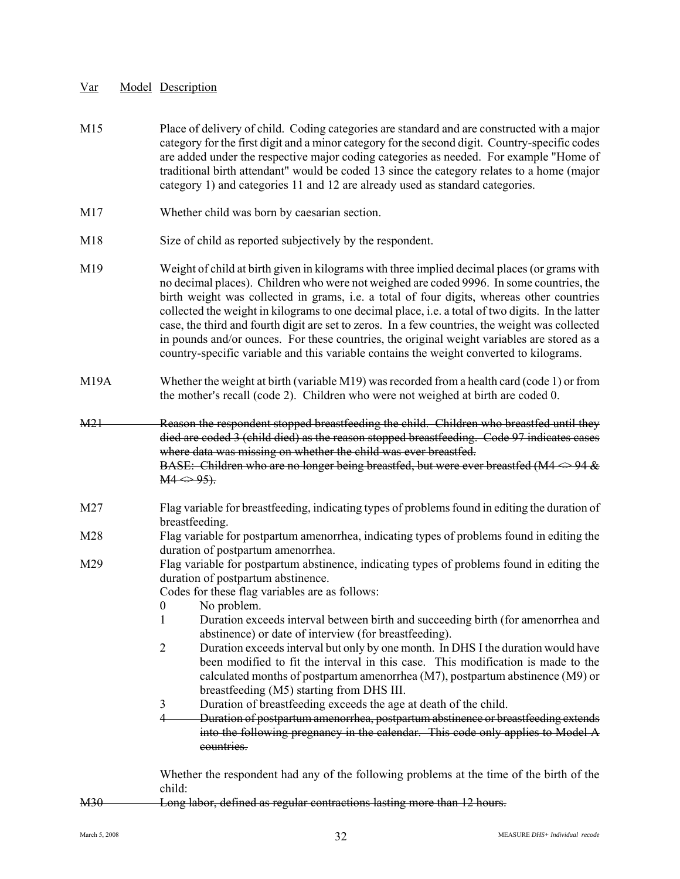| Var | Model | Description |
|---|---|---|

M15 Place of delivery of child. Coding categories are standard and are constructed with a major category for the first digit and a minor category for the second digit. Country-specific codes are added under the respective major coding categories as needed. For example "Home of traditional birth attendant" would be coded 13 since the category relates to a home (major category 1) and categories 11 and 12 are already used as standard categories.

M17 Whether child was born by caesarian section.

M18 Size of child as reported subjectively by the respondent.

M19 Weight of child at birth given in kilograms with three implied decimal places (or grams with no decimal places). Children who were not weighed are coded 9996. In some countries, the birth weight was collected in grams, i.e. a total of four digits, whereas other countries collected the weight in kilograms to one decimal place, i.e. a total of two digits. In the latter case, the third and fourth digit are set to zeros. In a few countries, the weight was collected in pounds and/or ounces. For these countries, the original weight variables are stored as a country-specific variable and this variable contains the weight converted to kilograms.

M19A Whether the weight at birth (variable M19) was recorded from a health card (code 1) or from the mother's recall (code 2). Children who were not weighed at birth are coded 0.

~~M21 Reason the respondent stopped breastfeeding the child. Children who breastfed until they died are coded 3 (child died) as the reason stopped breastfeeding. Code 97 indicates cases where data was missing on whether the child was ever breastfed.~~
~~BASE: Children who are no longer being breastfed, but were ever breastfed (M4 <> 94 & M4 <> 95).~~

M27 Flag variable for breastfeeding, indicating types of problems found in editing the duration of breastfeeding.

M28 Flag variable for postpartum amenorrhea, indicating types of problems found in editing the duration of postpartum amenorrhea.

M29 Flag variable for postpartum abstinence, indicating types of problems found in editing the duration of postpartum abstinence.

Codes for these flag variables are as follows:

- 0 No problem.
- 1 Duration exceeds interval between birth and succeeding birth (for amenorrhea and abstinence) or date of interview (for breastfeeding).
- 2 Duration exceeds interval but only by one month. In DHS I the duration would have been modified to fit the interval in this case. This modification is made to the calculated months of postpartum amenorrhea (M7), postpartum abstinence (M9) or breastfeeding (M5) starting from DHS III.
- 3 Duration of breastfeeding exceeds the age at death of the child.
- ~~4 Duration of postpartum amenorrhea, postpartum abstinence or breastfeeding extends into the following pregnancy in the calendar. This code only applies to Model A countries.~~

Whether the respondent had any of the following problems at the time of the birth of the child:

~~M30 Long labor, defined as regular contractions lasting more than 12 hours.~~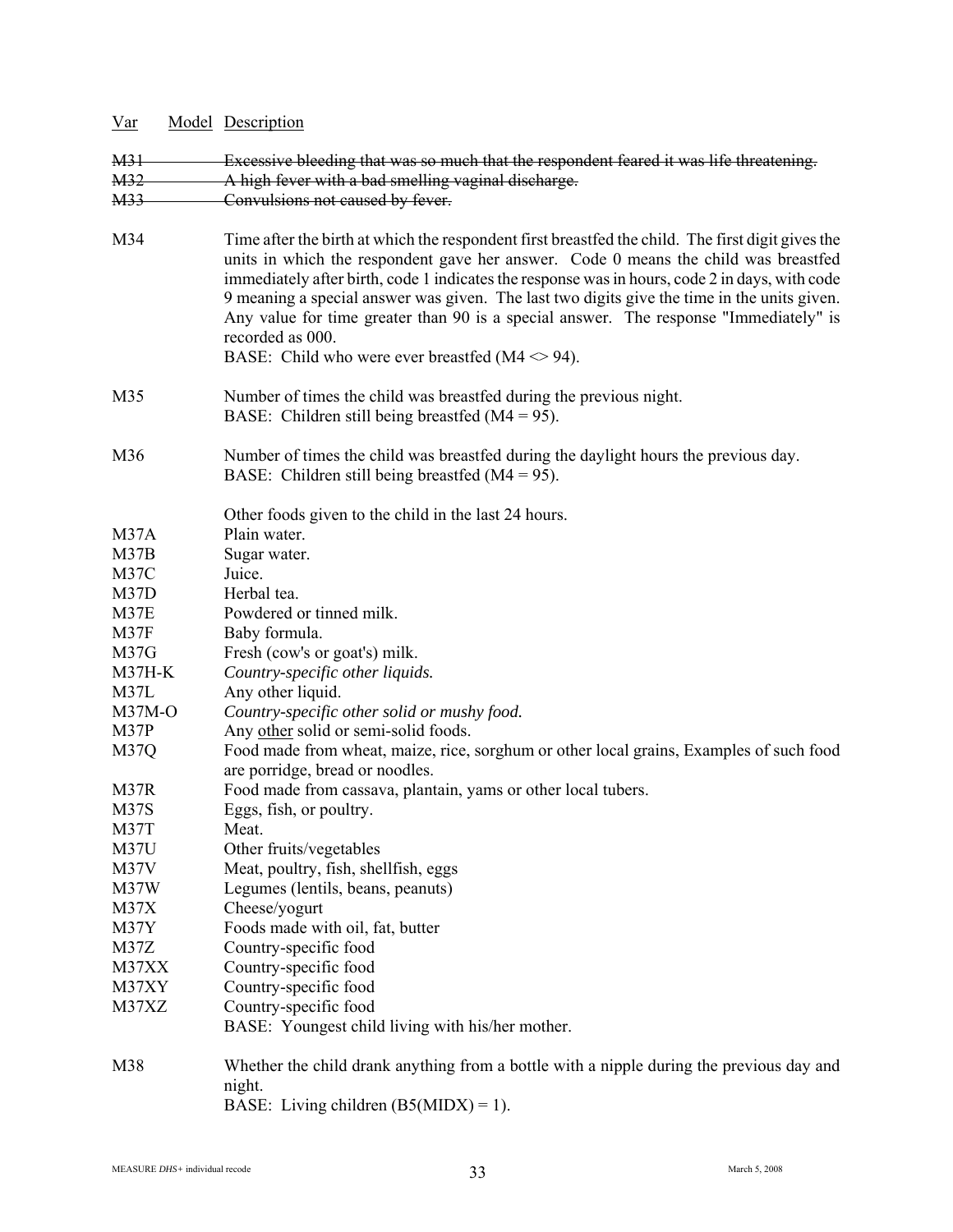| Var | Model | Description |
|---|---|---|
| ~~M31~~ | | ~~Excessive bleeding that was so much that the respondent feared it was life threatening.~~ |
| ~~M32~~ | | ~~A high fever with a bad smelling vaginal discharge.~~ |
| ~~M33~~ | | ~~Convulsions not caused by fever.~~ |

M34 Time after the birth at which the respondent first breastfed the child. The first digit gives the units in which the respondent gave her answer. Code 0 means the child was breastfed immediately after birth, code 1 indicates the response was in hours, code 2 in days, with code 9 meaning a special answer was given. The last two digits give the time in the units given. Any value for time greater than 90 is a special answer. The response "Immediately" is recorded as 000.
BASE: Child who were ever breastfed (M4 <> 94).

M35 Number of times the child was breastfed during the previous night.
BASE: Children still being breastfed (M4 = 95).

M36 Number of times the child was breastfed during the daylight hours the previous day.
BASE: Children still being breastfed (M4 = 95).

Other foods given to the child in the last 24 hours.

| | |
|---|---|
| M37A | Plain water. |
| M37B | Sugar water. |
| M37C | Juice. |
| M37D | Herbal tea. |
| M37E | Powdered or tinned milk. |
| M37F | Baby formula. |
| M37G | Fresh (cow's or goat's) milk. |
| M37H-K | *Country-specific other liquids.* |
| M37L | Any other liquid. |
| M37M-O | *Country-specific other solid or mushy food.* |
| M37P | Any other solid or semi-solid foods. |
| M37Q | Food made from wheat, maize, rice, sorghum or other local grains, Examples of such food are porridge, bread or noodles. |
| M37R | Food made from cassava, plantain, yams or other local tubers. |
| M37S | Eggs, fish, or poultry. |
| M37T | Meat. |
| M37U | Other fruits/vegetables |
| M37V | Meat, poultry, fish, shellfish, eggs |
| M37W | Legumes (lentils, beans, peanuts) |
| M37X | Cheese/yogurt |
| M37Y | Foods made with oil, fat, butter |
| M37Z | Country-specific food |
| M37XX | Country-specific food |
| M37XY | Country-specific food |
| M37XZ | Country-specific food |

BASE: Youngest child living with his/her mother.

M38 Whether the child drank anything from a bottle with a nipple during the previous day and night.
BASE: Living children (B5(MIDX) = 1).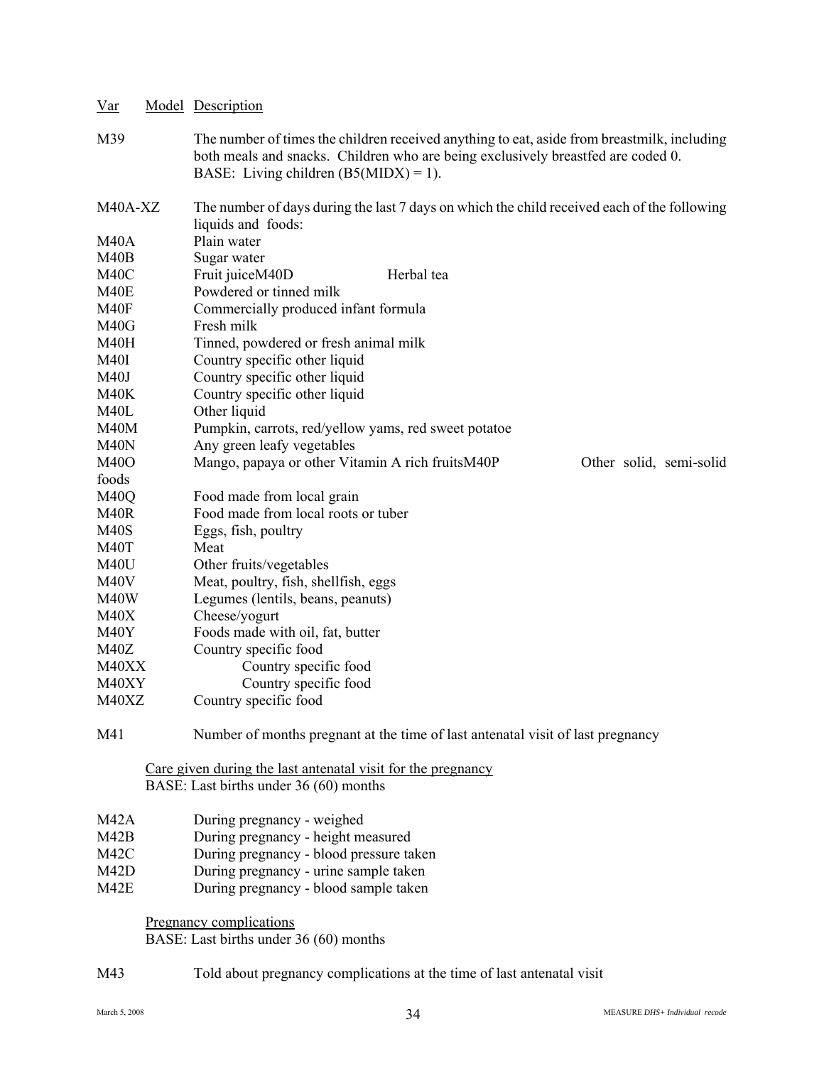| Var | Model | Description |
|---|---|---|
| M39 | | The number of times the children received anything to eat, aside from breastmilk, including both meals and snacks. Children who are being exclusively breastfed are coded 0. BASE: Living children (B5(MIDX) = 1). |
| M40A-XZ | | The number of days during the last 7 days on which the child received each of the following liquids and foods: |
| M40A | | Plain water |
| M40B | | Sugar water |
| M40C | | Fruit juice |
| M40D | | Herbal tea |
| M40E | | Powdered or tinned milk |
| M40F | | Commercially produced infant formula |
| M40G | | Fresh milk |
| M40H | | Tinned, powdered or fresh animal milk |
| M40I | | Country specific other liquid |
| M40J | | Country specific other liquid |
| M40K | | Country specific other liquid |
| M40L | | Other liquid |
| M40M | | Pumpkin, carrots, red/yellow yams, red sweet potatoe |
| M40N | | Any green leafy vegetables |
| M40O | | Mango, papaya or other Vitamin A rich fruits |
| M40P | | Other solid, semi-solid foods |
| M40Q | | Food made from local grain |
| M40R | | Food made from local roots or tuber |
| M40S | | Eggs, fish, poultry |
| M40T | | Meat |
| M40U | | Other fruits/vegetables |
| M40V | | Meat, poultry, fish, shellfish, eggs |
| M40W | | Legumes (lentils, beans, peanuts) |
| M40X | | Cheese/yogurt |
| M40Y | | Foods made with oil, fat, butter |
| M40Z | | Country specific food |
| M40XX | | Country specific food |
| M40XY | | Country specific food |
| M40XZ | | Country specific food |
| M41 | | Number of months pregnant at the time of last antenatal visit of last pregnancy |

Care given during the last antenatal visit for the pregnancy
BASE: Last births under 36 (60) months

| Var | Model | Description |
|---|---|---|
| M42A | | During pregnancy - weighed |
| M42B | | During pregnancy - height measured |
| M42C | | During pregnancy - blood pressure taken |
| M42D | | During pregnancy - urine sample taken |
| M42E | | During pregnancy - blood sample taken |

Pregnancy complications
BASE: Last births under 36 (60) months

| Var | Model | Description |
|---|---|---|
| M43 | | Told about pregnancy complications at the time of last antenatal visit |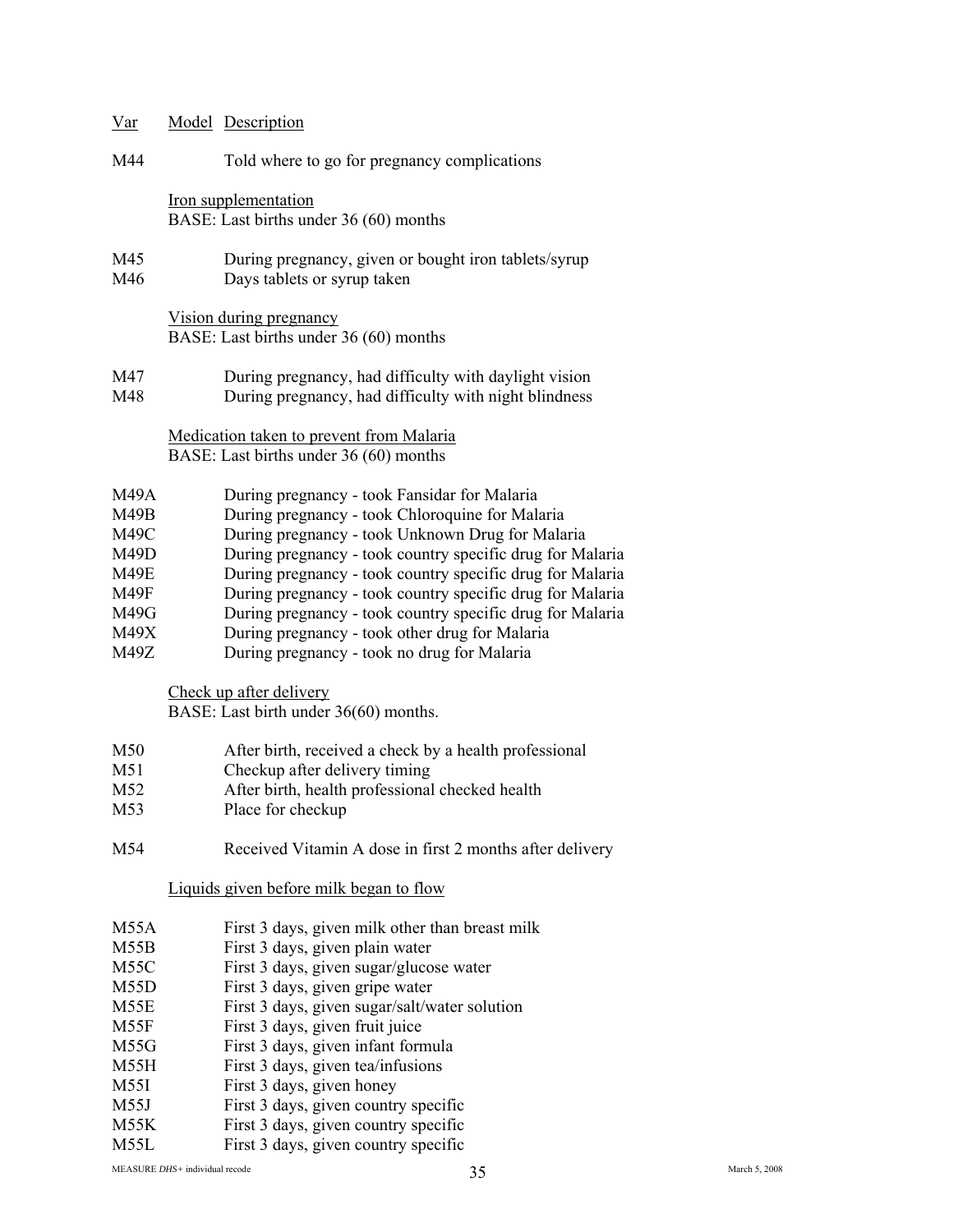| Var | Model | Description |
|---|---|---|
| M44 | | Told where to go for pregnancy complications |
| | Iron supplementation<br>BASE: Last births under 36 (60) months | |
| M45 | | During pregnancy, given or bought iron tablets/syrup |
| M46 | | Days tablets or syrup taken |
| | Vision during pregnancy<br>BASE: Last births under 36 (60) months | |
| M47 | | During pregnancy, had difficulty with daylight vision |
| M48 | | During pregnancy, had difficulty with night blindness |
| | Medication taken to prevent from Malaria<br>BASE: Last births under 36 (60) months | |
| M49A | | During pregnancy - took Fansidar for Malaria |
| M49B | | During pregnancy - took Chloroquine for Malaria |
| M49C | | During pregnancy - took Unknown Drug for Malaria |
| M49D | | During pregnancy - took country specific drug for Malaria |
| M49E | | During pregnancy - took country specific drug for Malaria |
| M49F | | During pregnancy - took country specific drug for Malaria |
| M49G | | During pregnancy - took country specific drug for Malaria |
| M49X | | During pregnancy - took other drug for Malaria |
| M49Z | | During pregnancy - took no drug for Malaria |
| | Check up after delivery<br>BASE: Last birth under 36(60) months. | |
| M50 | | After birth, received a check by a health professional |
| M51 | | Checkup after delivery timing |
| M52 | | After birth, health professional checked health |
| M53 | | Place for checkup |
| M54 | | Received Vitamin A dose in first 2 months after delivery |
| | Liquids given before milk began to flow | |
| M55A | | First 3 days, given milk other than breast milk |
| M55B | | First 3 days, given plain water |
| M55C | | First 3 days, given sugar/glucose water |
| M55D | | First 3 days, given gripe water |
| M55E | | First 3 days, given sugar/salt/water solution |
| M55F | | First 3 days, given fruit juice |
| M55G | | First 3 days, given infant formula |
| M55H | | First 3 days, given tea/infusions |
| M55I | | First 3 days, given honey |
| M55J | | First 3 days, given country specific |
| M55K | | First 3 days, given country specific |
| M55L | | First 3 days, given country specific |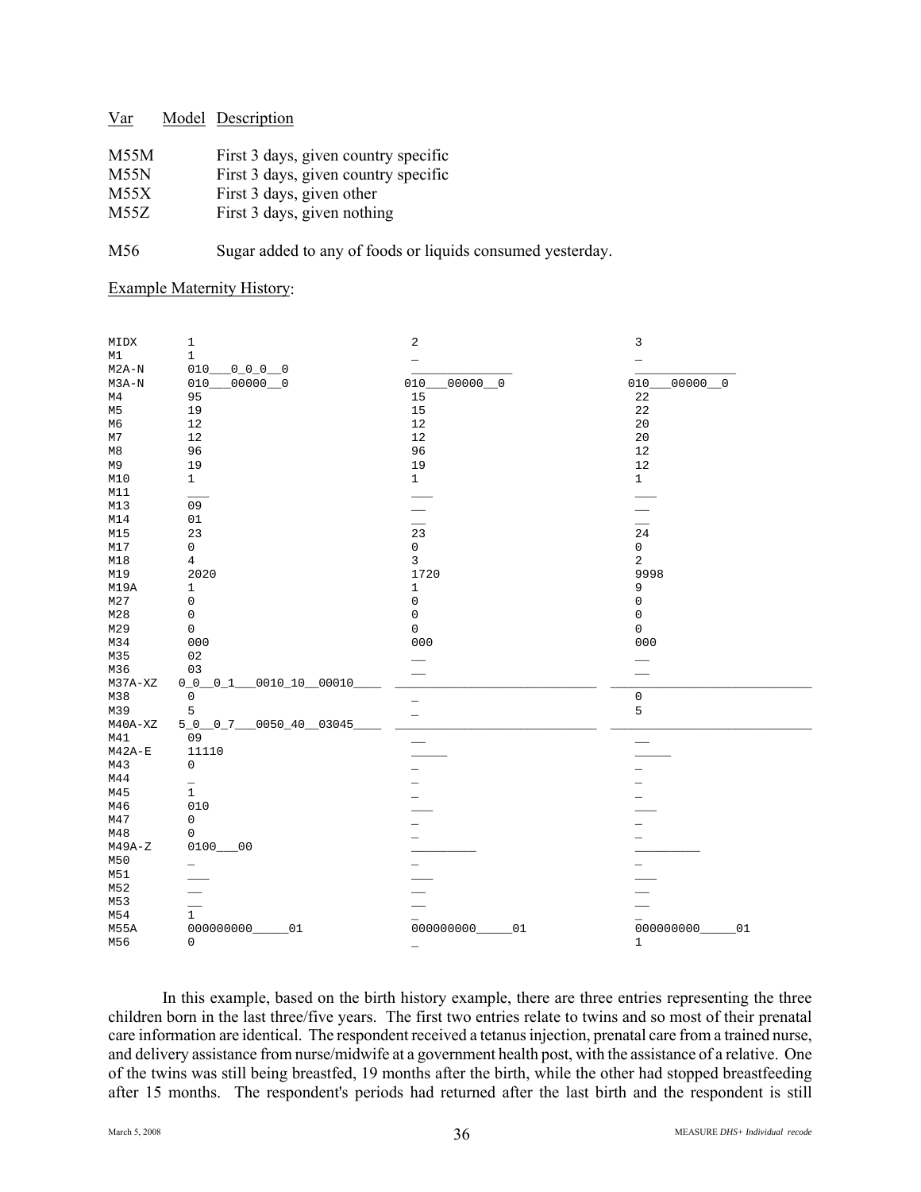| Var | Model | Description |
|---|---|---|
| M55M | | First 3 days, given country specific |
| M55N | | First 3 days, given country specific |
| M55X | | First 3 days, given other |
| M55Z | | First 3 days, given nothing |
| | | |
| M56 | | Sugar added to any of foods or liquids consumed yesterday. |

Example Maternity History:

```
MIDX      1                              2                              3
M1        1                              _                              _
M2A-N     010___0_0_0__0                 ______________                 ______________
M3A-N     010___00000__0                 010___00000__0                 010___00000__0
M4        95                             15                             22
M5        19                             15                             22
M6        12                             12                             20
M7        12                             12                             20
M8        96                             96                             12
M9        19                             19                             12
M10       1                              1                              1
M11       ___                            ___                            ___
M13       09                             __                             __
M14       01                             __                             __
M15       23                             23                             24
M17       0                              0                              0
M18       4                              3                              2
M19       2020                           1720                           9998
M19A      1                              1                              9
M27       0                              0                              0
M28       0                              0                              0
M29       0                              0                              0
M34       000                            000                            000
M35       02                             __                             __
M36       03                             __                             __
M37A-XZ   0_0__0_1___0010_10__00010____  ____________________________   ____________________________
M38       0                              _                              0
M39       5                              _                              5
M40A-XZ   5_0__0_7___0050_40__03045____  ____________________________   ____________________________
M41       09                             __                             __
M42A-E    11110                          _____                          _____
M43       0                              _                              _
M44       _                              _                              _
M45       1                              _                              _
M46       010                            ___                            ___
M47       0                              _                              _
M48       0                              _                              _
M49A-Z    0100___00                      _________                      _________
M50       _                              _                              _
M51       ___                            ___                            ___
M52       __                             __                             __
M53       __                             __                             __
M54       1                              _                              _
M55A      000000000_____01               000000000_____01               000000000_____01
M56       0                              _                              1
```

In this example, based on the birth history example, there are three entries representing the three children born in the last three/five years. The first two entries relate to twins and so most of their prenatal care information are identical. The respondent received a tetanus injection, prenatal care from a trained nurse, and delivery assistance from nurse/midwife at a government health post, with the assistance of a relative. One of the twins was still being breastfed, 19 months after the birth, while the other had stopped breastfeeding after 15 months. The respondent's periods had returned after the last birth and the respondent is still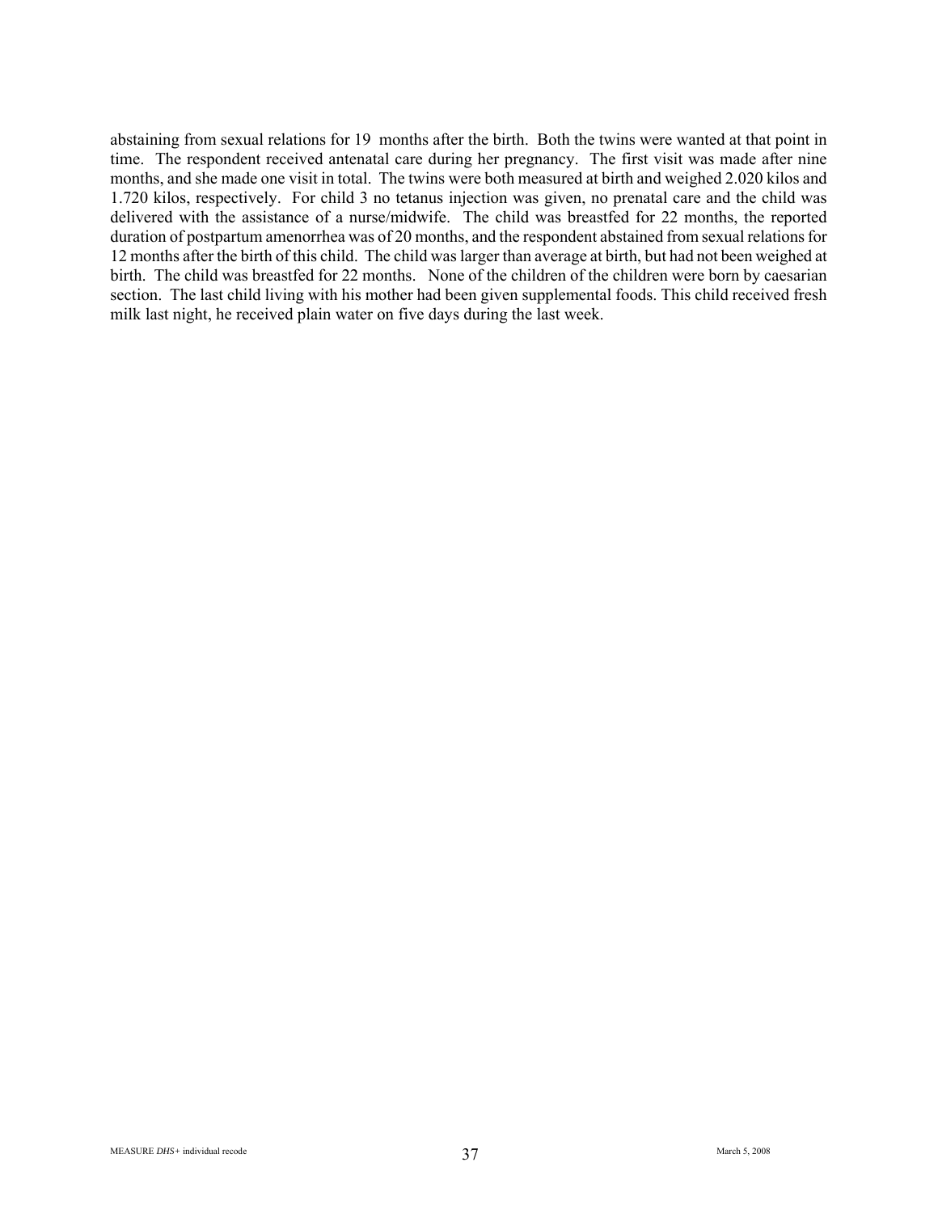abstaining from sexual relations for 19 months after the birth. Both the twins were wanted at that point in time. The respondent received antenatal care during her pregnancy. The first visit was made after nine months, and she made one visit in total. The twins were both measured at birth and weighed 2.020 kilos and 1.720 kilos, respectively. For child 3 no tetanus injection was given, no prenatal care and the child was delivered with the assistance of a nurse/midwife. The child was breastfed for 22 months, the reported duration of postpartum amenorrhea was of 20 months, and the respondent abstained from sexual relations for 12 months after the birth of this child. The child was larger than average at birth, but had not been weighed at birth. The child was breastfed for 22 months. None of the children of the children were born by caesarian section. The last child living with his mother had been given supplemental foods. This child received fresh milk last night, he received plain water on five days during the last week.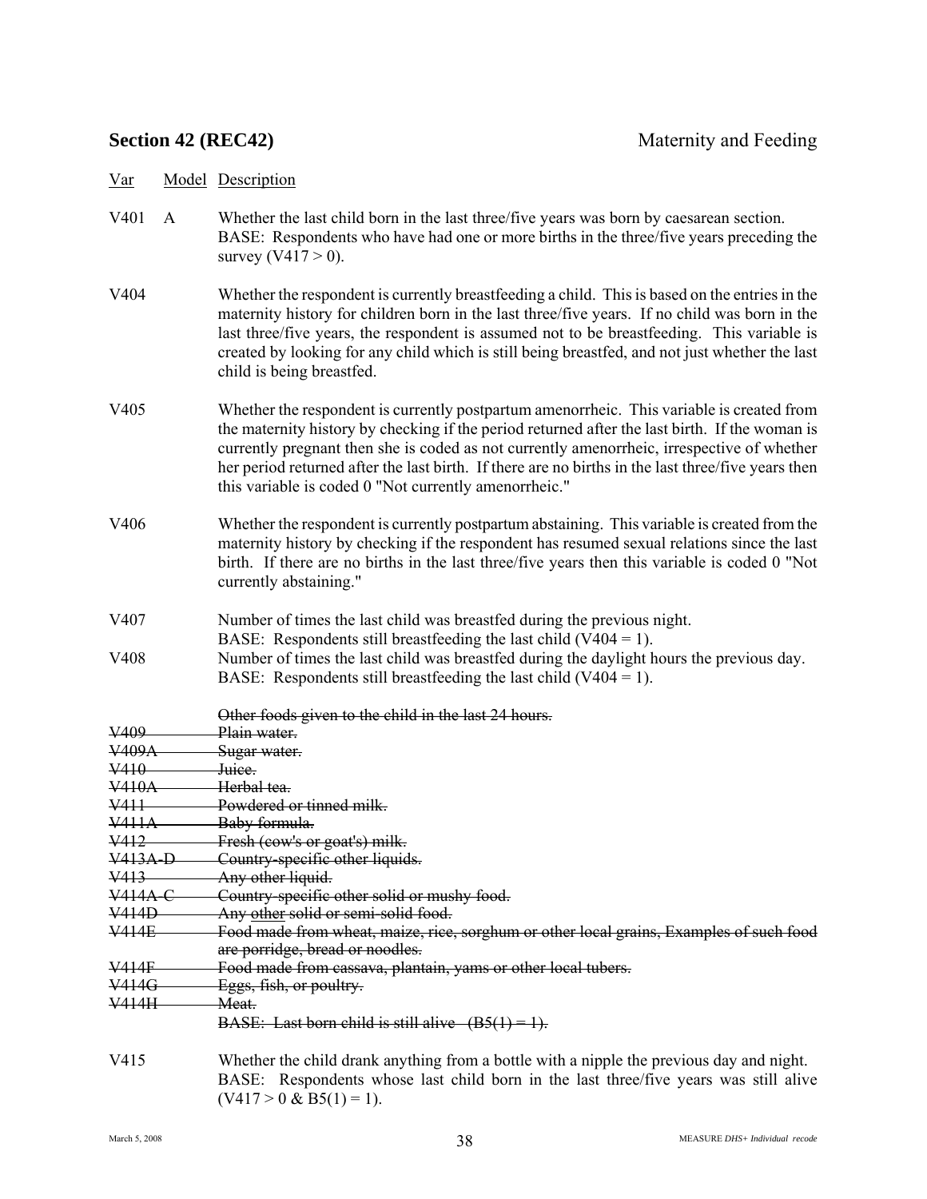## Section 42 (REC42) Maternity and Feeding

| Var | Model | Description |
|---|---|---|
| V401 | A | Whether the last child born in the last three/five years was born by caesarean section. BASE: Respondents who have had one or more births in the three/five years preceding the survey (V417 > 0). |
| V404 | | Whether the respondent is currently breastfeeding a child. This is based on the entries in the maternity history for children born in the last three/five years. If no child was born in the last three/five years, the respondent is assumed not to be breastfeeding. This variable is created by looking for any child which is still being breastfed, and not just whether the last child is being breastfed. |
| V405 | | Whether the respondent is currently postpartum amenorrheic. This variable is created from the maternity history by checking if the period returned after the last birth. If the woman is currently pregnant then she is coded as not currently amenorrheic, irrespective of whether her period returned after the last birth. If there are no births in the last three/five years then this variable is coded 0 "Not currently amenorrheic." |
| V406 | | Whether the respondent is currently postpartum abstaining. This variable is created from the maternity history by checking if the respondent has resumed sexual relations since the last birth. If there are no births in the last three/five years then this variable is coded 0 "Not currently abstaining." |
| V407 | | Number of times the last child was breastfed during the previous night. BASE: Respondents still breastfeeding the last child (V404 = 1). |
| V408 | | Number of times the last child was breastfed during the daylight hours the previous day. BASE: Respondents still breastfeeding the last child (V404 = 1). |
| | | ~~Other foods given to the child in the last 24 hours.~~ |
| ~~V409~~ | | ~~Plain water.~~ |
| ~~V409A~~ | | ~~Sugar water.~~ |
| ~~V410~~ | | ~~Juice.~~ |
| ~~V410A~~ | | ~~Herbal tea.~~ |
| ~~V411~~ | | ~~Powdered or tinned milk.~~ |
| ~~V411A~~ | | ~~Baby formula.~~ |
| ~~V412~~ | | ~~Fresh (cow's or goat's) milk.~~ |
| ~~V413A-D~~ | | ~~Country-specific other liquids.~~ |
| ~~V413~~ | | ~~Any other liquid.~~ |
| ~~V414A-C~~ | | ~~Country-specific other solid or mushy food.~~ |
| ~~V414D~~ | | ~~Any other solid or semi-solid food.~~ |
| ~~V414E~~ | | ~~Food made from wheat, maize, rice, sorghum or other local grains, Examples of such food are porridge, bread or noodles.~~ |
| ~~V414F~~ | | ~~Food made from cassava, plantain, yams or other local tubers.~~ |
| ~~V414G~~ | | ~~Eggs, fish, or poultry.~~ |
| ~~V414H~~ | | ~~Meat.~~ |
| | | ~~BASE: Last born child is still alive (B5(1) = 1).~~ |
| V415 | | Whether the child drank anything from a bottle with a nipple the previous day and night. BASE: Respondents whose last child born in the last three/five years was still alive (V417 > 0 & B5(1) = 1). |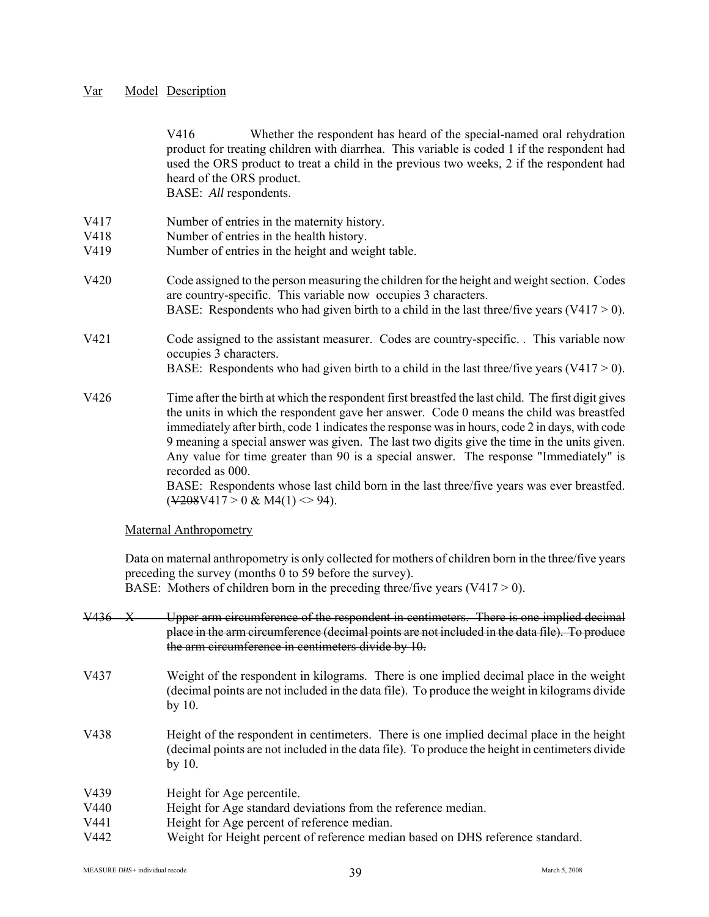| Var | Model | Description |
|---|---|---|

V416 Whether the respondent has heard of the special-named oral rehydration product for treating children with diarrhea. This variable is coded 1 if the respondent had used the ORS product to treat a child in the previous two weeks, 2 if the respondent had heard of the ORS product.
BASE: *All* respondents.

V417 Number of entries in the maternity history.
V418 Number of entries in the health history.
V419 Number of entries in the height and weight table.

V420 Code assigned to the person measuring the children for the height and weight section. Codes are country-specific. This variable now occupies 3 characters.
BASE: Respondents who had given birth to a child in the last three/five years (V417 > 0).

V421 Code assigned to the assistant measurer. Codes are country-specific. . This variable now occupies 3 characters.
BASE: Respondents who had given birth to a child in the last three/five years (V417 > 0).

V426 Time after the birth at which the respondent first breastfed the last child. The first digit gives the units in which the respondent gave her answer. Code 0 means the child was breastfed immediately after birth, code 1 indicates the response was in hours, code 2 in days, with code 9 meaning a special answer was given. The last two digits give the time in the units given. Any value for time greater than 90 is a special answer. The response "Immediately" is recorded as 000.
BASE: Respondents whose last child born in the last three/five years was ever breastfed. (~~V208~~V417 > 0 & M4(1) <> 94).

Maternal Anthropometry

Data on maternal anthropometry is only collected for mothers of children born in the three/five years preceding the survey (months 0 to 59 before the survey).
BASE: Mothers of children born in the preceding three/five years (V417 > 0).

~~V436 X Upper arm circumference of the respondent in centimeters. There is one implied decimal place in the arm circumference (decimal points are not included in the data file). To produce the arm circumference in centimeters divide by 10.~~

V437 Weight of the respondent in kilograms. There is one implied decimal place in the weight (decimal points are not included in the data file). To produce the weight in kilograms divide by 10.

V438 Height of the respondent in centimeters. There is one implied decimal place in the height (decimal points are not included in the data file). To produce the height in centimeters divide by 10.

V439 Height for Age percentile.
V440 Height for Age standard deviations from the reference median.
V441 Height for Age percent of reference median.
V442 Weight for Height percent of reference median based on DHS reference standard.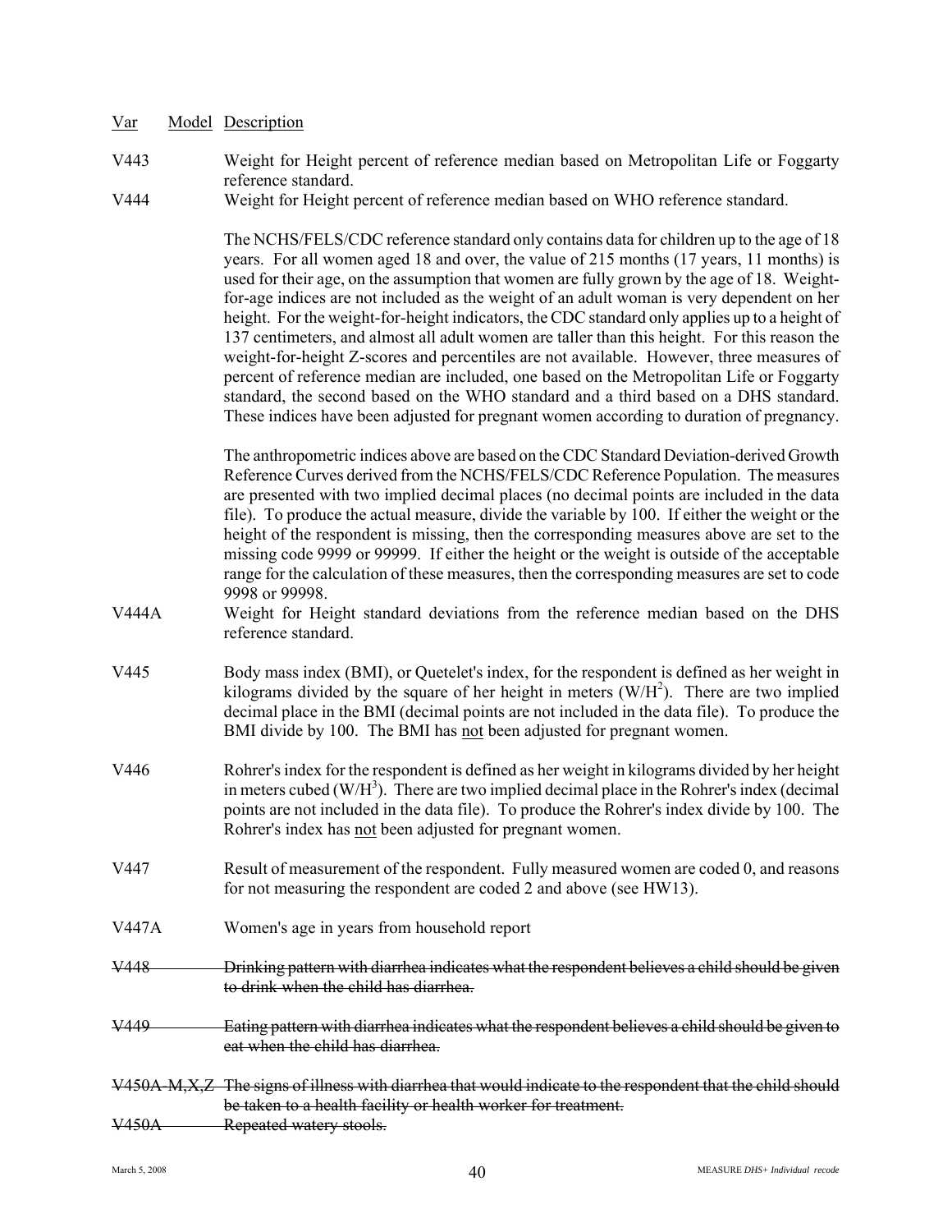| Var | Model | Description |
|---|---|---|
| V443 | | Weight for Height percent of reference median based on Metropolitan Life or Foggarty reference standard. |
| V444 | | Weight for Height percent of reference median based on WHO reference standard. |

The NCHS/FELS/CDC reference standard only contains data for children up to the age of 18 years. For all women aged 18 and over, the value of 215 months (17 years, 11 months) is used for their age, on the assumption that women are fully grown by the age of 18. Weight-for-age indices are not included as the weight of an adult woman is very dependent on her height. For the weight-for-height indicators, the CDC standard only applies up to a height of 137 centimeters, and almost all adult women are taller than this height. For this reason the weight-for-height Z-scores and percentiles are not available. However, three measures of percent of reference median are included, one based on the Metropolitan Life or Foggarty standard, the second based on the WHO standard and a third based on a DHS standard. These indices have been adjusted for pregnant women according to duration of pregnancy.

The anthropometric indices above are based on the CDC Standard Deviation-derived Growth Reference Curves derived from the NCHS/FELS/CDC Reference Population. The measures are presented with two implied decimal places (no decimal points are included in the data file). To produce the actual measure, divide the variable by 100. If either the weight or the height of the respondent is missing, then the corresponding measures above are set to the missing code 9999 or 99999. If either the height or the weight is outside of the acceptable range for the calculation of these measures, then the corresponding measures are set to code 9998 or 99998.

V444A — Weight for Height standard deviations from the reference median based on the DHS reference standard.

V445 — Body mass index (BMI), or Quetelet's index, for the respondent is defined as her weight in kilograms divided by the square of her height in meters ($W/H^2$). There are two implied decimal place in the BMI (decimal points are not included in the data file). To produce the BMI divide by 100. The BMI has not been adjusted for pregnant women.

V446 — Rohrer's index for the respondent is defined as her weight in kilograms divided by her height in meters cubed ($W/H^3$). There are two implied decimal place in the Rohrer's index (decimal points are not included in the data file). To produce the Rohrer's index divide by 100. The Rohrer's index has not been adjusted for pregnant women.

V447 — Result of measurement of the respondent. Fully measured women are coded 0, and reasons for not measuring the respondent are coded 2 and above (see HW13).

V447A — Women's age in years from household report

~~V448 — Drinking pattern with diarrhea indicates what the respondent believes a child should be given to drink when the child has diarrhea.~~

~~V449 — Eating pattern with diarrhea indicates what the respondent believes a child should be given to eat when the child has diarrhea.~~

~~V450A-M,X,Z — The signs of illness with diarrhea that would indicate to the respondent that the child should be taken to a health facility or health worker for treatment.~~

~~V450A — Repeated watery stools.~~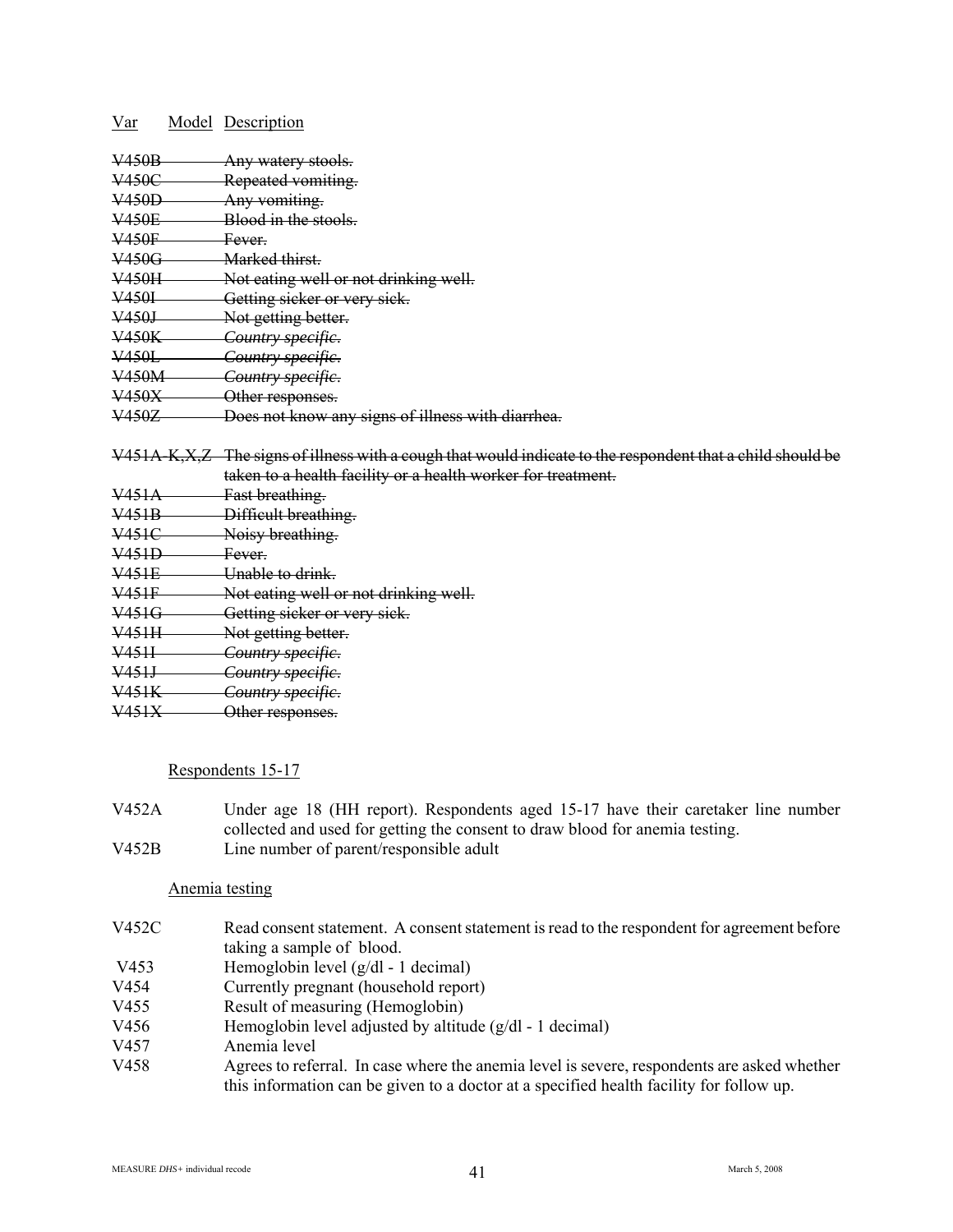| Var | Model | Description |
|---|---|---|
| ~~V450B~~ | | ~~Any watery stools.~~ |
| ~~V450C~~ | | ~~Repeated vomiting.~~ |
| ~~V450D~~ | | ~~Any vomiting.~~ |
| ~~V450E~~ | | ~~Blood in the stools.~~ |
| ~~V450F~~ | | ~~Fever.~~ |
| ~~V450G~~ | | ~~Marked thirst.~~ |
| ~~V450H~~ | | ~~Not eating well or not drinking well.~~ |
| ~~V450I~~ | | ~~Getting sicker or very sick.~~ |
| ~~V450J~~ | | ~~Not getting better.~~ |
| ~~V450K~~ | | ~~*Country specific*.~~ |
| ~~V450L~~ | | ~~*Country specific*.~~ |
| ~~V450M~~ | | ~~*Country specific*.~~ |
| ~~V450X~~ | | ~~Other responses.~~ |
| ~~V450Z~~ | | ~~Does not know any signs of illness with diarrhea.~~ |
| | | |
| ~~V451A-K,X,Z~~ | | ~~The signs of illness with a cough that would indicate to the respondent that a child should be taken to a health facility or a health worker for treatment.~~ |
| ~~V451A~~ | | ~~Fast breathing.~~ |
| ~~V451B~~ | | ~~Difficult breathing.~~ |
| ~~V451C~~ | | ~~Noisy breathing.~~ |
| ~~V451D~~ | | ~~Fever.~~ |
| ~~V451E~~ | | ~~Unable to drink.~~ |
| ~~V451F~~ | | ~~Not eating well or not drinking well.~~ |
| ~~V451G~~ | | ~~Getting sicker or very sick.~~ |
| ~~V451H~~ | | ~~Not getting better.~~ |
| ~~V451I~~ | | ~~*Country specific*.~~ |
| ~~V451J~~ | | ~~*Country specific*.~~ |
| ~~V451K~~ | | ~~*Country specific*.~~ |
| ~~V451X~~ | | ~~Other responses.~~ |

Respondents 15-17

| | |
|---|---|
| V452A | Under age 18 (HH report). Respondents aged 15-17 have their caretaker line number collected and used for getting the consent to draw blood for anemia testing. |
| V452B | Line number of parent/responsible adult |

Anemia testing

| | |
|---|---|
| V452C | Read consent statement. A consent statement is read to the respondent for agreement before taking a sample of blood. |
| V453 | Hemoglobin level (g/dl - 1 decimal) |
| V454 | Currently pregnant (household report) |
| V455 | Result of measuring (Hemoglobin) |
| V456 | Hemoglobin level adjusted by altitude (g/dl - 1 decimal) |
| V457 | Anemia level |
| V458 | Agrees to referral. In case where the anemia level is severe, respondents are asked whether this information can be given to a doctor at a specified health facility for follow up. |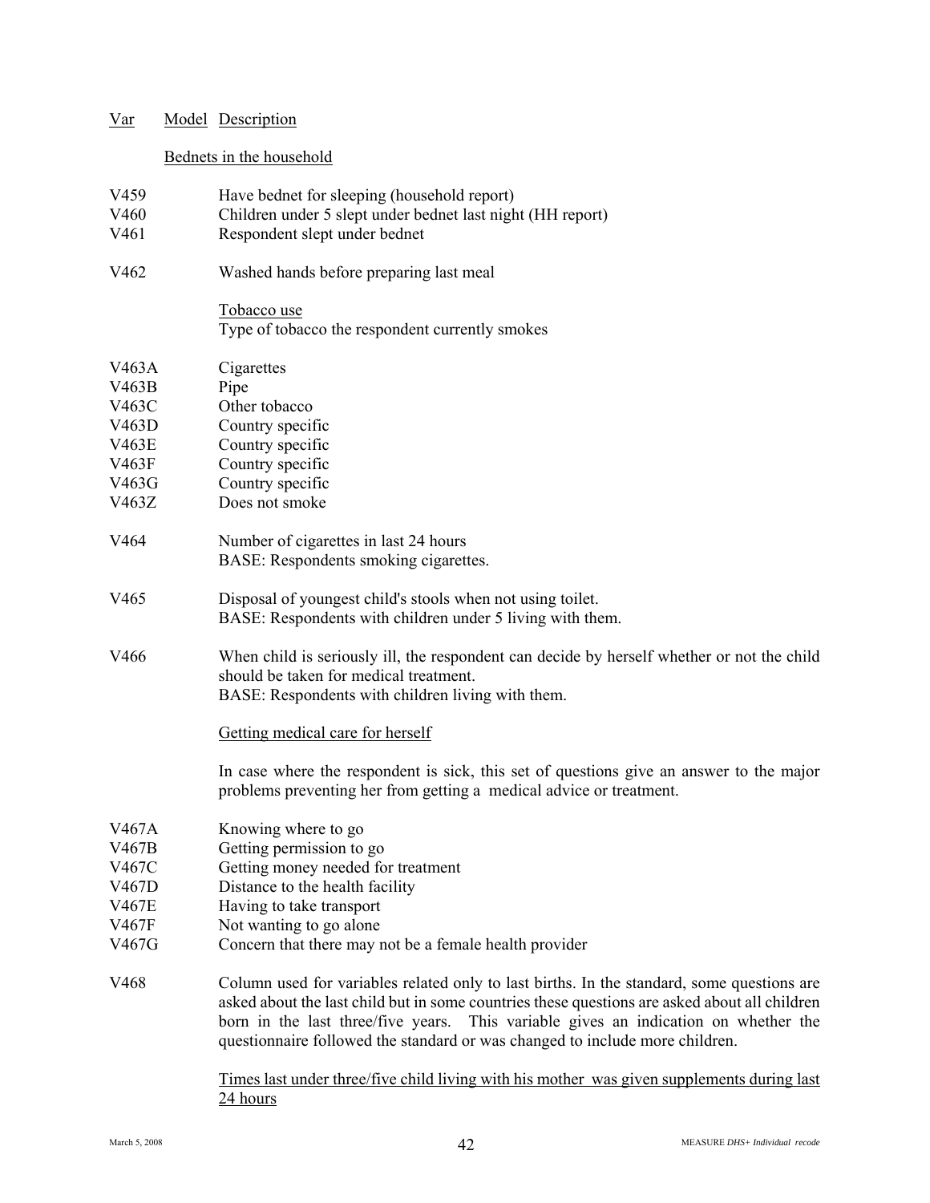| Var | Model | Description |
|---|---|---|
| | Bednets in the household | |
| V459 | | Have bednet for sleeping (household report) |
| V460 | | Children under 5 slept under bednet last night (HH report) |
| V461 | | Respondent slept under bednet |
| V462 | | Washed hands before preparing last meal |
| | | Tobacco use<br>Type of tobacco the respondent currently smokes |
| V463A | | Cigarettes |
| V463B | | Pipe |
| V463C | | Other tobacco |
| V463D | | Country specific |
| V463E | | Country specific |
| V463F | | Country specific |
| V463G | | Country specific |
| V463Z | | Does not smoke |
| V464 | | Number of cigarettes in last 24 hours<br>BASE: Respondents smoking cigarettes. |
| V465 | | Disposal of youngest child's stools when not using toilet.<br>BASE: Respondents with children under 5 living with them. |
| V466 | | When child is seriously ill, the respondent can decide by herself whether or not the child should be taken for medical treatment.<br>BASE: Respondents with children living with them. |
| | | Getting medical care for herself<br><br>In case where the respondent is sick, this set of questions give an answer to the major problems preventing her from getting a medical advice or treatment. |
| V467A | | Knowing where to go |
| V467B | | Getting permission to go |
| V467C | | Getting money needed for treatment |
| V467D | | Distance to the health facility |
| V467E | | Having to take transport |
| V467F | | Not wanting to go alone |
| V467G | | Concern that there may not be a female health provider |
| V468 | | Column used for variables related only to last births. In the standard, some questions are asked about the last child but in some countries these questions are asked about all children born in the last three/five years. This variable gives an indication on whether the questionnaire followed the standard or was changed to include more children. |
| | | Times last under three/five child living with his mother was given supplements during last 24 hours |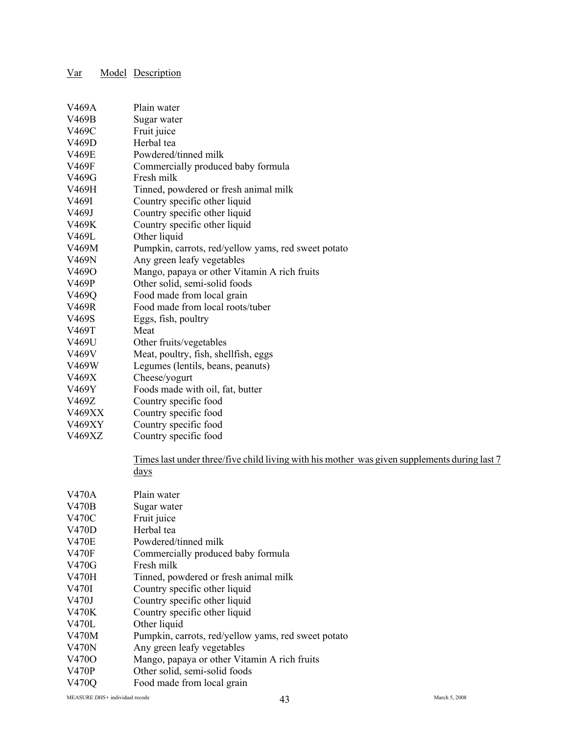| Var | Model | Description |
|---|---|---|
| V469A | | Plain water |
| V469B | | Sugar water |
| V469C | | Fruit juice |
| V469D | | Herbal tea |
| V469E | | Powdered/tinned milk |
| V469F | | Commercially produced baby formula |
| V469G | | Fresh milk |
| V469H | | Tinned, powdered or fresh animal milk |
| V469I | | Country specific other liquid |
| V469J | | Country specific other liquid |
| V469K | | Country specific other liquid |
| V469L | | Other liquid |
| V469M | | Pumpkin, carrots, red/yellow yams, red sweet potato |
| V469N | | Any green leafy vegetables |
| V469O | | Mango, papaya or other Vitamin A rich fruits |
| V469P | | Other solid, semi-solid foods |
| V469Q | | Food made from local grain |
| V469R | | Food made from local roots/tuber |
| V469S | | Eggs, fish, poultry |
| V469T | | Meat |
| V469U | | Other fruits/vegetables |
| V469V | | Meat, poultry, fish, shellfish, eggs |
| V469W | | Legumes (lentils, beans, peanuts) |
| V469X | | Cheese/yogurt |
| V469Y | | Foods made with oil, fat, butter |
| V469Z | | Country specific food |
| V469XX | | Country specific food |
| V469XY | | Country specific food |
| V469XZ | | Country specific food |
| | | Times last under three/five child living with his mother was given supplements during last 7 days |
| V470A | | Plain water |
| V470B | | Sugar water |
| V470C | | Fruit juice |
| V470D | | Herbal tea |
| V470E | | Powdered/tinned milk |
| V470F | | Commercially produced baby formula |
| V470G | | Fresh milk |
| V470H | | Tinned, powdered or fresh animal milk |
| V470I | | Country specific other liquid |
| V470J | | Country specific other liquid |
| V470K | | Country specific other liquid |
| V470L | | Other liquid |
| V470M | | Pumpkin, carrots, red/yellow yams, red sweet potato |
| V470N | | Any green leafy vegetables |
| V470O | | Mango, papaya or other Vitamin A rich fruits |
| V470P | | Other solid, semi-solid foods |
| V470Q | | Food made from local grain |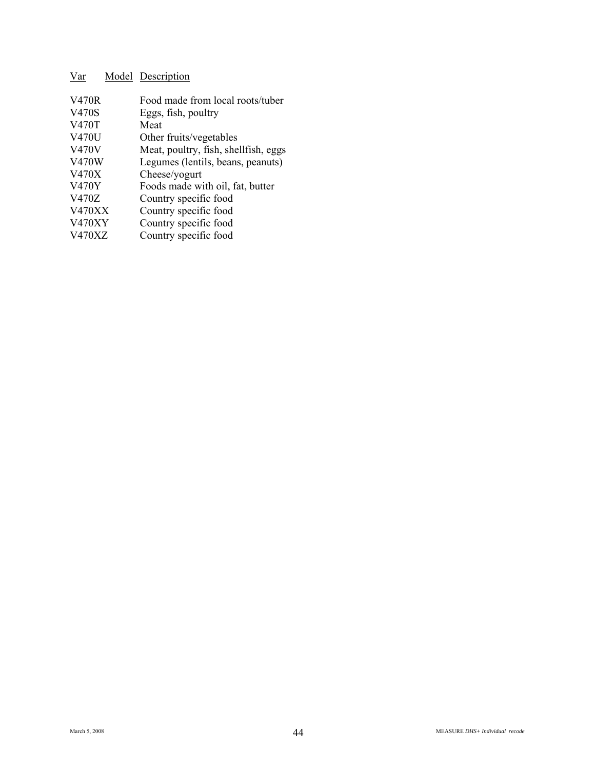| Var | Model | Description |
| --- | --- | --- |
| V470R | | Food made from local roots/tuber |
| V470S | | Eggs, fish, poultry |
| V470T | | Meat |
| V470U | | Other fruits/vegetables |
| V470V | | Meat, poultry, fish, shellfish, eggs |
| V470W | | Legumes (lentils, beans, peanuts) |
| V470X | | Cheese/yogurt |
| V470Y | | Foods made with oil, fat, butter |
| V470Z | | Country specific food |
| V470XX | | Country specific food |
| V470XY | | Country specific food |
| V470XZ | | Country specific food |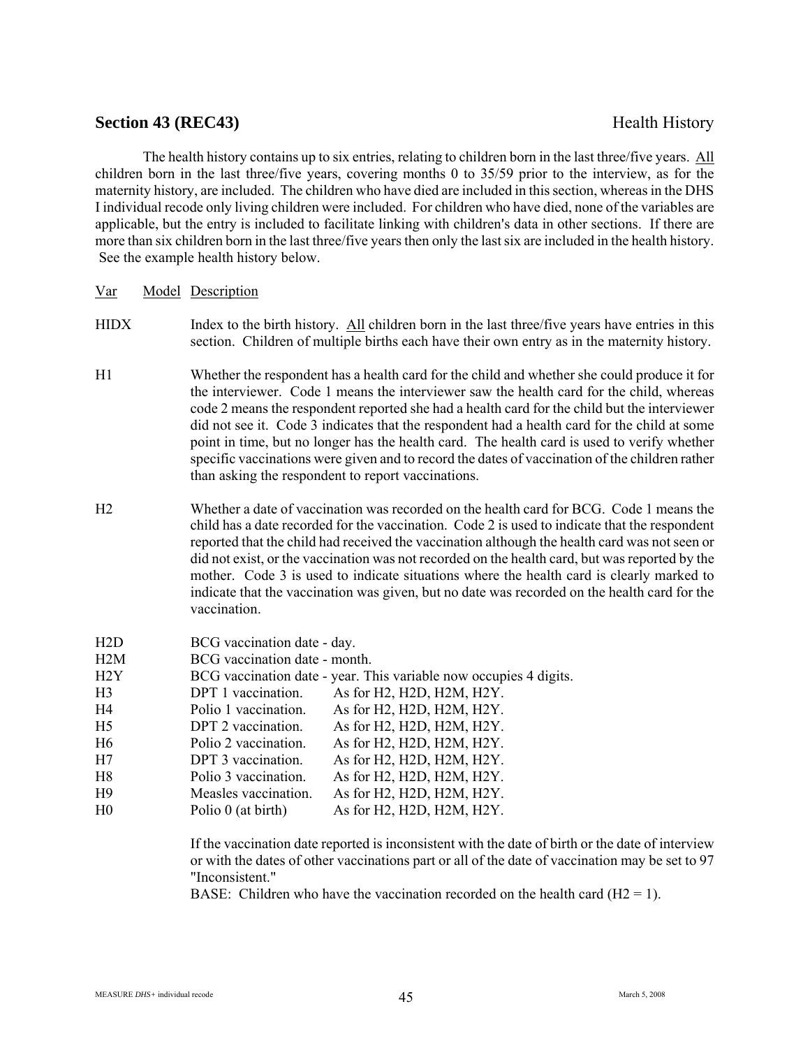## Section 43 (REC43) Health History

The health history contains up to six entries, relating to children born in the last three/five years. All children born in the last three/five years, covering months 0 to 35/59 prior to the interview, as for the maternity history, are included. The children who have died are included in this section, whereas in the DHS I individual recode only living children were included. For children who have died, none of the variables are applicable, but the entry is included to facilitate linking with children's data in other sections. If there are more than six children born in the last three/five years then only the last six are included in the health history. See the example health history below.

| Var | Model | Description |
|---|---|---|
| HIDX | | Index to the birth history. All children born in the last three/five years have entries in this section. Children of multiple births each have their own entry as in the maternity history. |
| H1 | | Whether the respondent has a health card for the child and whether she could produce it for the interviewer. Code 1 means the interviewer saw the health card for the child, whereas code 2 means the respondent reported she had a health card for the child but the interviewer did not see it. Code 3 indicates that the respondent had a health card for the child at some point in time, but no longer has the health card. The health card is used to verify whether specific vaccinations were given and to record the dates of vaccination of the children rather than asking the respondent to report vaccinations. |
| H2 | | Whether a date of vaccination was recorded on the health card for BCG. Code 1 means the child has a date recorded for the vaccination. Code 2 is used to indicate that the respondent reported that the child had received the vaccination although the health card was not seen or did not exist, or the vaccination was not recorded on the health card, but was reported by the mother. Code 3 is used to indicate situations where the health card is clearly marked to indicate that the vaccination was given, but no date was recorded on the health card for the vaccination. |
| H2D | | BCG vaccination date - day. |
| H2M | | BCG vaccination date - month. |
| H2Y | | BCG vaccination date - year. This variable now occupies 4 digits. |
| H3 | | DPT 1 vaccination. As for H2, H2D, H2M, H2Y. |
| H4 | | Polio 1 vaccination. As for H2, H2D, H2M, H2Y. |
| H5 | | DPT 2 vaccination. As for H2, H2D, H2M, H2Y. |
| H6 | | Polio 2 vaccination. As for H2, H2D, H2M, H2Y. |
| H7 | | DPT 3 vaccination. As for H2, H2D, H2M, H2Y. |
| H8 | | Polio 3 vaccination. As for H2, H2D, H2M, H2Y. |
| H9 | | Measles vaccination. As for H2, H2D, H2M, H2Y. |
| H0 | | Polio 0 (at birth) As for H2, H2D, H2M, H2Y. |

If the vaccination date reported is inconsistent with the date of birth or the date of interview or with the dates of other vaccinations part or all of the date of vaccination may be set to 97 "Inconsistent."

BASE: Children who have the vaccination recorded on the health card (H2 = 1).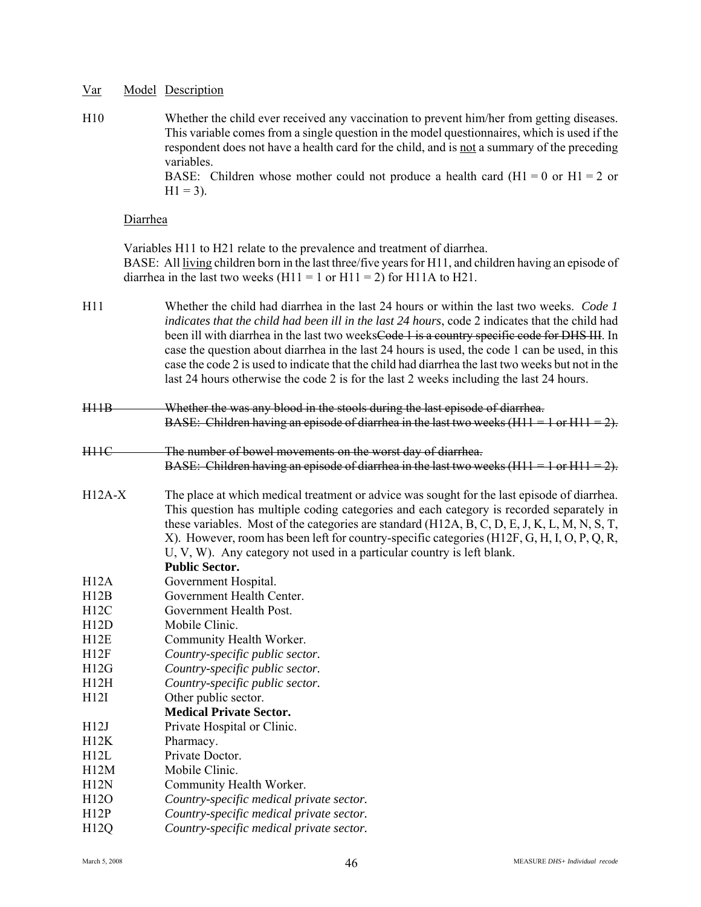<u>Var</u> <u>Model</u> <u>Description</u>

H10 Whether the child ever received any vaccination to prevent him/her from getting diseases. This variable comes from a single question in the model questionnaires, which is used if the respondent does not have a health card for the child, and is <u>not</u> a summary of the preceding variables.
BASE: Children whose mother could not produce a health card (H1 = 0 or H1 = 2 or H1 = 3).

<u>Diarrhea</u>

Variables H11 to H21 relate to the prevalence and treatment of diarrhea.
BASE: All <u>living</u> children born in the last three/five years for H11, and children having an episode of diarrhea in the last two weeks (H11 = 1 or H11 = 2) for H11A to H21.

H11 Whether the child had diarrhea in the last 24 hours or within the last two weeks. *Code 1 indicates that the child had been ill in the last 24 hours*, code 2 indicates that the child had been ill with diarrhea in the last two weeks~~Code 1 is a country specific code for DHS III~~. In case the question about diarrhea in the last 24 hours is used, the code 1 can be used, in this case the code 2 is used to indicate that the child had diarrhea the last two weeks but not in the last 24 hours otherwise the code 2 is for the last 2 weeks including the last 24 hours.

~~H11B Whether the was any blood in the stools during the last episode of diarrhea.~~
~~BASE: Children having an episode of diarrhea in the last two weeks (H11 = 1 or H11 = 2).~~

~~H11C The number of bowel movements on the worst day of diarrhea.~~
~~BASE: Children having an episode of diarrhea in the last two weeks (H11 = 1 or H11 = 2).~~

H12A-X The place at which medical treatment or advice was sought for the last episode of diarrhea. This question has multiple coding categories and each category is recorded separately in these variables. Most of the categories are standard (H12A, B, C, D, E, J, K, L, M, N, S, T, X). However, room has been left for country-specific categories (H12F, G, H, I, O, P, Q, R, U, V, W). Any category not used in a particular country is left blank.

**Public Sector.**

H12A Government Hospital.
H12B Government Health Center.
H12C Government Health Post.
H12D Mobile Clinic.
H12E Community Health Worker.
H12F *Country-specific public sector.*
H12G *Country-specific public sector.*
H12H *Country-specific public sector.*
H12I Other public sector.

**Medical Private Sector.**

H12J Private Hospital or Clinic.
H12K Pharmacy.
H12L Private Doctor.
H12M Mobile Clinic.
H12N Community Health Worker.
H12O *Country-specific medical private sector.*
H12P *Country-specific medical private sector.*
H12Q *Country-specific medical private sector.*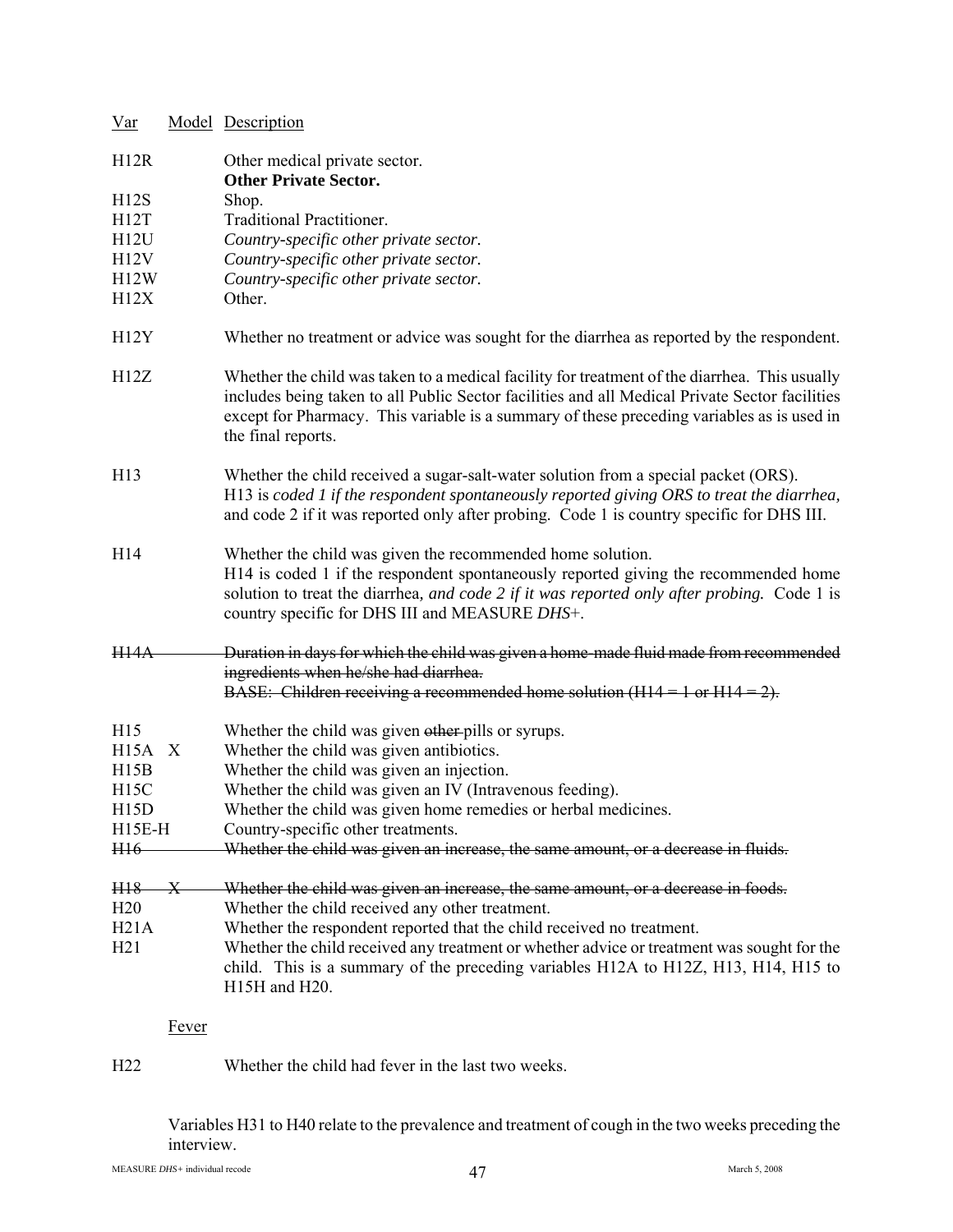| Var | Model | Description |
|---|---|---|
| H12R | | Other medical private sector. |
| | | **Other Private Sector.** |
| H12S | | Shop. |
| H12T | | Traditional Practitioner. |
| H12U | | *Country-specific other private sector.* |
| H12V | | *Country-specific other private sector.* |
| H12W | | *Country-specific other private sector.* |
| H12X | | Other. |
| H12Y | | Whether no treatment or advice was sought for the diarrhea as reported by the respondent. |
| H12Z | | Whether the child was taken to a medical facility for treatment of the diarrhea. This usually includes being taken to all Public Sector facilities and all Medical Private Sector facilities except for Pharmacy. This variable is a summary of these preceding variables as is used in the final reports. |
| H13 | | Whether the child received a sugar-salt-water solution from a special packet (ORS). H13 is *coded 1 if the respondent spontaneously reported giving ORS to treat the diarrhea,* and code 2 if it was reported only after probing. Code 1 is country specific for DHS III. |
| H14 | | Whether the child was given the recommended home solution. H14 is coded 1 if the respondent spontaneously reported giving the recommended home solution to treat the diarrhea*, and code 2 if it was reported only after probing.* Code 1 is country specific for DHS III and MEASURE *DHS*+. |
| ~~H14A~~ | | ~~Duration in days for which the child was given a home-made fluid made from recommended ingredients when he/she had diarrhea.~~ ~~BASE: Children receiving a recommended home solution (H14 = 1 or H14 = 2).~~ |
| H15 | | Whether the child was given ~~other~~ pills or syrups. |
| H15A | X | Whether the child was given antibiotics. |
| H15B | | Whether the child was given an injection. |
| H15C | | Whether the child was given an IV (Intravenous feeding). |
| H15D | | Whether the child was given home remedies or herbal medicines. |
| H15E-H | | Country-specific other treatments. |
| ~~H16~~ | | ~~Whether the child was given an increase, the same amount, or a decrease in fluids.~~ |
| ~~H18~~ | ~~X~~ | ~~Whether the child was given an increase, the same amount, or a decrease in foods.~~ |
| H20 | | Whether the child received any other treatment. |
| H21A | | Whether the respondent reported that the child received no treatment. |
| H21 | | Whether the child received any treatment or whether advice or treatment was sought for the child. This is a summary of the preceding variables H12A to H12Z, H13, H14, H15 to H15H and H20. |

Fever

| Var | Model | Description |
|---|---|---|
| H22 | | Whether the child had fever in the last two weeks. |

Variables H31 to H40 relate to the prevalence and treatment of cough in the two weeks preceding the interview.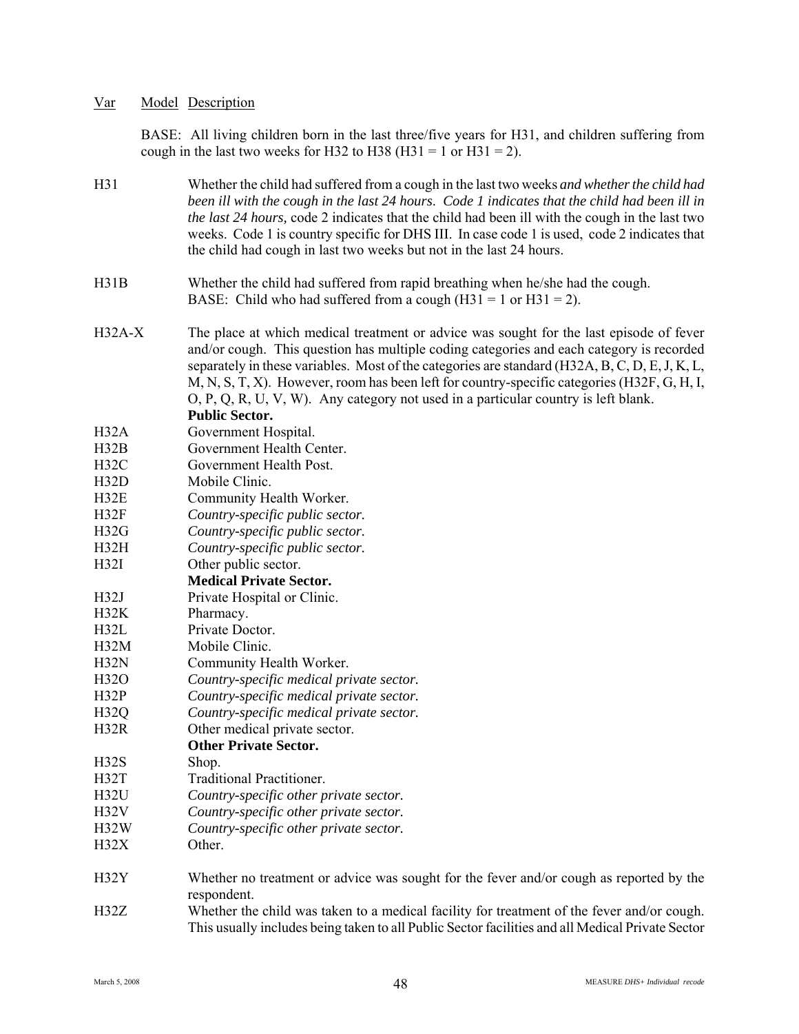Var    Model    Description

BASE: All living children born in the last three/five years for H31, and children suffering from cough in the last two weeks for H32 to H38 (H31 = 1 or H31 = 2).

| Var | Description |
|---|---|
| H31 | Whether the child had suffered from a cough in the last two weeks *and whether the child had been ill with the cough in the last 24 hours. Code 1 indicates that the child had been ill in the last 24 hours,* code 2 indicates that the child had been ill with the cough in the last two weeks. Code 1 is country specific for DHS III. In case code 1 is used, code 2 indicates that the child had cough in last two weeks but not in the last 24 hours. |
| H31B | Whether the child had suffered from rapid breathing when he/she had the cough. BASE: Child who had suffered from a cough (H31 = 1 or H31 = 2). |
| H32A-X | The place at which medical treatment or advice was sought for the last episode of fever and/or cough. This question has multiple coding categories and each category is recorded separately in these variables. Most of the categories are standard (H32A, B, C, D, E, J, K, L, M, N, S, T, X). However, room has been left for country-specific categories (H32F, G, H, I, O, P, Q, R, U, V, W). Any category not used in a particular country is left blank. |
| | **Public Sector.** |
| H32A | Government Hospital. |
| H32B | Government Health Center. |
| H32C | Government Health Post. |
| H32D | Mobile Clinic. |
| H32E | Community Health Worker. |
| H32F | *Country-specific public sector.* |
| H32G | *Country-specific public sector.* |
| H32H | *Country-specific public sector.* |
| H32I | Other public sector. |
| | **Medical Private Sector.** |
| H32J | Private Hospital or Clinic. |
| H32K | Pharmacy. |
| H32L | Private Doctor. |
| H32M | Mobile Clinic. |
| H32N | Community Health Worker. |
| H32O | *Country-specific medical private sector.* |
| H32P | *Country-specific medical private sector.* |
| H32Q | *Country-specific medical private sector.* |
| H32R | Other medical private sector. |
| | **Other Private Sector.** |
| H32S | Shop. |
| H32T | Traditional Practitioner. |
| H32U | *Country-specific other private sector.* |
| H32V | *Country-specific other private sector.* |
| H32W | *Country-specific other private sector.* |
| H32X | Other. |
| H32Y | Whether no treatment or advice was sought for the fever and/or cough as reported by the respondent. |
| H32Z | Whether the child was taken to a medical facility for treatment of the fever and/or cough. This usually includes being taken to all Public Sector facilities and all Medical Private Sector |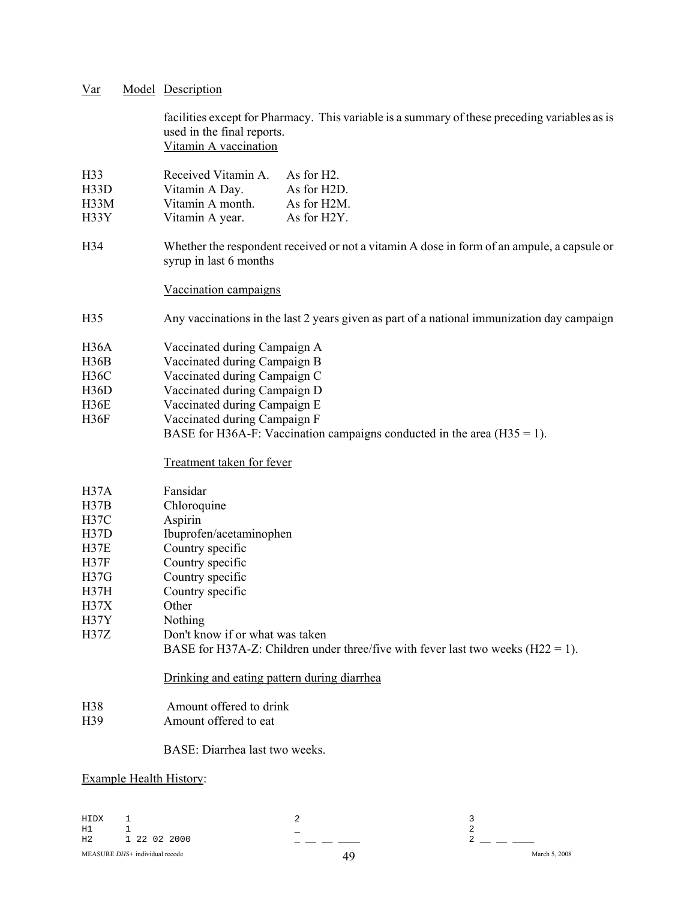| Var | Model | Description |
|---|---|---|
| | | facilities except for Pharmacy. This variable is a summary of these preceding variables as is used in the final reports. |

Vitamin A vaccination

| | | |
|---|---|---|
| H33 | Received Vitamin A. | As for H2. |
| H33D | Vitamin A Day. | As for H2D. |
| H33M | Vitamin A month. | As for H2M. |
| H33Y | Vitamin A year. | As for H2Y. |

H34 Whether the respondent received or not a vitamin A dose in form of an ampule, a capsule or syrup in last 6 months

Vaccination campaigns

H35 Any vaccinations in the last 2 years given as part of a national immunization day campaign

| | |
|---|---|
| H36A | Vaccinated during Campaign A |
| H36B | Vaccinated during Campaign B |
| H36C | Vaccinated during Campaign C |
| H36D | Vaccinated during Campaign D |
| H36E | Vaccinated during Campaign E |
| H36F | Vaccinated during Campaign F |

BASE for H36A-F: Vaccination campaigns conducted in the area (H35 = 1).

Treatment taken for fever

| | |
|---|---|
| H37A | Fansidar |
| H37B | Chloroquine |
| H37C | Aspirin |
| H37D | Ibuprofen/acetaminophen |
| H37E | Country specific |
| H37F | Country specific |
| H37G | Country specific |
| H37H | Country specific |
| H37X | Other |
| H37Y | Nothing |
| H37Z | Don't know if or what was taken |

BASE for H37A-Z: Children under three/five with fever last two weeks (H22 = 1).

Drinking and eating pattern during diarrhea

| | |
|---|---|
| H38 | Amount offered to drink |
| H39 | Amount offered to eat |

BASE: Diarrhea last two weeks.

Example Health History:

```
HIDX    1                               2                               3
H1      1                               _                               2
H2      1 22 02 2000                    _ __ __ ____                    2 __ __ ____
```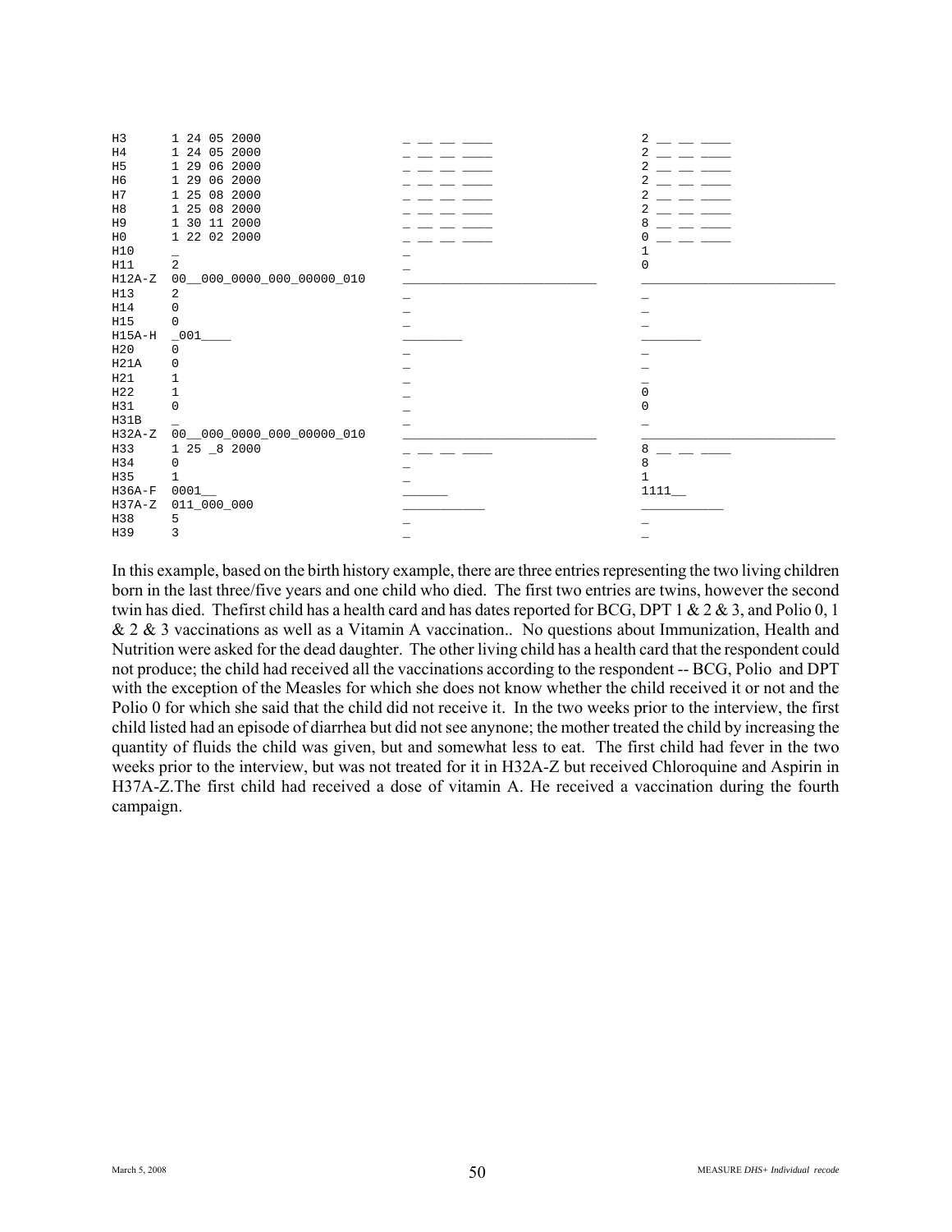```
H3      1 24 05 2000                  _ __ __ ____              2 __ __ ____
H4      1 24 05 2000                  _ __ __ ____              2 __ __ ____
H5      1 29 06 2000                  _ __ __ ____              2 __ __ ____
H6      1 29 06 2000                  _ __ __ ____              2 __ __ ____
H7      1 25 08 2000                  _ __ __ ____              2 __ __ ____
H8      1 25 08 2000                  _ __ __ ____              2 __ __ ____
H9      1 30 11 2000                  _ __ __ ____              8 __ __ ____
H0      1 22 02 2000                  _ __ __ ____              0 __ __ ____
H10     _                             _                         1
H11     2                             _                         0
H12A-Z  00__000_0000_000_00000_010    __________________________  __________________________
H13     2                             _                         _
H14     0                             _                         _
H15     0                             _                         _
H15A-H  _001____                      ________                  ________
H20     0                             _                         _
H21A    0                             _                         _
H21     1                             _                         _
H22     1                             _                         0
H31     0                             _                         0
H31B    _                             _                         _
H32A-Z  00__000_0000_000_00000_010    __________________________  __________________________
H33     1 25 _8 2000                  _ __ __ ____              8 __ __ ____
H34     0                             _                         8
H35     1                             _                         1
H36A-F  0001__                        ______                    1111__
H37A-Z  011_000_000                   ___________               ___________
H38     5                             _                         _
H39     3                             _                         _
```

In this example, based on the birth history example, there are three entries representing the two living children born in the last three/five years and one child who died. The first two entries are twins, however the second twin has died. Thefirst child has a health card and has dates reported for BCG, DPT 1 & 2 & 3, and Polio 0, 1 & 2 & 3 vaccinations as well as a Vitamin A vaccination.. No questions about Immunization, Health and Nutrition were asked for the dead daughter. The other living child has a health card that the respondent could not produce; the child had received all the vaccinations according to the respondent -- BCG, Polio and DPT with the exception of the Measles for which she does not know whether the child received it or not and the Polio 0 for which she said that the child did not receive it. In the two weeks prior to the interview, the first child listed had an episode of diarrhea but did not see anynone; the mother treated the child by increasing the quantity of fluids the child was given, but and somewhat less to eat. The first child had fever in the two weeks prior to the interview, but was not treated for it in H32A-Z but received Chloroquine and Aspirin in H37A-Z.The first child had received a dose of vitamin A. He received a vaccination during the fourth campaign.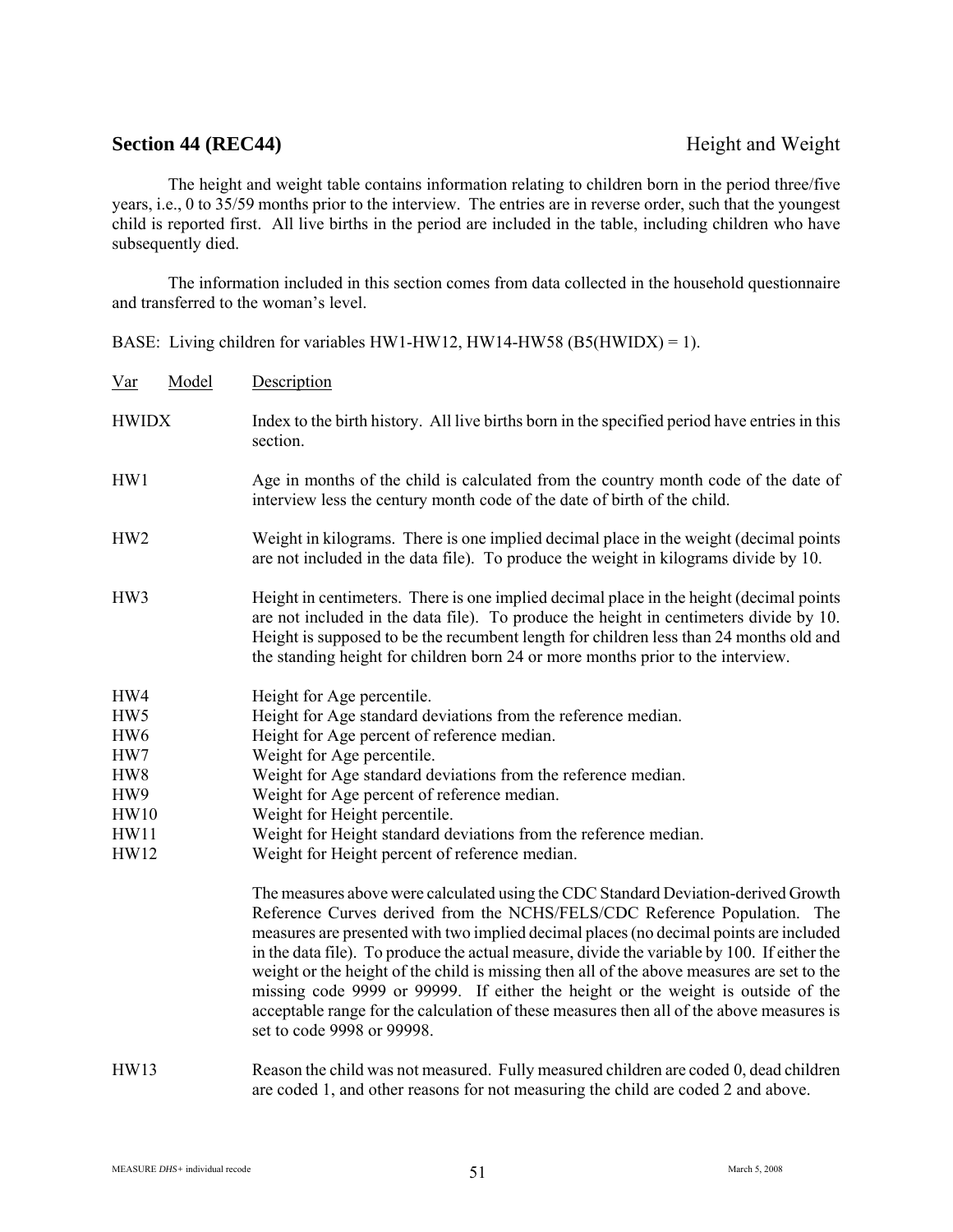## Section 44 (REC44) Height and Weight

The height and weight table contains information relating to children born in the period three/five years, i.e., 0 to 35/59 months prior to the interview. The entries are in reverse order, such that the youngest child is reported first. All live births in the period are included in the table, including children who have subsequently died.

The information included in this section comes from data collected in the household questionnaire and transferred to the woman's level.

BASE: Living children for variables HW1-HW12, HW14-HW58 (B5(HWIDX) = 1).

| Var | Model | Description |
|---|---|---|
| HWIDX | | Index to the birth history. All live births born in the specified period have entries in this section. |
| HW1 | | Age in months of the child is calculated from the country month code of the date of interview less the century month code of the date of birth of the child. |
| HW2 | | Weight in kilograms. There is one implied decimal place in the weight (decimal points are not included in the data file). To produce the weight in kilograms divide by 10. |
| HW3 | | Height in centimeters. There is one implied decimal place in the height (decimal points are not included in the data file). To produce the height in centimeters divide by 10. Height is supposed to be the recumbent length for children less than 24 months old and the standing height for children born 24 or more months prior to the interview. |
| HW4 | | Height for Age percentile. |
| HW5 | | Height for Age standard deviations from the reference median. |
| HW6 | | Height for Age percent of reference median. |
| HW7 | | Weight for Age percentile. |
| HW8 | | Weight for Age standard deviations from the reference median. |
| HW9 | | Weight for Age percent of reference median. |
| HW10 | | Weight for Height percentile. |
| HW11 | | Weight for Height standard deviations from the reference median. |
| HW12 | | Weight for Height percent of reference median. |
| | | The measures above were calculated using the CDC Standard Deviation-derived Growth Reference Curves derived from the NCHS/FELS/CDC Reference Population. The measures are presented with two implied decimal places (no decimal points are included in the data file). To produce the actual measure, divide the variable by 100. If either the weight or the height of the child is missing then all of the above measures are set to the missing code 9999 or 99999. If either the height or the weight is outside of the acceptable range for the calculation of these measures then all of the above measures is set to code 9998 or 99998. |
| HW13 | | Reason the child was not measured. Fully measured children are coded 0, dead children are coded 1, and other reasons for not measuring the child are coded 2 and above. |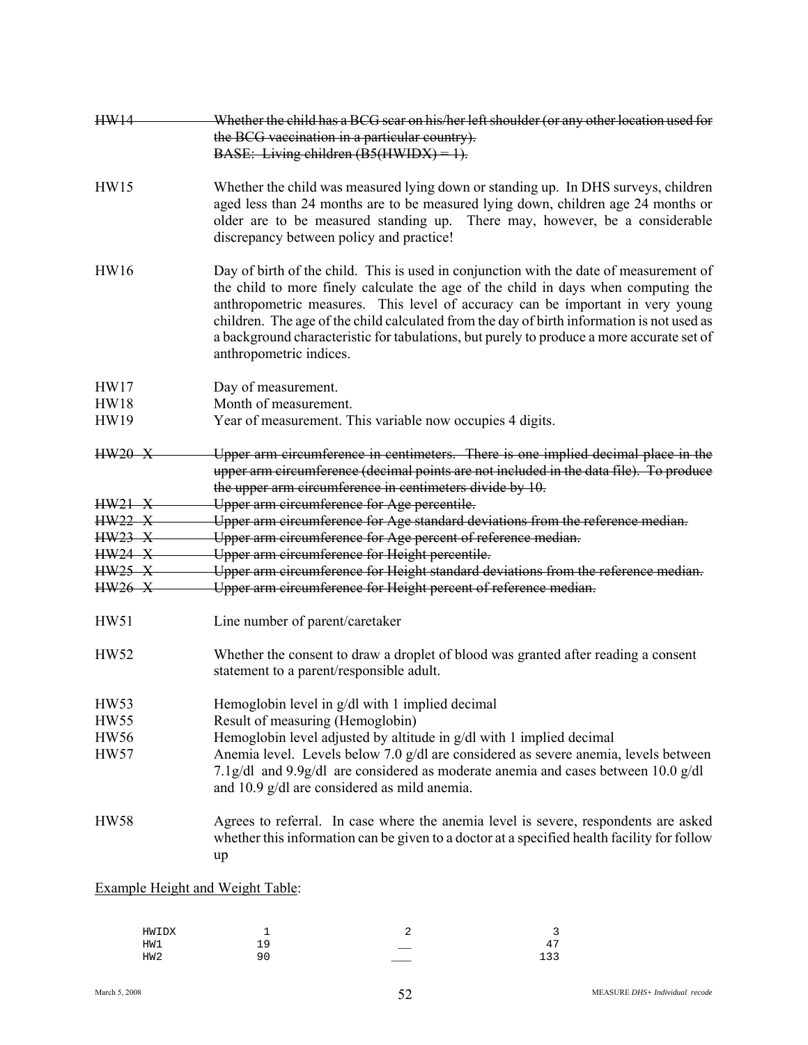~~HW14 Whether the child has a BCG scar on his/her left shoulder (or any other location used for the BCG vaccination in a particular country).~~
~~BASE: Living children (B5(HWIDX) = 1).~~

HW15 Whether the child was measured lying down or standing up. In DHS surveys, children aged less than 24 months are to be measured lying down, children age 24 months or older are to be measured standing up. There may, however, be a considerable discrepancy between policy and practice!

HW16 Day of birth of the child. This is used in conjunction with the date of measurement of the child to more finely calculate the age of the child in days when computing the anthropometric measures. This level of accuracy can be important in very young children. The age of the child calculated from the day of birth information is not used as a background characteristic for tabulations, but purely to produce a more accurate set of anthropometric indices.

HW17 Day of measurement.
HW18 Month of measurement.
HW19 Year of measurement. This variable now occupies 4 digits.

~~HW20 X Upper arm circumference in centimeters. There is one implied decimal place in the upper arm circumference (decimal points are not included in the data file). To produce the upper arm circumference in centimeters divide by 10.~~
~~HW21 X Upper arm circumference for Age percentile.~~
~~HW22 X Upper arm circumference for Age standard deviations from the reference median.~~
~~HW23 X Upper arm circumference for Age percent of reference median.~~
~~HW24 X Upper arm circumference for Height percentile.~~
~~HW25 X Upper arm circumference for Height standard deviations from the reference median.~~
~~HW26 X Upper arm circumference for Height percent of reference median.~~

HW51 Line number of parent/caretaker

HW52 Whether the consent to draw a droplet of blood was granted after reading a consent statement to a parent/responsible adult.

HW53 Hemoglobin level in g/dl with 1 implied decimal
HW55 Result of measuring (Hemoglobin)
HW56 Hemoglobin level adjusted by altitude in g/dl with 1 implied decimal
HW57 Anemia level. Levels below 7.0 g/dl are considered as severe anemia, levels between 7.1g/dl and 9.9g/dl are considered as moderate anemia and cases between 10.0 g/dl and 10.9 g/dl are considered as mild anemia.

HW58 Agrees to referral. In case where the anemia level is severe, respondents are asked whether this information can be given to a doctor at a specified health facility for follow up

<u>Example Height and Weight Table</u>:

```
HWIDX        1          2          3
HW1         19         __         47
HW2         90        ___        133
```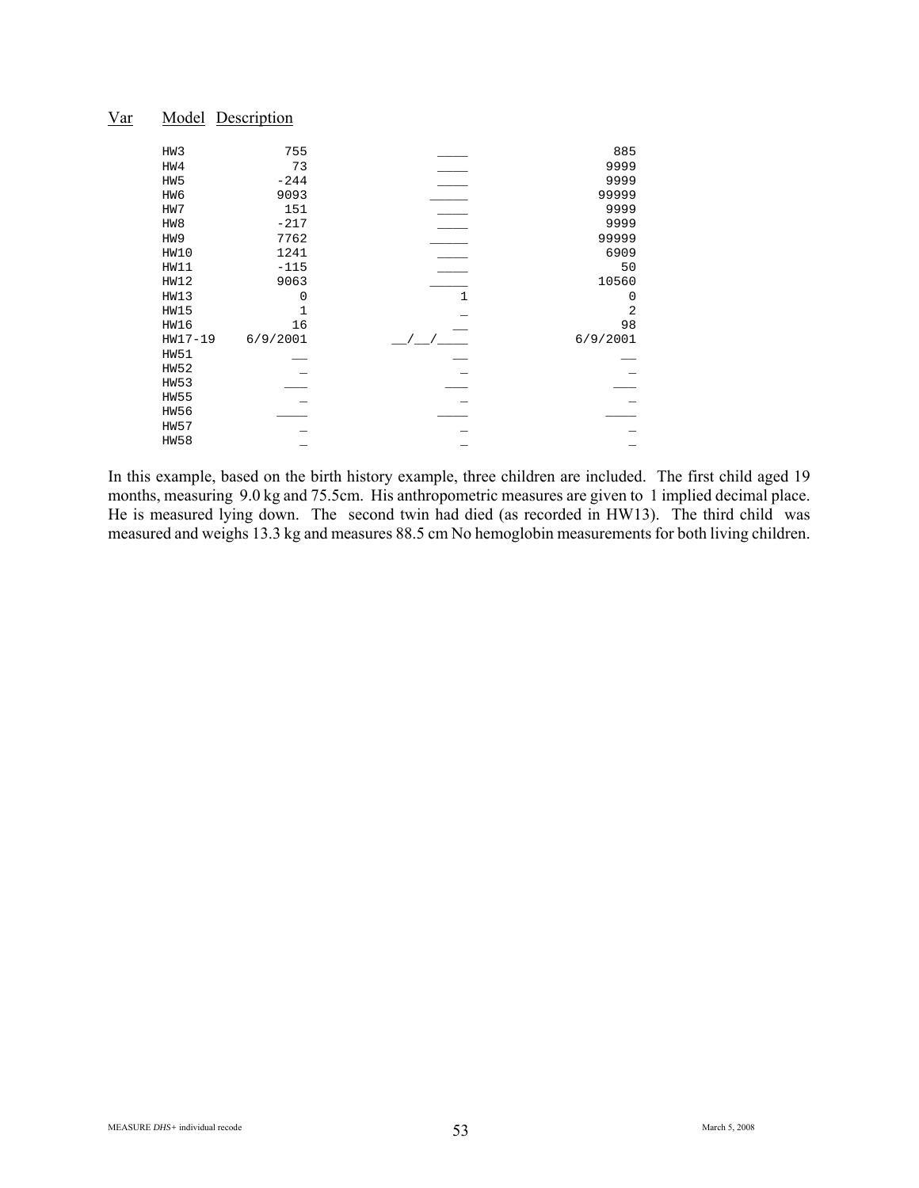| Var | Model | Description | |
|---|---|---|---|
| HW3 | 755 | ____ | 885 |
| HW4 | 73 | ____ | 9999 |
| HW5 | -244 | ____ | 9999 |
| HW6 | 9093 | _____ | 99999 |
| HW7 | 151 | ____ | 9999 |
| HW8 | -217 | ____ | 9999 |
| HW9 | 7762 | _____ | 99999 |
| HW10 | 1241 | ____ | 6909 |
| HW11 | -115 | ____ | 50 |
| HW12 | 9063 | _____ | 10560 |
| HW13 | 0 | 1 | 0 |
| HW15 | 1 | _ | 2 |
| HW16 | 16 | __ | 98 |
| HW17-19 | 6/9/2001 | __/__/____ | 6/9/2001 |
| HW51 | __ | __ | __ |
| HW52 | _ | _ | _ |
| HW53 | ___ | ___ | ___ |
| HW55 | _ | _ | _ |
| HW56 | ____ | ____ | ____ |
| HW57 | _ | _ | _ |
| HW58 | _ | _ | _ |

In this example, based on the birth history example, three children are included. The first child aged 19 months, measuring 9.0 kg and 75.5cm. His anthropometric measures are given to 1 implied decimal place. He is measured lying down. The second twin had died (as recorded in HW13). The third child was measured and weighs 13.3 kg and measures 88.5 cm No hemoglobin measurements for both living children.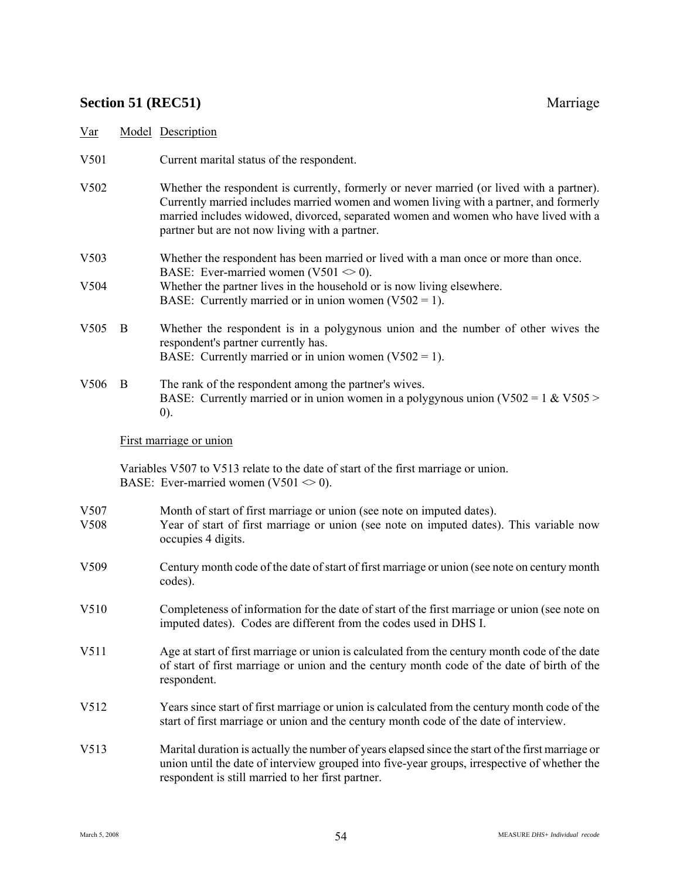## Section 51 (REC51) Marriage

| Var | Model | Description |
|---|---|---|
| V501 | | Current marital status of the respondent. |
| V502 | | Whether the respondent is currently, formerly or never married (or lived with a partner). Currently married includes married women and women living with a partner, and formerly married includes widowed, divorced, separated women and women who have lived with a partner but are not now living with a partner. |
| V503 | | Whether the respondent has been married or lived with a man once or more than once. BASE: Ever-married women (V501 <> 0). |
| V504 | | Whether the partner lives in the household or is now living elsewhere. BASE: Currently married or in union women (V502 = 1). |
| V505 | B | Whether the respondent is in a polygynous union and the number of other wives the respondent's partner currently has. BASE: Currently married or in union women (V502 = 1). |
| V506 | B | The rank of the respondent among the partner's wives. BASE: Currently married or in union women in a polygynous union (V502 = 1 & V505 > 0). |

First marriage or union

Variables V507 to V513 relate to the date of start of the first marriage or union.
BASE: Ever-married women (V501 <> 0).

| Var | Model | Description |
|---|---|---|
| V507 | | Month of start of first marriage or union (see note on imputed dates). |
| V508 | | Year of start of first marriage or union (see note on imputed dates). This variable now occupies 4 digits. |
| V509 | | Century month code of the date of start of first marriage or union (see note on century month codes). |
| V510 | | Completeness of information for the date of start of the first marriage or union (see note on imputed dates). Codes are different from the codes used in DHS I. |
| V511 | | Age at start of first marriage or union is calculated from the century month code of the date of start of first marriage or union and the century month code of the date of birth of the respondent. |
| V512 | | Years since start of first marriage or union is calculated from the century month code of the start of first marriage or union and the century month code of the date of interview. |
| V513 | | Marital duration is actually the number of years elapsed since the start of the first marriage or union until the date of interview grouped into five-year groups, irrespective of whether the respondent is still married to her first partner. |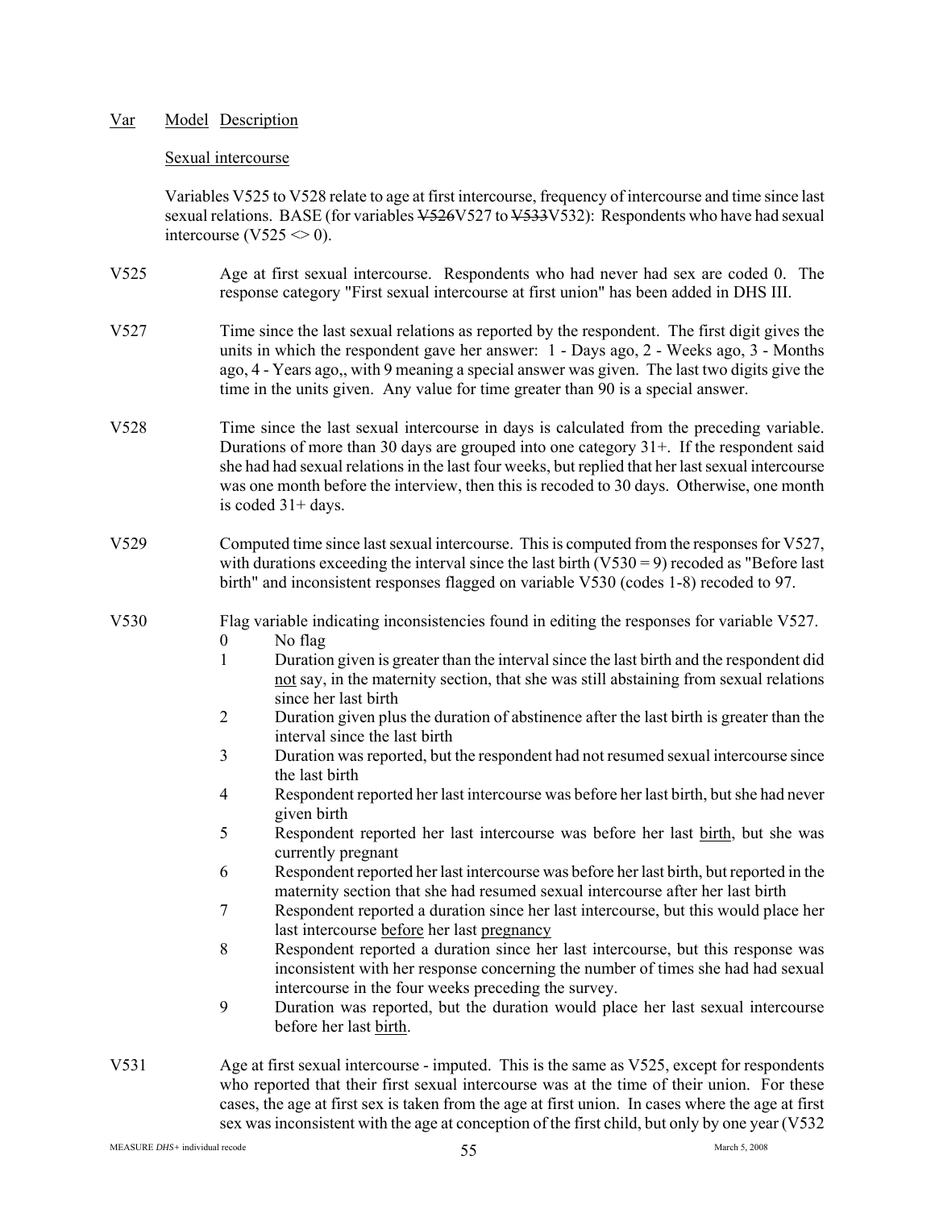| Var | Model | Description |
|---|---|---|

Sexual intercourse

Variables V525 to V528 relate to age at first intercourse, frequency of intercourse and time since last sexual relations. BASE (for variables ~~V526~~V527 to ~~V533~~V532): Respondents who have had sexual intercourse (V525 <> 0).

**V525** Age at first sexual intercourse. Respondents who had never had sex are coded 0. The response category "First sexual intercourse at first union" has been added in DHS III.

**V527** Time since the last sexual relations as reported by the respondent. The first digit gives the units in which the respondent gave her answer: 1 - Days ago, 2 - Weeks ago, 3 - Months ago, 4 - Years ago,, with 9 meaning a special answer was given. The last two digits give the time in the units given. Any value for time greater than 90 is a special answer.

**V528** Time since the last sexual intercourse in days is calculated from the preceding variable. Durations of more than 30 days are grouped into one category 31+. If the respondent said she had had sexual relations in the last four weeks, but replied that her last sexual intercourse was one month before the interview, then this is recoded to 30 days. Otherwise, one month is coded 31+ days.

**V529** Computed time since last sexual intercourse. This is computed from the responses for V527, with durations exceeding the interval since the last birth (V530 = 9) recoded as "Before last birth" and inconsistent responses flagged on variable V530 (codes 1-8) recoded to 97.

**V530** Flag variable indicating inconsistencies found in editing the responses for variable V527.

- 0 No flag
- 1 Duration given is greater than the interval since the last birth and the respondent did not say, in the maternity section, that she was still abstaining from sexual relations since her last birth
- 2 Duration given plus the duration of abstinence after the last birth is greater than the interval since the last birth
- 3 Duration was reported, but the respondent had not resumed sexual intercourse since the last birth
- 4 Respondent reported her last intercourse was before her last birth, but she had never given birth
- 5 Respondent reported her last intercourse was before her last birth, but she was currently pregnant
- 6 Respondent reported her last intercourse was before her last birth, but reported in the maternity section that she had resumed sexual intercourse after her last birth
- 7 Respondent reported a duration since her last intercourse, but this would place her last intercourse before her last pregnancy
- 8 Respondent reported a duration since her last intercourse, but this response was inconsistent with her response concerning the number of times she had had sexual intercourse in the four weeks preceding the survey.
- 9 Duration was reported, but the duration would place her last sexual intercourse before her last birth.

**V531** Age at first sexual intercourse - imputed. This is the same as V525, except for respondents who reported that their first sexual intercourse was at the time of their union. For these cases, the age at first sex is taken from the age at first union. In cases where the age at first sex was inconsistent with the age at conception of the first child, but only by one year (V532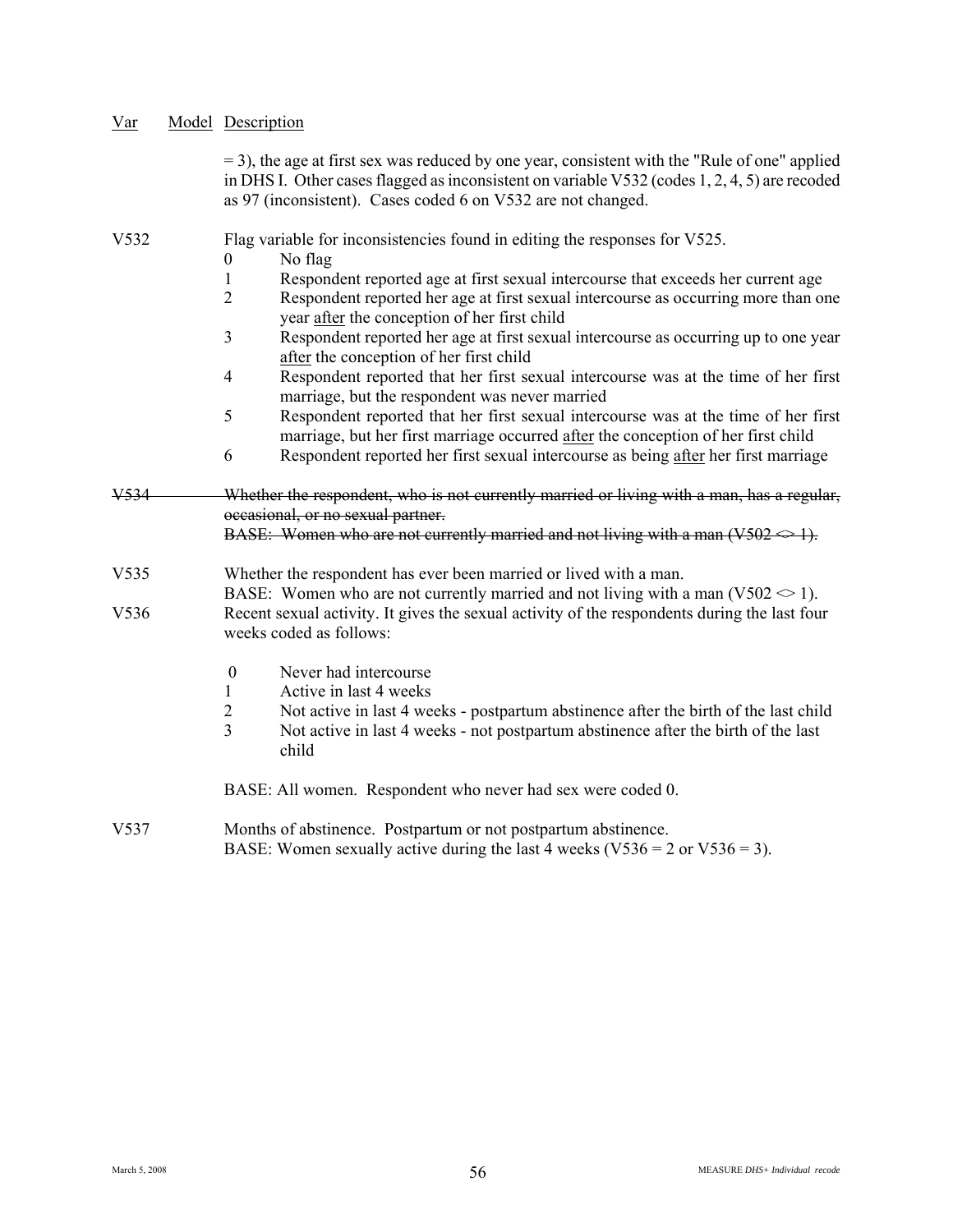| Var | Model | Description |
|---|---|---|
| | | = 3), the age at first sex was reduced by one year, consistent with the "Rule of one" applied in DHS I. Other cases flagged as inconsistent on variable V532 (codes 1, 2, 4, 5) are recoded as 97 (inconsistent). Cases coded 6 on V532 are not changed. |

**V532** Flag variable for inconsistencies found in editing the responses for V525.

- 0 No flag
- 1 Respondent reported age at first sexual intercourse that exceeds her current age
- 2 Respondent reported her age at first sexual intercourse as occurring more than one year <u>after</u> the conception of her first child
- 3 Respondent reported her age at first sexual intercourse as occurring up to one year <u>after</u> the conception of her first child
- 4 Respondent reported that her first sexual intercourse was at the time of her first marriage, but the respondent was never married
- 5 Respondent reported that her first sexual intercourse was at the time of her first marriage, but her first marriage occurred <u>after</u> the conception of her first child
- 6 Respondent reported her first sexual intercourse as being <u>after</u> her first marriage

~~**V534** Whether the respondent, who is not currently married or living with a man, has a regular, occasional, or no sexual partner.~~
~~BASE: Women who are not currently married and not living with a man (V502 <> 1).~~

**V535** Whether the respondent has ever been married or lived with a man.
BASE: Women who are not currently married and not living with a man (V502 <> 1).

**V536** Recent sexual activity. It gives the sexual activity of the respondents during the last four weeks coded as follows:

- 0 Never had intercourse
- 1 Active in last 4 weeks
- 2 Not active in last 4 weeks - postpartum abstinence after the birth of the last child
- 3 Not active in last 4 weeks - not postpartum abstinence after the birth of the last child

BASE: All women. Respondent who never had sex were coded 0.

**V537** Months of abstinence. Postpartum or not postpartum abstinence.
BASE: Women sexually active during the last 4 weeks (V536 = 2 or V536 = 3).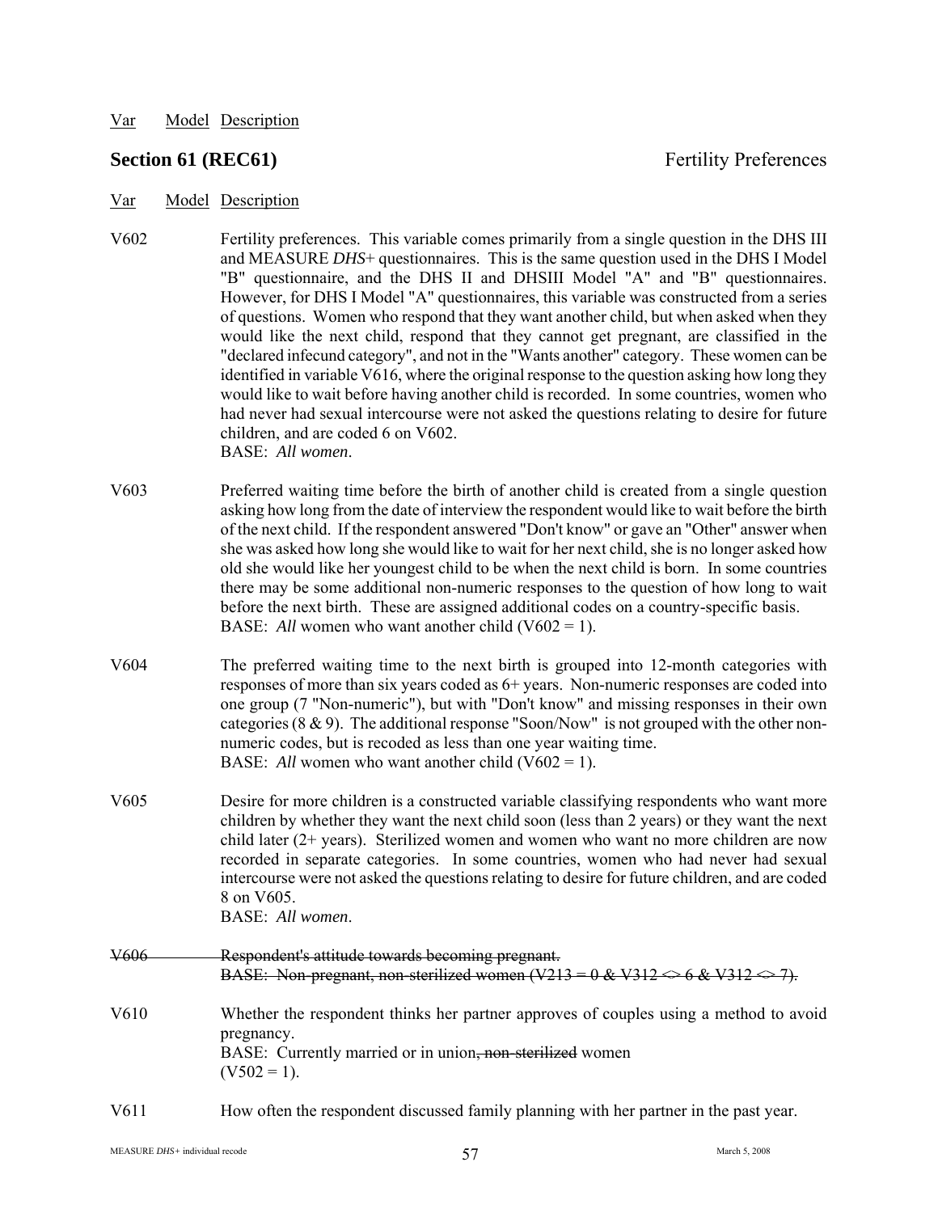Var Model Description

## Section 61 (REC61) Fertility Preferences

Var Model Description

V602 Fertility preferences. This variable comes primarily from a single question in the DHS III and MEASURE *DHS*+ questionnaires. This is the same question used in the DHS I Model "B" questionnaire, and the DHS II and DHSIII Model "A" and "B" questionnaires. However, for DHS I Model "A" questionnaires, this variable was constructed from a series of questions. Women who respond that they want another child, but when asked when they would like the next child, respond that they cannot get pregnant, are classified in the "declared infecund category", and not in the "Wants another" category. These women can be identified in variable V616, where the original response to the question asking how long they would like to wait before having another child is recorded. In some countries, women who had never had sexual intercourse were not asked the questions relating to desire for future children, and are coded 6 on V602.
BASE: *All women*.

V603 Preferred waiting time before the birth of another child is created from a single question asking how long from the date of interview the respondent would like to wait before the birth of the next child. If the respondent answered "Don't know" or gave an "Other" answer when she was asked how long she would like to wait for her next child, she is no longer asked how old she would like her youngest child to be when the next child is born. In some countries there may be some additional non-numeric responses to the question of how long to wait before the next birth. These are assigned additional codes on a country-specific basis.
BASE: *All* women who want another child (V602 = 1).

V604 The preferred waiting time to the next birth is grouped into 12-month categories with responses of more than six years coded as 6+ years. Non-numeric responses are coded into one group (7 "Non-numeric"), but with "Don't know" and missing responses in their own categories (8 & 9). The additional response "Soon/Now" is not grouped with the other non-numeric codes, but is recoded as less than one year waiting time.
BASE: *All* women who want another child (V602 = 1).

V605 Desire for more children is a constructed variable classifying respondents who want more children by whether they want the next child soon (less than 2 years) or they want the next child later (2+ years). Sterilized women and women who want no more children are now recorded in separate categories. In some countries, women who had never had sexual intercourse were not asked the questions relating to desire for future children, and are coded 8 on V605.
BASE: *All women*.

~~V606 Respondent's attitude towards becoming pregnant.~~
~~BASE: Non-pregnant, non-sterilized women (V213 = 0 & V312 <> 6 & V312 <> 7).~~

V610 Whether the respondent thinks her partner approves of couples using a method to avoid pregnancy.
BASE: Currently married or in union~~, non-sterilized~~ women (V502 = 1).

V611 How often the respondent discussed family planning with her partner in the past year.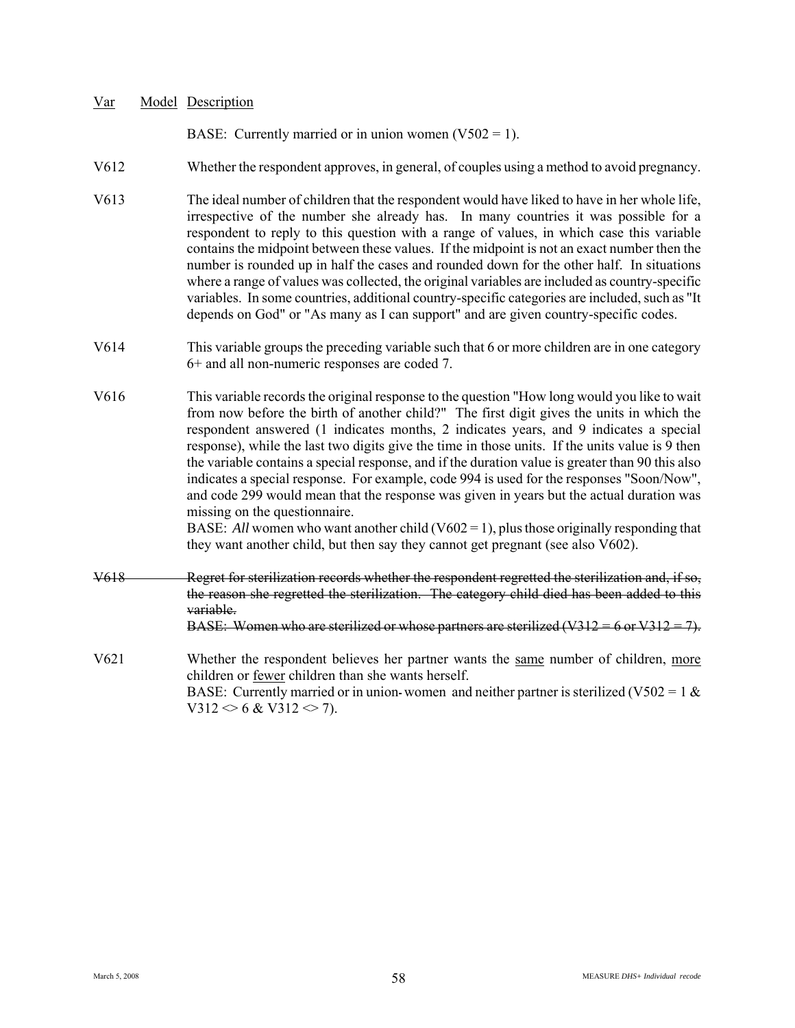| Var | Model | Description |
|---|---|---|
| | | BASE: Currently married or in union women (V502 = 1). |
| V612 | | Whether the respondent approves, in general, of couples using a method to avoid pregnancy. |
| V613 | | The ideal number of children that the respondent would have liked to have in her whole life, irrespective of the number she already has. In many countries it was possible for a respondent to reply to this question with a range of values, in which case this variable contains the midpoint between these values. If the midpoint is not an exact number then the number is rounded up in half the cases and rounded down for the other half. In situations where a range of values was collected, the original variables are included as country-specific variables. In some countries, additional country-specific categories are included, such as "It depends on God" or "As many as I can support" and are given country-specific codes. |
| V614 | | This variable groups the preceding variable such that 6 or more children are in one category 6+ and all non-numeric responses are coded 7. |
| V616 | | This variable records the original response to the question "How long would you like to wait from now before the birth of another child?" The first digit gives the units in which the respondent answered (1 indicates months, 2 indicates years, and 9 indicates a special response), while the last two digits give the time in those units. If the units value is 9 then the variable contains a special response, and if the duration value is greater than 90 this also indicates a special response. For example, code 994 is used for the responses "Soon/Now", and code 299 would mean that the response was given in years but the actual duration was missing on the questionnaire.<br>BASE: *All* women who want another child (V602 = 1), plus those originally responding that they want another child, but then say they cannot get pregnant (see also V602). |
| ~~V618~~ | | ~~Regret for sterilization records whether the respondent regretted the sterilization and, if so, the reason she regretted the sterilization. The category child died has been added to this variable.~~<br>~~BASE: Women who are sterilized or whose partners are sterilized (V312 = 6 or V312 = 7).~~ |
| V621 | | Whether the respondent believes her partner wants the <u>same</u> number of children, <u>more</u> children or <u>fewer</u> children than she wants herself.<br>BASE: Currently married or in union women and neither partner is sterilized (V502 = 1 & V312 <> 6 & V312 <> 7). |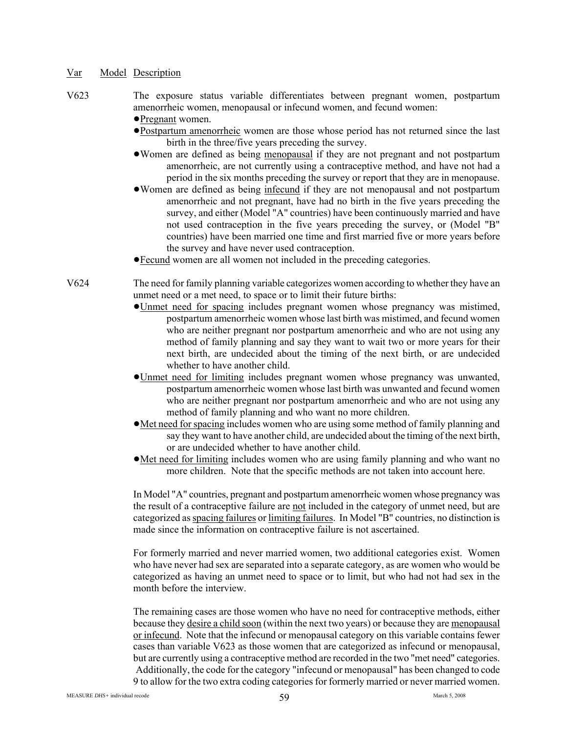| Var | Model | Description |
|---|---|---|

V623 The exposure status variable differentiates between pregnant women, postpartum amenorrheic women, menopausal or infecund women, and fecund women:

- Pregnant women.
- Postpartum amenorrheic women are those whose period has not returned since the last birth in the three/five years preceding the survey.
- Women are defined as being menopausal if they are not pregnant and not postpartum amenorrheic, are not currently using a contraceptive method, and have not had a period in the six months preceding the survey or report that they are in menopause.
- Women are defined as being infecund if they are not menopausal and not postpartum amenorrheic and not pregnant, have had no birth in the five years preceding the survey, and either (Model "A" countries) have been continuously married and have not used contraception in the five years preceding the survey, or (Model "B" countries) have been married one time and first married five or more years before the survey and have never used contraception.
- Fecund women are all women not included in the preceding categories.

V624 The need for family planning variable categorizes women according to whether they have an unmet need or a met need, to space or to limit their future births:

- Unmet need for spacing includes pregnant women whose pregnancy was mistimed, postpartum amenorrheic women whose last birth was mistimed, and fecund women who are neither pregnant nor postpartum amenorrheic and who are not using any method of family planning and say they want to wait two or more years for their next birth, are undecided about the timing of the next birth, or are undecided whether to have another child.
- Unmet need for limiting includes pregnant women whose pregnancy was unwanted, postpartum amenorrheic women whose last birth was unwanted and fecund women who are neither pregnant nor postpartum amenorrheic and who are not using any method of family planning and who want no more children.
- Met need for spacing includes women who are using some method of family planning and say they want to have another child, are undecided about the timing of the next birth, or are undecided whether to have another child.
- Met need for limiting includes women who are using family planning and who want no more children. Note that the specific methods are not taken into account here.

In Model "A" countries, pregnant and postpartum amenorrheic women whose pregnancy was the result of a contraceptive failure are not included in the category of unmet need, but are categorized as spacing failures or limiting failures. In Model "B" countries, no distinction is made since the information on contraceptive failure is not ascertained.

For formerly married and never married women, two additional categories exist. Women who have never had sex are separated into a separate category, as are women who would be categorized as having an unmet need to space or to limit, but who had not had sex in the month before the interview.

The remaining cases are those women who have no need for contraceptive methods, either because they desire a child soon (within the next two years) or because they are menopausal or infecund. Note that the infecund or menopausal category on this variable contains fewer cases than variable V623 as those women that are categorized as infecund or menopausal, but are currently using a contraceptive method are recorded in the two "met need" categories. Additionally, the code for the category "infecund or menopausal" has been changed to code 9 to allow for the two extra coding categories for formerly married or never married women.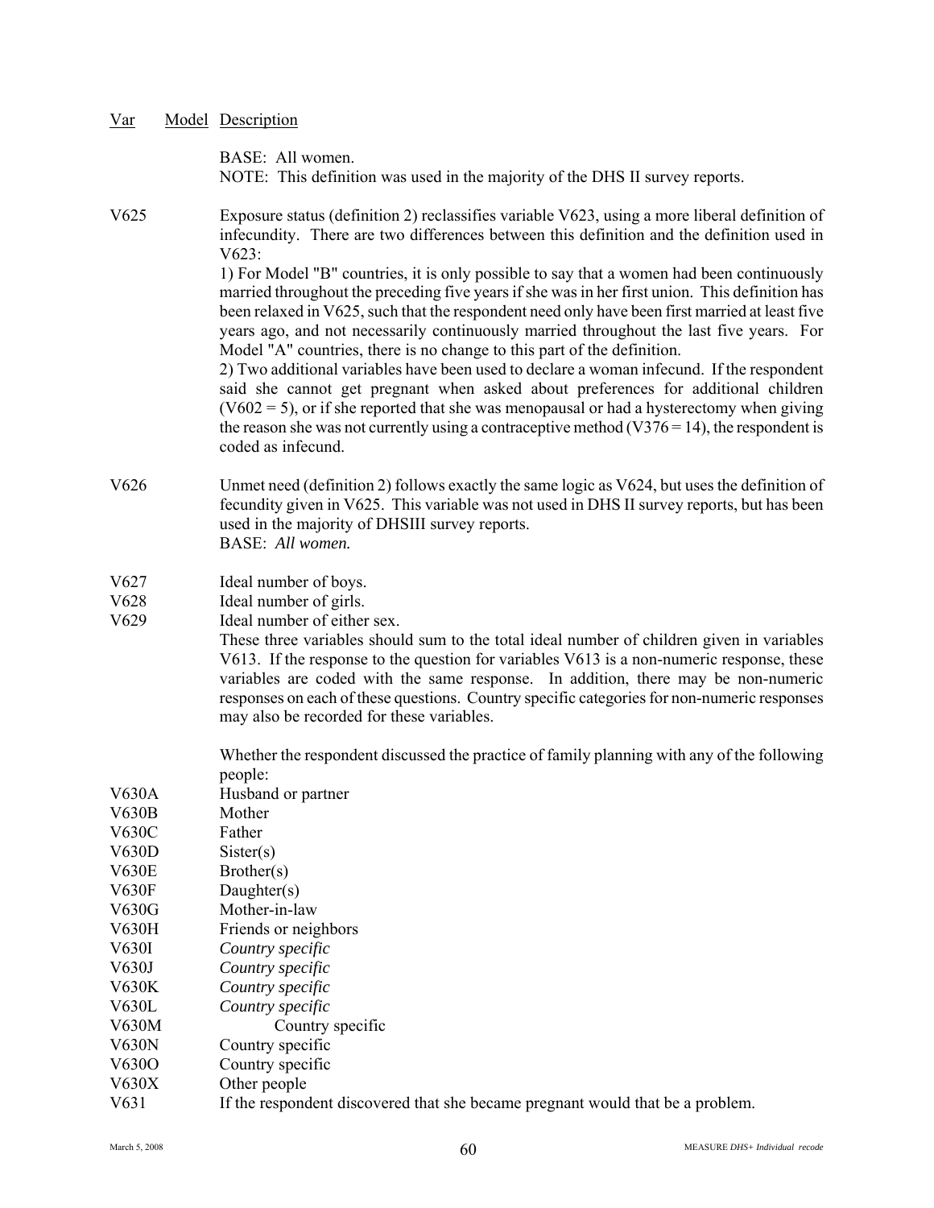| Var | Model | Description |
|---|---|---|
| | | BASE: All women.<br>NOTE: This definition was used in the majority of the DHS II survey reports. |
| V625 | | Exposure status (definition 2) reclassifies variable V623, using a more liberal definition of infecundity. There are two differences between this definition and the definition used in V623:<br>1) For Model "B" countries, it is only possible to say that a women had been continuously married throughout the preceding five years if she was in her first union. This definition has been relaxed in V625, such that the respondent need only have been first married at least five years ago, and not necessarily continuously married throughout the last five years. For Model "A" countries, there is no change to this part of the definition.<br>2) Two additional variables have been used to declare a woman infecund. If the respondent said she cannot get pregnant when asked about preferences for additional children (V602 = 5), or if she reported that she was menopausal or had a hysterectomy when giving the reason she was not currently using a contraceptive method (V376 = 14), the respondent is coded as infecund. |
| V626 | | Unmet need (definition 2) follows exactly the same logic as V624, but uses the definition of fecundity given in V625. This variable was not used in DHS II survey reports, but has been used in the majority of DHSIII survey reports.<br>BASE: *All women.* |
| V627 | | Ideal number of boys. |
| V628 | | Ideal number of girls. |
| V629 | | Ideal number of either sex.<br>These three variables should sum to the total ideal number of children given in variables V613. If the response to the question for variables V613 is a non-numeric response, these variables are coded with the same response. In addition, there may be non-numeric responses on each of these questions. Country specific categories for non-numeric responses may also be recorded for these variables. |
| | | Whether the respondent discussed the practice of family planning with any of the following people: |
| V630A | | Husband or partner |
| V630B | | Mother |
| V630C | | Father |
| V630D | | Sister(s) |
| V630E | | Brother(s) |
| V630F | | Daughter(s) |
| V630G | | Mother-in-law |
| V630H | | Friends or neighbors |
| V630I | | *Country specific* |
| V630J | | *Country specific* |
| V630K | | *Country specific* |
| V630L | | *Country specific* |
| V630M | | Country specific |
| V630N | | Country specific |
| V630O | | Country specific |
| V630X | | Other people |
| V631 | | If the respondent discovered that she became pregnant would that be a problem. |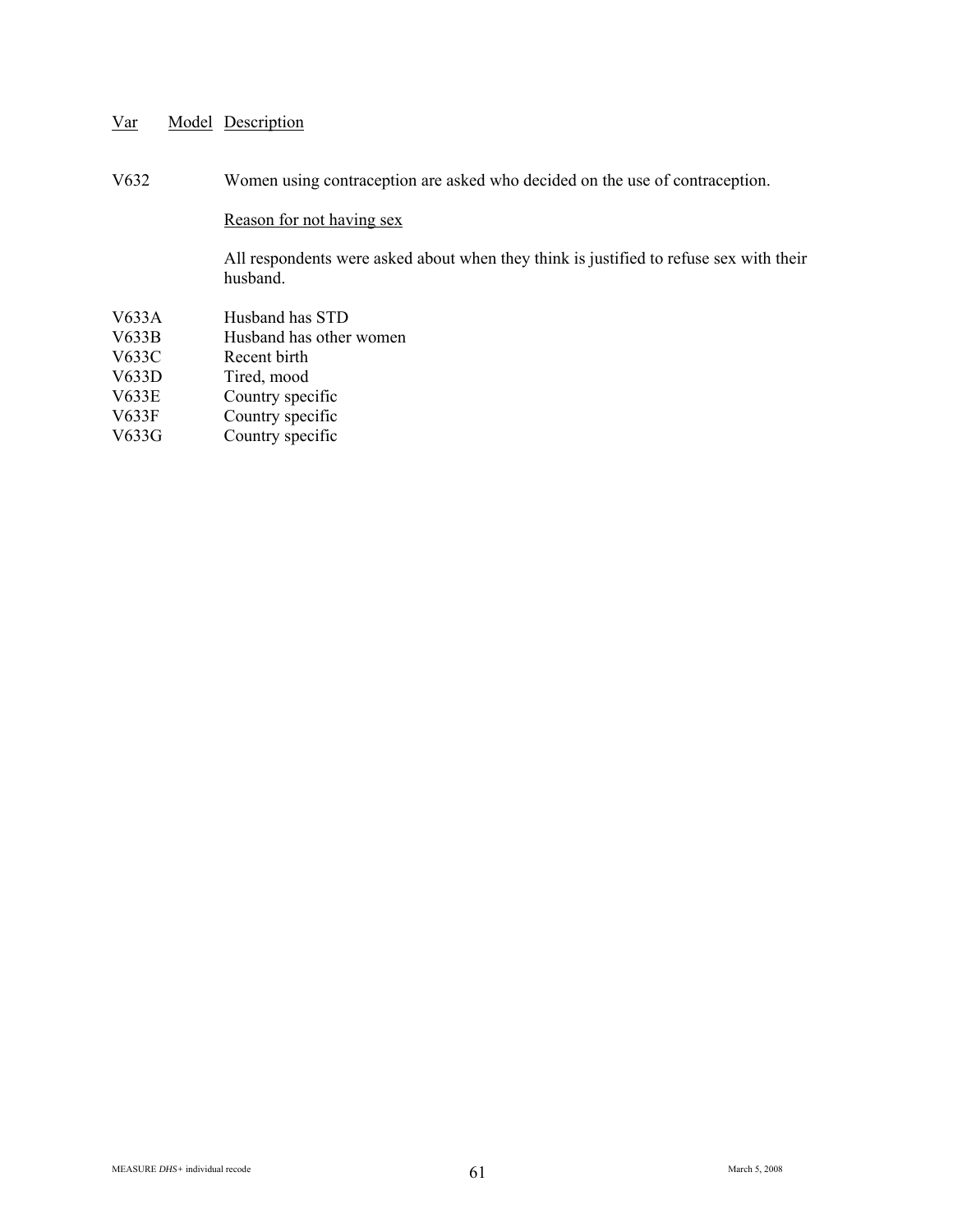| Var | Model | Description |
|---|---|---|
| V632 | | Women using contraception are asked who decided on the use of contraception. |
| | | Reason for not having sex |
| | | All respondents were asked about when they think is justified to refuse sex with their husband. |
| V633A | | Husband has STD |
| V633B | | Husband has other women |
| V633C | | Recent birth |
| V633D | | Tired, mood |
| V633E | | Country specific |
| V633F | | Country specific |
| V633G | | Country specific |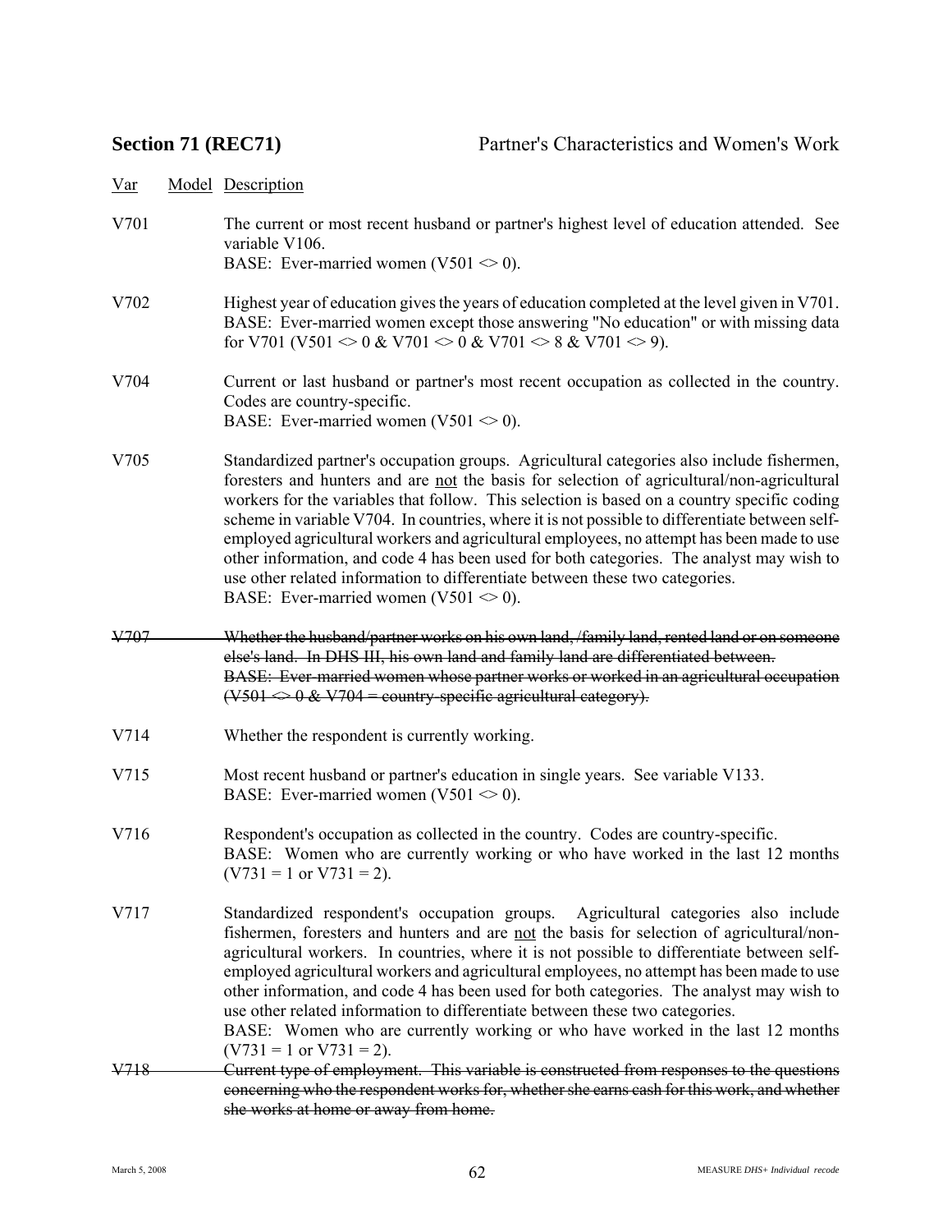## Section 71 (REC71) Partner's Characteristics and Women's Work

| Var | Model | Description |
|---|---|---|
| V701 | | The current or most recent husband or partner's highest level of education attended. See variable V106.<br>BASE: Ever-married women (V501 <> 0). |
| V702 | | Highest year of education gives the years of education completed at the level given in V701.<br>BASE: Ever-married women except those answering "No education" or with missing data for V701 (V501 <> 0 & V701 <> 0 & V701 <> 8 & V701 <> 9). |
| V704 | | Current or last husband or partner's most recent occupation as collected in the country. Codes are country-specific.<br>BASE: Ever-married women (V501 <> 0). |
| V705 | | Standardized partner's occupation groups. Agricultural categories also include fishermen, foresters and hunters and are not the basis for selection of agricultural/non-agricultural workers for the variables that follow. This selection is based on a country specific coding scheme in variable V704. In countries, where it is not possible to differentiate between self-employed agricultural workers and agricultural employees, no attempt has been made to use other information, and code 4 has been used for both categories. The analyst may wish to use other related information to differentiate between these two categories.<br>BASE: Ever-married women (V501 <> 0). |
| ~~V707~~ | | ~~Whether the husband/partner works on his own land, /family land, rented land or on someone else's land. In DHS III, his own land and family land are differentiated between.~~<br>~~BASE: Ever-married women whose partner works or worked in an agricultural occupation (V501 <> 0 & V704 = country-specific agricultural category).~~ |
| V714 | | Whether the respondent is currently working. |
| V715 | | Most recent husband or partner's education in single years. See variable V133.<br>BASE: Ever-married women (V501 <> 0). |
| V716 | | Respondent's occupation as collected in the country. Codes are country-specific.<br>BASE: Women who are currently working or who have worked in the last 12 months (V731 = 1 or V731 = 2). |
| V717 | | Standardized respondent's occupation groups. Agricultural categories also include fishermen, foresters and hunters and are not the basis for selection of agricultural/non-agricultural workers. In countries, where it is not possible to differentiate between self-employed agricultural workers and agricultural employees, no attempt has been made to use other information, and code 4 has been used for both categories. The analyst may wish to use other related information to differentiate between these two categories.<br>BASE: Women who are currently working or who have worked in the last 12 months (V731 = 1 or V731 = 2). |
| ~~V718~~ | | ~~Current type of employment. This variable is constructed from responses to the questions concerning who the respondent works for, whether she earns cash for this work, and whether she works at home or away from home.~~ |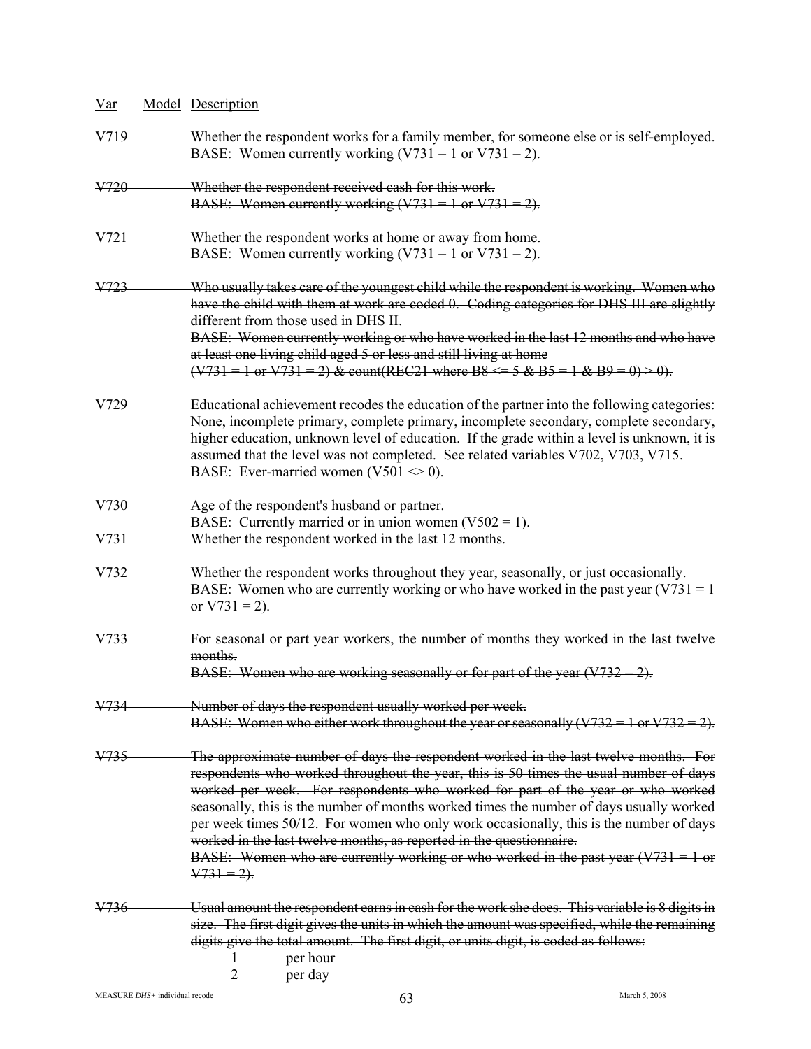| Var | Model | Description |
|---|---|---|
| V719 | | Whether the respondent works for a family member, for someone else or is self-employed. BASE: Women currently working (V731 = 1 or V731 = 2). |
| ~~V720~~ | | ~~Whether the respondent received cash for this work. BASE: Women currently working (V731 = 1 or V731 = 2).~~ |
| V721 | | Whether the respondent works at home or away from home. BASE: Women currently working (V731 = 1 or V731 = 2). |
| ~~V723~~ | | ~~Who usually takes care of the youngest child while the respondent is working. Women who have the child with them at work are coded 0. Coding categories for DHS III are slightly different from those used in DHS II. BASE: Women currently working or who have worked in the last 12 months and who have at least one living child aged 5 or less and still living at home (V731 = 1 or V731 = 2) & count(REC21 where B8 <= 5 & B5 = 1 & B9 = 0) > 0).~~ |
| V729 | | Educational achievement recodes the education of the partner into the following categories: None, incomplete primary, complete primary, incomplete secondary, complete secondary, higher education, unknown level of education. If the grade within a level is unknown, it is assumed that the level was not completed. See related variables V702, V703, V715. BASE: Ever-married women (V501 <> 0). |
| V730 | | Age of the respondent's husband or partner. BASE: Currently married or in union women (V502 = 1). |
| V731 | | Whether the respondent worked in the last 12 months. |
| V732 | | Whether the respondent works throughout they year, seasonally, or just occasionally. BASE: Women who are currently working or who have worked in the past year (V731 = 1 or V731 = 2). |
| ~~V733~~ | | ~~For seasonal or part year workers, the number of months they worked in the last twelve months. BASE: Women who are working seasonally or for part of the year (V732 = 2).~~ |
| ~~V734~~ | | ~~Number of days the respondent usually worked per week. BASE: Women who either work throughout the year or seasonally (V732 = 1 or V732 = 2).~~ |
| ~~V735~~ | | ~~The approximate number of days the respondent worked in the last twelve months. For respondents who worked throughout the year, this is 50 times the usual number of days worked per week. For respondents who worked for part of the year or who worked seasonally, this is the number of months worked times the number of days usually worked per week times 50/12. For women who only work occasionally, this is the number of days worked in the last twelve months, as reported in the questionnaire. BASE: Women who are currently working or who worked in the past year (V731 = 1 or V731 = 2).~~ |
| ~~V736~~ | | ~~Usual amount the respondent earns in cash for the work she does. This variable is 8 digits in size. The first digit gives the units in which the amount was specified, while the remaining digits give the total amount. The first digit, or units digit, is coded as follows:~~ ~~1 per hour~~ ~~2 per day~~ |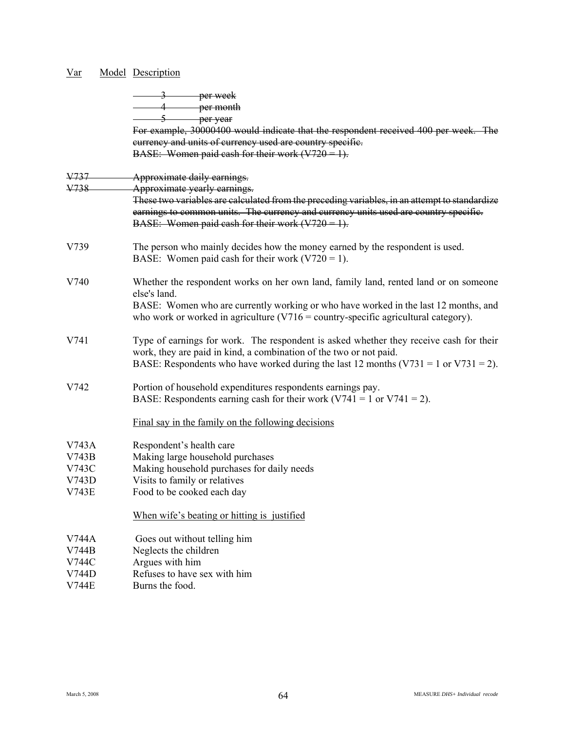| Var | Model | Description |
|---|---|---|
| | | ~~3 per week~~ |
| | | ~~4 per month~~ |
| | | ~~5 per year~~ |
| | | ~~For example, 30000400 would indicate that the respondent received 400 per week. The currency and units of currency used are country specific.~~ |
| | | ~~BASE: Women paid cash for their work (V720 = 1).~~ |
| ~~V737~~ | | ~~Approximate daily earnings.~~ |
| ~~V738~~ | | ~~Approximate yearly earnings.~~ |
| | | ~~These two variables are calculated from the preceding variables, in an attempt to standardize earnings to common units. The currency and currency units used are country specific.~~ |
| | | ~~BASE: Women paid cash for their work (V720 = 1).~~ |
| V739 | | The person who mainly decides how the money earned by the respondent is used. BASE: Women paid cash for their work (V720 = 1). |
| V740 | | Whether the respondent works on her own land, family land, rented land or on someone else's land. BASE: Women who are currently working or who have worked in the last 12 months, and who work or worked in agriculture (V716 = country-specific agricultural category). |
| V741 | | Type of earnings for work. The respondent is asked whether they receive cash for their work, they are paid in kind, a combination of the two or not paid. BASE: Respondents who have worked during the last 12 months (V731 = 1 or V731 = 2). |
| V742 | | Portion of household expenditures respondents earnings pay. BASE: Respondents earning cash for their work (V741 = 1 or V741 = 2). |
| | | Final say in the family on the following decisions |
| V743A | | Respondent's health care |
| V743B | | Making large household purchases |
| V743C | | Making household purchases for daily needs |
| V743D | | Visits to family or relatives |
| V743E | | Food to be cooked each day |
| | | When wife's beating or hitting is justified |
| V744A | | Goes out without telling him |
| V744B | | Neglects the children |
| V744C | | Argues with him |
| V744D | | Refuses to have sex with him |
| V744E | | Burns the food. |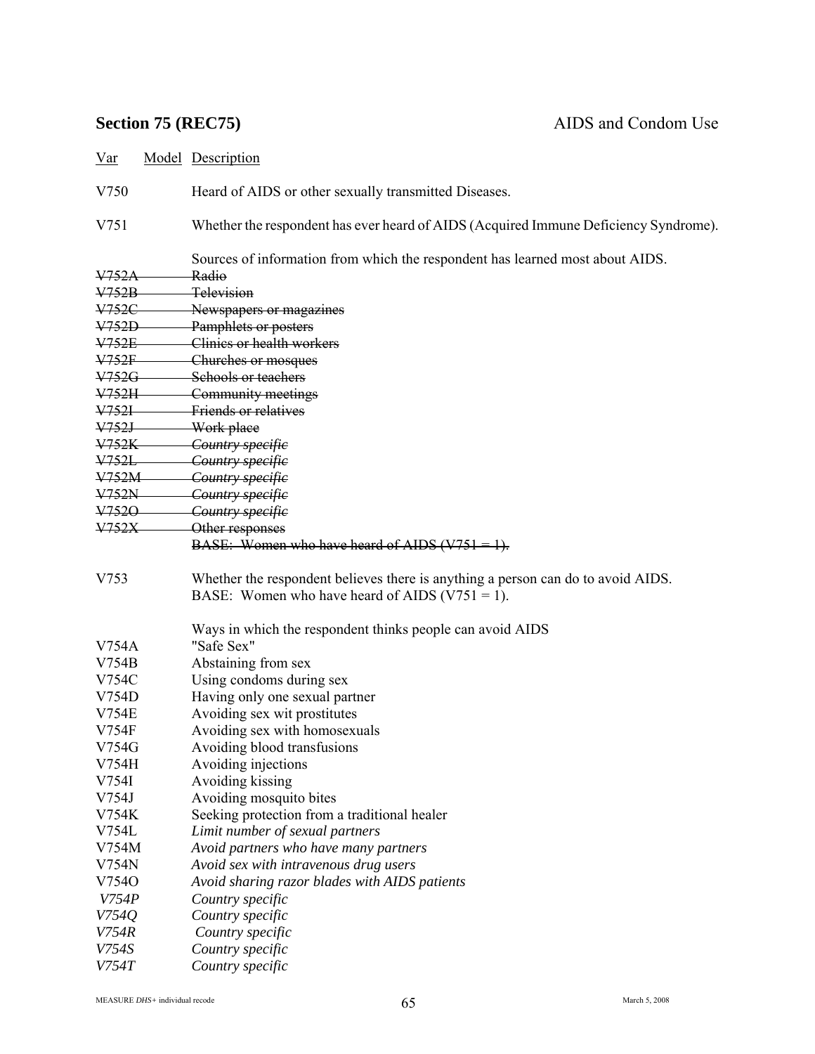## Section 75 (REC75) AIDS and Condom Use

| Var | Model | Description |
|---|---|---|
| V750 | | Heard of AIDS or other sexually transmitted Diseases. |
| V751 | | Whether the respondent has ever heard of AIDS (Acquired Immune Deficiency Syndrome). |
| | | Sources of information from which the respondent has learned most about AIDS. |
| ~~V752A~~ | | ~~Radio~~ |
| ~~V752B~~ | | ~~Television~~ |
| ~~V752C~~ | | ~~Newspapers or magazines~~ |
| ~~V752D~~ | | ~~Pamphlets or posters~~ |
| ~~V752E~~ | | ~~Clinics or health workers~~ |
| ~~V752F~~ | | ~~Churches or mosques~~ |
| ~~V752G~~ | | ~~Schools or teachers~~ |
| ~~V752H~~ | | ~~Community meetings~~ |
| ~~V752I~~ | | ~~Friends or relatives~~ |
| ~~V752J~~ | | ~~Work place~~ |
| ~~V752K~~ | | ~~*Country specific*~~ |
| ~~V752L~~ | | ~~*Country specific*~~ |
| ~~V752M~~ | | ~~*Country specific*~~ |
| ~~V752N~~ | | ~~*Country specific*~~ |
| ~~V752O~~ | | ~~*Country specific*~~ |
| ~~V752X~~ | | ~~Other responses~~ |
| | | ~~BASE: Women who have heard of AIDS (V751 = 1).~~ |
| V753 | | Whether the respondent believes there is anything a person can do to avoid AIDS. BASE: Women who have heard of AIDS (V751 = 1). |
| | | Ways in which the respondent thinks people can avoid AIDS |
| V754A | | "Safe Sex" |
| V754B | | Abstaining from sex |
| V754C | | Using condoms during sex |
| V754D | | Having only one sexual partner |
| V754E | | Avoiding sex wit prostitutes |
| V754F | | Avoiding sex with homosexuals |
| V754G | | Avoiding blood transfusions |
| V754H | | Avoiding injections |
| V754I | | Avoiding kissing |
| V754J | | Avoiding mosquito bites |
| V754K | | Seeking protection from a traditional healer |
| V754L | | *Limit number of sexual partners* |
| V754M | | *Avoid partners who have many partners* |
| V754N | | *Avoid sex with intravenous drug users* |
| V754O | | *Avoid sharing razor blades with AIDS patients* |
| *V754P* | | *Country specific* |
| *V754Q* | | *Country specific* |
| *V754R* | | *Country specific* |
| *V754S* | | *Country specific* |
| *V754T* | | *Country specific* |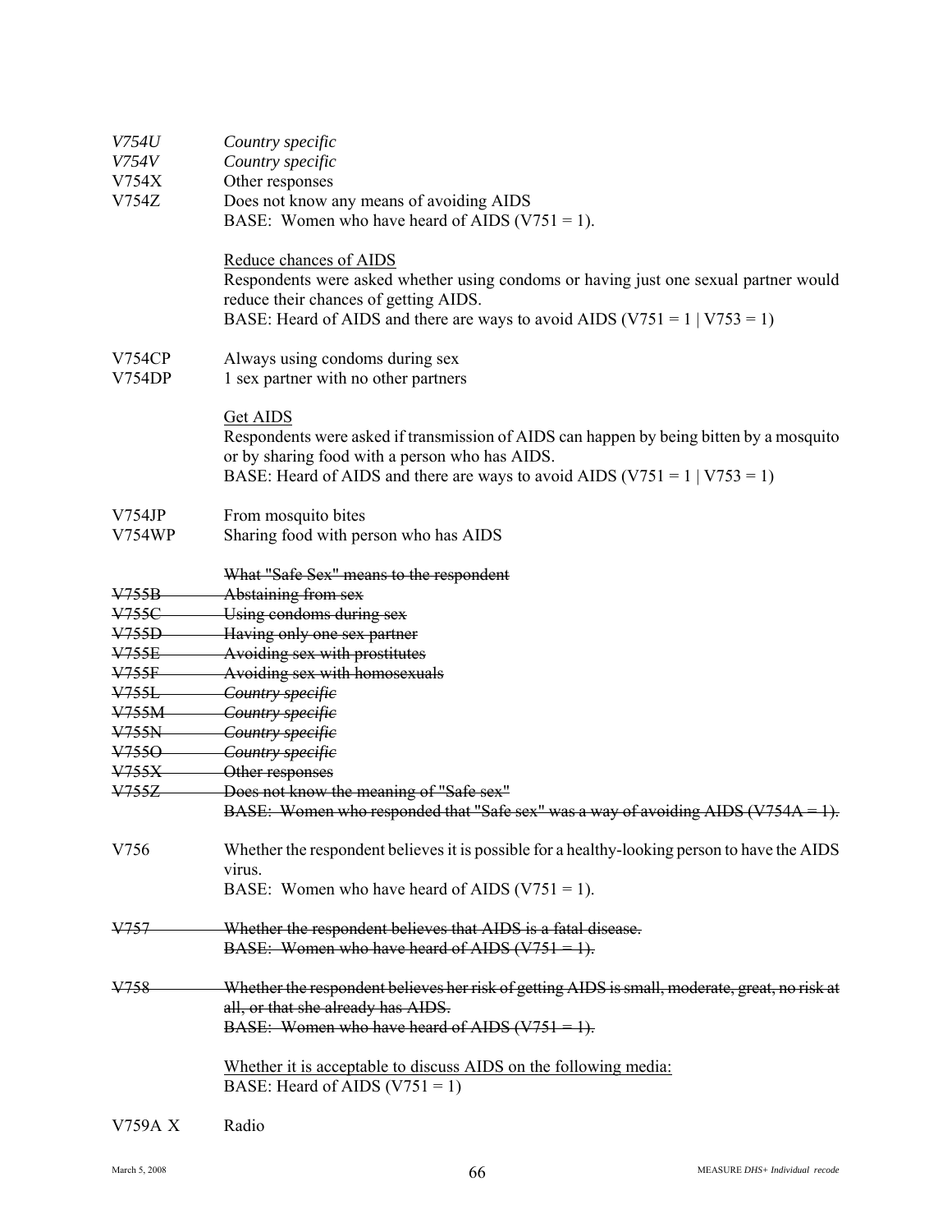*V754U* *Country specific*
*V754V* *Country specific*
V754X Other responses
V754Z Does not know any means of avoiding AIDS
BASE: Women who have heard of AIDS (V751 = 1).

Reduce chances of AIDS
Respondents were asked whether using condoms or having just one sexual partner would reduce their chances of getting AIDS.
BASE: Heard of AIDS and there are ways to avoid AIDS (V751 = 1 | V753 = 1)

V754CP Always using condoms during sex
V754DP 1 sex partner with no other partners

Get AIDS
Respondents were asked if transmission of AIDS can happen by being bitten by a mosquito or by sharing food with a person who has AIDS.
BASE: Heard of AIDS and there are ways to avoid AIDS (V751 = 1 | V753 = 1)

V754JP From mosquito bites
V754WP Sharing food with person who has AIDS

~~What "Safe Sex" means to the respondent~~
~~V755B Abstaining from sex~~
~~V755C Using condoms during sex~~
~~V755D Having only one sex partner~~
~~V755E Avoiding sex with prostitutes~~
~~V755F Avoiding sex with homosexuals~~
~~V755L *Country specific*~~
~~V755M *Country specific*~~
~~V755N *Country specific*~~
~~V755O *Country specific*~~
~~V755X Other responses~~
~~V755Z Does not know the meaning of "Safe sex"~~
~~BASE: Women who responded that "Safe sex" was a way of avoiding AIDS (V754A = 1).~~

V756 Whether the respondent believes it is possible for a healthy-looking person to have the AIDS virus.
BASE: Women who have heard of AIDS (V751 = 1).

~~V757 Whether the respondent believes that AIDS is a fatal disease.~~
~~BASE: Women who have heard of AIDS (V751 = 1).~~

~~V758 Whether the respondent believes her risk of getting AIDS is small, moderate, great, no risk at all, or that she already has AIDS.~~
~~BASE: Women who have heard of AIDS (V751 = 1).~~

Whether it is acceptable to discuss AIDS on the following media:
BASE: Heard of AIDS (V751 = 1)

V759A X Radio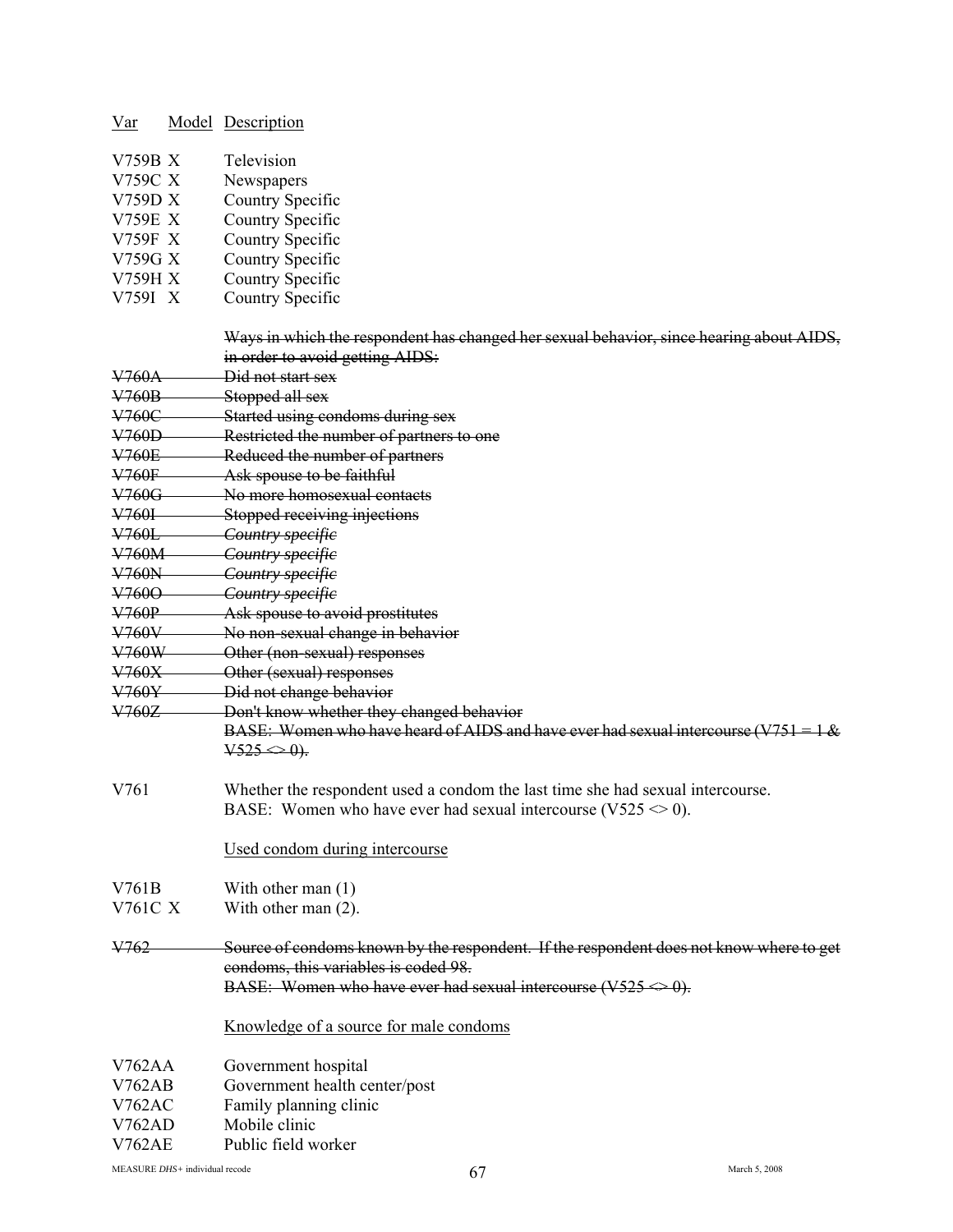| Var | Model | Description |
|---|---|---|
| V759B | X | Television |
| V759C | X | Newspapers |
| V759D | X | Country Specific |
| V759E | X | Country Specific |
| V759F | X | Country Specific |
| V759G | X | Country Specific |
| V759H | X | Country Specific |
| V759I | X | Country Specific |

~~Ways in which the respondent has changed her sexual behavior, since hearing about AIDS, in order to avoid getting AIDS:~~

| Var | Model | Description |
|---|---|---|
| ~~V760A~~ | | ~~Did not start sex~~ |
| ~~V760B~~ | | ~~Stopped all sex~~ |
| ~~V760C~~ | | ~~Started using condoms during sex~~ |
| ~~V760D~~ | | ~~Restricted the number of partners to one~~ |
| ~~V760E~~ | | ~~Reduced the number of partners~~ |
| ~~V760F~~ | | ~~Ask spouse to be faithful~~ |
| ~~V760G~~ | | ~~No more homosexual contacts~~ |
| ~~V760I~~ | | ~~Stopped receiving injections~~ |
| ~~V760L~~ | | ~~*Country specific*~~ |
| ~~V760M~~ | | ~~*Country specific*~~ |
| ~~V760N~~ | | ~~*Country specific*~~ |
| ~~V760O~~ | | ~~*Country specific*~~ |
| ~~V760P~~ | | ~~Ask spouse to avoid prostitutes~~ |
| ~~V760V~~ | | ~~No non-sexual change in behavior~~ |
| ~~V760W~~ | | ~~Other (non-sexual) responses~~ |
| ~~V760X~~ | | ~~Other (sexual) responses~~ |
| ~~V760Y~~ | | ~~Did not change behavior~~ |
| ~~V760Z~~ | | ~~Don't know whether they changed behavior~~ |

~~BASE: Women who have heard of AIDS and have ever had sexual intercourse (V751 = 1 & V525 <> 0).~~

V761 — Whether the respondent used a condom the last time she had sexual intercourse.
BASE: Women who have ever had sexual intercourse (V525 <> 0).

<u>Used condom during intercourse</u>

| Var | Model | Description |
|---|---|---|
| V761B | | With other man (1) |
| V761C | X | With other man (2). |

~~V762~~ — ~~Source of condoms known by the respondent. If the respondent does not know where to get condoms, this variables is coded 98.~~
~~BASE: Women who have ever had sexual intercourse (V525 <> 0).~~

<u>Knowledge of a source for male condoms</u>

| Var | Model | Description |
|---|---|---|
| V762AA | | Government hospital |
| V762AB | | Government health center/post |
| V762AC | | Family planning clinic |
| V762AD | | Mobile clinic |
| V762AE | | Public field worker |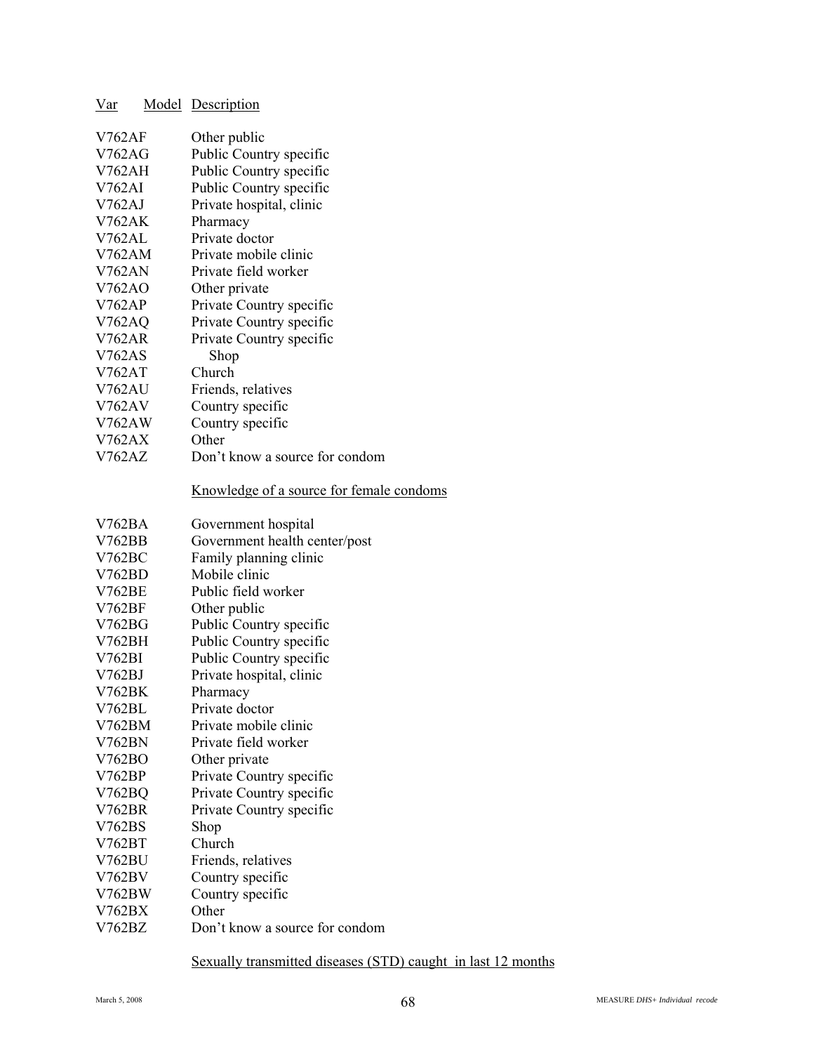| Var | Model | Description |
|---|---|---|
| V762AF | | Other public |
| V762AG | | Public Country specific |
| V762AH | | Public Country specific |
| V762AI | | Public Country specific |
| V762AJ | | Private hospital, clinic |
| V762AK | | Pharmacy |
| V762AL | | Private doctor |
| V762AM | | Private mobile clinic |
| V762AN | | Private field worker |
| V762AO | | Other private |
| V762AP | | Private Country specific |
| V762AQ | | Private Country specific |
| V762AR | | Private Country specific |
| V762AS | | Shop |
| V762AT | | Church |
| V762AU | | Friends, relatives |
| V762AV | | Country specific |
| V762AW | | Country specific |
| V762AX | | Other |
| V762AZ | | Don't know a source for condom |
| | | Knowledge of a source for female condoms |
| V762BA | | Government hospital |
| V762BB | | Government health center/post |
| V762BC | | Family planning clinic |
| V762BD | | Mobile clinic |
| V762BE | | Public field worker |
| V762BF | | Other public |
| V762BG | | Public Country specific |
| V762BH | | Public Country specific |
| V762BI | | Public Country specific |
| V762BJ | | Private hospital, clinic |
| V762BK | | Pharmacy |
| V762BL | | Private doctor |
| V762BM | | Private mobile clinic |
| V762BN | | Private field worker |
| V762BO | | Other private |
| V762BP | | Private Country specific |
| V762BQ | | Private Country specific |
| V762BR | | Private Country specific |
| V762BS | | Shop |
| V762BT | | Church |
| V762BU | | Friends, relatives |
| V762BV | | Country specific |
| V762BW | | Country specific |
| V762BX | | Other |
| V762BZ | | Don't know a source for condom |
| | | Sexually transmitted diseases (STD) caught in last 12 months |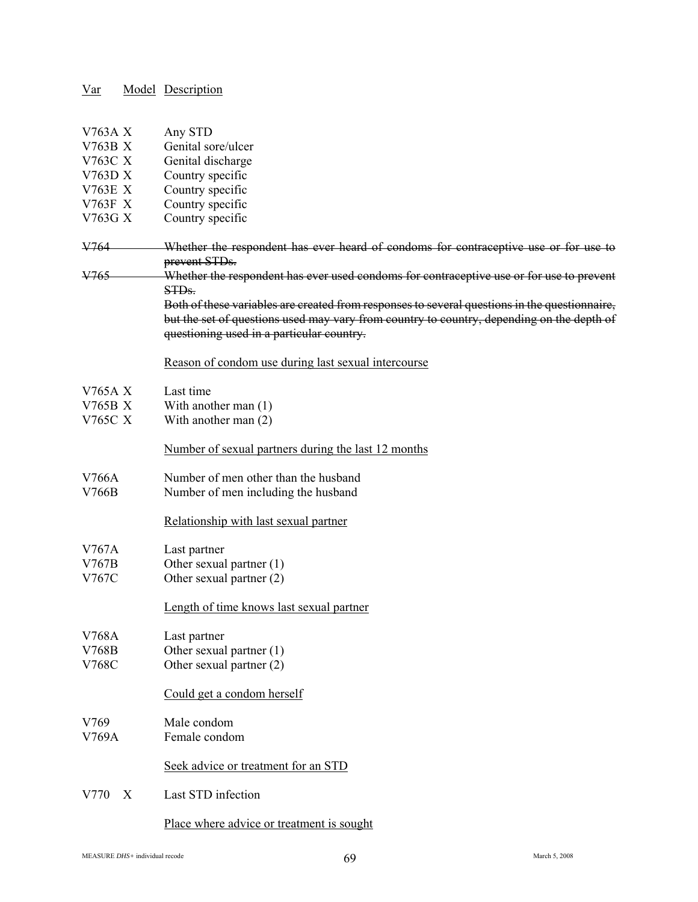| Var | Model | Description |
|---|---|---|
| V763A | X | Any STD |
| V763B | X | Genital sore/ulcer |
| V763C | X | Genital discharge |
| V763D | X | Country specific |
| V763E | X | Country specific |
| V763F | X | Country specific |
| V763G | X | Country specific |
| ~~V764~~ | | ~~Whether the respondent has ever heard of condoms for contraceptive use or for use to prevent STDs.~~ |
| ~~V765~~ | | ~~Whether the respondent has ever used condoms for contraceptive use or for use to prevent STDs.~~ ~~Both of these variables are created from responses to several questions in the questionnaire, but the set of questions used may vary from country to country, depending on the depth of questioning used in a particular country.~~ |
| | | Reason of condom use during last sexual intercourse |
| V765A | X | Last time |
| V765B | X | With another man (1) |
| V765C | X | With another man (2) |
| | | Number of sexual partners during the last 12 months |
| V766A | | Number of men other than the husband |
| V766B | | Number of men including the husband |
| | | Relationship with last sexual partner |
| V767A | | Last partner |
| V767B | | Other sexual partner (1) |
| V767C | | Other sexual partner (2) |
| | | Length of time knows last sexual partner |
| V768A | | Last partner |
| V768B | | Other sexual partner (1) |
| V768C | | Other sexual partner (2) |
| | | Could get a condom herself |
| V769 | | Male condom |
| V769A | | Female condom |
| | | Seek advice or treatment for an STD |
| V770 | X | Last STD infection |
| | | Place where advice or treatment is sought |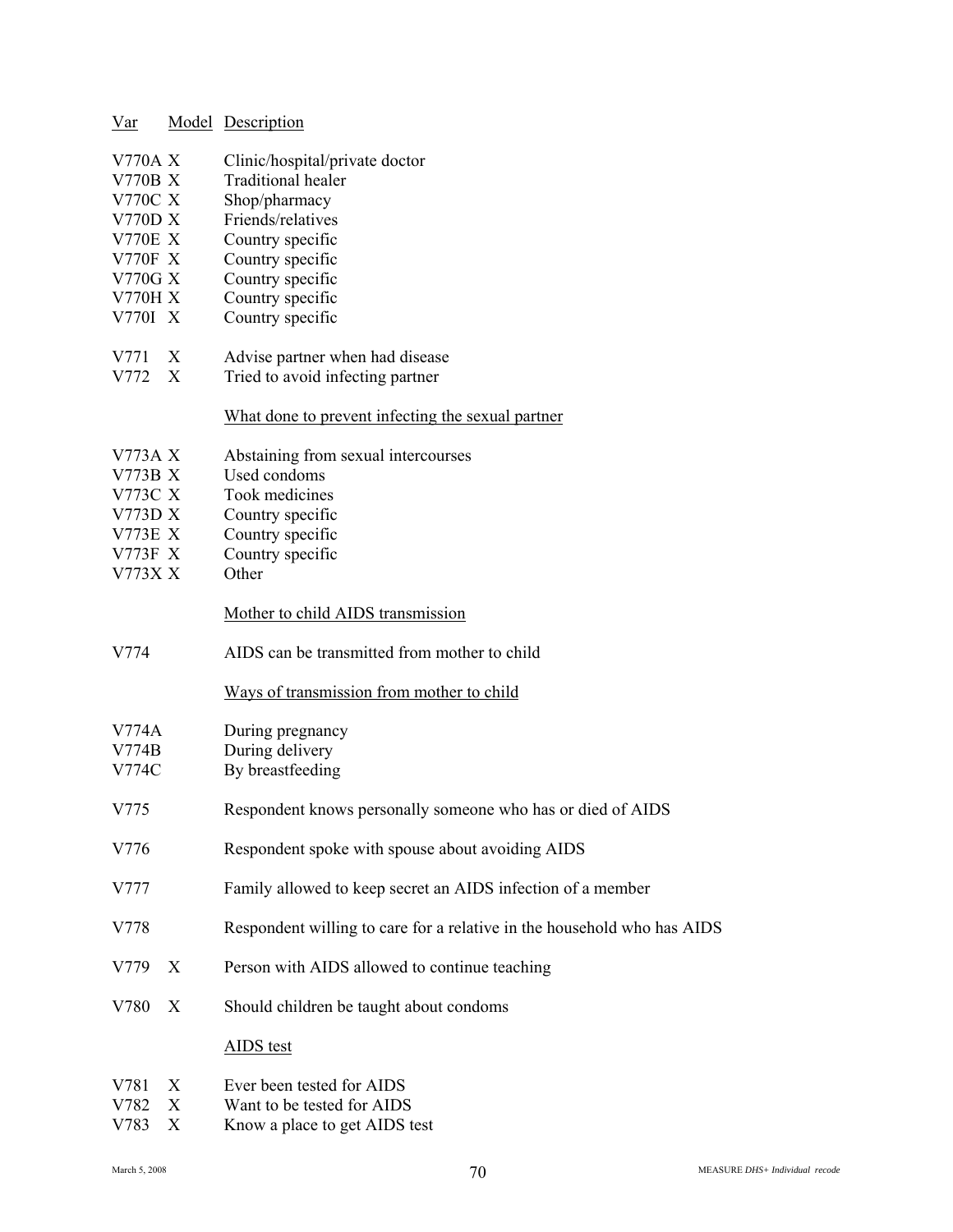| Var | Model | Description |
|---|---|---|
| V770A | X | Clinic/hospital/private doctor |
| V770B | X | Traditional healer |
| V770C | X | Shop/pharmacy |
| V770D | X | Friends/relatives |
| V770E | X | Country specific |
| V770F | X | Country specific |
| V770G | X | Country specific |
| V770H | X | Country specific |
| V770I | X | Country specific |
| V771 | X | Advise partner when had disease |
| V772 | X | Tried to avoid infecting partner |
| | | What done to prevent infecting the sexual partner |
| V773A | X | Abstaining from sexual intercourses |
| V773B | X | Used condoms |
| V773C | X | Took medicines |
| V773D | X | Country specific |
| V773E | X | Country specific |
| V773F | X | Country specific |
| V773X | X | Other |
| | | Mother to child AIDS transmission |
| V774 | | AIDS can be transmitted from mother to child |
| | | Ways of transmission from mother to child |
| V774A | | During pregnancy |
| V774B | | During delivery |
| V774C | | By breastfeeding |
| V775 | | Respondent knows personally someone who has or died of AIDS |
| V776 | | Respondent spoke with spouse about avoiding AIDS |
| V777 | | Family allowed to keep secret an AIDS infection of a member |
| V778 | | Respondent willing to care for a relative in the household who has AIDS |
| V779 | X | Person with AIDS allowed to continue teaching |
| V780 | X | Should children be taught about condoms |
| | | AIDS test |
| V781 | X | Ever been tested for AIDS |
| V782 | X | Want to be tested for AIDS |
| V783 | X | Know a place to get AIDS test |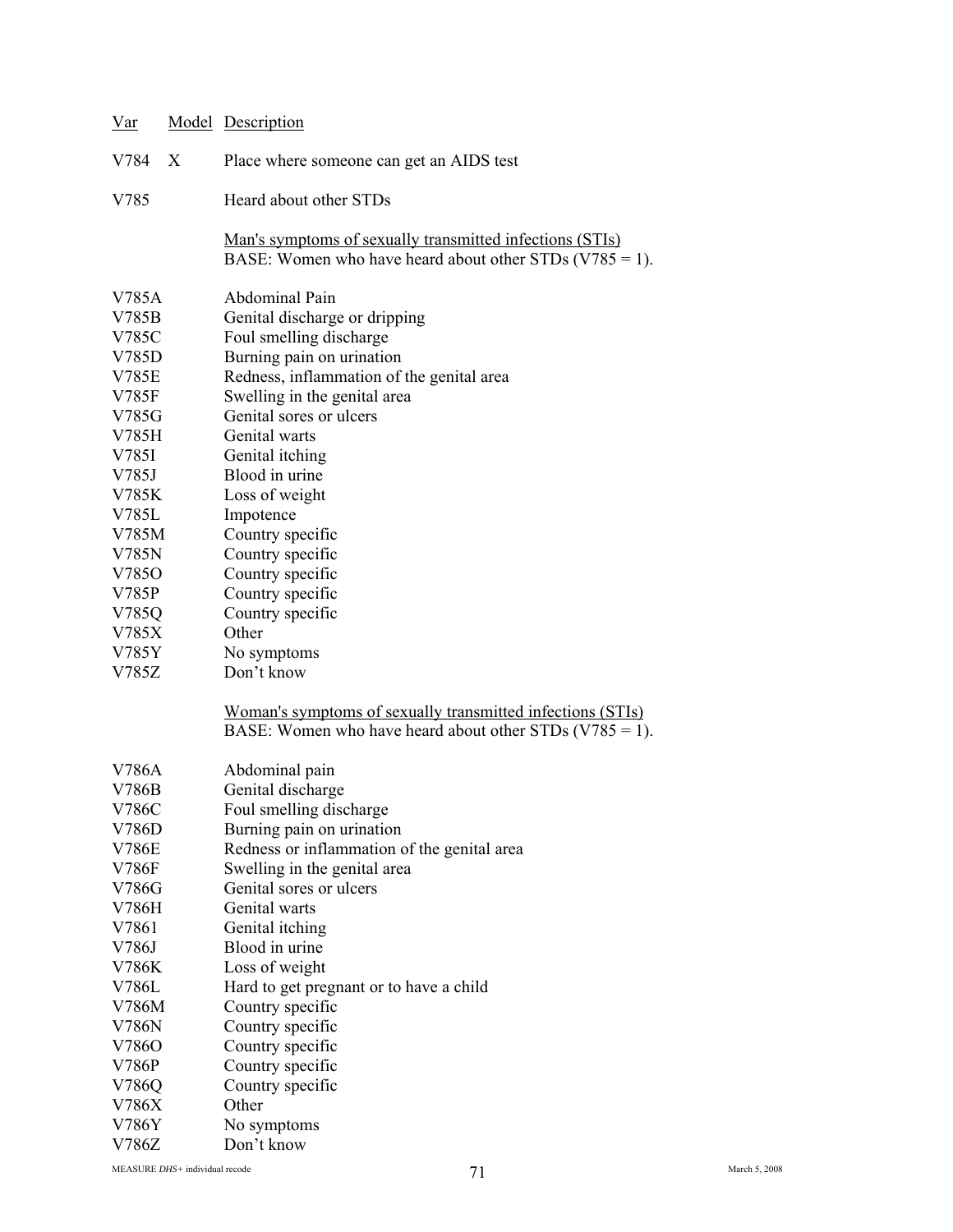| Var | Model | Description |
|---|---|---|
| V784 | X | Place where someone can get an AIDS test |
| V785 | | Heard about other STDs |

Man's symptoms of sexually transmitted infections (STIs)
BASE: Women who have heard about other STDs (V785 = 1).

| Var | Model | Description |
|---|---|---|
| V785A | | Abdominal Pain |
| V785B | | Genital discharge or dripping |
| V785C | | Foul smelling discharge |
| V785D | | Burning pain on urination |
| V785E | | Redness, inflammation of the genital area |
| V785F | | Swelling in the genital area |
| V785G | | Genital sores or ulcers |
| V785H | | Genital warts |
| V785I | | Genital itching |
| V785J | | Blood in urine |
| V785K | | Loss of weight |
| V785L | | Impotence |
| V785M | | Country specific |
| V785N | | Country specific |
| V785O | | Country specific |
| V785P | | Country specific |
| V785Q | | Country specific |
| V785X | | Other |
| V785Y | | No symptoms |
| V785Z | | Don't know |

Woman's symptoms of sexually transmitted infections (STIs)
BASE: Women who have heard about other STDs (V785 = 1).

| Var | Model | Description |
|---|---|---|
| V786A | | Abdominal pain |
| V786B | | Genital discharge |
| V786C | | Foul smelling discharge |
| V786D | | Burning pain on urination |
| V786E | | Redness or inflammation of the genital area |
| V786F | | Swelling in the genital area |
| V786G | | Genital sores or ulcers |
| V786H | | Genital warts |
| V7861 | | Genital itching |
| V786J | | Blood in urine |
| V786K | | Loss of weight |
| V786L | | Hard to get pregnant or to have a child |
| V786M | | Country specific |
| V786N | | Country specific |
| V786O | | Country specific |
| V786P | | Country specific |
| V786Q | | Country specific |
| V786X | | Other |
| V786Y | | No symptoms |
| V786Z | | Don't know |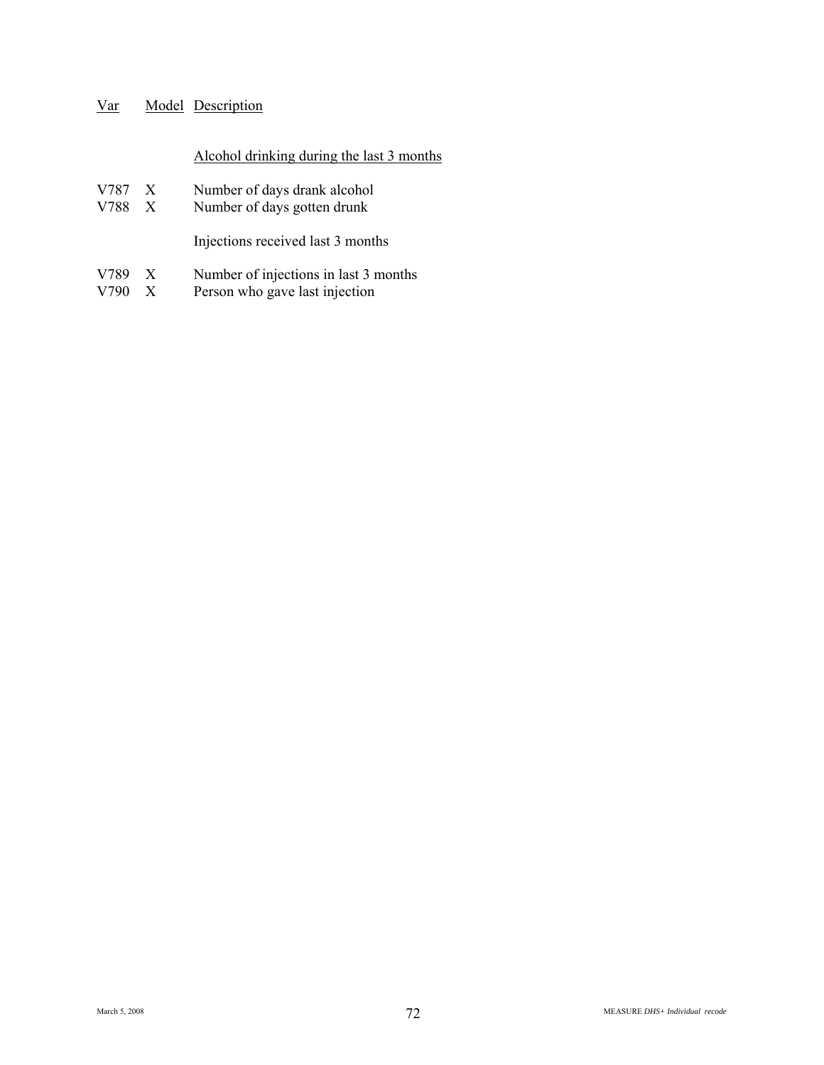| Var | Model | Description |
|---|---|---|
| | | Alcohol drinking during the last 3 months |
| V787 | X | Number of days drank alcohol |
| V788 | X | Number of days gotten drunk |
| | | Injections received last 3 months |
| V789 | X | Number of injections in last 3 months |
| V790 | X | Person who gave last injection |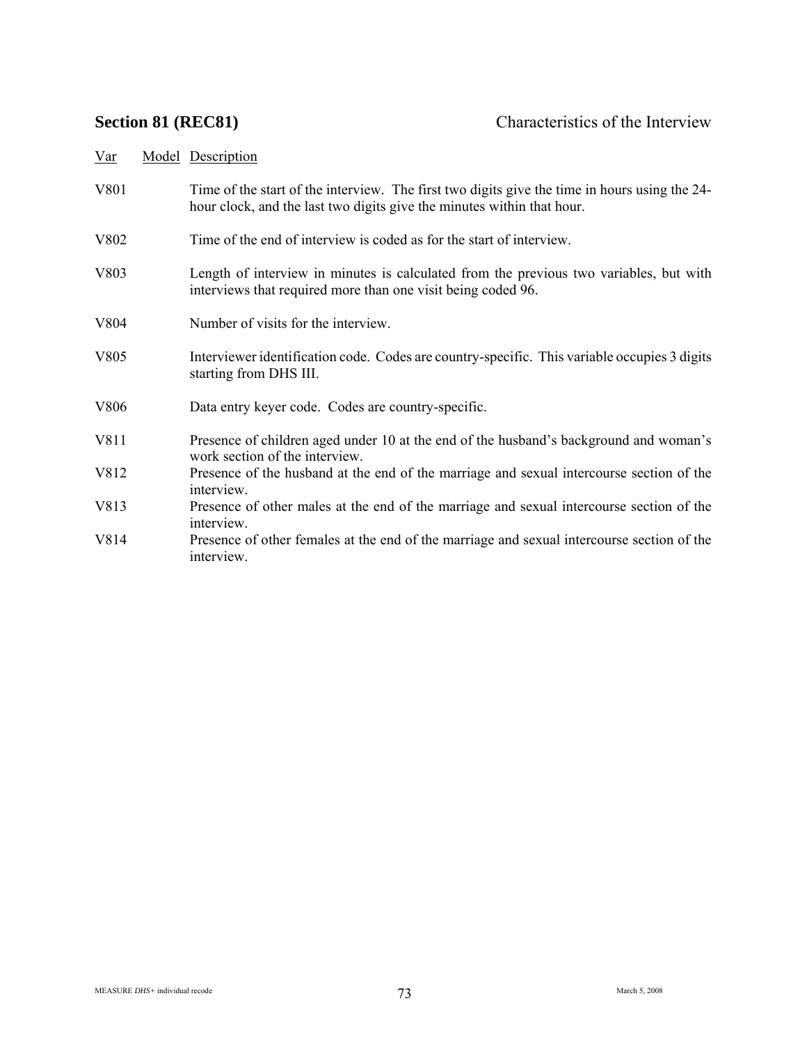## Section 81 (REC81) Characteristics of the Interview

| Var | Model | Description |
|---|---|---|
| V801 | | Time of the start of the interview. The first two digits give the time in hours using the 24-hour clock, and the last two digits give the minutes within that hour. |
| V802 | | Time of the end of interview is coded as for the start of interview. |
| V803 | | Length of interview in minutes is calculated from the previous two variables, but with interviews that required more than one visit being coded 96. |
| V804 | | Number of visits for the interview. |
| V805 | | Interviewer identification code. Codes are country-specific. This variable occupies 3 digits starting from DHS III. |
| V806 | | Data entry keyer code. Codes are country-specific. |
| V811 | | Presence of children aged under 10 at the end of the husband's background and woman's work section of the interview. |
| V812 | | Presence of the husband at the end of the marriage and sexual intercourse section of the interview. |
| V813 | | Presence of other males at the end of the marriage and sexual intercourse section of the interview. |
| V814 | | Presence of other females at the end of the marriage and sexual intercourse section of the interview. |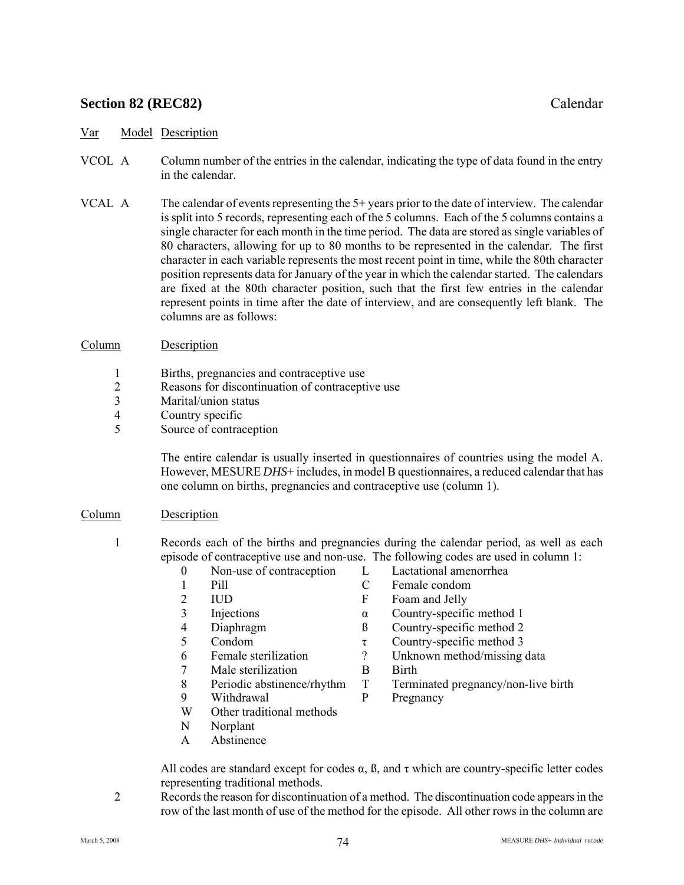## Section 82 (REC82) Calendar

| Var | Model | Description |
|---|---|---|
| VCOL | A | Column number of the entries in the calendar, indicating the type of data found in the entry in the calendar. |
| VCAL | A | The calendar of events representing the 5+ years prior to the date of interview. The calendar is split into 5 records, representing each of the 5 columns. Each of the 5 columns contains a single character for each month in the time period. The data are stored as single variables of 80 characters, allowing for up to 80 months to be represented in the calendar. The first character in each variable represents the most recent point in time, while the 80th character position represents data for January of the year in which the calendar started. The calendars are fixed at the 80th character position, such that the first few entries in the calendar represent points in time after the date of interview, and are consequently left blank. The columns are as follows: |

| Column | Description |
|---|---|
| 1 | Births, pregnancies and contraceptive use |
| 2 | Reasons for discontinuation of contraceptive use |
| 3 | Marital/union status |
| 4 | Country specific |
| 5 | Source of contraception |

The entire calendar is usually inserted in questionnaires of countries using the model A. However, MESURE *DHS*+ includes, in model B questionnaires, a reduced calendar that has one column on births, pregnancies and contraceptive use (column 1).

| Column | Description |
|---|---|
| 1 | Records each of the births and pregnancies during the calendar period, as well as each episode of contraceptive use and non-use. The following codes are used in column 1: |

| Code | Description | Code | Description |
|---|---|---|---|
| 0 | Non-use of contraception | L | Lactational amenorrhea |
| 1 | Pill | C | Female condom |
| 2 | IUD | F | Foam and Jelly |
| 3 | Injections | α | Country-specific method 1 |
| 4 | Diaphragm | ß | Country-specific method 2 |
| 5 | Condom | τ | Country-specific method 3 |
| 6 | Female sterilization | ? | Unknown method/missing data |
| 7 | Male sterilization | B | Birth |
| 8 | Periodic abstinence/rhythm | T | Terminated pregnancy/non-live birth |
| 9 | Withdrawal | P | Pregnancy |
| W | Other traditional methods | | |
| N | Norplant | | |
| A | Abstinence | | |

All codes are standard except for codes α, ß, and τ which are country-specific letter codes representing traditional methods.

| Column | Description |
|---|---|
| 2 | Records the reason for discontinuation of a method. The discontinuation code appears in the row of the last month of use of the method for the episode. All other rows in the column are |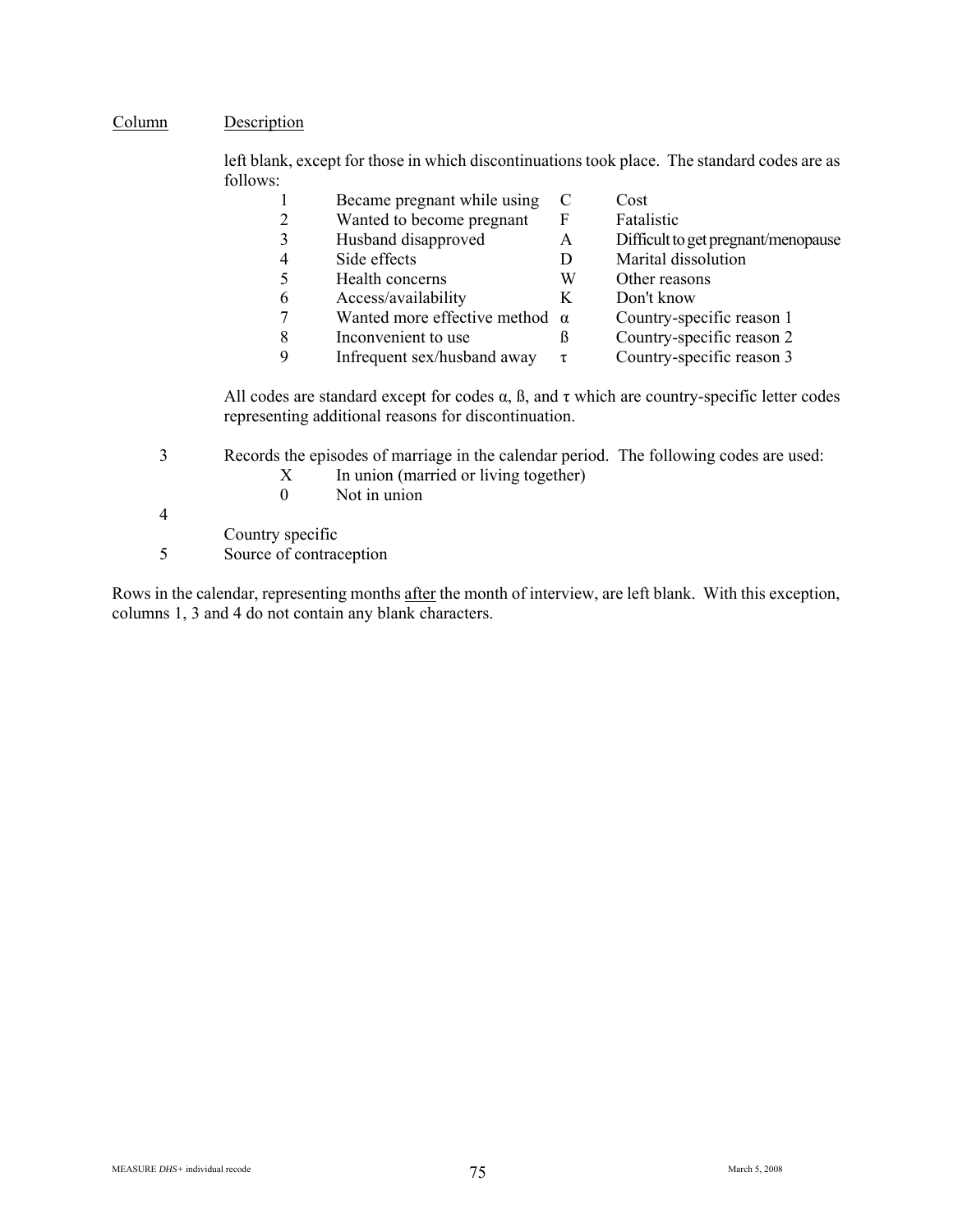| Column | Description |
|---|---|
| | left blank, except for those in which discontinuations took place. The standard codes are as follows: |

| Code | Reason | Code | Reason |
|---|---|---|---|
| 1 | Became pregnant while using | C | Cost |
| 2 | Wanted to become pregnant | F | Fatalistic |
| 3 | Husband disapproved | A | Difficult to get pregnant/menopause |
| 4 | Side effects | D | Marital dissolution |
| 5 | Health concerns | W | Other reasons |
| 6 | Access/availability | K | Don't know |
| 7 | Wanted more effective method | α | Country-specific reason 1 |
| 8 | Inconvenient to use | ß | Country-specific reason 2 |
| 9 | Infrequent sex/husband away | τ | Country-specific reason 3 |

All codes are standard except for codes α, ß, and τ which are country-specific letter codes representing additional reasons for discontinuation.

| Column | Description |
|---|---|
| 3 | Records the episodes of marriage in the calendar period. The following codes are used:<br>X In union (married or living together)<br>0 Not in union |
| 4 | Country specific |
| 5 | Source of contraception |

Rows in the calendar, representing months after the month of interview, are left blank. With this exception, columns 1, 3 and 4 do not contain any blank characters.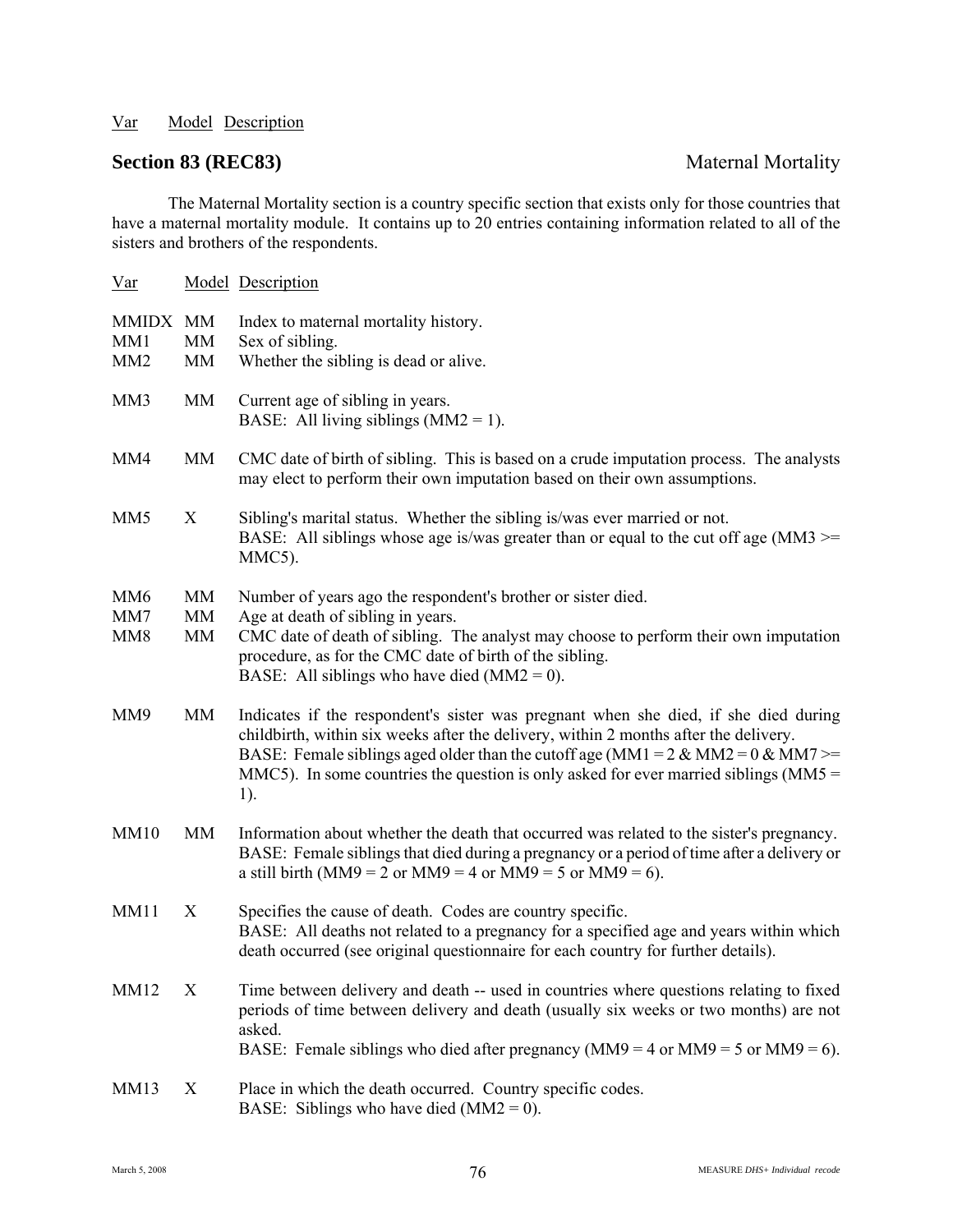Var Model Description

## Section 83 (REC83) Maternal Mortality

The Maternal Mortality section is a country specific section that exists only for those countries that have a maternal mortality module. It contains up to 20 entries containing information related to all of the sisters and brothers of the respondents.

| Var | Model | Description |
|---|---|---|
| MMIDX | MM | Index to maternal mortality history. |
| MM1 | MM | Sex of sibling. |
| MM2 | MM | Whether the sibling is dead or alive. |
| MM3 | MM | Current age of sibling in years.<br>BASE: All living siblings (MM2 = 1). |
| MM4 | MM | CMC date of birth of sibling. This is based on a crude imputation process. The analysts may elect to perform their own imputation based on their own assumptions. |
| MM5 | X | Sibling's marital status. Whether the sibling is/was ever married or not.<br>BASE: All siblings whose age is/was greater than or equal to the cut off age (MM3 >= MMC5). |
| MM6 | MM | Number of years ago the respondent's brother or sister died. |
| MM7 | MM | Age at death of sibling in years. |
| MM8 | MM | CMC date of death of sibling. The analyst may choose to perform their own imputation procedure, as for the CMC date of birth of the sibling.<br>BASE: All siblings who have died (MM2 = 0). |
| MM9 | MM | Indicates if the respondent's sister was pregnant when she died, if she died during childbirth, within six weeks after the delivery, within 2 months after the delivery.<br>BASE: Female siblings aged older than the cutoff age (MM1 = 2 & MM2 = 0 & MM7 >= MMC5). In some countries the question is only asked for ever married siblings (MM5 = 1). |
| MM10 | MM | Information about whether the death that occurred was related to the sister's pregnancy.<br>BASE: Female siblings that died during a pregnancy or a period of time after a delivery or a still birth (MM9 = 2 or MM9 = 4 or MM9 = 5 or MM9 = 6). |
| MM11 | X | Specifies the cause of death. Codes are country specific.<br>BASE: All deaths not related to a pregnancy for a specified age and years within which death occurred (see original questionnaire for each country for further details). |
| MM12 | X | Time between delivery and death -- used in countries where questions relating to fixed periods of time between delivery and death (usually six weeks or two months) are not asked.<br>BASE: Female siblings who died after pregnancy (MM9 = 4 or MM9 = 5 or MM9 = 6). |
| MM13 | X | Place in which the death occurred. Country specific codes.<br>BASE: Siblings who have died (MM2 = 0). |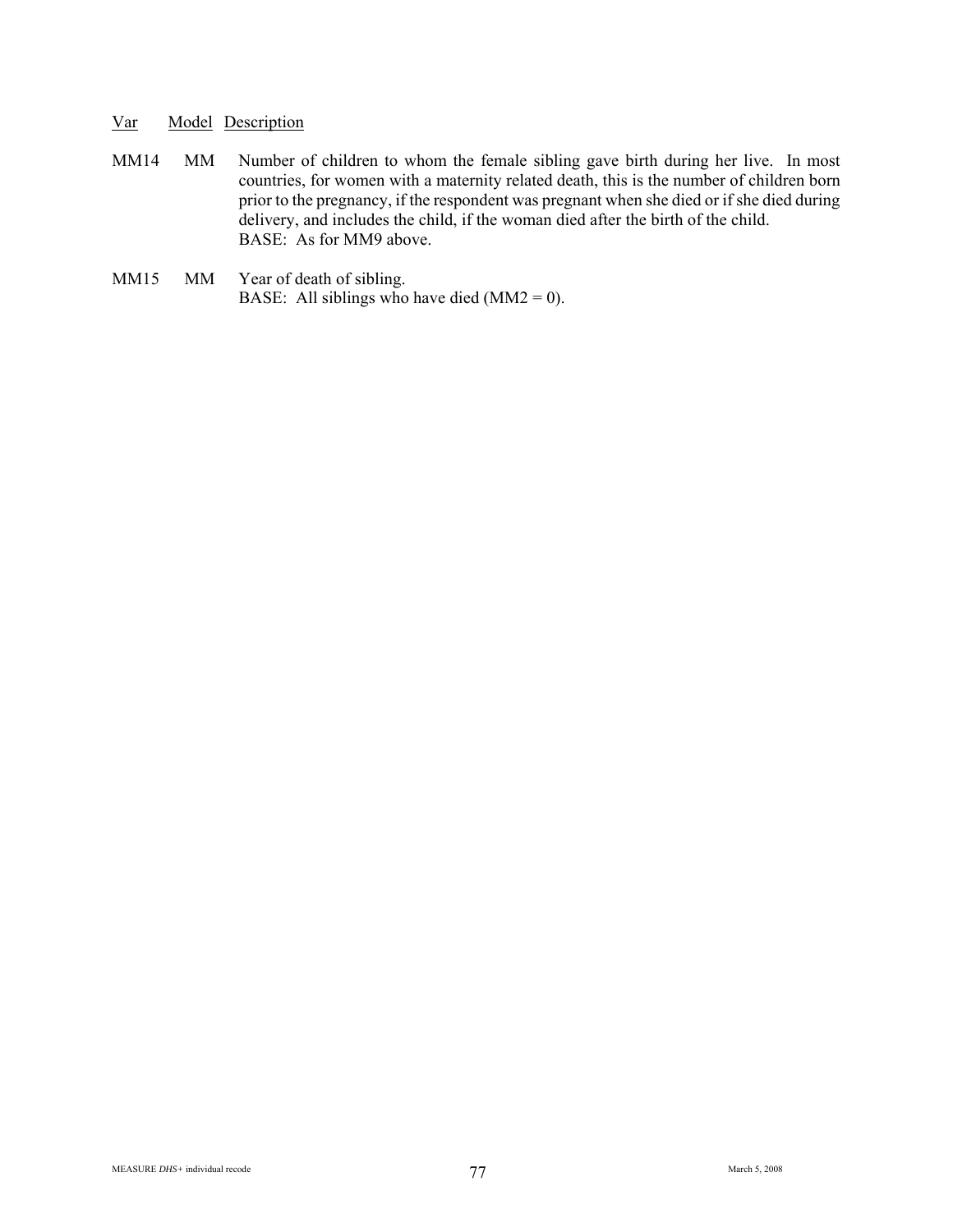| Var | Model | Description |
|---|---|---|
| MM14 | MM | Number of children to whom the female sibling gave birth during her live. In most countries, for women with a maternity related death, this is the number of children born prior to the pregnancy, if the respondent was pregnant when she died or if she died during delivery, and includes the child, if the woman died after the birth of the child.<br>BASE: As for MM9 above. |
| MM15 | MM | Year of death of sibling.<br>BASE: All siblings who have died (MM2 = 0). |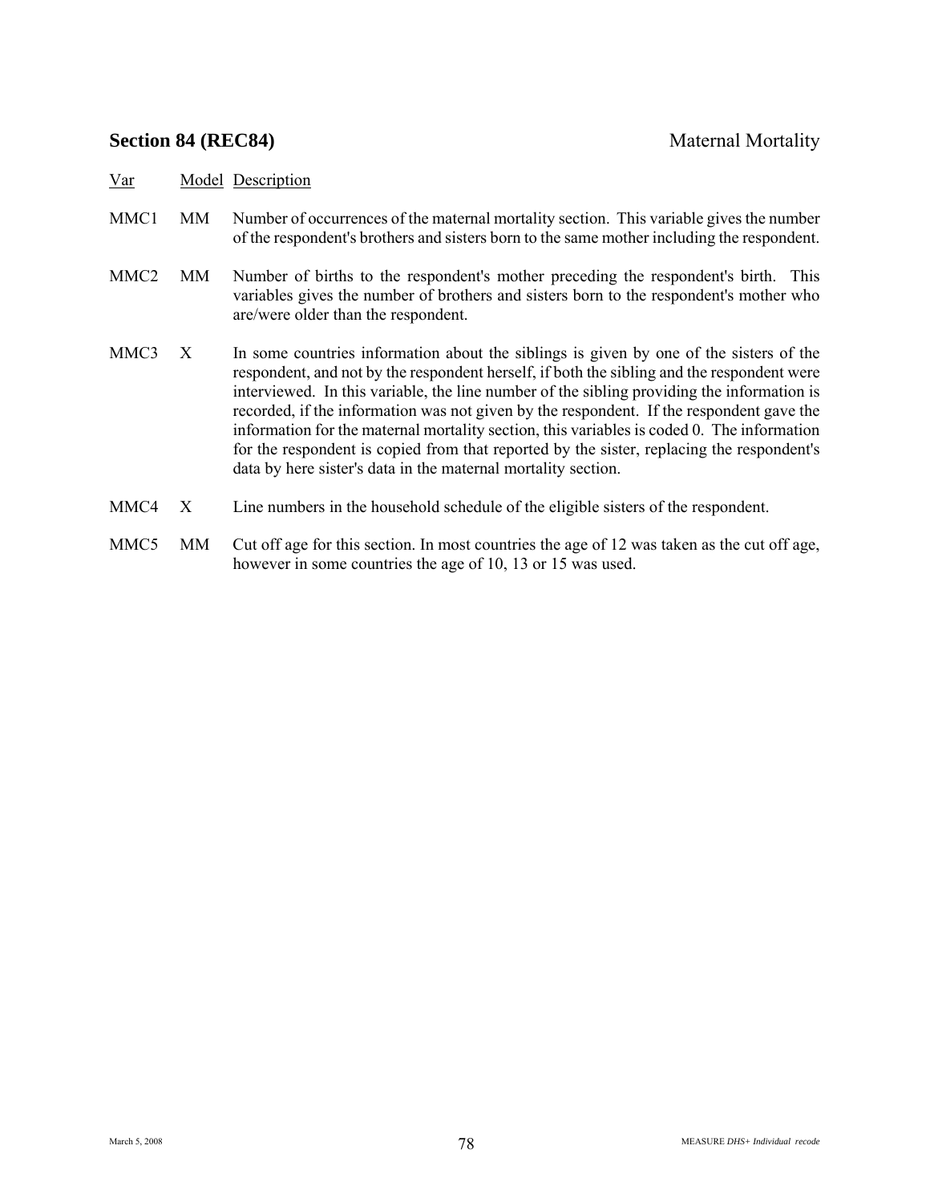## Section 84 (REC84) Maternal Mortality

| Var | Model | Description |
|---|---|---|
| MMC1 | MM | Number of occurrences of the maternal mortality section. This variable gives the number of the respondent's brothers and sisters born to the same mother including the respondent. |
| MMC2 | MM | Number of births to the respondent's mother preceding the respondent's birth. This variables gives the number of brothers and sisters born to the respondent's mother who are/were older than the respondent. |
| MMC3 | X | In some countries information about the siblings is given by one of the sisters of the respondent, and not by the respondent herself, if both the sibling and the respondent were interviewed. In this variable, the line number of the sibling providing the information is recorded, if the information was not given by the respondent. If the respondent gave the information for the maternal mortality section, this variables is coded 0. The information for the respondent is copied from that reported by the sister, replacing the respondent's data by here sister's data in the maternal mortality section. |
| MMC4 | X | Line numbers in the household schedule of the eligible sisters of the respondent. |
| MMC5 | MM | Cut off age for this section. In most countries the age of 12 was taken as the cut off age, however in some countries the age of 10, 13 or 15 was used. |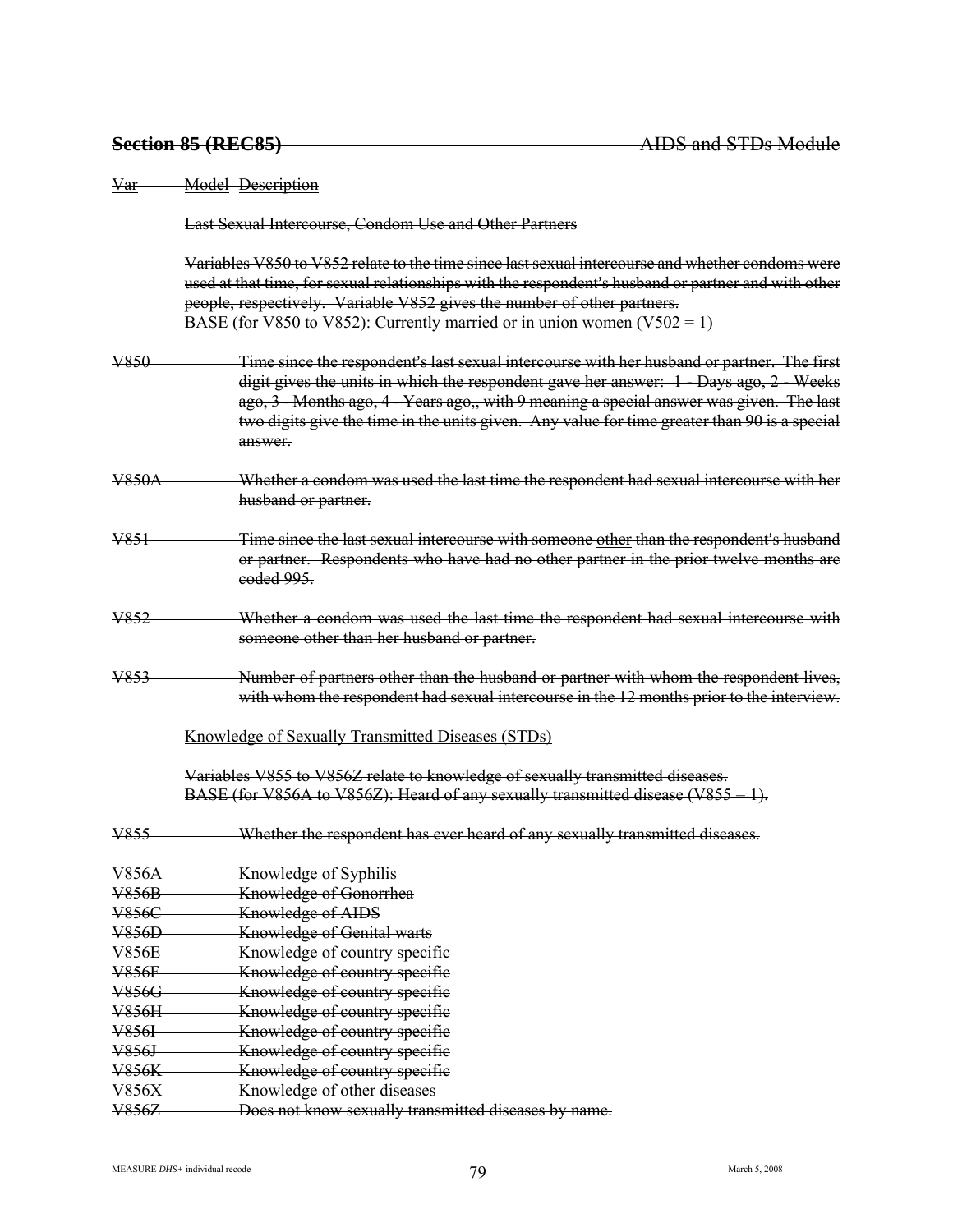## Section 85 (REC85) AIDS and STDs Module

| Var | Model | Description |
|---|---|---|

### Last Sexual Intercourse, Condom Use and Other Partners

Variables V850 to V852 relate to the time since last sexual intercourse and whether condoms were used at that time, for sexual relationships with the respondent's husband or partner and with other people, respectively. Variable V852 gives the number of other partners.
BASE (for V850 to V852): Currently married or in union women (V502 = 1)

| Var | Description |
|---|---|
| V850 | Time since the respondent's last sexual intercourse with her husband or partner. The first digit gives the units in which the respondent gave her answer: 1 - Days ago, 2 - Weeks ago, 3 - Months ago, 4 - Years ago,, with 9 meaning a special answer was given. The last two digits give the time in the units given. Any value for time greater than 90 is a special answer. |
| V850A | Whether a condom was used the last time the respondent had sexual intercourse with her husband or partner. |
| V851 | Time since the last sexual intercourse with someone other than the respondent's husband or partner. Respondents who have had no other partner in the prior twelve months are coded 995. |
| V852 | Whether a condom was used the last time the respondent had sexual intercourse with someone other than her husband or partner. |
| V853 | Number of partners other than the husband or partner with whom the respondent lives, with whom the respondent had sexual intercourse in the 12 months prior to the interview. |

### Knowledge of Sexually Transmitted Diseases (STDs)

Variables V855 to V856Z relate to knowledge of sexually transmitted diseases.
BASE (for V856A to V856Z): Heard of any sexually transmitted disease (V855 = 1).

| Var | Description |
|---|---|
| V855 | Whether the respondent has ever heard of any sexually transmitted diseases. |
| V856A | Knowledge of Syphilis |
| V856B | Knowledge of Gonorrhea |
| V856C | Knowledge of AIDS |
| V856D | Knowledge of Genital warts |
| V856E | Knowledge of country specific |
| V856F | Knowledge of country specific |
| V856G | Knowledge of country specific |
| V856H | Knowledge of country specific |
| V856I | Knowledge of country specific |
| V856J | Knowledge of country specific |
| V856K | Knowledge of country specific |
| V856X | Knowledge of other diseases |
| V856Z | Does not know sexually transmitted diseases by name. |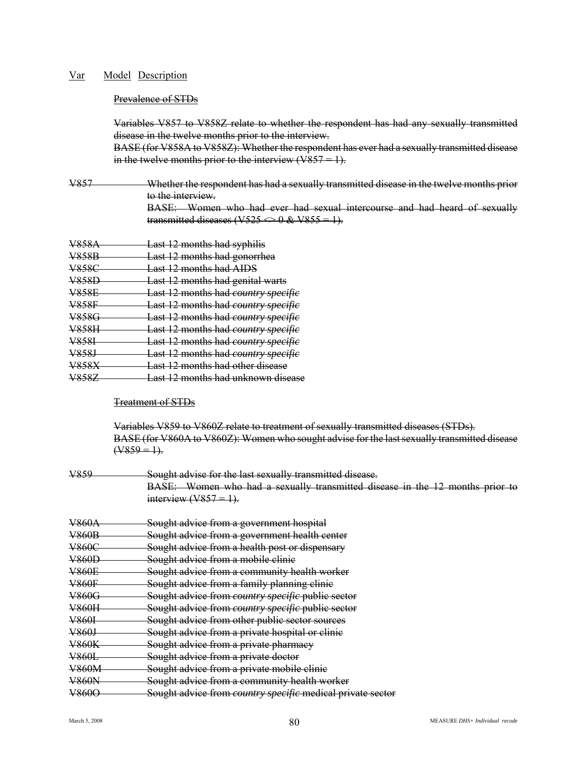Var Model Description

~~Prevalence of STDs~~

~~Variables V857 to V858Z relate to whether the respondent has had any sexually transmitted disease in the twelve months prior to the interview.~~
~~BASE (for V858A to V858Z): Whether the respondent has ever had a sexually transmitted disease in the twelve months prior to the interview (V857 = 1).~~

~~V857~~ ~~Whether the respondent has had a sexually transmitted disease in the twelve months prior to the interview.~~
~~BASE: Women who had ever had sexual intercourse and had heard of sexually transmitted diseases (V525 <> 0 & V855 = 1).~~

~~V858A~~ ~~Last 12 months had syphilis~~
~~V858B~~ ~~Last 12 months had gonorrhea~~
~~V858C~~ ~~Last 12 months had AIDS~~
~~V858D~~ ~~Last 12 months had genital warts~~
~~V858E~~ ~~Last 12 months had *country specific*~~
~~V858F~~ ~~Last 12 months had *country specific*~~
~~V858G~~ ~~Last 12 months had *country specific*~~
~~V858H~~ ~~Last 12 months had *country specific*~~
~~V858I~~ ~~Last 12 months had *country specific*~~
~~V858J~~ ~~Last 12 months had *country specific*~~
~~V858X~~ ~~Last 12 months had other disease~~
~~V858Z~~ ~~Last 12 months had unknown disease~~

~~Treatment of STDs~~

~~Variables V859 to V860Z relate to treatment of sexually transmitted diseases (STDs).~~
~~BASE (for V860A to V860Z): Women who sought advise for the last sexually transmitted disease (V859 = 1).~~

~~V859~~ ~~Sought advise for the last sexually transmitted disease.~~
~~BASE: Women who had a sexually transmitted disease in the 12 months prior to interview (V857 = 1).~~

~~V860A~~ ~~Sought advice from a government hospital~~
~~V860B~~ ~~Sought advice from a government health center~~
~~V860C~~ ~~Sought advice from a health post or dispensary~~
~~V860D~~ ~~Sought advice from a mobile clinic~~
~~V860E~~ ~~Sought advice from a community health worker~~
~~V860F~~ ~~Sought advice from a family planning clinic~~
~~V860G~~ ~~Sought advice from *country specific* public sector~~
~~V860H~~ ~~Sought advice from *country specific* public sector~~
~~V860I~~ ~~Sought advice from other public sector sources~~
~~V860J~~ ~~Sought advice from a private hospital or clinic~~
~~V860K~~ ~~Sought advice from a private pharmacy~~
~~V860L~~ ~~Sought advice from a private doctor~~
~~V860M~~ ~~Sought advice from a private mobile clinic~~
~~V860N~~ ~~Sought advice from a community health worker~~
~~V860O~~ ~~Sought advice from *country specific* medical private sector~~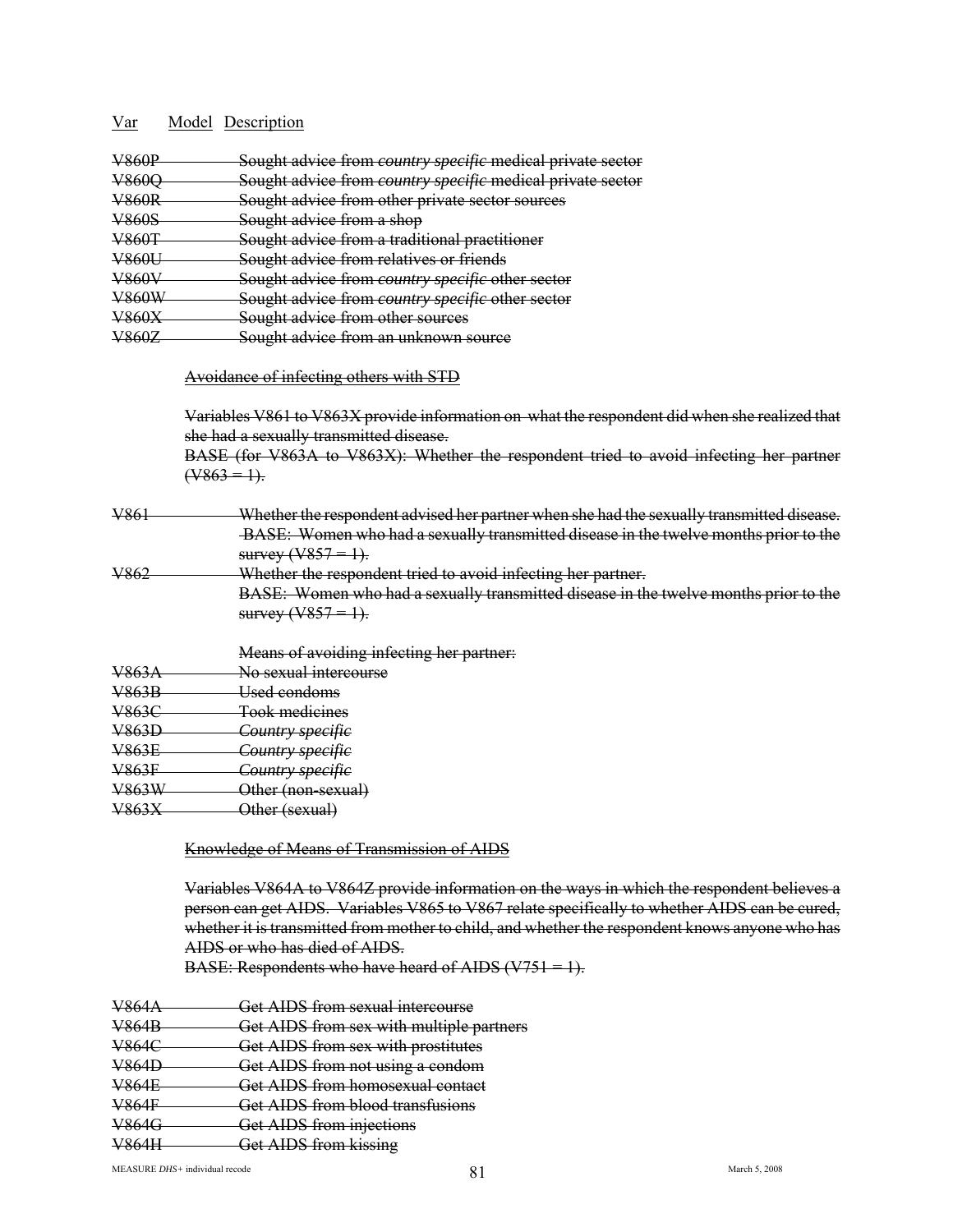| Var | Model | Description |
|---|---|---|
| ~~V860P~~ | | ~~Sought advice from *country specific* medical private sector~~ |
| ~~V860Q~~ | | ~~Sought advice from *country specific* medical private sector~~ |
| ~~V860R~~ | | ~~Sought advice from other private sector sources~~ |
| ~~V860S~~ | | ~~Sought advice from a shop~~ |
| ~~V860T~~ | | ~~Sought advice from a traditional practitioner~~ |
| ~~V860U~~ | | ~~Sought advice from relatives or friends~~ |
| ~~V860V~~ | | ~~Sought advice from *country specific* other sector~~ |
| ~~V860W~~ | | ~~Sought advice from *country specific* other sector~~ |
| ~~V860X~~ | | ~~Sought advice from other sources~~ |
| ~~V860Z~~ | | ~~Sought advice from an unknown source~~ |

~~Avoidance of infecting others with STD~~

~~Variables V861 to V863X provide information on what the respondent did when she realized that she had a sexually transmitted disease.~~
~~BASE (for V863A to V863X): Whether the respondent tried to avoid infecting her partner (V863 = 1).~~

| | | |
|---|---|---|
| ~~V861~~ | | ~~Whether the respondent advised her partner when she had the sexually transmitted disease. BASE: Women who had a sexually transmitted disease in the twelve months prior to the survey (V857 = 1).~~ |
| ~~V862~~ | | ~~Whether the respondent tried to avoid infecting her partner. BASE: Women who had a sexually transmitted disease in the twelve months prior to the survey (V857 = 1).~~ |
| | | ~~Means of avoiding infecting her partner:~~ |
| ~~V863A~~ | | ~~No sexual intercourse~~ |
| ~~V863B~~ | | ~~Used condoms~~ |
| ~~V863C~~ | | ~~Took medicines~~ |
| ~~V863D~~ | | ~~*Country specific*~~ |
| ~~V863E~~ | | ~~*Country specific*~~ |
| ~~V863F~~ | | ~~*Country specific*~~ |
| ~~V863W~~ | | ~~Other (non-sexual)~~ |
| ~~V863X~~ | | ~~Other (sexual)~~ |

~~Knowledge of Means of Transmission of AIDS~~

~~Variables V864A to V864Z provide information on the ways in which the respondent believes a person can get AIDS. Variables V865 to V867 relate specifically to whether AIDS can be cured, whether it is transmitted from mother to child, and whether the respondent knows anyone who has AIDS or who has died of AIDS.~~
~~BASE: Respondents who have heard of AIDS (V751 = 1).~~

| | | |
|---|---|---|
| ~~V864A~~ | | ~~Get AIDS from sexual intercourse~~ |
| ~~V864B~~ | | ~~Get AIDS from sex with multiple partners~~ |
| ~~V864C~~ | | ~~Get AIDS from sex with prostitutes~~ |
| ~~V864D~~ | | ~~Get AIDS from not using a condom~~ |
| ~~V864E~~ | | ~~Get AIDS from homosexual contact~~ |
| ~~V864F~~ | | ~~Get AIDS from blood transfusions~~ |
| ~~V864G~~ | | ~~Get AIDS from injections~~ |
| ~~V864H~~ | | ~~Get AIDS from kissing~~ |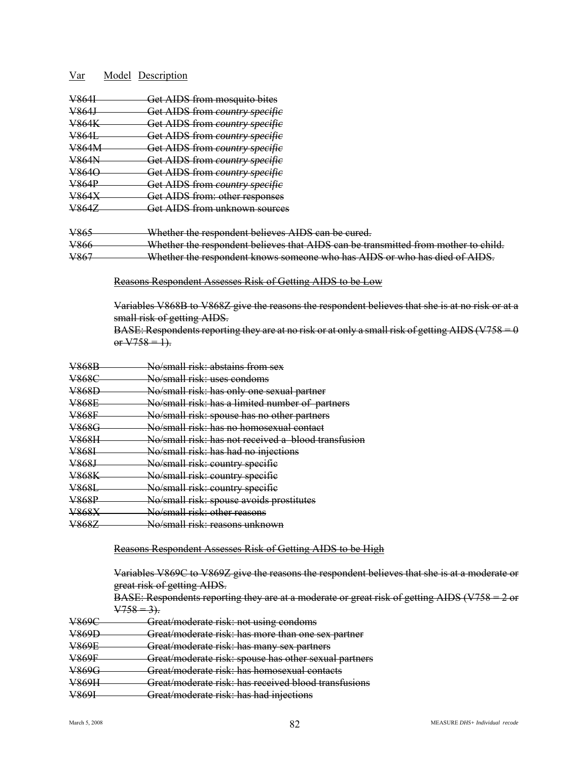Var    Model  Description

~~V864I~~ ~~Get AIDS from mosquito bites~~
~~V864J~~ ~~Get AIDS from *country specific*~~
~~V864K~~ ~~Get AIDS from *country specific*~~
~~V864L~~ ~~Get AIDS from *country specific*~~
~~V864M~~ ~~Get AIDS from *country specific*~~
~~V864N~~ ~~Get AIDS from *country specific*~~
~~V864O~~ ~~Get AIDS from *country specific*~~
~~V864P~~ ~~Get AIDS from *country specific*~~
~~V864X~~ ~~Get AIDS from: other responses~~
~~V864Z~~ ~~Get AIDS from unknown sources~~

~~V865~~ ~~Whether the respondent believes AIDS can be cured.~~
~~V866~~ ~~Whether the respondent believes that AIDS can be transmitted from mother to child.~~
~~V867~~ ~~Whether the respondent knows someone who has AIDS or who has died of AIDS.~~

~~Reasons Respondent Assesses Risk of Getting AIDS to be Low~~

~~Variables V868B to V868Z give the reasons the respondent believes that she is at no risk or at a small risk of getting AIDS.~~
~~BASE: Respondents reporting they are at no risk or at only a small risk of getting AIDS (V758 = 0 or V758 = 1).~~

~~V868B~~ ~~No/small risk: abstains from sex~~
~~V868C~~ ~~No/small risk: uses condoms~~
~~V868D~~ ~~No/small risk: has only one sexual partner~~
~~V868E~~ ~~No/small risk: has a limited number of partners~~
~~V868F~~ ~~No/small risk: spouse has no other partners~~
~~V868G~~ ~~No/small risk: has no homosexual contact~~
~~V868H~~ ~~No/small risk: has not received a blood transfusion~~
~~V868I~~ ~~No/small risk: has had no injections~~
~~V868J~~ ~~No/small risk: country specific~~
~~V868K~~ ~~No/small risk: country specific~~
~~V868L~~ ~~No/small risk: country specific~~
~~V868P~~ ~~No/small risk: spouse avoids prostitutes~~
~~V868X~~ ~~No/small risk: other reasons~~
~~V868Z~~ ~~No/small risk: reasons unknown~~

~~Reasons Respondent Assesses Risk of Getting AIDS to be High~~

~~Variables V869C to V869Z give the reasons the respondent believes that she is at a moderate or great risk of getting AIDS.~~
~~BASE: Respondents reporting they are at a moderate or great risk of getting AIDS (V758 = 2 or V758 = 3).~~

~~V869C~~ ~~Great/moderate risk: not using condoms~~
~~V869D~~ ~~Great/moderate risk: has more than one sex partner~~
~~V869E~~ ~~Great/moderate risk: has many sex partners~~
~~V869F~~ ~~Great/moderate risk: spouse has other sexual partners~~
~~V869G~~ ~~Great/moderate risk: has homosexual contacts~~
~~V869H~~ ~~Great/moderate risk: has received blood transfusions~~
~~V869I~~ ~~Great/moderate risk: has had injections~~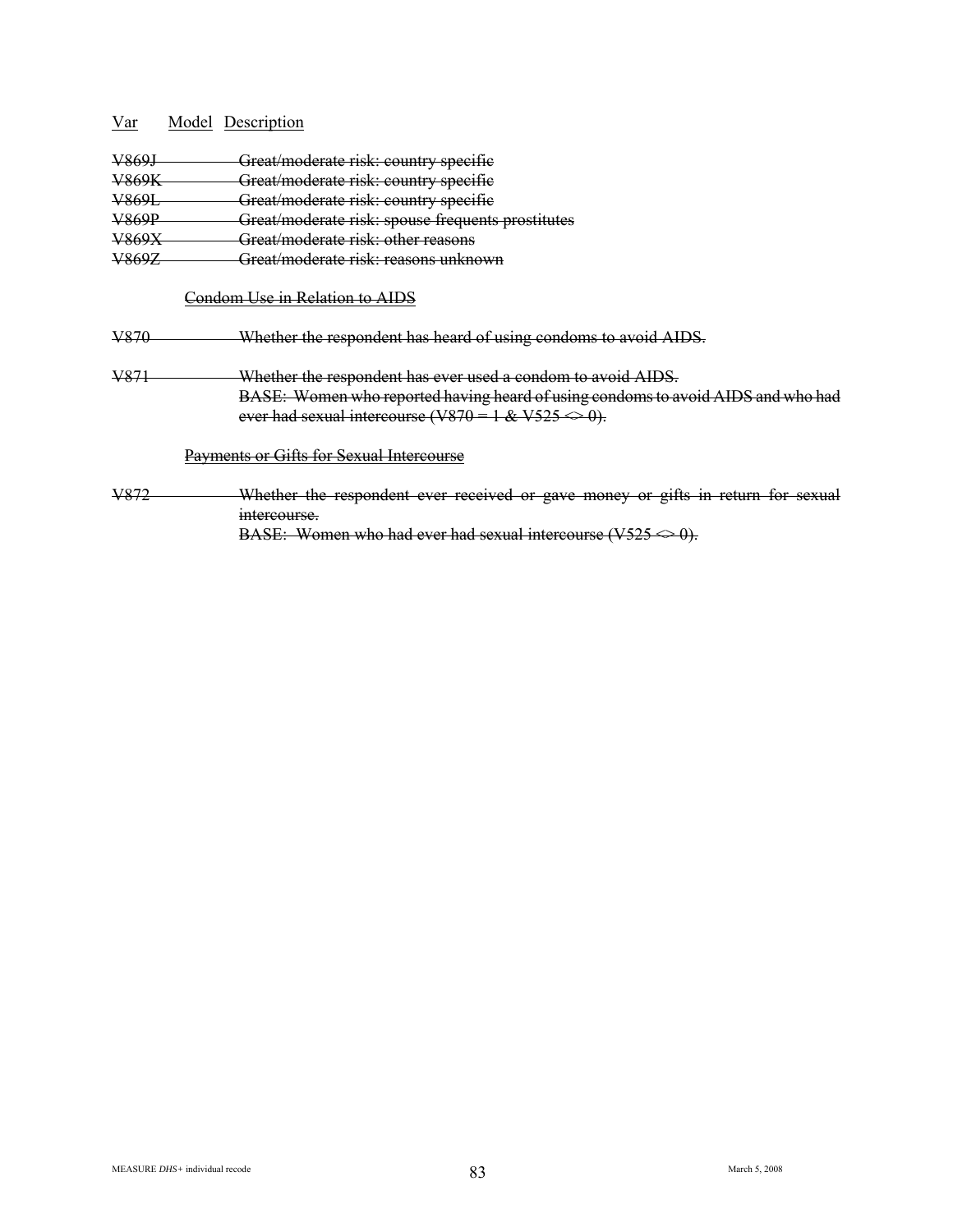| Var | Model | Description |
|---|---|---|
| ~~V869J~~ | | ~~Great/moderate risk: country specific~~ |
| ~~V869K~~ | | ~~Great/moderate risk: country specific~~ |
| ~~V869L~~ | | ~~Great/moderate risk: country specific~~ |
| ~~V869P~~ | | ~~Great/moderate risk: spouse frequents prostitutes~~ |
| ~~V869X~~ | | ~~Great/moderate risk: other reasons~~ |
| ~~V869Z~~ | | ~~Great/moderate risk: reasons unknown~~ |

~~Condom Use in Relation to AIDS~~

| | | |
|---|---|---|
| ~~V870~~ | | ~~Whether the respondent has heard of using condoms to avoid AIDS.~~ |
| ~~V871~~ | | ~~Whether the respondent has ever used a condom to avoid AIDS.~~ ~~BASE: Women who reported having heard of using condoms to avoid AIDS and who had ever had sexual intercourse (V870 = 1 & V525 <> 0).~~ |

~~Payments or Gifts for Sexual Intercourse~~

| | | |
|---|---|---|
| ~~V872~~ | | ~~Whether the respondent ever received or gave money or gifts in return for sexual intercourse.~~ ~~BASE: Women who had ever had sexual intercourse (V525 <> 0).~~ |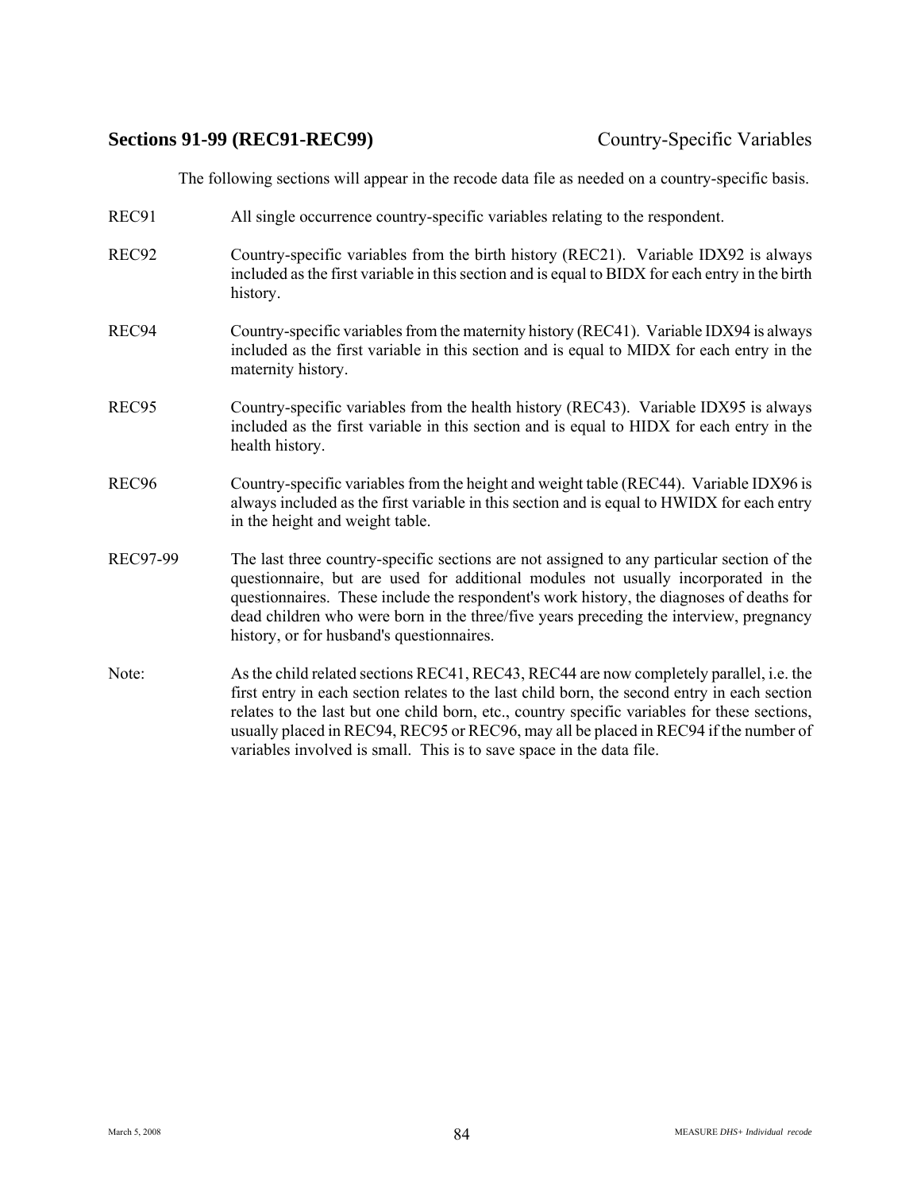## Sections 91-99 (REC91-REC99) Country-Specific Variables

The following sections will appear in the recode data file as needed on a country-specific basis.

REC91 All single occurrence country-specific variables relating to the respondent.

REC92 Country-specific variables from the birth history (REC21). Variable IDX92 is always included as the first variable in this section and is equal to BIDX for each entry in the birth history.

REC94 Country-specific variables from the maternity history (REC41). Variable IDX94 is always included as the first variable in this section and is equal to MIDX for each entry in the maternity history.

REC95 Country-specific variables from the health history (REC43). Variable IDX95 is always included as the first variable in this section and is equal to HIDX for each entry in the health history.

REC96 Country-specific variables from the height and weight table (REC44). Variable IDX96 is always included as the first variable in this section and is equal to HWIDX for each entry in the height and weight table.

REC97-99 The last three country-specific sections are not assigned to any particular section of the questionnaire, but are used for additional modules not usually incorporated in the questionnaires. These include the respondent's work history, the diagnoses of deaths for dead children who were born in the three/five years preceding the interview, pregnancy history, or for husband's questionnaires.

Note: As the child related sections REC41, REC43, REC44 are now completely parallel, i.e. the first entry in each section relates to the last child born, the second entry in each section relates to the last but one child born, etc., country specific variables for these sections, usually placed in REC94, REC95 or REC96, may all be placed in REC94 if the number of variables involved is small. This is to save space in the data file.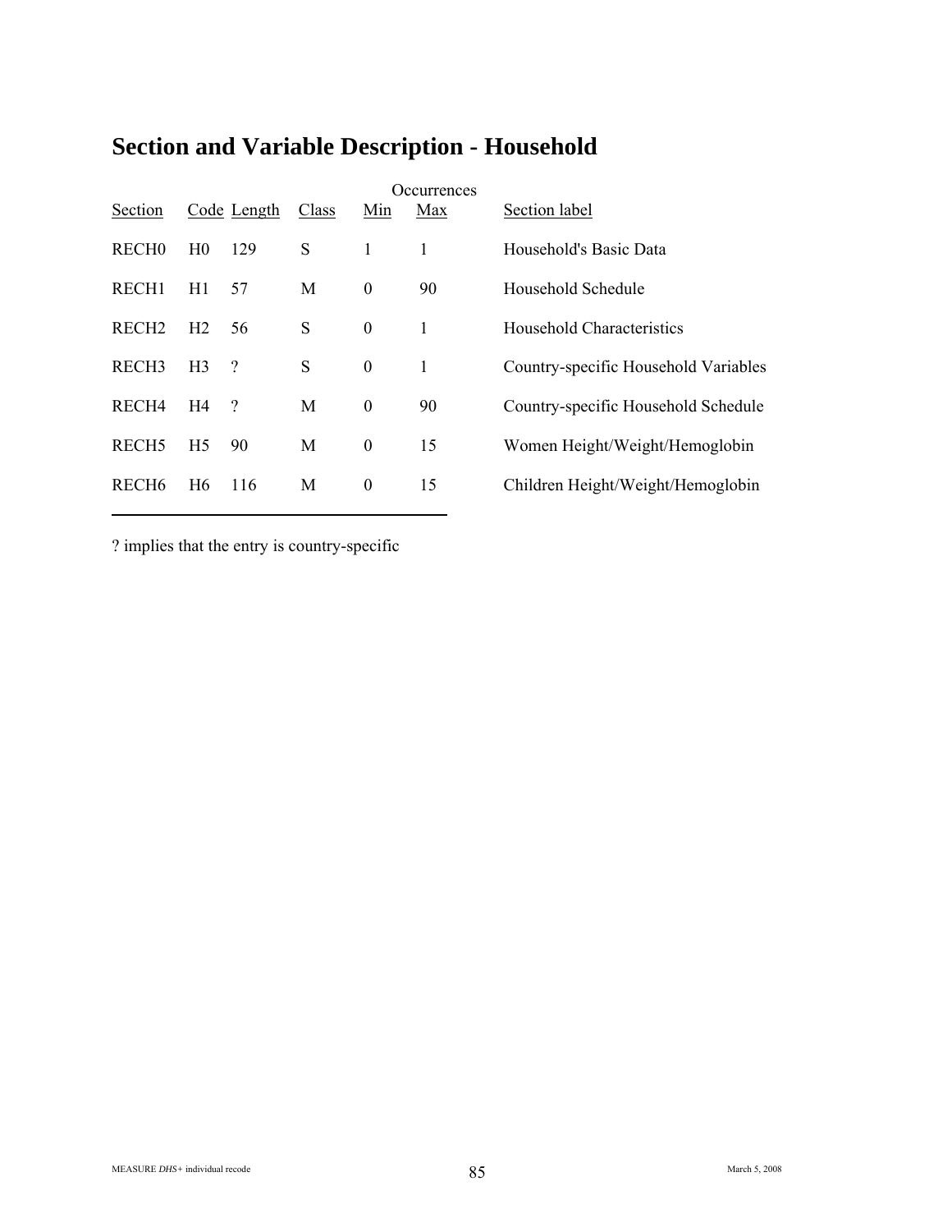# Section and Variable Description - Household

| Section | Code | Length | Class | Occurrences Min | Occurrences Max | Section label |
|---|---|---|---|---|---|---|
| RECH0 | H0 | 129 | S | 1 | 1 | Household's Basic Data |
| RECH1 | H1 | 57 | M | 0 | 90 | Household Schedule |
| RECH2 | H2 | 56 | S | 0 | 1 | Household Characteristics |
| RECH3 | H3 | ? | S | 0 | 1 | Country-specific Household Variables |
| RECH4 | H4 | ? | M | 0 | 90 | Country-specific Household Schedule |
| RECH5 | H5 | 90 | M | 0 | 15 | Women Height/Weight/Hemoglobin |
| RECH6 | H6 | 116 | M | 0 | 15 | Children Height/Weight/Hemoglobin |

? implies that the entry is country-specific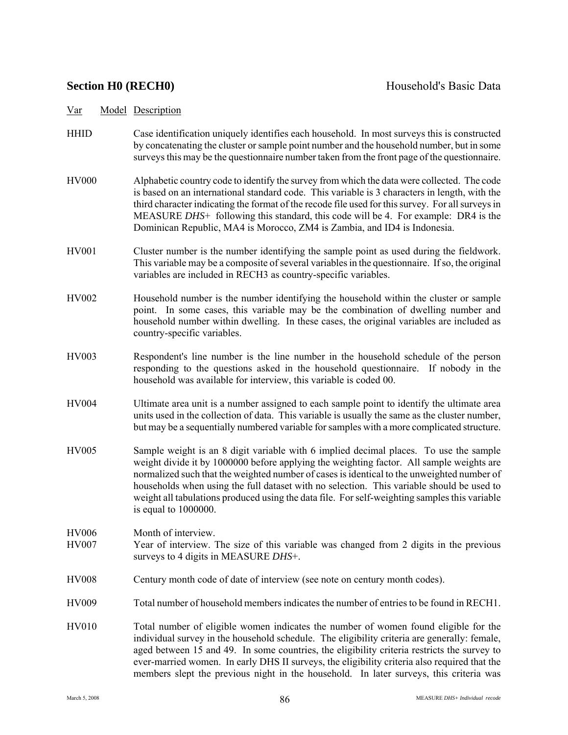## Section H0 (RECH0) Household's Basic Data

| Var | Model | Description |
|---|---|---|
| HHID | | Case identification uniquely identifies each household. In most surveys this is constructed by concatenating the cluster or sample point number and the household number, but in some surveys this may be the questionnaire number taken from the front page of the questionnaire. |
| HV000 | | Alphabetic country code to identify the survey from which the data were collected. The code is based on an international standard code. This variable is 3 characters in length, with the third character indicating the format of the recode file used for this survey. For all surveys in MEASURE *DHS*+ following this standard, this code will be 4. For example: DR4 is the Dominican Republic, MA4 is Morocco, ZM4 is Zambia, and ID4 is Indonesia. |
| HV001 | | Cluster number is the number identifying the sample point as used during the fieldwork. This variable may be a composite of several variables in the questionnaire. If so, the original variables are included in RECH3 as country-specific variables. |
| HV002 | | Household number is the number identifying the household within the cluster or sample point. In some cases, this variable may be the combination of dwelling number and household number within dwelling. In these cases, the original variables are included as country-specific variables. |
| HV003 | | Respondent's line number is the line number in the household schedule of the person responding to the questions asked in the household questionnaire. If nobody in the household was available for interview, this variable is coded 00. |
| HV004 | | Ultimate area unit is a number assigned to each sample point to identify the ultimate area units used in the collection of data. This variable is usually the same as the cluster number, but may be a sequentially numbered variable for samples with a more complicated structure. |
| HV005 | | Sample weight is an 8 digit variable with 6 implied decimal places. To use the sample weight divide it by 1000000 before applying the weighting factor. All sample weights are normalized such that the weighted number of cases is identical to the unweighted number of households when using the full dataset with no selection. This variable should be used to weight all tabulations produced using the data file. For self-weighting samples this variable is equal to 1000000. |
| HV006 | | Month of interview. |
| HV007 | | Year of interview. The size of this variable was changed from 2 digits in the previous surveys to 4 digits in MEASURE *DHS*+. |
| HV008 | | Century month code of date of interview (see note on century month codes). |
| HV009 | | Total number of household members indicates the number of entries to be found in RECH1. |
| HV010 | | Total number of eligible women indicates the number of women found eligible for the individual survey in the household schedule. The eligibility criteria are generally: female, aged between 15 and 49. In some countries, the eligibility criteria restricts the survey to ever-married women. In early DHS II surveys, the eligibility criteria also required that the members slept the previous night in the household. In later surveys, this criteria was |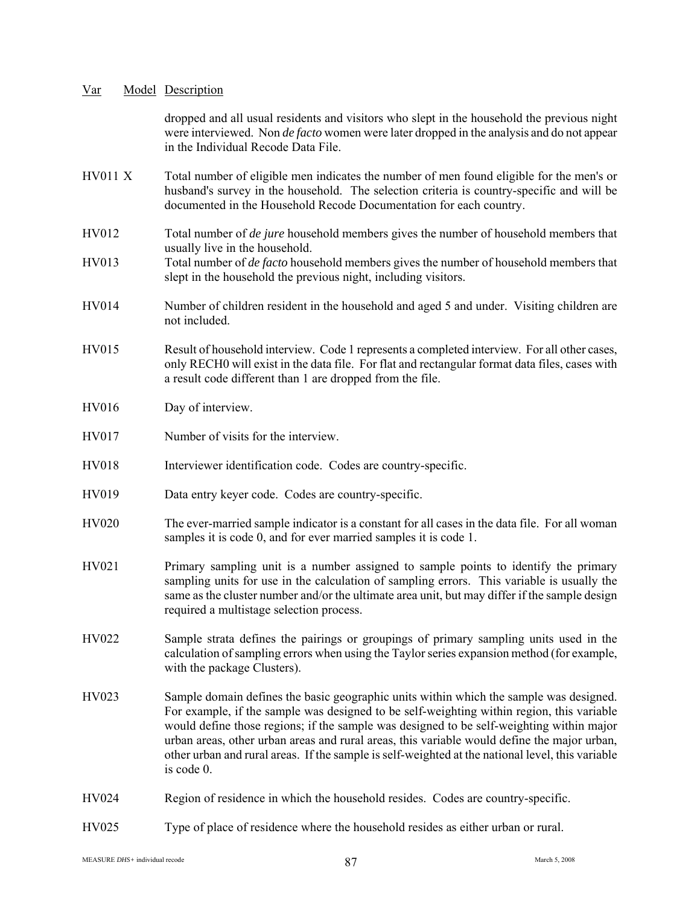| Var | Model | Description |
|---|---|---|
| | | dropped and all usual residents and visitors who slept in the household the previous night were interviewed. Non *de facto* women were later dropped in the analysis and do not appear in the Individual Recode Data File. |
| HV011 | X | Total number of eligible men indicates the number of men found eligible for the men's or husband's survey in the household. The selection criteria is country-specific and will be documented in the Household Recode Documentation for each country. |
| HV012 | | Total number of *de jure* household members gives the number of household members that usually live in the household. |
| HV013 | | Total number of *de facto* household members gives the number of household members that slept in the household the previous night, including visitors. |
| HV014 | | Number of children resident in the household and aged 5 and under. Visiting children are not included. |
| HV015 | | Result of household interview. Code 1 represents a completed interview. For all other cases, only RECH0 will exist in the data file. For flat and rectangular format data files, cases with a result code different than 1 are dropped from the file. |
| HV016 | | Day of interview. |
| HV017 | | Number of visits for the interview. |
| HV018 | | Interviewer identification code. Codes are country-specific. |
| HV019 | | Data entry keyer code. Codes are country-specific. |
| HV020 | | The ever-married sample indicator is a constant for all cases in the data file. For all woman samples it is code 0, and for ever married samples it is code 1. |
| HV021 | | Primary sampling unit is a number assigned to sample points to identify the primary sampling units for use in the calculation of sampling errors. This variable is usually the same as the cluster number and/or the ultimate area unit, but may differ if the sample design required a multistage selection process. |
| HV022 | | Sample strata defines the pairings or groupings of primary sampling units used in the calculation of sampling errors when using the Taylor series expansion method (for example, with the package Clusters). |
| HV023 | | Sample domain defines the basic geographic units within which the sample was designed. For example, if the sample was designed to be self-weighting within region, this variable would define those regions; if the sample was designed to be self-weighting within major urban areas, other urban areas and rural areas, this variable would define the major urban, other urban and rural areas. If the sample is self-weighted at the national level, this variable is code 0. |
| HV024 | | Region of residence in which the household resides. Codes are country-specific. |
| HV025 | | Type of place of residence where the household resides as either urban or rural. |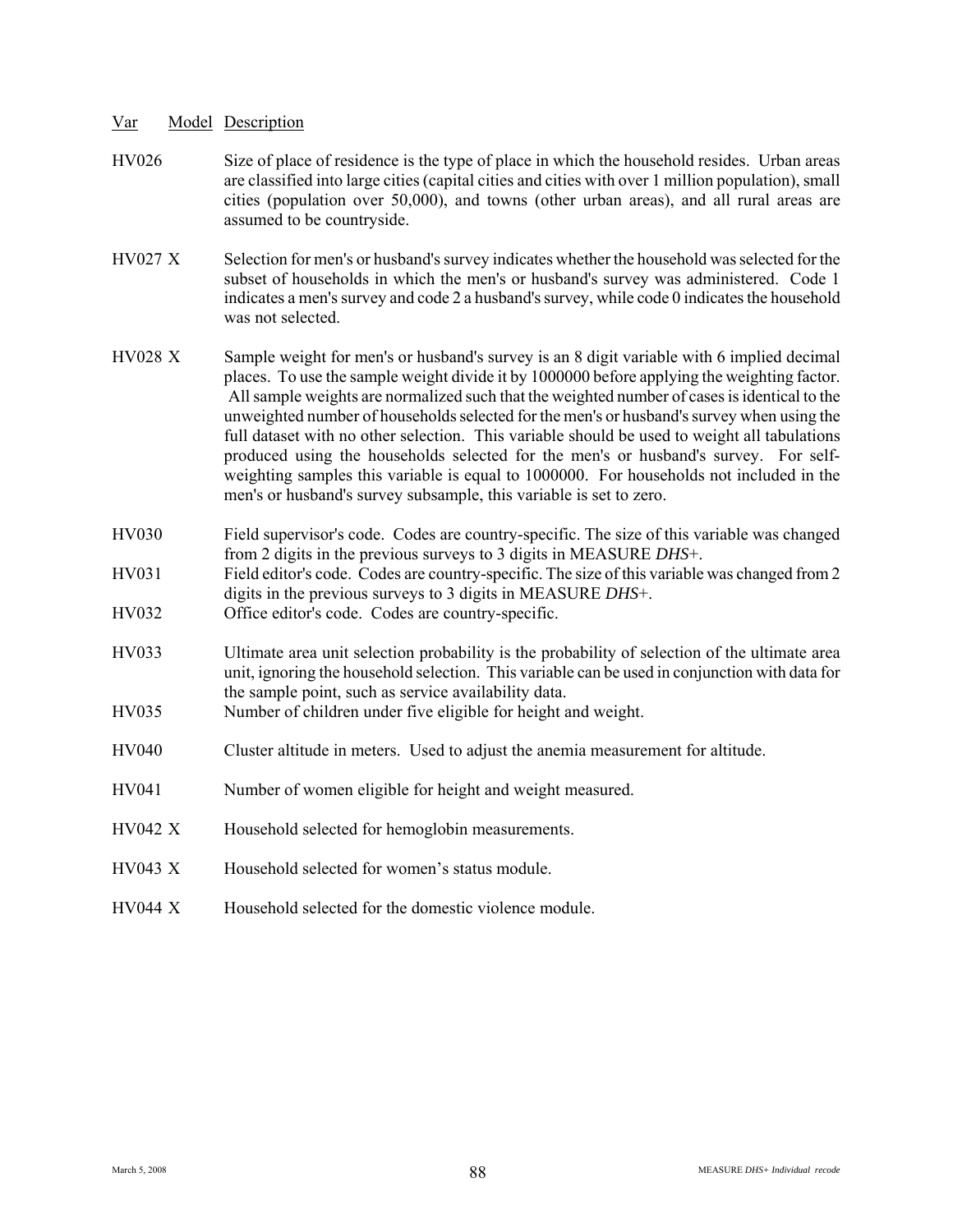| Var | Model | Description |
|---|---|---|
| HV026 | | Size of place of residence is the type of place in which the household resides. Urban areas are classified into large cities (capital cities and cities with over 1 million population), small cities (population over 50,000), and towns (other urban areas), and all rural areas are assumed to be countryside. |
| HV027 | X | Selection for men's or husband's survey indicates whether the household was selected for the subset of households in which the men's or husband's survey was administered. Code 1 indicates a men's survey and code 2 a husband's survey, while code 0 indicates the household was not selected. |
| HV028 | X | Sample weight for men's or husband's survey is an 8 digit variable with 6 implied decimal places. To use the sample weight divide it by 1000000 before applying the weighting factor. All sample weights are normalized such that the weighted number of cases is identical to the unweighted number of households selected for the men's or husband's survey when using the full dataset with no other selection. This variable should be used to weight all tabulations produced using the households selected for the men's or husband's survey. For self-weighting samples this variable is equal to 1000000. For households not included in the men's or husband's survey subsample, this variable is set to zero. |
| HV030 | | Field supervisor's code. Codes are country-specific. The size of this variable was changed from 2 digits in the previous surveys to 3 digits in MEASURE *DHS*+. |
| HV031 | | Field editor's code. Codes are country-specific. The size of this variable was changed from 2 digits in the previous surveys to 3 digits in MEASURE *DHS*+. |
| HV032 | | Office editor's code. Codes are country-specific. |
| HV033 | | Ultimate area unit selection probability is the probability of selection of the ultimate area unit, ignoring the household selection. This variable can be used in conjunction with data for the sample point, such as service availability data. |
| HV035 | | Number of children under five eligible for height and weight. |
| HV040 | | Cluster altitude in meters. Used to adjust the anemia measurement for altitude. |
| HV041 | | Number of women eligible for height and weight measured. |
| HV042 | X | Household selected for hemoglobin measurements. |
| HV043 | X | Household selected for women's status module. |
| HV044 | X | Household selected for the domestic violence module. |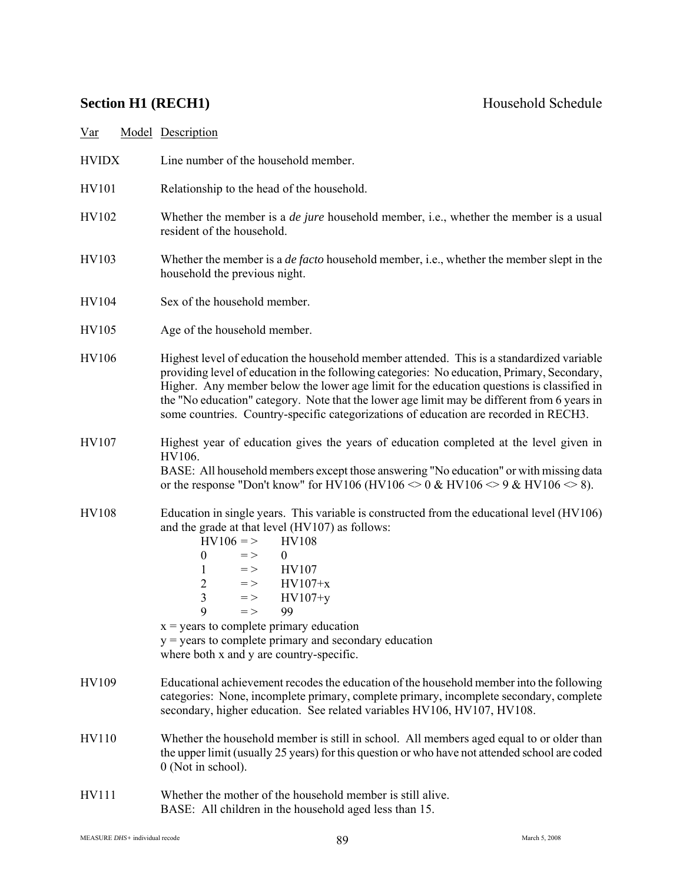## Section H1 (RECH1) Household Schedule

| Var | Model | Description |
|---|---|---|
| HVIDX | | Line number of the household member. |
| HV101 | | Relationship to the head of the household. |
| HV102 | | Whether the member is a *de jure* household member, i.e., whether the member is a usual resident of the household. |
| HV103 | | Whether the member is a *de facto* household member, i.e., whether the member slept in the household the previous night. |
| HV104 | | Sex of the household member. |
| HV105 | | Age of the household member. |
| HV106 | | Highest level of education the household member attended. This is a standardized variable providing level of education in the following categories: No education, Primary, Secondary, Higher. Any member below the lower age limit for the education questions is classified in the "No education" category. Note that the lower age limit may be different from 6 years in some countries. Country-specific categorizations of education are recorded in RECH3. |
| HV107 | | Highest year of education gives the years of education completed at the level given in HV106. BASE: All household members except those answering "No education" or with missing data or the response "Don't know" for HV106 (HV106 <> 0 & HV106 <> 9 & HV106 <> 8). |

HV108 — Education in single years. This variable is constructed from the educational level (HV106) and the grade at that level (HV107) as follows:

| HV106 | => | HV108 |
|---|---|---|
| 0 | => | 0 |
| 1 | => | HV107 |
| 2 | => | HV107+x |
| 3 | => | HV107+y |
| 9 | => | 99 |

x = years to complete primary education
y = years to complete primary and secondary education
where both x and y are country-specific.

| Var | Model | Description |
|---|---|---|
| HV109 | | Educational achievement recodes the education of the household member into the following categories: None, incomplete primary, complete primary, incomplete secondary, complete secondary, higher education. See related variables HV106, HV107, HV108. |
| HV110 | | Whether the household member is still in school. All members aged equal to or older than the upper limit (usually 25 years) for this question or who have not attended school are coded 0 (Not in school). |
| HV111 | | Whether the mother of the household member is still alive. BASE: All children in the household aged less than 15. |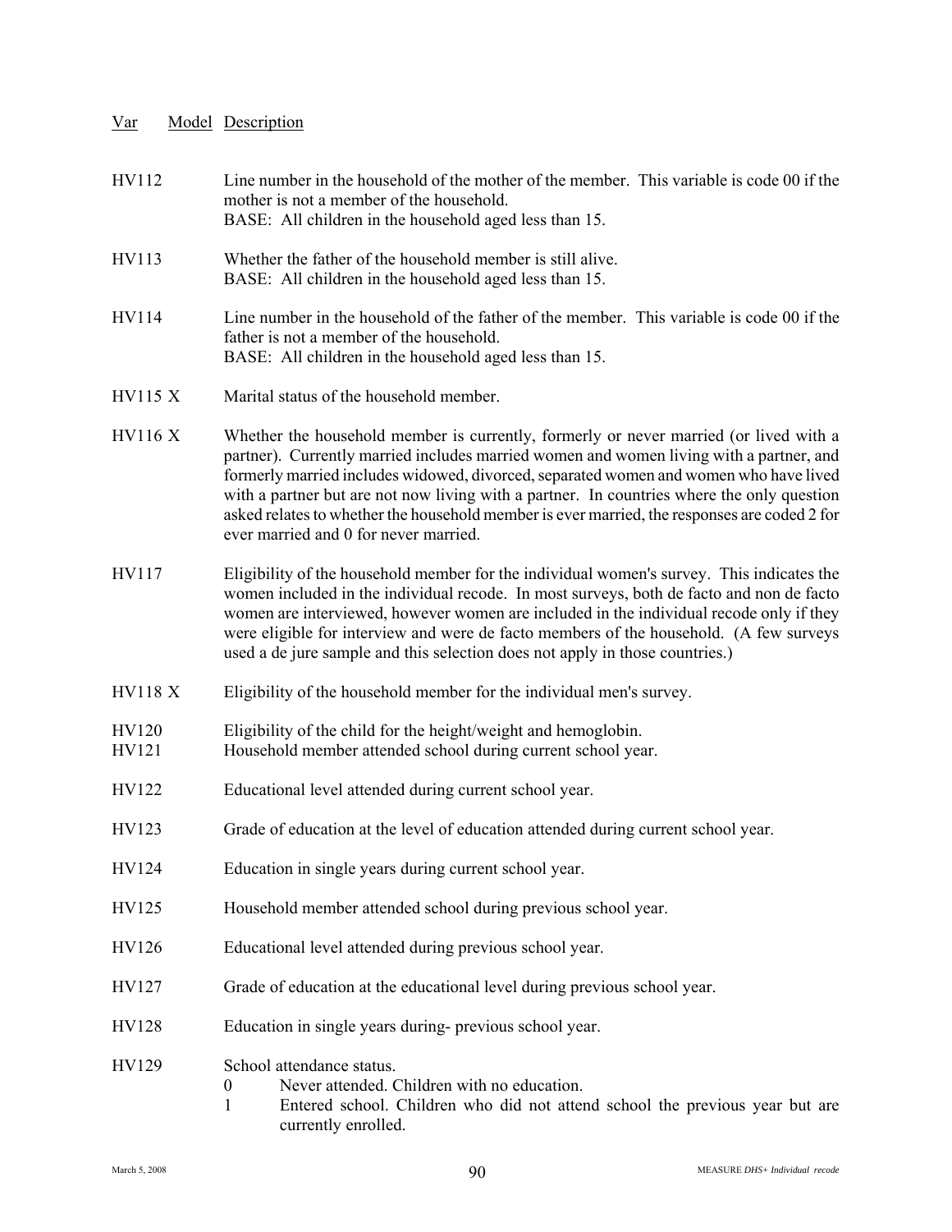| Var | Model | Description |
|---|---|---|
| HV112 | | Line number in the household of the mother of the member. This variable is code 00 if the mother is not a member of the household. BASE: All children in the household aged less than 15. |
| HV113 | | Whether the father of the household member is still alive. BASE: All children in the household aged less than 15. |
| HV114 | | Line number in the household of the father of the member. This variable is code 00 if the father is not a member of the household. BASE: All children in the household aged less than 15. |
| HV115 | X | Marital status of the household member. |
| HV116 | X | Whether the household member is currently, formerly or never married (or lived with a partner). Currently married includes married women and women living with a partner, and formerly married includes widowed, divorced, separated women and women who have lived with a partner but are not now living with a partner. In countries where the only question asked relates to whether the household member is ever married, the responses are coded 2 for ever married and 0 for never married. |
| HV117 | | Eligibility of the household member for the individual women's survey. This indicates the women included in the individual recode. In most surveys, both de facto and non de facto women are interviewed, however women are included in the individual recode only if they were eligible for interview and were de facto members of the household. (A few surveys used a de jure sample and this selection does not apply in those countries.) |
| HV118 | X | Eligibility of the household member for the individual men's survey. |
| HV120 | | Eligibility of the child for the height/weight and hemoglobin. |
| HV121 | | Household member attended school during current school year. |
| HV122 | | Educational level attended during current school year. |
| HV123 | | Grade of education at the level of education attended during current school year. |
| HV124 | | Education in single years during current school year. |
| HV125 | | Household member attended school during previous school year. |
| HV126 | | Educational level attended during previous school year. |
| HV127 | | Grade of education at the educational level during previous school year. |
| HV128 | | Education in single years during- previous school year. |
| HV129 | | School attendance status.<br>0 Never attended. Children with no education.<br>1 Entered school. Children who did not attend school the previous year but are currently enrolled. |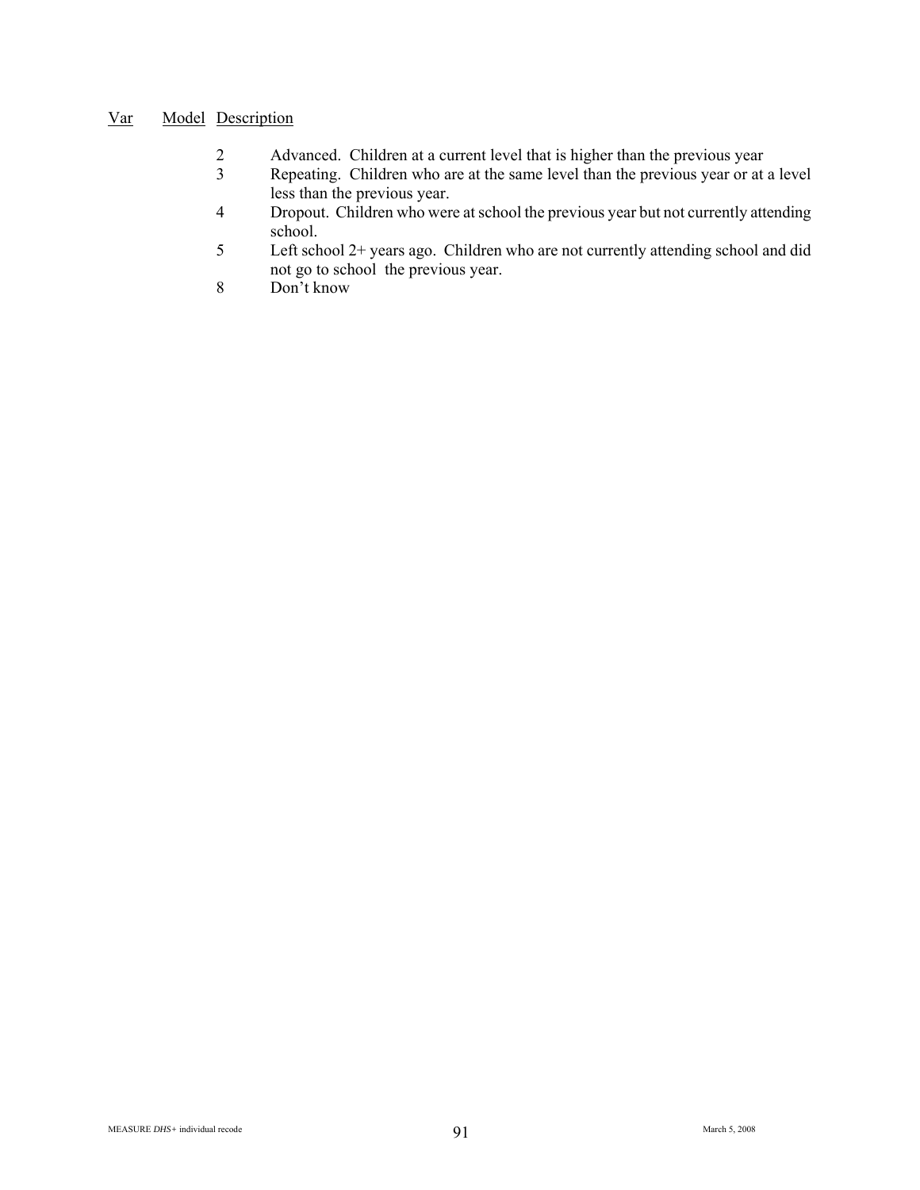| Var | Model | Description |
| --- | --- | --- |
| | 2 | Advanced. Children at a current level that is higher than the previous year |
| | 3 | Repeating. Children who are at the same level than the previous year or at a level less than the previous year. |
| | 4 | Dropout. Children who were at school the previous year but not currently attending school. |
| | 5 | Left school 2+ years ago. Children who are not currently attending school and did not go to school the previous year. |
| | 8 | Don't know |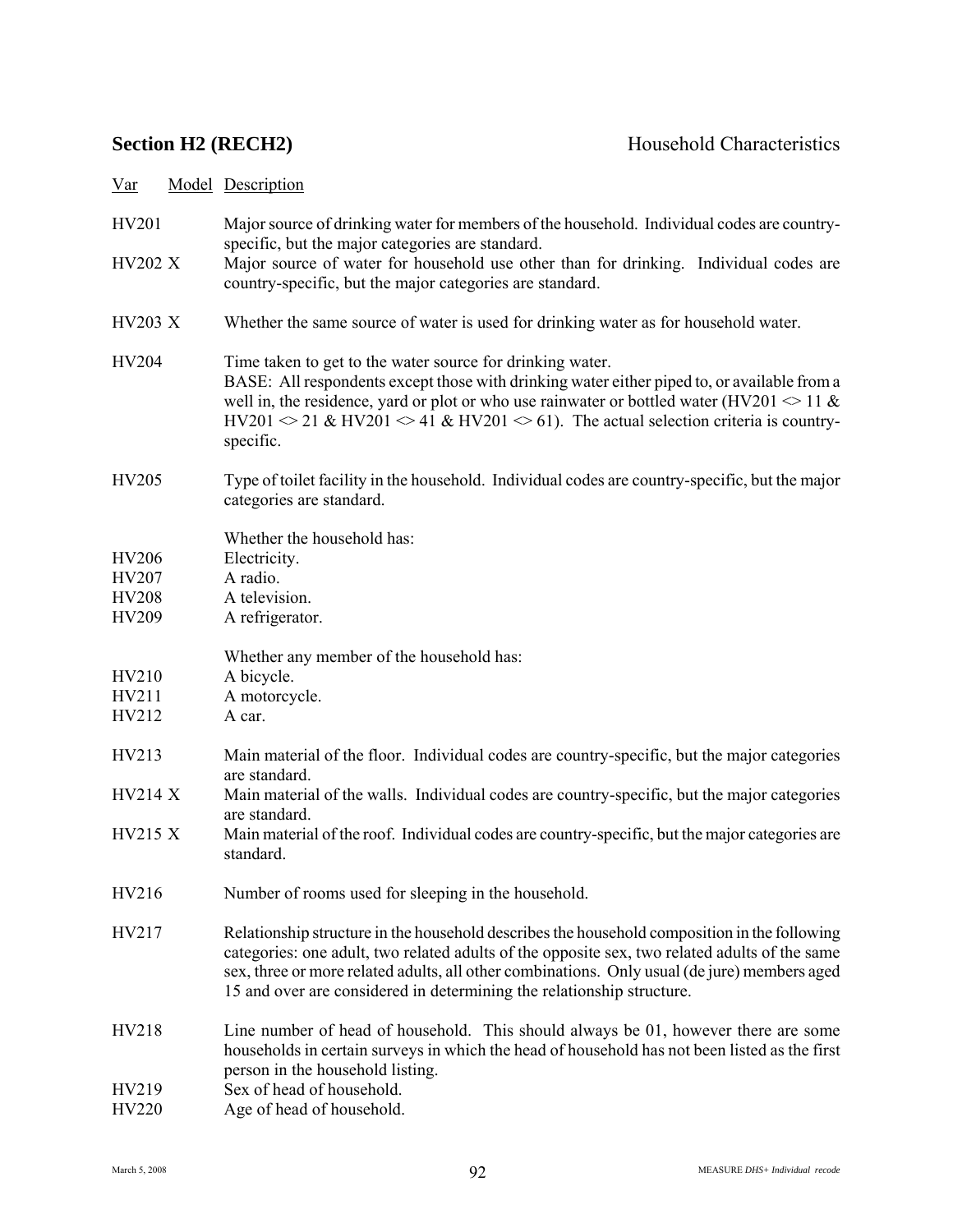## Section H2 (RECH2) — Household Characteristics

| Var | Model | Description |
|---|---|---|
| HV201 | | Major source of drinking water for members of the household. Individual codes are country-specific, but the major categories are standard. |
| HV202 | X | Major source of water for household use other than for drinking. Individual codes are country-specific, but the major categories are standard. |
| HV203 | X | Whether the same source of water is used for drinking water as for household water. |
| HV204 | | Time taken to get to the water source for drinking water. BASE: All respondents except those with drinking water either piped to, or available from a well in, the residence, yard or plot or who use rainwater or bottled water (HV201 <> 11 & HV201 <> 21 & HV201 <> 41 & HV201 <> 61). The actual selection criteria is country-specific. |
| HV205 | | Type of toilet facility in the household. Individual codes are country-specific, but the major categories are standard. |
| | | Whether the household has: |
| HV206 | | Electricity. |
| HV207 | | A radio. |
| HV208 | | A television. |
| HV209 | | A refrigerator. |
| | | Whether any member of the household has: |
| HV210 | | A bicycle. |
| HV211 | | A motorcycle. |
| HV212 | | A car. |
| HV213 | | Main material of the floor. Individual codes are country-specific, but the major categories are standard. |
| HV214 | X | Main material of the walls. Individual codes are country-specific, but the major categories are standard. |
| HV215 | X | Main material of the roof. Individual codes are country-specific, but the major categories are standard. |
| HV216 | | Number of rooms used for sleeping in the household. |
| HV217 | | Relationship structure in the household describes the household composition in the following categories: one adult, two related adults of the opposite sex, two related adults of the same sex, three or more related adults, all other combinations. Only usual (de jure) members aged 15 and over are considered in determining the relationship structure. |
| HV218 | | Line number of head of household. This should always be 01, however there are some households in certain surveys in which the head of household has not been listed as the first person in the household listing. |
| HV219 | | Sex of head of household. |
| HV220 | | Age of head of household. |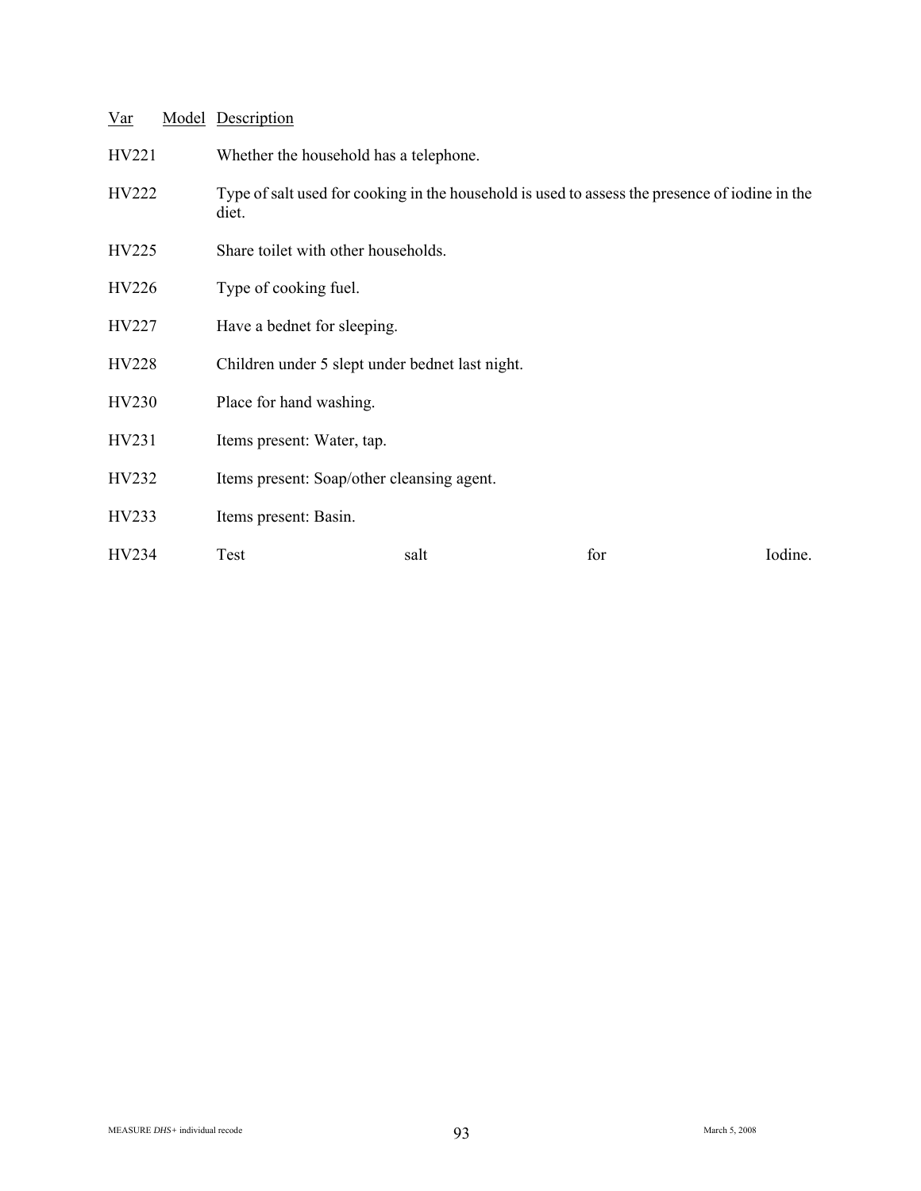| Var | Model | Description |
|---|---|---|
| HV221 | | Whether the household has a telephone. |
| HV222 | | Type of salt used for cooking in the household is used to assess the presence of iodine in the diet. |
| HV225 | | Share toilet with other households. |
| HV226 | | Type of cooking fuel. |
| HV227 | | Have a bednet for sleeping. |
| HV228 | | Children under 5 slept under bednet last night. |
| HV230 | | Place for hand washing. |
| HV231 | | Items present: Water, tap. |
| HV232 | | Items present: Soap/other cleansing agent. |
| HV233 | | Items present: Basin. |
| HV234 | | Test salt for Iodine. |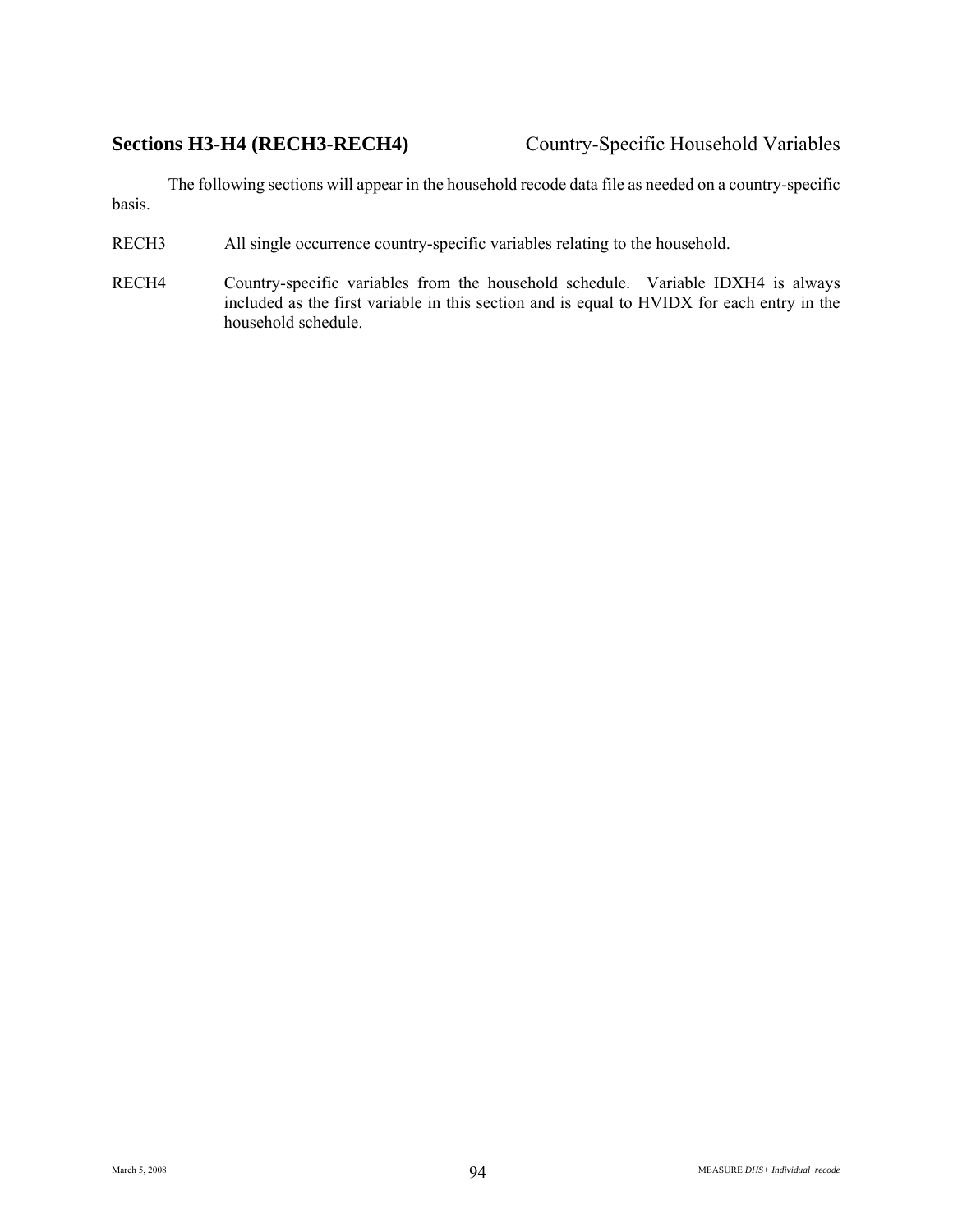## Sections H3-H4 (RECH3-RECH4) Country-Specific Household Variables

The following sections will appear in the household recode data file as needed on a country-specific basis.

RECH3 All single occurrence country-specific variables relating to the household.

RECH4 Country-specific variables from the household schedule. Variable IDXH4 is always included as the first variable in this section and is equal to HVIDX for each entry in the household schedule.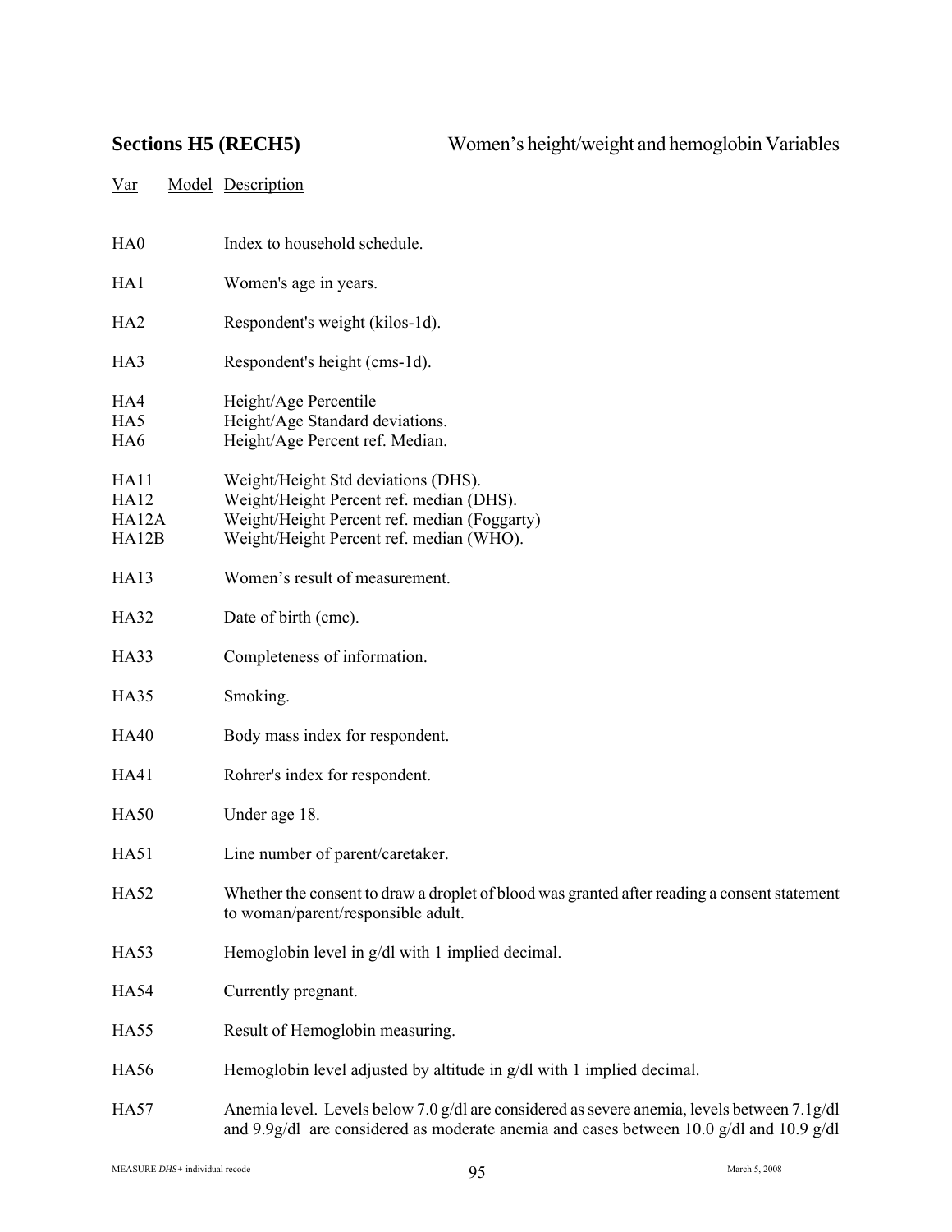## Sections H5 (RECH5) Women's height/weight and hemoglobin Variables

| Var | Model | Description |
|---|---|---|
| HA0 | | Index to household schedule. |
| HA1 | | Women's age in years. |
| HA2 | | Respondent's weight (kilos-1d). |
| HA3 | | Respondent's height (cms-1d). |
| HA4 | | Height/Age Percentile |
| HA5 | | Height/Age Standard deviations. |
| HA6 | | Height/Age Percent ref. Median. |
| HA11 | | Weight/Height Std deviations (DHS). |
| HA12 | | Weight/Height Percent ref. median (DHS). |
| HA12A | | Weight/Height Percent ref. median (Foggarty) |
| HA12B | | Weight/Height Percent ref. median (WHO). |
| HA13 | | Women's result of measurement. |
| HA32 | | Date of birth (cmc). |
| HA33 | | Completeness of information. |
| HA35 | | Smoking. |
| HA40 | | Body mass index for respondent. |
| HA41 | | Rohrer's index for respondent. |
| HA50 | | Under age 18. |
| HA51 | | Line number of parent/caretaker. |
| HA52 | | Whether the consent to draw a droplet of blood was granted after reading a consent statement to woman/parent/responsible adult. |
| HA53 | | Hemoglobin level in g/dl with 1 implied decimal. |
| HA54 | | Currently pregnant. |
| HA55 | | Result of Hemoglobin measuring. |
| HA56 | | Hemoglobin level adjusted by altitude in g/dl with 1 implied decimal. |
| HA57 | | Anemia level. Levels below 7.0 g/dl are considered as severe anemia, levels between 7.1g/dl and 9.9g/dl are considered as moderate anemia and cases between 10.0 g/dl and 10.9 g/dl |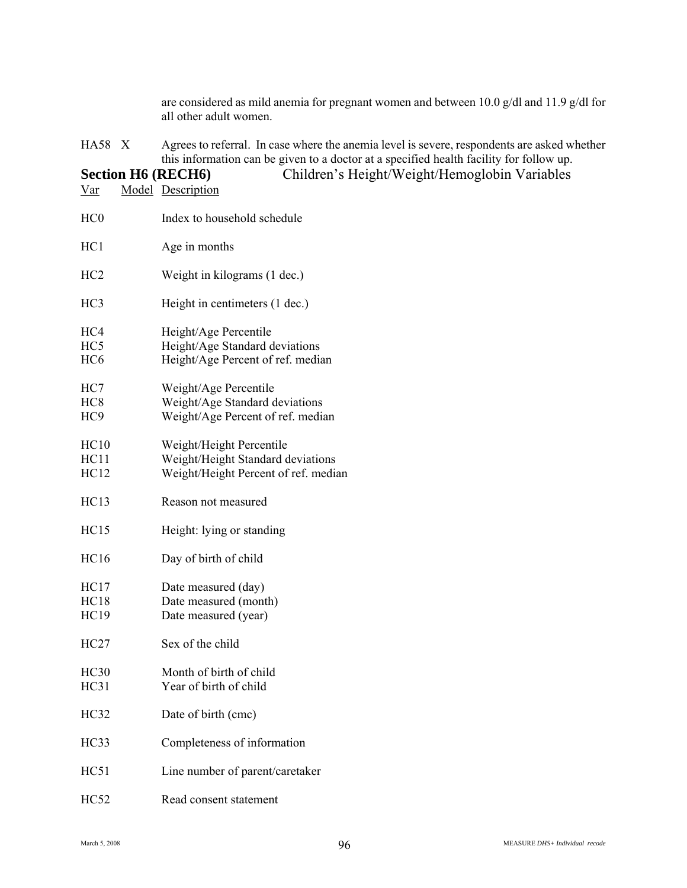are considered as mild anemia for pregnant women and between 10.0 g/dl and 11.9 g/dl for all other adult women.

| | | |
|---|---|---|
| HA58 | X | Agrees to referral. In case where the anemia level is severe, respondents are asked whether this information can be given to a doctor at a specified health facility for follow up. |

## Section H6 (RECH6) Children's Height/Weight/Hemoglobin Variables

| Var | Model | Description |
|---|---|---|
| HC0 | | Index to household schedule |
| HC1 | | Age in months |
| HC2 | | Weight in kilograms (1 dec.) |
| HC3 | | Height in centimeters (1 dec.) |
| HC4 | | Height/Age Percentile |
| HC5 | | Height/Age Standard deviations |
| HC6 | | Height/Age Percent of ref. median |
| HC7 | | Weight/Age Percentile |
| HC8 | | Weight/Age Standard deviations |
| HC9 | | Weight/Age Percent of ref. median |
| HC10 | | Weight/Height Percentile |
| HC11 | | Weight/Height Standard deviations |
| HC12 | | Weight/Height Percent of ref. median |
| HC13 | | Reason not measured |
| HC15 | | Height: lying or standing |
| HC16 | | Day of birth of child |
| HC17 | | Date measured (day) |
| HC18 | | Date measured (month) |
| HC19 | | Date measured (year) |
| HC27 | | Sex of the child |
| HC30 | | Month of birth of child |
| HC31 | | Year of birth of child |
| HC32 | | Date of birth (cmc) |
| HC33 | | Completeness of information |
| HC51 | | Line number of parent/caretaker |
| HC52 | | Read consent statement |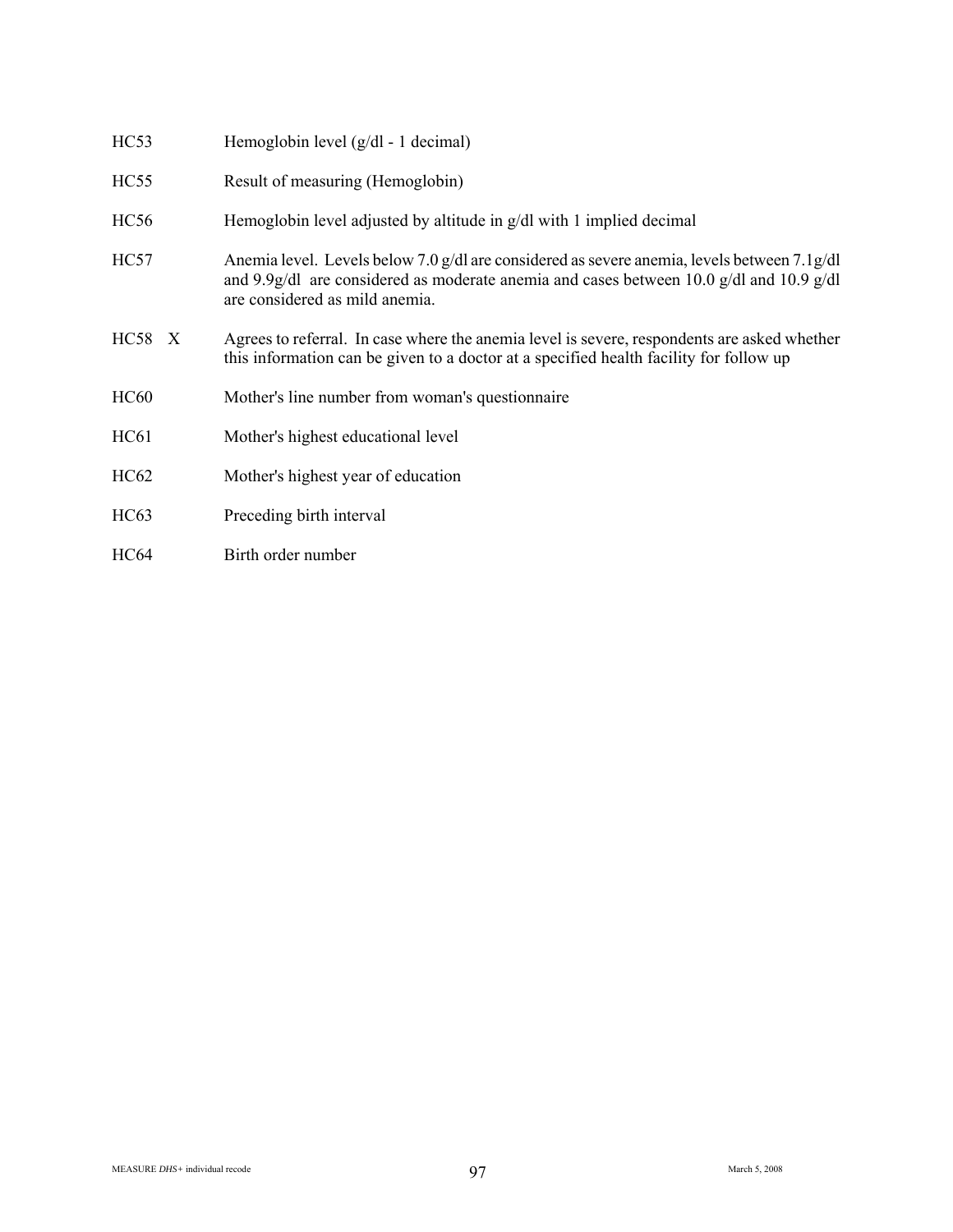| | |
|---|---|
| HC53 | Hemoglobin level (g/dl - 1 decimal) |
| HC55 | Result of measuring (Hemoglobin) |
| HC56 | Hemoglobin level adjusted by altitude in g/dl with 1 implied decimal |
| HC57 | Anemia level. Levels below 7.0 g/dl are considered as severe anemia, levels between 7.1g/dl and 9.9g/dl are considered as moderate anemia and cases between 10.0 g/dl and 10.9 g/dl are considered as mild anemia. |
| HC58 X | Agrees to referral. In case where the anemia level is severe, respondents are asked whether this information can be given to a doctor at a specified health facility for follow up |
| HC60 | Mother's line number from woman's questionnaire |
| HC61 | Mother's highest educational level |
| HC62 | Mother's highest year of education |
| HC63 | Preceding birth interval |
| HC64 | Birth order number |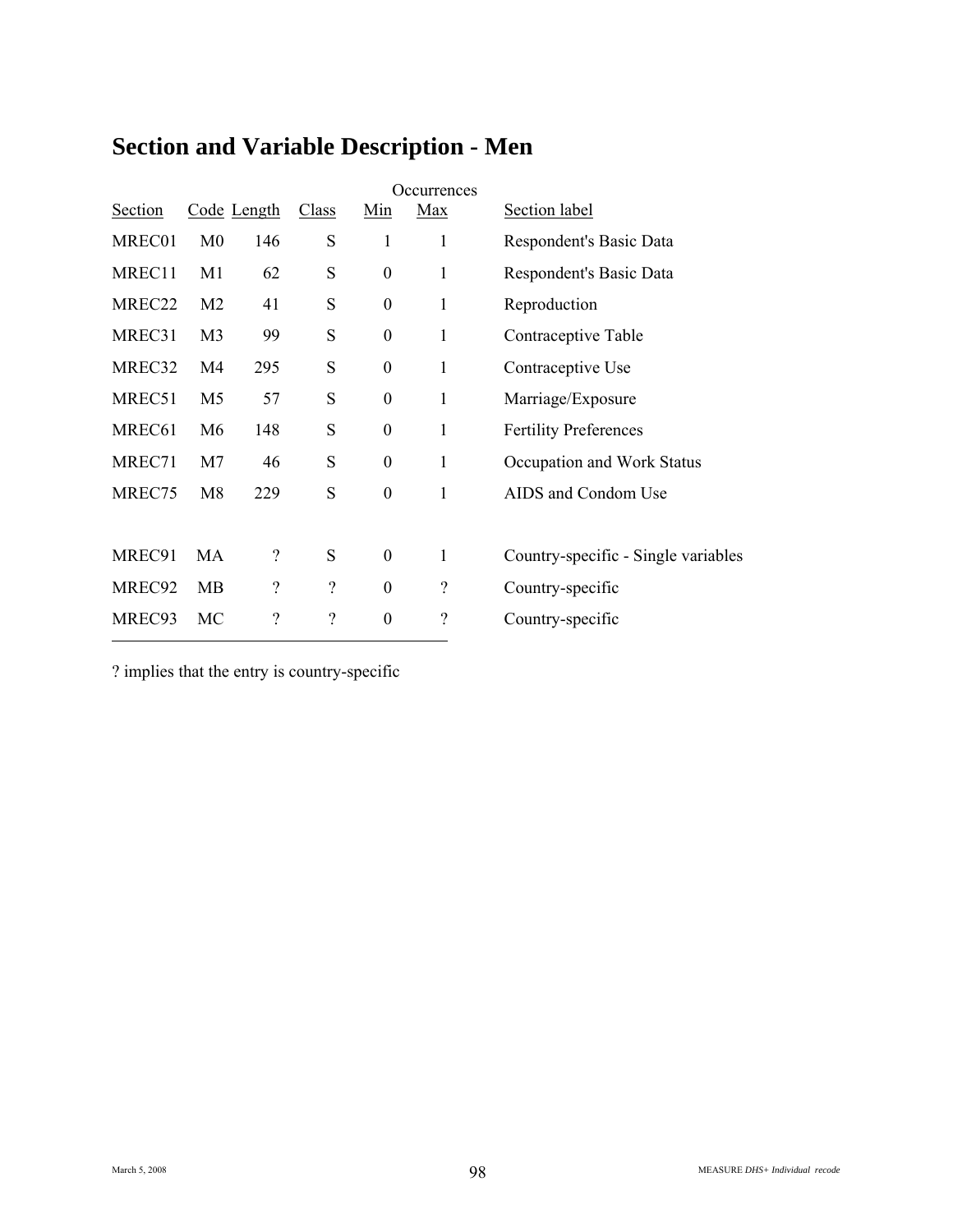# Section and Variable Description - Men

| Section | Code | Length | Class | Occurrences Min | Occurrences Max | Section label |
|---|---|---|---|---|---|---|
| MREC01 | M0 | 146 | S | 1 | 1 | Respondent's Basic Data |
| MREC11 | M1 | 62 | S | 0 | 1 | Respondent's Basic Data |
| MREC22 | M2 | 41 | S | 0 | 1 | Reproduction |
| MREC31 | M3 | 99 | S | 0 | 1 | Contraceptive Table |
| MREC32 | M4 | 295 | S | 0 | 1 | Contraceptive Use |
| MREC51 | M5 | 57 | S | 0 | 1 | Marriage/Exposure |
| MREC61 | M6 | 148 | S | 0 | 1 | Fertility Preferences |
| MREC71 | M7 | 46 | S | 0 | 1 | Occupation and Work Status |
| MREC75 | M8 | 229 | S | 0 | 1 | AIDS and Condom Use |
| MREC91 | MA | ? | S | 0 | 1 | Country-specific - Single variables |
| MREC92 | MB | ? | ? | 0 | ? | Country-specific |
| MREC93 | MC | ? | ? | 0 | ? | Country-specific |

? implies that the entry is country-specific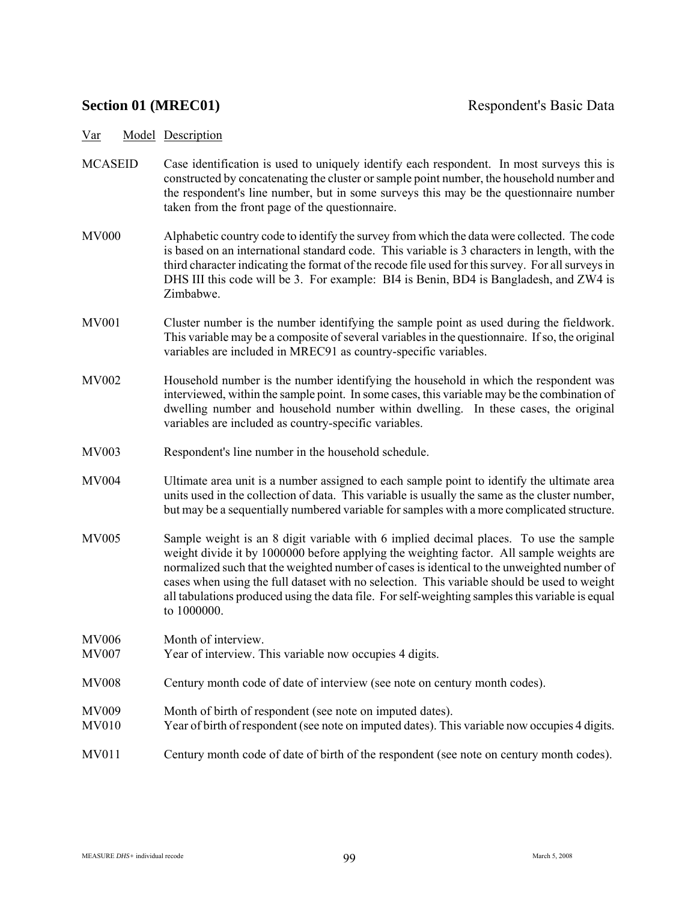## Section 01 (MREC01) Respondent's Basic Data

| Var | Model | Description |
|---|---|---|
| MCASEID | | Case identification is used to uniquely identify each respondent. In most surveys this is constructed by concatenating the cluster or sample point number, the household number and the respondent's line number, but in some surveys this may be the questionnaire number taken from the front page of the questionnaire. |
| MV000 | | Alphabetic country code to identify the survey from which the data were collected. The code is based on an international standard code. This variable is 3 characters in length, with the third character indicating the format of the recode file used for this survey. For all surveys in DHS III this code will be 3. For example: BI4 is Benin, BD4 is Bangladesh, and ZW4 is Zimbabwe. |
| MV001 | | Cluster number is the number identifying the sample point as used during the fieldwork. This variable may be a composite of several variables in the questionnaire. If so, the original variables are included in MREC91 as country-specific variables. |
| MV002 | | Household number is the number identifying the household in which the respondent was interviewed, within the sample point. In some cases, this variable may be the combination of dwelling number and household number within dwelling. In these cases, the original variables are included as country-specific variables. |
| MV003 | | Respondent's line number in the household schedule. |
| MV004 | | Ultimate area unit is a number assigned to each sample point to identify the ultimate area units used in the collection of data. This variable is usually the same as the cluster number, but may be a sequentially numbered variable for samples with a more complicated structure. |
| MV005 | | Sample weight is an 8 digit variable with 6 implied decimal places. To use the sample weight divide it by 1000000 before applying the weighting factor. All sample weights are normalized such that the weighted number of cases is identical to the unweighted number of cases when using the full dataset with no selection. This variable should be used to weight all tabulations produced using the data file. For self-weighting samples this variable is equal to 1000000. |
| MV006 | | Month of interview. |
| MV007 | | Year of interview. This variable now occupies 4 digits. |
| MV008 | | Century month code of date of interview (see note on century month codes). |
| MV009 | | Month of birth of respondent (see note on imputed dates). |
| MV010 | | Year of birth of respondent (see note on imputed dates). This variable now occupies 4 digits. |
| MV011 | | Century month code of date of birth of the respondent (see note on century month codes). |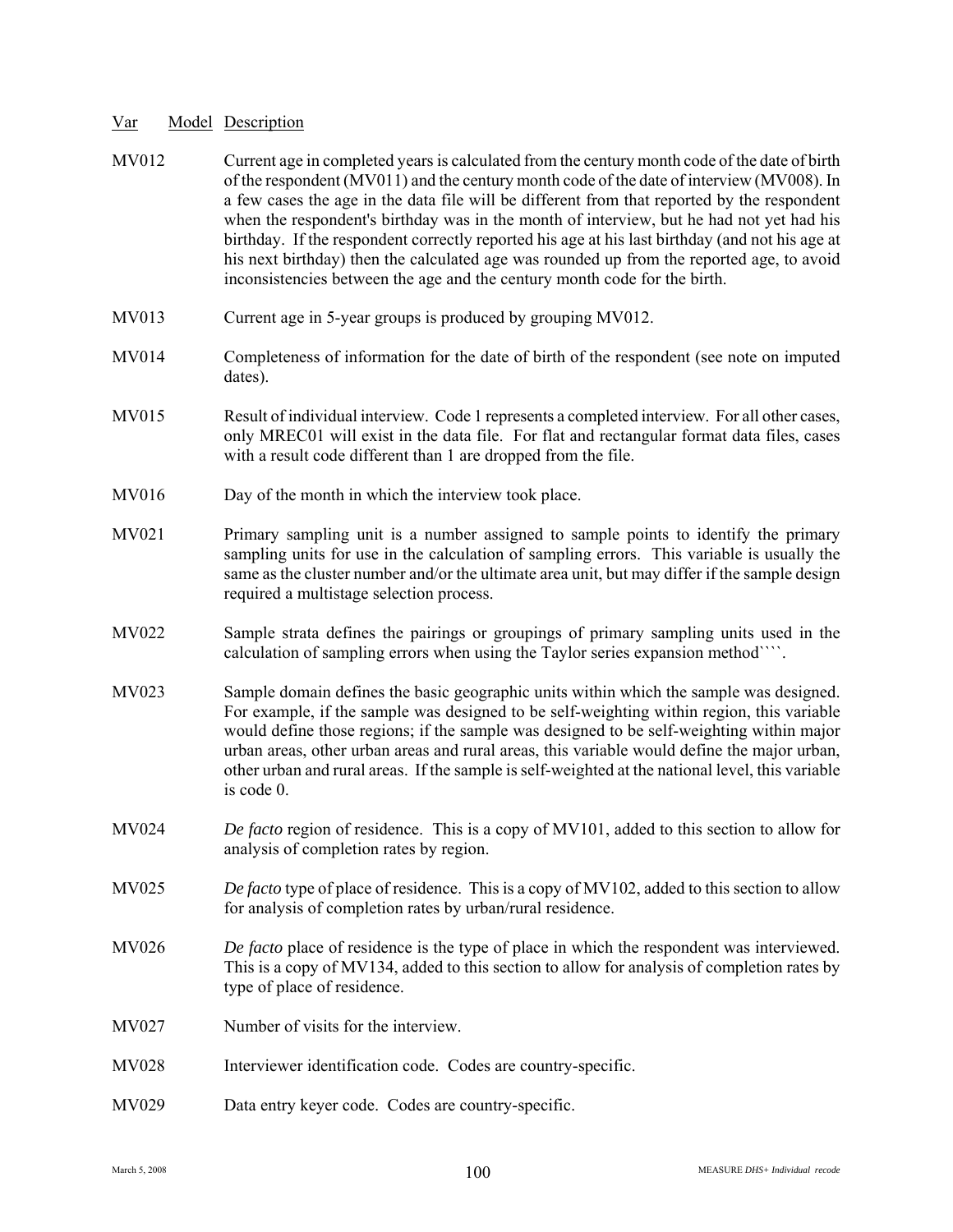| Var | Model | Description |
| --- | --- | --- |
| MV012 | | Current age in completed years is calculated from the century month code of the date of birth of the respondent (MV011) and the century month code of the date of interview (MV008). In a few cases the age in the data file will be different from that reported by the respondent when the respondent's birthday was in the month of interview, but he had not yet had his birthday. If the respondent correctly reported his age at his last birthday (and not his age at his next birthday) then the calculated age was rounded up from the reported age, to avoid inconsistencies between the age and the century month code for the birth. |
| MV013 | | Current age in 5-year groups is produced by grouping MV012. |
| MV014 | | Completeness of information for the date of birth of the respondent (see note on imputed dates). |
| MV015 | | Result of individual interview. Code 1 represents a completed interview. For all other cases, only MREC01 will exist in the data file. For flat and rectangular format data files, cases with a result code different than 1 are dropped from the file. |
| MV016 | | Day of the month in which the interview took place. |
| MV021 | | Primary sampling unit is a number assigned to sample points to identify the primary sampling units for use in the calculation of sampling errors. This variable is usually the same as the cluster number and/or the ultimate area unit, but may differ if the sample design required a multistage selection process. |
| MV022 | | Sample strata defines the pairings or groupings of primary sampling units used in the calculation of sampling errors when using the Taylor series expansion method````. |
| MV023 | | Sample domain defines the basic geographic units within which the sample was designed. For example, if the sample was designed to be self-weighting within region, this variable would define those regions; if the sample was designed to be self-weighting within major urban areas, other urban areas and rural areas, this variable would define the major urban, other urban and rural areas. If the sample is self-weighted at the national level, this variable is code 0. |
| MV024 | | *De facto* region of residence. This is a copy of MV101, added to this section to allow for analysis of completion rates by region. |
| MV025 | | *De facto* type of place of residence. This is a copy of MV102, added to this section to allow for analysis of completion rates by urban/rural residence. |
| MV026 | | *De facto* place of residence is the type of place in which the respondent was interviewed. This is a copy of MV134, added to this section to allow for analysis of completion rates by type of place of residence. |
| MV027 | | Number of visits for the interview. |
| MV028 | | Interviewer identification code. Codes are country-specific. |
| MV029 | | Data entry keyer code. Codes are country-specific. |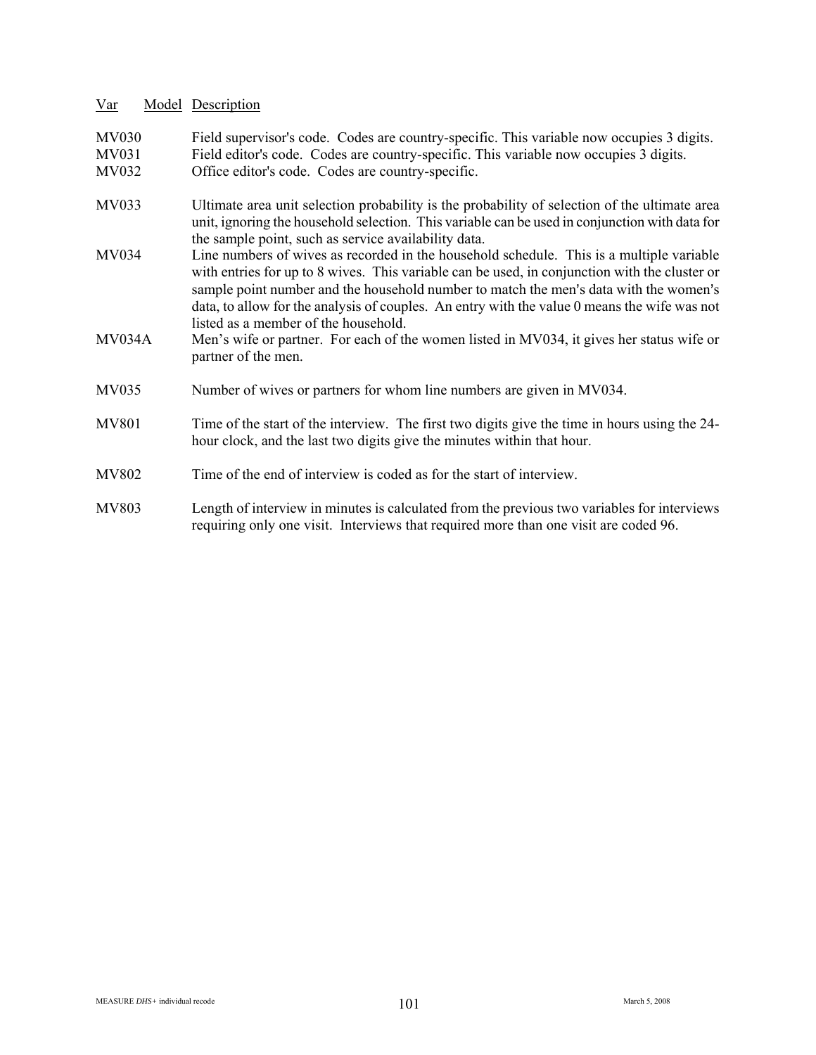| Var | Model | Description |
|---|---|---|
| MV030 | | Field supervisor's code. Codes are country-specific. This variable now occupies 3 digits. |
| MV031 | | Field editor's code. Codes are country-specific. This variable now occupies 3 digits. |
| MV032 | | Office editor's code. Codes are country-specific. |
| MV033 | | Ultimate area unit selection probability is the probability of selection of the ultimate area unit, ignoring the household selection. This variable can be used in conjunction with data for the sample point, such as service availability data. |
| MV034 | | Line numbers of wives as recorded in the household schedule. This is a multiple variable with entries for up to 8 wives. This variable can be used, in conjunction with the cluster or sample point number and the household number to match the men's data with the women's data, to allow for the analysis of couples. An entry with the value 0 means the wife was not listed as a member of the household. |
| MV034A | | Men's wife or partner. For each of the women listed in MV034, it gives her status wife or partner of the men. |
| MV035 | | Number of wives or partners for whom line numbers are given in MV034. |
| MV801 | | Time of the start of the interview. The first two digits give the time in hours using the 24-hour clock, and the last two digits give the minutes within that hour. |
| MV802 | | Time of the end of interview is coded as for the start of interview. |
| MV803 | | Length of interview in minutes is calculated from the previous two variables for interviews requiring only one visit. Interviews that required more than one visit are coded 96. |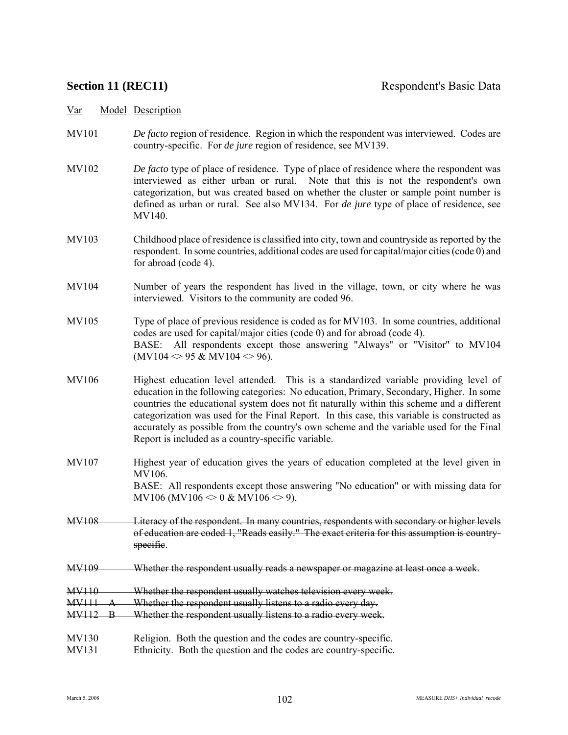**Section 11 (REC11)** Respondent's Basic Data

| Var | Model | Description |
|---|---|---|
| MV101 | | *De facto* region of residence. Region in which the respondent was interviewed. Codes are country-specific. For *de jure* region of residence, see MV139. |
| MV102 | | *De facto* type of place of residence. Type of place of residence where the respondent was interviewed as either urban or rural. Note that this is not the respondent's own categorization, but was created based on whether the cluster or sample point number is defined as urban or rural. See also MV134. For *de jure* type of place of residence, see MV140. |
| MV103 | | Childhood place of residence is classified into city, town and countryside as reported by the respondent. In some countries, additional codes are used for capital/major cities (code 0) and for abroad (code 4). |
| MV104 | | Number of years the respondent has lived in the village, town, or city where he was interviewed. Visitors to the community are coded 96. |
| MV105 | | Type of place of previous residence is coded as for MV103. In some countries, additional codes are used for capital/major cities (code 0) and for abroad (code 4). BASE: All respondents except those answering "Always" or "Visitor" to MV104 (MV104 <> 95 & MV104 <> 96). |
| MV106 | | Highest education level attended. This is a standardized variable providing level of education in the following categories: No education, Primary, Secondary, Higher. In some countries the educational system does not fit naturally within this scheme and a different categorization was used for the Final Report. In this case, this variable is constructed as accurately as possible from the country's own scheme and the variable used for the Final Report is included as a country-specific variable. |
| MV107 | | Highest year of education gives the years of education completed at the level given in MV106. BASE: All respondents except those answering "No education" or with missing data for MV106 (MV106 <> 0 & MV106 <> 9). |
| ~~MV108~~ | | ~~Literacy of the respondent. In many countries, respondents with secondary or higher levels of education are coded 1, "Reads easily." The exact criteria for this assumption is country-specific.~~ |
| ~~MV109~~ | | ~~Whether the respondent usually reads a newspaper or magazine at least once a week.~~ |
| ~~MV110~~ | | ~~Whether the respondent usually watches television every week.~~ |
| ~~MV111~~ | ~~A~~ | ~~Whether the respondent usually listens to a radio every day.~~ |
| ~~MV112~~ | ~~B~~ | ~~Whether the respondent usually listens to a radio every week.~~ |
| MV130 | | Religion. Both the question and the codes are country-specific. |
| MV131 | | Ethnicity. Both the question and the codes are country-specific. |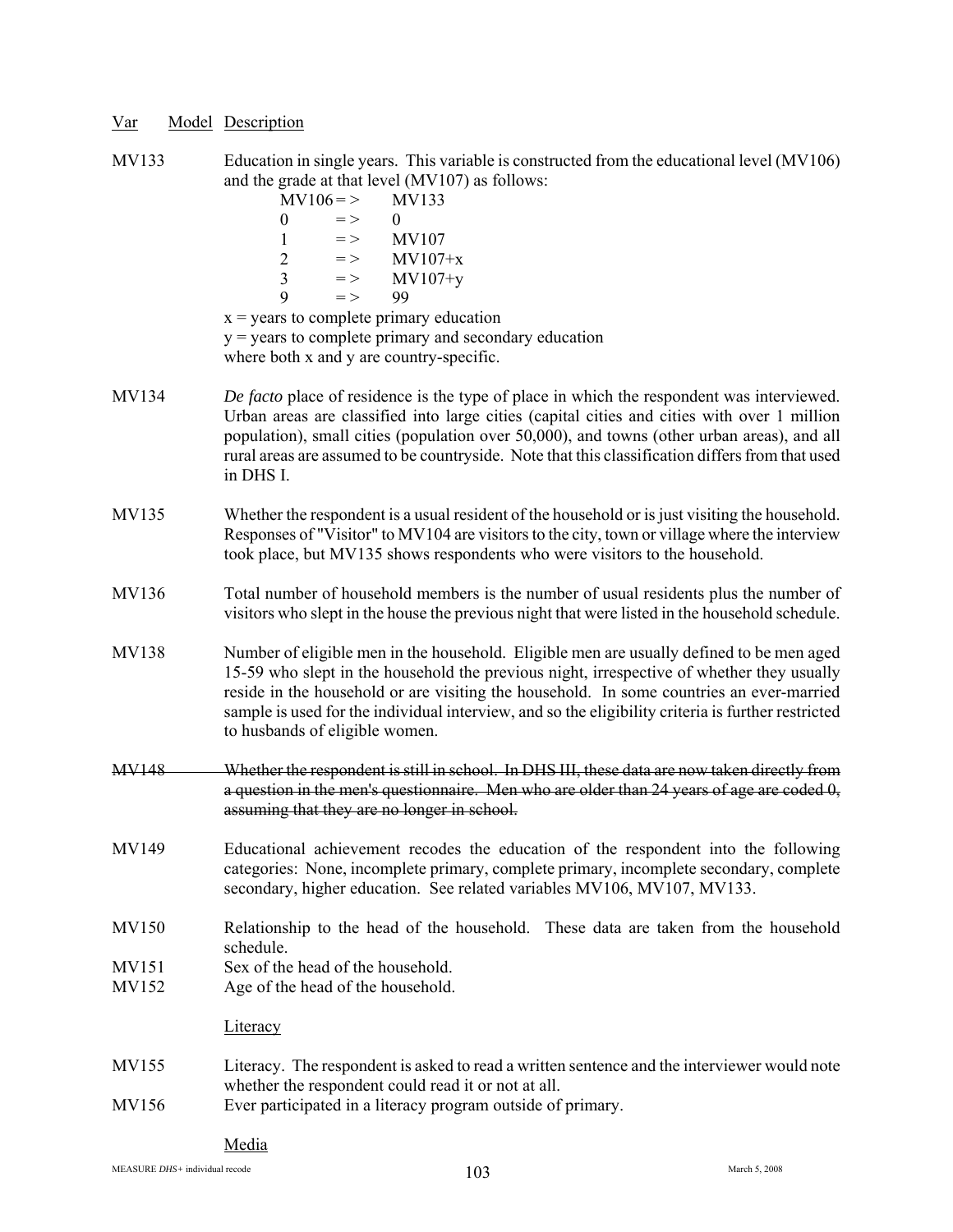Var Model Description

MV133 Education in single years. This variable is constructed from the educational level (MV106) and the grade at that level (MV107) as follows:

| MV106 | => | MV133 |
|---|---|---|
| 0 | => | 0 |
| 1 | => | MV107 |
| 2 | => | MV107+x |
| 3 | => | MV107+y |
| 9 | => | 99 |

x = years to complete primary education
y = years to complete primary and secondary education
where both x and y are country-specific.

MV134 *De facto* place of residence is the type of place in which the respondent was interviewed. Urban areas are classified into large cities (capital cities and cities with over 1 million population), small cities (population over 50,000), and towns (other urban areas), and all rural areas are assumed to be countryside. Note that this classification differs from that used in DHS I.

MV135 Whether the respondent is a usual resident of the household or is just visiting the household. Responses of "Visitor" to MV104 are visitors to the city, town or village where the interview took place, but MV135 shows respondents who were visitors to the household.

MV136 Total number of household members is the number of usual residents plus the number of visitors who slept in the house the previous night that were listed in the household schedule.

MV138 Number of eligible men in the household. Eligible men are usually defined to be men aged 15-59 who slept in the household the previous night, irrespective of whether they usually reside in the household or are visiting the household. In some countries an ever-married sample is used for the individual interview, and so the eligibility criteria is further restricted to husbands of eligible women.

~~MV148 Whether the respondent is still in school. In DHS III, these data are now taken directly from a question in the men's questionnaire. Men who are older than 24 years of age are coded 0, assuming that they are no longer in school.~~

MV149 Educational achievement recodes the education of the respondent into the following categories: None, incomplete primary, complete primary, incomplete secondary, complete secondary, higher education. See related variables MV106, MV107, MV133.

MV150 Relationship to the head of the household. These data are taken from the household schedule.

MV151 Sex of the head of the household.

MV152 Age of the head of the household.

Literacy

MV155 Literacy. The respondent is asked to read a written sentence and the interviewer would note whether the respondent could read it or not at all.

MV156 Ever participated in a literacy program outside of primary.

Media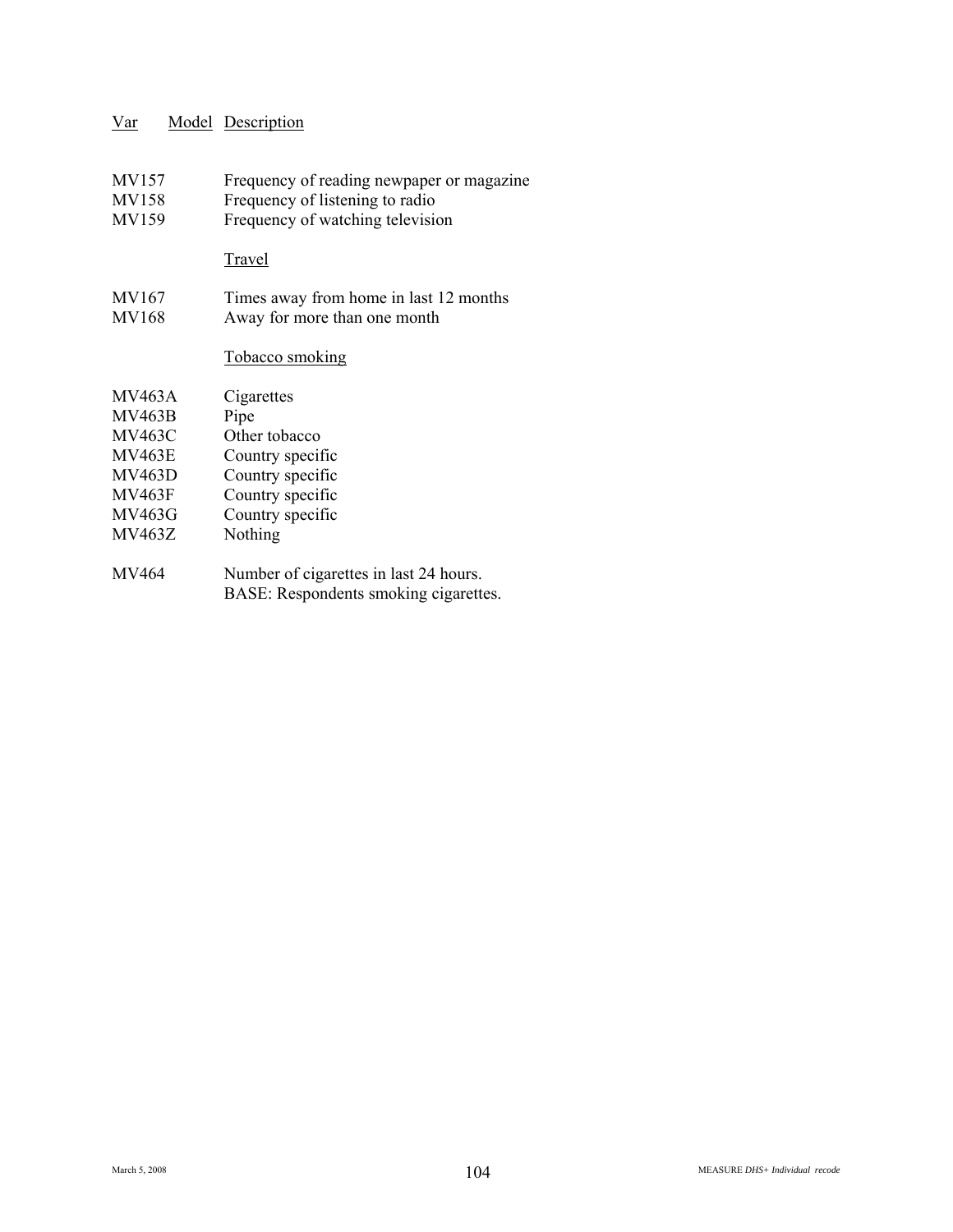| Var | Model | Description |
|---|---|---|
| MV157 | | Frequency of reading newpaper or magazine |
| MV158 | | Frequency of listening to radio |
| MV159 | | Frequency of watching television |
| | | Travel |
| MV167 | | Times away from home in last 12 months |
| MV168 | | Away for more than one month |
| | | Tobacco smoking |
| MV463A | | Cigarettes |
| MV463B | | Pipe |
| MV463C | | Other tobacco |
| MV463E | | Country specific |
| MV463D | | Country specific |
| MV463F | | Country specific |
| MV463G | | Country specific |
| MV463Z | | Nothing |
| MV464 | | Number of cigarettes in last 24 hours. BASE: Respondents smoking cigarettes. |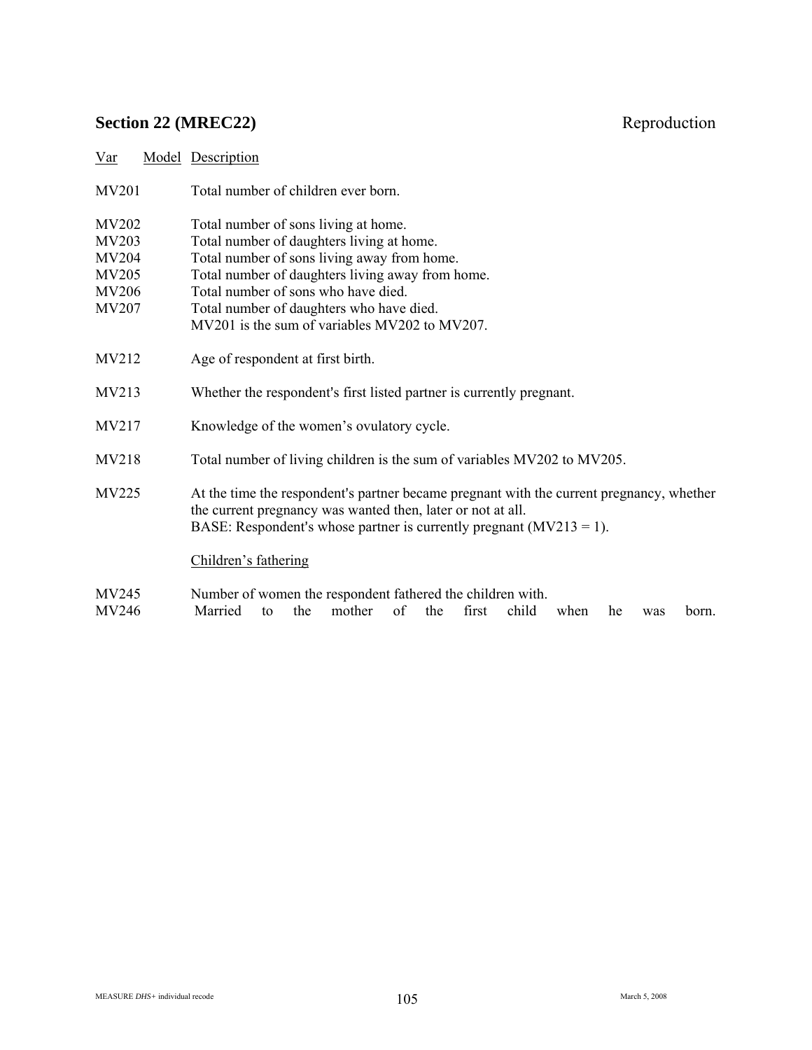## Section 22 (MREC22) Reproduction

| Var | Model | Description |
|---|---|---|
| MV201 | | Total number of children ever born. |
| MV202 | | Total number of sons living at home. |
| MV203 | | Total number of daughters living at home. |
| MV204 | | Total number of sons living away from home. |
| MV205 | | Total number of daughters living away from home. |
| MV206 | | Total number of sons who have died. |
| MV207 | | Total number of daughters who have died. MV201 is the sum of variables MV202 to MV207. |
| MV212 | | Age of respondent at first birth. |
| MV213 | | Whether the respondent's first listed partner is currently pregnant. |
| MV217 | | Knowledge of the women's ovulatory cycle. |
| MV218 | | Total number of living children is the sum of variables MV202 to MV205. |
| MV225 | | At the time the respondent's partner became pregnant with the current pregnancy, whether the current pregnancy was wanted then, later or not at all. BASE: Respondent's whose partner is currently pregnant (MV213 = 1). |
| | | Children's fathering |
| MV245 | | Number of women the respondent fathered the children with. |
| MV246 | | Married to the mother of the first child when he was born. |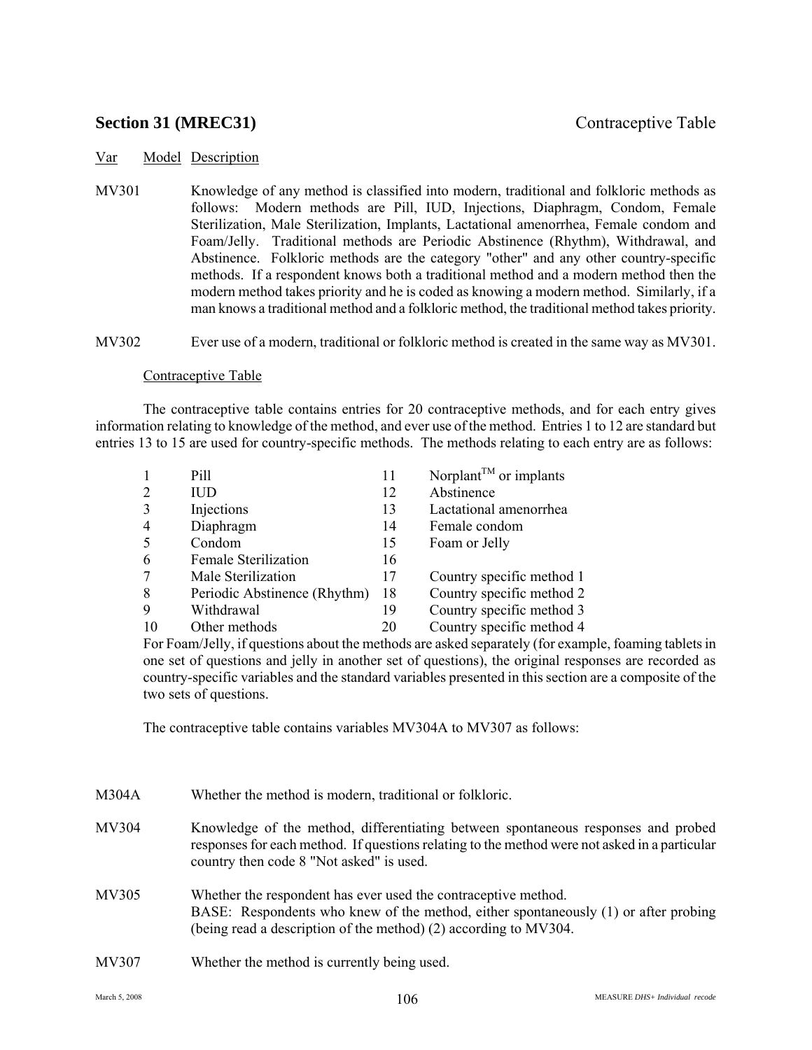## Section 31 (MREC31) Contraceptive Table

Var Model Description

MV301 Knowledge of any method is classified into modern, traditional and folkloric methods as follows: Modern methods are Pill, IUD, Injections, Diaphragm, Condom, Female Sterilization, Male Sterilization, Implants, Lactational amenorrhea, Female condom and Foam/Jelly. Traditional methods are Periodic Abstinence (Rhythm), Withdrawal, and Abstinence. Folkloric methods are the category "other" and any other country-specific methods. If a respondent knows both a traditional method and a modern method then the modern method takes priority and he is coded as knowing a modern method. Similarly, if a man knows a traditional method and a folkloric method, the traditional method takes priority.

MV302 Ever use of a modern, traditional or folkloric method is created in the same way as MV301.

Contraceptive Table

The contraceptive table contains entries for 20 contraceptive methods, and for each entry gives information relating to knowledge of the method, and ever use of the method. Entries 1 to 12 are standard but entries 13 to 15 are used for country-specific methods. The methods relating to each entry are as follows:

| | | | |
|---|---|---|---|
| 1 | Pill | 11 | Norplant™ or implants |
| 2 | IUD | 12 | Abstinence |
| 3 | Injections | 13 | Lactational amenorrhea |
| 4 | Diaphragm | 14 | Female condom |
| 5 | Condom | 15 | Foam or Jelly |
| 6 | Female Sterilization | 16 | |
| 7 | Male Sterilization | 17 | Country specific method 1 |
| 8 | Periodic Abstinence (Rhythm) | 18 | Country specific method 2 |
| 9 | Withdrawal | 19 | Country specific method 3 |
| 10 | Other methods | 20 | Country specific method 4 |

For Foam/Jelly, if questions about the methods are asked separately (for example, foaming tablets in one set of questions and jelly in another set of questions), the original responses are recorded as country-specific variables and the standard variables presented in this section are a composite of the two sets of questions.

The contraceptive table contains variables MV304A to MV307 as follows:

M304A Whether the method is modern, traditional or folkloric.

MV304 Knowledge of the method, differentiating between spontaneous responses and probed responses for each method. If questions relating to the method were not asked in a particular country then code 8 "Not asked" is used.

MV305 Whether the respondent has ever used the contraceptive method.
BASE: Respondents who knew of the method, either spontaneously (1) or after probing (being read a description of the method) (2) according to MV304.

MV307 Whether the method is currently being used.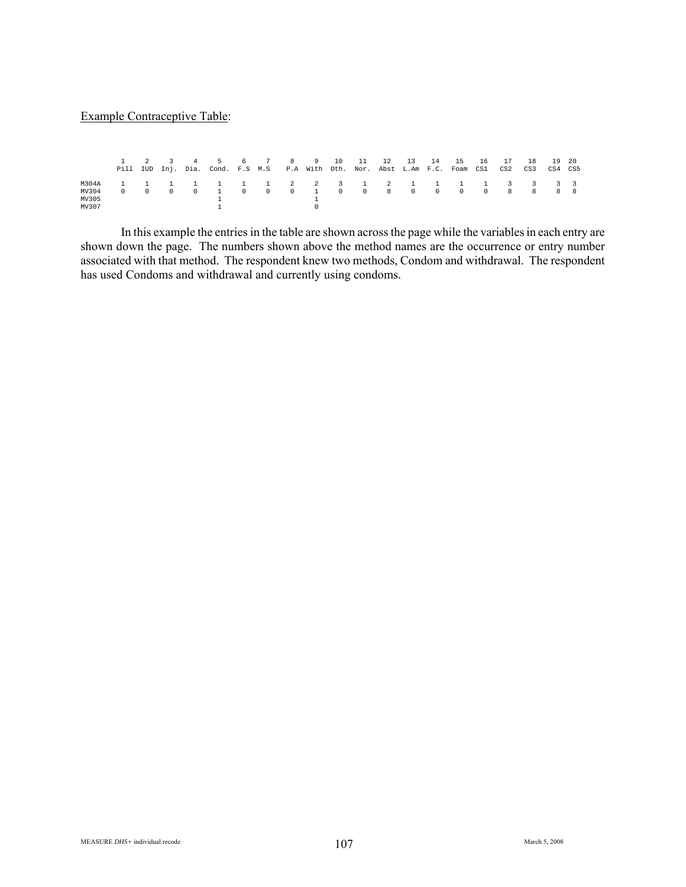Example Contraceptive Table:

|  | 1 Pill | 2 IUD | 3 Inj. | 4 Dia. | 5 Cond. | 6 F.S | 7 M.S | 8 P.A | 9 With | 10 Oth. | 11 Nor. | 12 Abst | 13 L.Am | 14 F.C. | 15 Foam | 16 CS1 | 17 CS2 | 18 CS3 | 19 CS4 | 20 CS5 |
|---|---|---|---|---|---|---|---|---|---|---|---|---|---|---|---|---|---|---|---|---|
| M304A | 1 | 1 | 1 | 1 | 1 | 1 | 1 | 2 | 2 | 3 | 1 | 2 | 1 | 1 | 1 | 1 | 3 | 3 | 3 | 3 |
| MV304 | 0 | 0 | 0 | 0 | 1 | 0 | 0 | 0 | 1 | 0 | 0 | 8 | 0 | 0 | 0 | 0 | 8 | 8 | 8 | 8 |
| MV305 |  |  |  |  | 1 |  |  |  | 1 |  |  |  |  |  |  |  |  |  |  |  |
| MV307 |  |  |  |  | 1 |  |  |  | 0 |  |  |  |  |  |  |  |  |  |  |  |

In this example the entries in the table are shown across the page while the variables in each entry are shown down the page. The numbers shown above the method names are the occurrence or entry number associated with that method. The respondent knew two methods, Condom and withdrawal. The respondent has used Condoms and withdrawal and currently using condoms.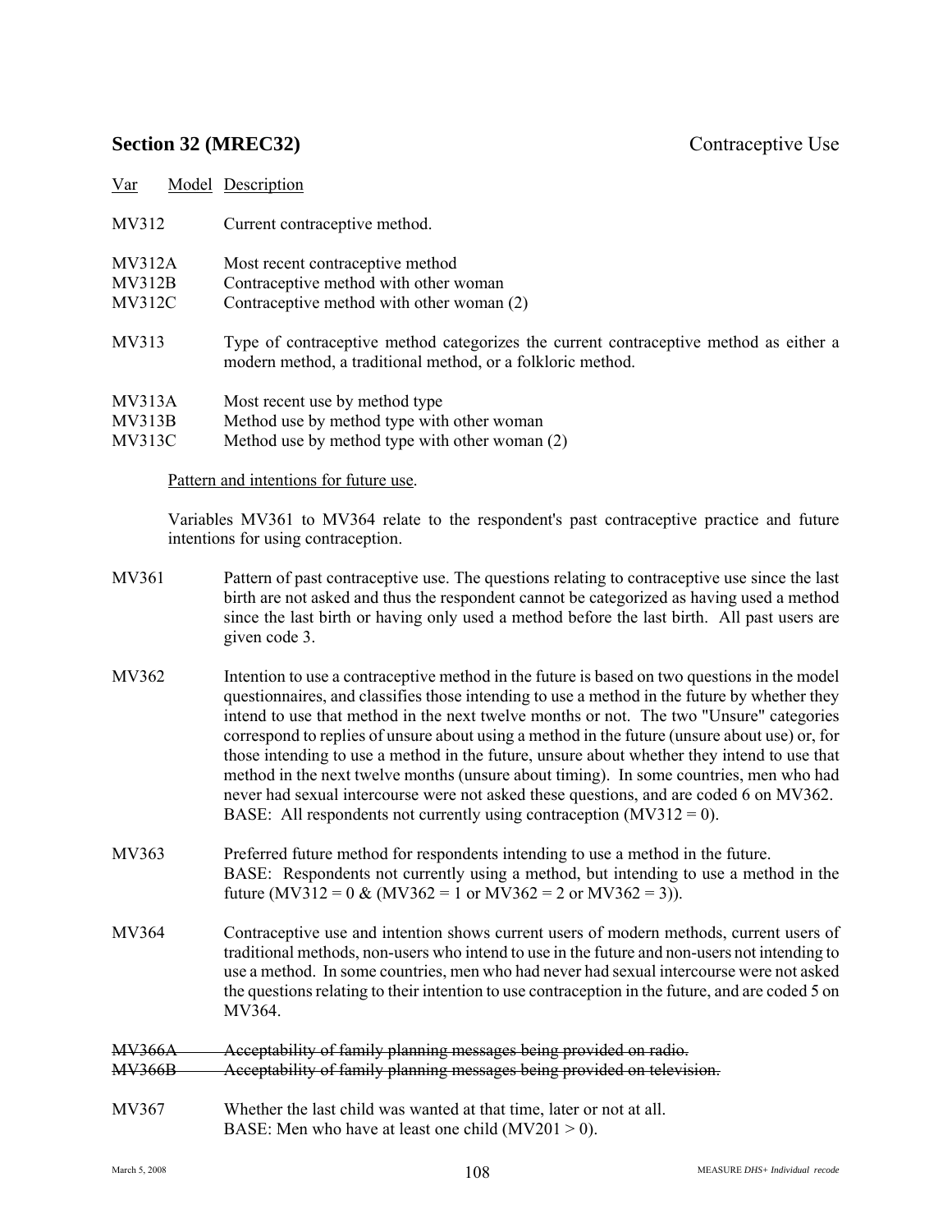## Section 32 (MREC32) Contraceptive Use

| Var | Model | Description |
|---|---|---|
| MV312 | | Current contraceptive method. |
| MV312A | | Most recent contraceptive method |
| MV312B | | Contraceptive method with other woman |
| MV312C | | Contraceptive method with other woman (2) |
| MV313 | | Type of contraceptive method categorizes the current contraceptive method as either a modern method, a traditional method, or a folkloric method. |
| MV313A | | Most recent use by method type |
| MV313B | | Method use by method type with other woman |
| MV313C | | Method use by method type with other woman (2) |

Pattern and intentions for future use.

Variables MV361 to MV364 relate to the respondent's past contraceptive practice and future intentions for using contraception.

MV361 Pattern of past contraceptive use. The questions relating to contraceptive use since the last birth are not asked and thus the respondent cannot be categorized as having used a method since the last birth or having only used a method before the last birth. All past users are given code 3.

MV362 Intention to use a contraceptive method in the future is based on two questions in the model questionnaires, and classifies those intending to use a method in the future by whether they intend to use that method in the next twelve months or not. The two "Unsure" categories correspond to replies of unsure about using a method in the future (unsure about use) or, for those intending to use a method in the future, unsure about whether they intend to use that method in the next twelve months (unsure about timing). In some countries, men who had never had sexual intercourse were not asked these questions, and are coded 6 on MV362.
BASE: All respondents not currently using contraception (MV312 = 0).

MV363 Preferred future method for respondents intending to use a method in the future.
BASE: Respondents not currently using a method, but intending to use a method in the future (MV312 = 0 & (MV362 = 1 or MV362 = 2 or MV362 = 3)).

MV364 Contraceptive use and intention shows current users of modern methods, current users of traditional methods, non-users who intend to use in the future and non-users not intending to use a method. In some countries, men who had never had sexual intercourse were not asked the questions relating to their intention to use contraception in the future, and are coded 5 on MV364.

~~MV366A Acceptability of family planning messages being provided on radio.~~
~~MV366B Acceptability of family planning messages being provided on television.~~

MV367 Whether the last child was wanted at that time, later or not at all.
BASE: Men who have at least one child (MV201 > 0).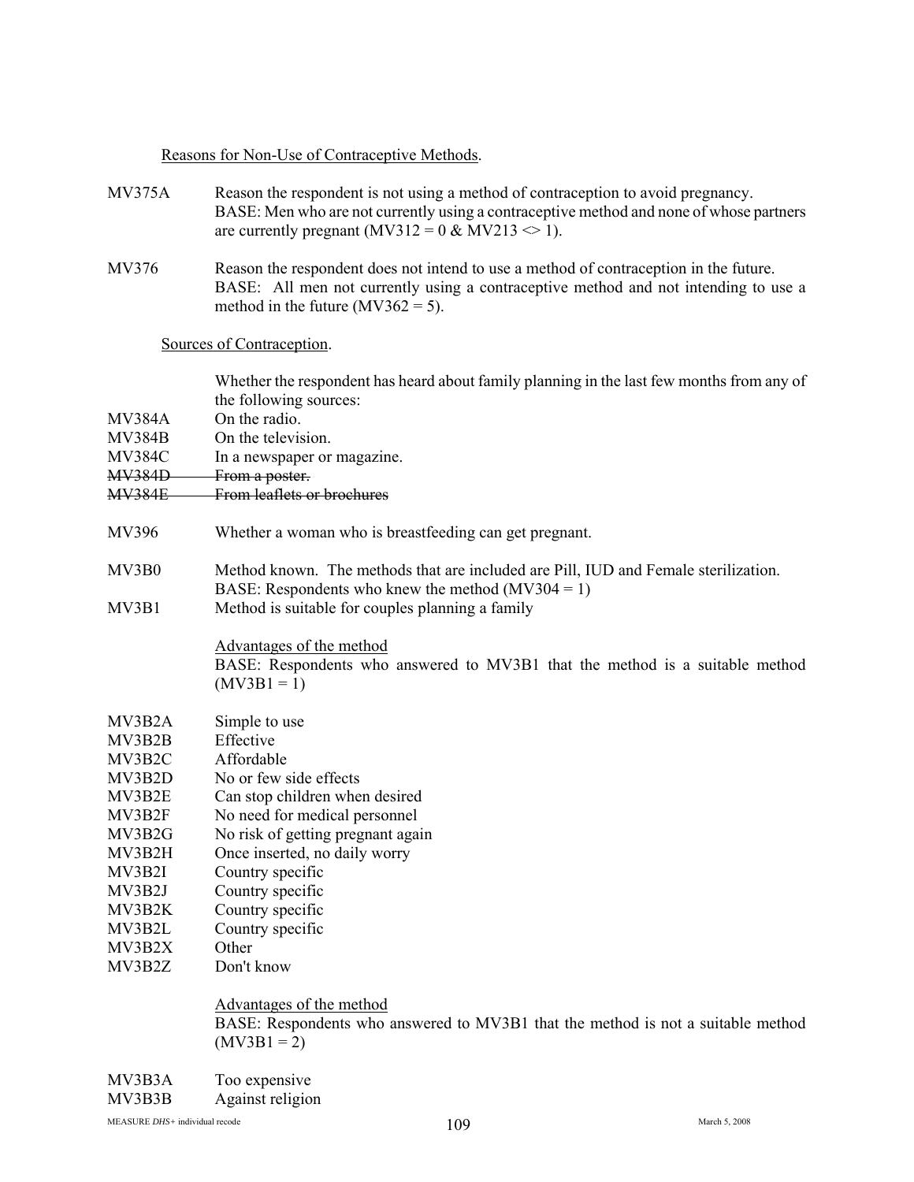Reasons for Non-Use of Contraceptive Methods.

MV375A Reason the respondent is not using a method of contraception to avoid pregnancy.
BASE: Men who are not currently using a contraceptive method and none of whose partners are currently pregnant (MV312 = 0 & MV213 <> 1).

MV376 Reason the respondent does not intend to use a method of contraception in the future.
BASE: All men not currently using a contraceptive method and not intending to use a method in the future (MV362 = 5).

Sources of Contraception.

Whether the respondent has heard about family planning in the last few months from any of the following sources:

MV384A On the radio.
MV384B On the television.
MV384C In a newspaper or magazine.
~~MV384D From a poster.~~
~~MV384E From leaflets or brochures~~

MV396 Whether a woman who is breastfeeding can get pregnant.

MV3B0 Method known. The methods that are included are Pill, IUD and Female sterilization.
BASE: Respondents who knew the method (MV304 = 1)
MV3B1 Method is suitable for couples planning a family

Advantages of the method
BASE: Respondents who answered to MV3B1 that the method is a suitable method (MV3B1 = 1)

MV3B2A Simple to use
MV3B2B Effective
MV3B2C Affordable
MV3B2D No or few side effects
MV3B2E Can stop children when desired
MV3B2F No need for medical personnel
MV3B2G No risk of getting pregnant again
MV3B2H Once inserted, no daily worry
MV3B2I Country specific
MV3B2J Country specific
MV3B2K Country specific
MV3B2L Country specific
MV3B2X Other
MV3B2Z Don't know

Advantages of the method
BASE: Respondents who answered to MV3B1 that the method is not a suitable method (MV3B1 = 2)

MV3B3A Too expensive
MV3B3B Against religion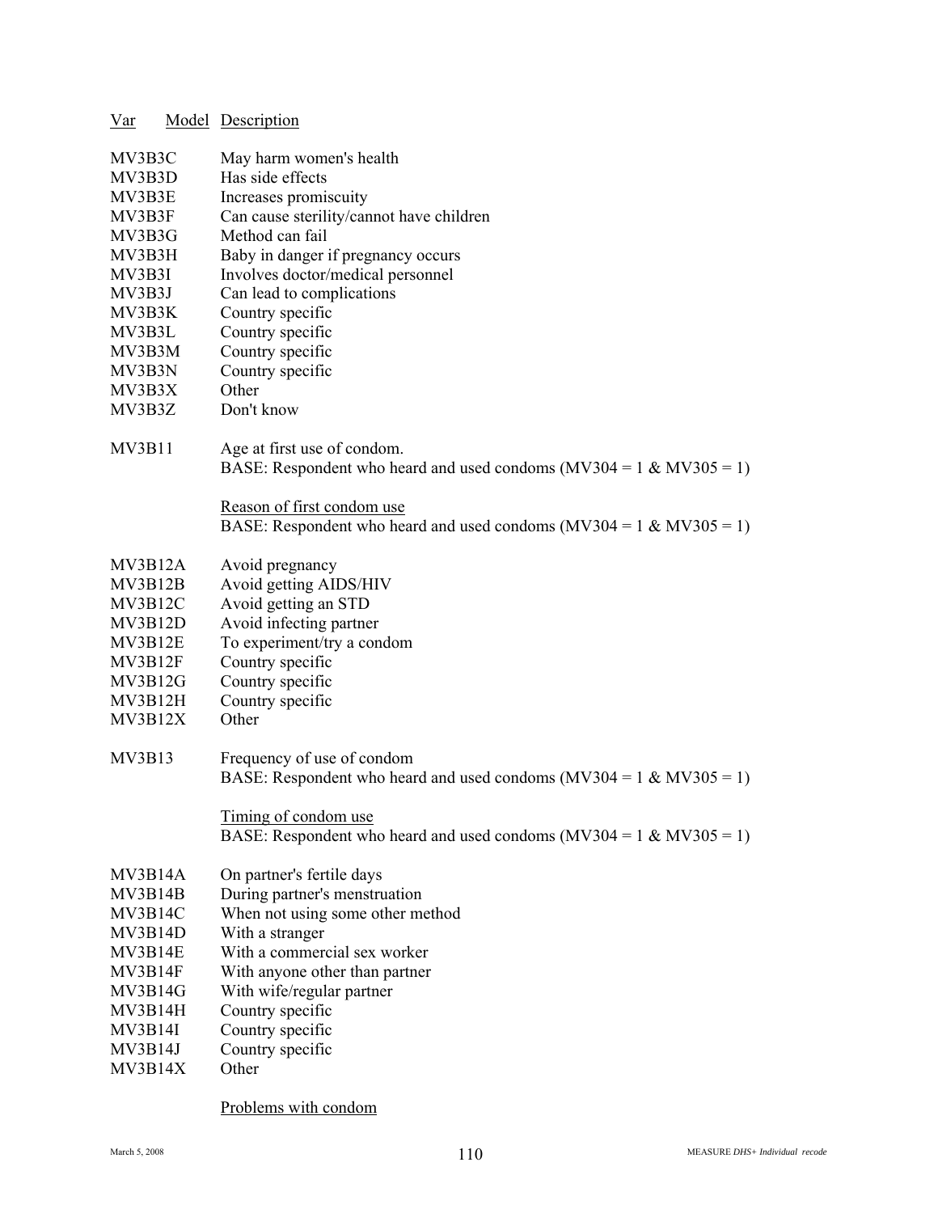| Var | Model | Description |
|---|---|---|
| MV3B3C | | May harm women's health |
| MV3B3D | | Has side effects |
| MV3B3E | | Increases promiscuity |
| MV3B3F | | Can cause sterility/cannot have children |
| MV3B3G | | Method can fail |
| MV3B3H | | Baby in danger if pregnancy occurs |
| MV3B3I | | Involves doctor/medical personnel |
| MV3B3J | | Can lead to complications |
| MV3B3K | | Country specific |
| MV3B3L | | Country specific |
| MV3B3M | | Country specific |
| MV3B3N | | Country specific |
| MV3B3X | | Other |
| MV3B3Z | | Don't know |
| | | |
| MV3B11 | | Age at first use of condom.<br>BASE: Respondent who heard and used condoms (MV304 = 1 & MV305 = 1) |
| | | |
| | | Reason of first condom use<br>BASE: Respondent who heard and used condoms (MV304 = 1 & MV305 = 1) |
| | | |
| MV3B12A | | Avoid pregnancy |
| MV3B12B | | Avoid getting AIDS/HIV |
| MV3B12C | | Avoid getting an STD |
| MV3B12D | | Avoid infecting partner |
| MV3B12E | | To experiment/try a condom |
| MV3B12F | | Country specific |
| MV3B12G | | Country specific |
| MV3B12H | | Country specific |
| MV3B12X | | Other |
| | | |
| MV3B13 | | Frequency of use of condom<br>BASE: Respondent who heard and used condoms (MV304 = 1 & MV305 = 1) |
| | | |
| | | Timing of condom use<br>BASE: Respondent who heard and used condoms (MV304 = 1 & MV305 = 1) |
| | | |
| MV3B14A | | On partner's fertile days |
| MV3B14B | | During partner's menstruation |
| MV3B14C | | When not using some other method |
| MV3B14D | | With a stranger |
| MV3B14E | | With a commercial sex worker |
| MV3B14F | | With anyone other than partner |
| MV3B14G | | With wife/regular partner |
| MV3B14H | | Country specific |
| MV3B14I | | Country specific |
| MV3B14J | | Country specific |
| MV3B14X | | Other |
| | | |
| | | Problems with condom |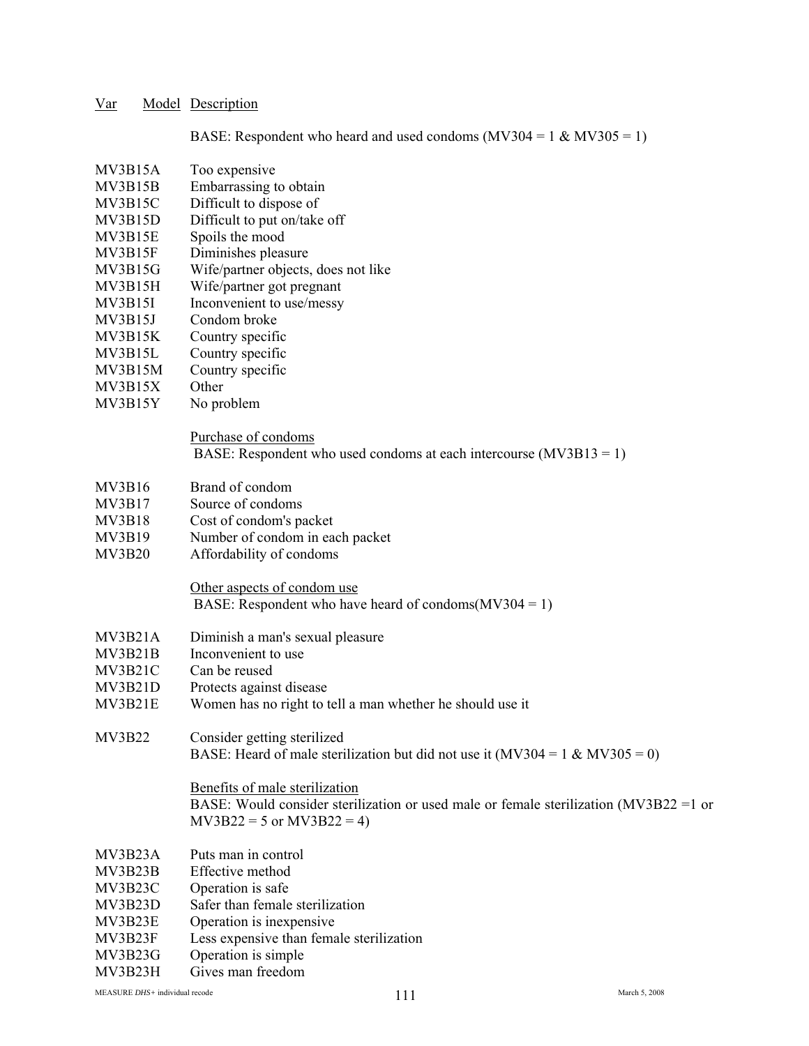| Var | Model | Description |
|---|---|---|
| | | BASE: Respondent who heard and used condoms (MV304 = 1 & MV305 = 1) |
| MV3B15A | | Too expensive |
| MV3B15B | | Embarrassing to obtain |
| MV3B15C | | Difficult to dispose of |
| MV3B15D | | Difficult to put on/take off |
| MV3B15E | | Spoils the mood |
| MV3B15F | | Diminishes pleasure |
| MV3B15G | | Wife/partner objects, does not like |
| MV3B15H | | Wife/partner got pregnant |
| MV3B15I | | Inconvenient to use/messy |
| MV3B15J | | Condom broke |
| MV3B15K | | Country specific |
| MV3B15L | | Country specific |
| MV3B15M | | Country specific |
| MV3B15X | | Other |
| MV3B15Y | | No problem |
| | | <u>Purchase of condoms</u> |
| | | BASE: Respondent who used condoms at each intercourse (MV3B13 = 1) |
| MV3B16 | | Brand of condom |
| MV3B17 | | Source of condoms |
| MV3B18 | | Cost of condom's packet |
| MV3B19 | | Number of condom in each packet |
| MV3B20 | | Affordability of condoms |
| | | <u>Other aspects of condom use</u> |
| | | BASE: Respondent who have heard of condoms(MV304 = 1) |
| MV3B21A | | Diminish a man's sexual pleasure |
| MV3B21B | | Inconvenient to use |
| MV3B21C | | Can be reused |
| MV3B21D | | Protects against disease |
| MV3B21E | | Women has no right to tell a man whether he should use it |
| MV3B22 | | Consider getting sterilized<br>BASE: Heard of male sterilization but did not use it (MV304 = 1 & MV305 = 0) |
| | | <u>Benefits of male sterilization</u> |
| | | BASE: Would consider sterilization or used male or female sterilization (MV3B22 =1 or MV3B22 = 5 or MV3B22 = 4) |
| MV3B23A | | Puts man in control |
| MV3B23B | | Effective method |
| MV3B23C | | Operation is safe |
| MV3B23D | | Safer than female sterilization |
| MV3B23E | | Operation is inexpensive |
| MV3B23F | | Less expensive than female sterilization |
| MV3B23G | | Operation is simple |
| MV3B23H | | Gives man freedom |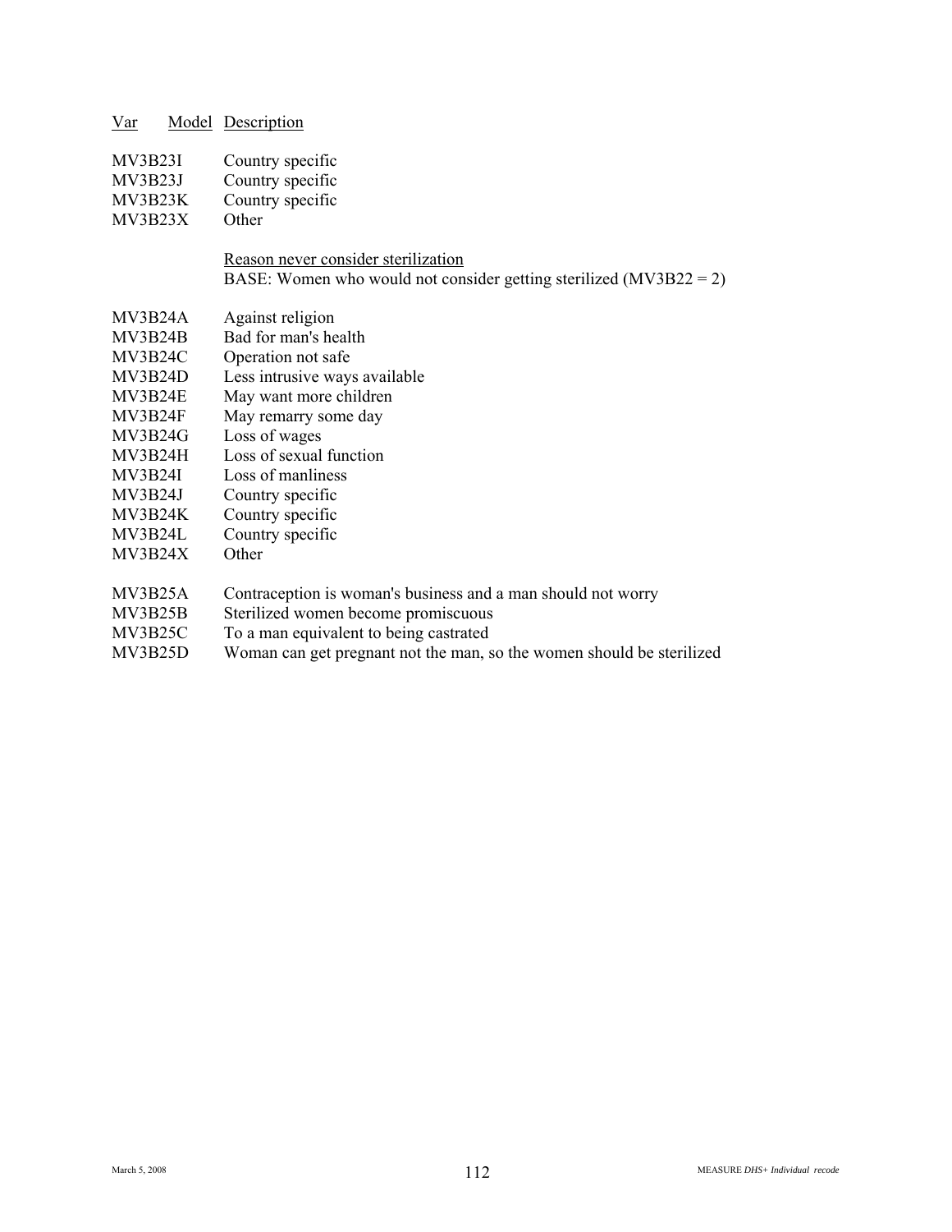| Var | Model | Description |
|---|---|---|
| MV3B23I | | Country specific |
| MV3B23J | | Country specific |
| MV3B23K | | Country specific |
| MV3B23X | | Other |
| | | Reason never consider sterilization<br>BASE: Women who would not consider getting sterilized (MV3B22 = 2) |
| MV3B24A | | Against religion |
| MV3B24B | | Bad for man's health |
| MV3B24C | | Operation not safe |
| MV3B24D | | Less intrusive ways available |
| MV3B24E | | May want more children |
| MV3B24F | | May remarry some day |
| MV3B24G | | Loss of wages |
| MV3B24H | | Loss of sexual function |
| MV3B24I | | Loss of manliness |
| MV3B24J | | Country specific |
| MV3B24K | | Country specific |
| MV3B24L | | Country specific |
| MV3B24X | | Other |
| MV3B25A | | Contraception is woman's business and a man should not worry |
| MV3B25B | | Sterilized women become promiscuous |
| MV3B25C | | To a man equivalent to being castrated |
| MV3B25D | | Woman can get pregnant not the man, so the women should be sterilized |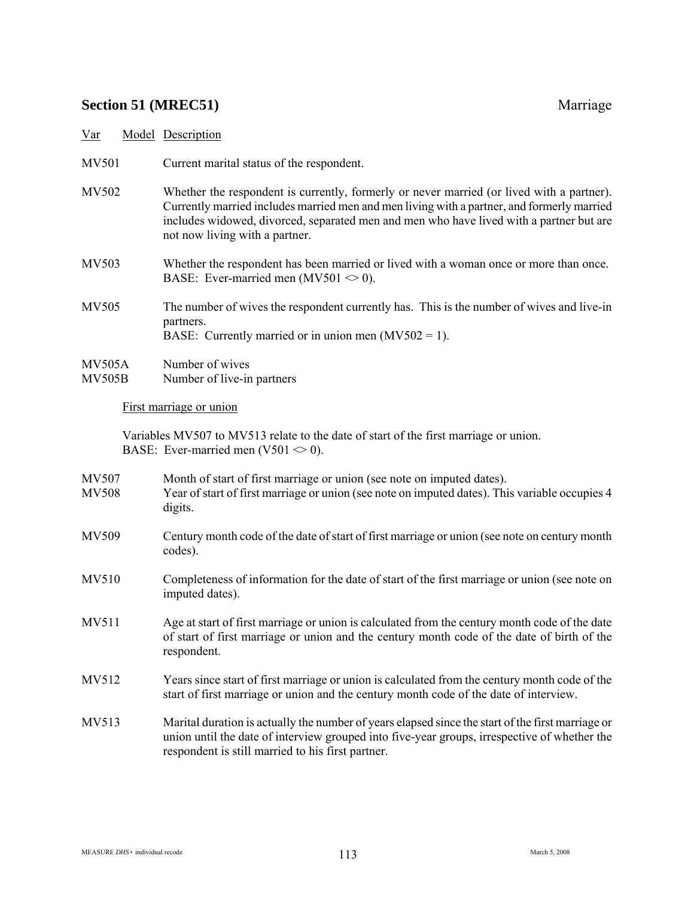## Section 51 (MREC51) Marriage

| Var | Model | Description |
|---|---|---|
| MV501 | | Current marital status of the respondent. |
| MV502 | | Whether the respondent is currently, formerly or never married (or lived with a partner). Currently married includes married men and men living with a partner, and formerly married includes widowed, divorced, separated men and men who have lived with a partner but are not now living with a partner. |
| MV503 | | Whether the respondent has been married or lived with a woman once or more than once. BASE: Ever-married men (MV501 <> 0). |
| MV505 | | The number of wives the respondent currently has. This is the number of wives and live-in partners. BASE: Currently married or in union men (MV502 = 1). |
| MV505A | | Number of wives |
| MV505B | | Number of live-in partners |

First marriage or union

Variables MV507 to MV513 relate to the date of start of the first marriage or union.
BASE: Ever-married men (V501 <> 0).

| Var | Model | Description |
|---|---|---|
| MV507 | | Month of start of first marriage or union (see note on imputed dates). |
| MV508 | | Year of start of first marriage or union (see note on imputed dates). This variable occupies 4 digits. |
| MV509 | | Century month code of the date of start of first marriage or union (see note on century month codes). |
| MV510 | | Completeness of information for the date of start of the first marriage or union (see note on imputed dates). |
| MV511 | | Age at start of first marriage or union is calculated from the century month code of the date of start of first marriage or union and the century month code of the date of birth of the respondent. |
| MV512 | | Years since start of first marriage or union is calculated from the century month code of the start of first marriage or union and the century month code of the date of interview. |
| MV513 | | Marital duration is actually the number of years elapsed since the start of the first marriage or union until the date of interview grouped into five-year groups, irrespective of whether the respondent is still married to his first partner. |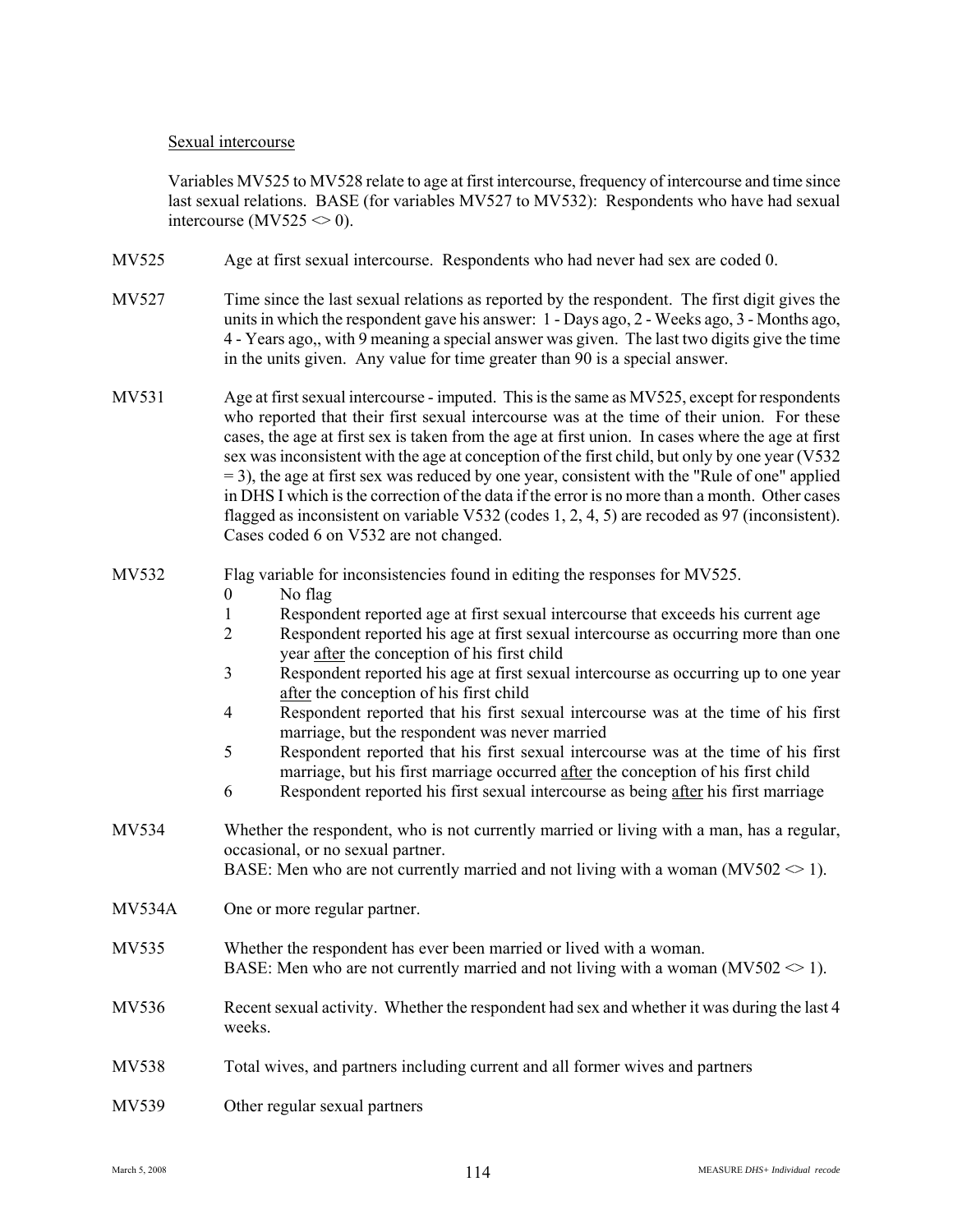<u>Sexual intercourse</u>

Variables MV525 to MV528 relate to age at first intercourse, frequency of intercourse and time since last sexual relations. BASE (for variables MV527 to MV532): Respondents who have had sexual intercourse (MV525 <> 0).

**MV525** Age at first sexual intercourse. Respondents who had never had sex are coded 0.

**MV527** Time since the last sexual relations as reported by the respondent. The first digit gives the units in which the respondent gave his answer: 1 - Days ago, 2 - Weeks ago, 3 - Months ago, 4 - Years ago,, with 9 meaning a special answer was given. The last two digits give the time in the units given. Any value for time greater than 90 is a special answer.

**MV531** Age at first sexual intercourse - imputed. This is the same as MV525, except for respondents who reported that their first sexual intercourse was at the time of their union. For these cases, the age at first sex is taken from the age at first union. In cases where the age at first sex was inconsistent with the age at conception of the first child, but only by one year (V532 = 3), the age at first sex was reduced by one year, consistent with the "Rule of one" applied in DHS I which is the correction of the data if the error is no more than a month. Other cases flagged as inconsistent on variable V532 (codes 1, 2, 4, 5) are recoded as 97 (inconsistent). Cases coded 6 on V532 are not changed.

**MV532** Flag variable for inconsistencies found in editing the responses for MV525.

- 0 No flag
- 1 Respondent reported age at first sexual intercourse that exceeds his current age
- 2 Respondent reported his age at first sexual intercourse as occurring more than one year <u>after</u> the conception of his first child
- 3 Respondent reported his age at first sexual intercourse as occurring up to one year <u>after</u> the conception of his first child
- 4 Respondent reported that his first sexual intercourse was at the time of his first marriage, but the respondent was never married
- 5 Respondent reported that his first sexual intercourse was at the time of his first marriage, but his first marriage occurred <u>after</u> the conception of his first child
- 6 Respondent reported his first sexual intercourse as being <u>after</u> his first marriage

**MV534** Whether the respondent, who is not currently married or living with a man, has a regular, occasional, or no sexual partner.
BASE: Men who are not currently married and not living with a woman (MV502 <> 1).

**MV534A** One or more regular partner.

**MV535** Whether the respondent has ever been married or lived with a woman.
BASE: Men who are not currently married and not living with a woman (MV502 <> 1).

**MV536** Recent sexual activity. Whether the respondent had sex and whether it was during the last 4 weeks.

**MV538** Total wives, and partners including current and all former wives and partners

**MV539** Other regular sexual partners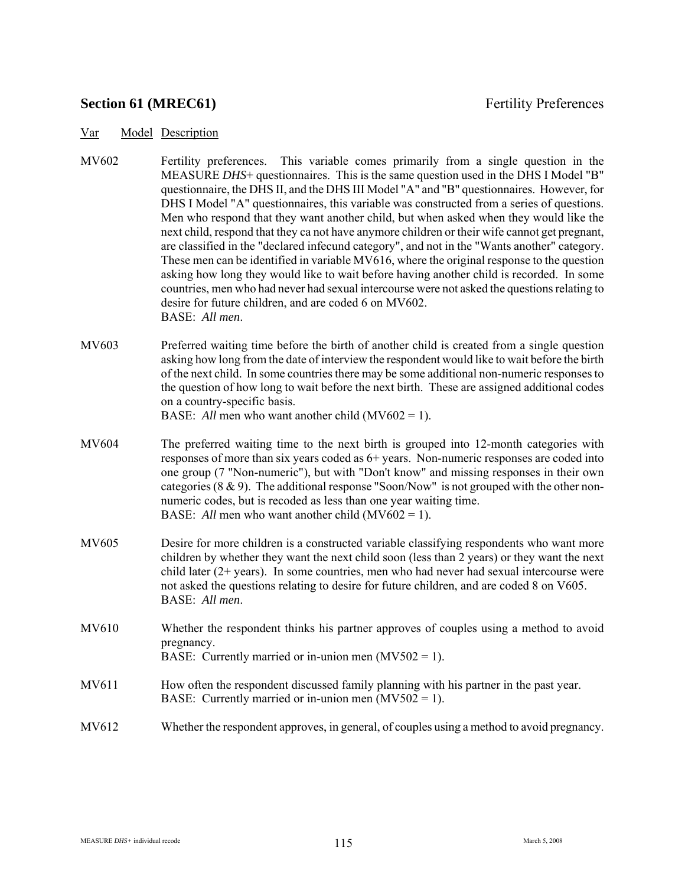## Section 61 (MREC61) Fertility Preferences

Var Model Description

MV602 Fertility preferences. This variable comes primarily from a single question in the MEASURE *DHS*+ questionnaires. This is the same question used in the DHS I Model "B" questionnaire, the DHS II, and the DHS III Model "A" and "B" questionnaires. However, for DHS I Model "A" questionnaires, this variable was constructed from a series of questions. Men who respond that they want another child, but when asked when they would like the next child, respond that they ca not have anymore children or their wife cannot get pregnant, are classified in the "declared infecund category", and not in the "Wants another" category. These men can be identified in variable MV616, where the original response to the question asking how long they would like to wait before having another child is recorded. In some countries, men who had never had sexual intercourse were not asked the questions relating to desire for future children, and are coded 6 on MV602.
BASE: *All men*.

MV603 Preferred waiting time before the birth of another child is created from a single question asking how long from the date of interview the respondent would like to wait before the birth of the next child. In some countries there may be some additional non-numeric responses to the question of how long to wait before the next birth. These are assigned additional codes on a country-specific basis.
BASE: *All* men who want another child (MV602 = 1).

MV604 The preferred waiting time to the next birth is grouped into 12-month categories with responses of more than six years coded as 6+ years. Non-numeric responses are coded into one group (7 "Non-numeric"), but with "Don't know" and missing responses in their own categories (8 & 9). The additional response "Soon/Now" is not grouped with the other non-numeric codes, but is recoded as less than one year waiting time.
BASE: *All* men who want another child (MV602 = 1).

MV605 Desire for more children is a constructed variable classifying respondents who want more children by whether they want the next child soon (less than 2 years) or they want the next child later (2+ years). In some countries, men who had never had sexual intercourse were not asked the questions relating to desire for future children, and are coded 8 on V605.
BASE: *All men*.

MV610 Whether the respondent thinks his partner approves of couples using a method to avoid pregnancy.
BASE: Currently married or in-union men (MV502 = 1).

MV611 How often the respondent discussed family planning with his partner in the past year.
BASE: Currently married or in-union men (MV502 = 1).

MV612 Whether the respondent approves, in general, of couples using a method to avoid pregnancy.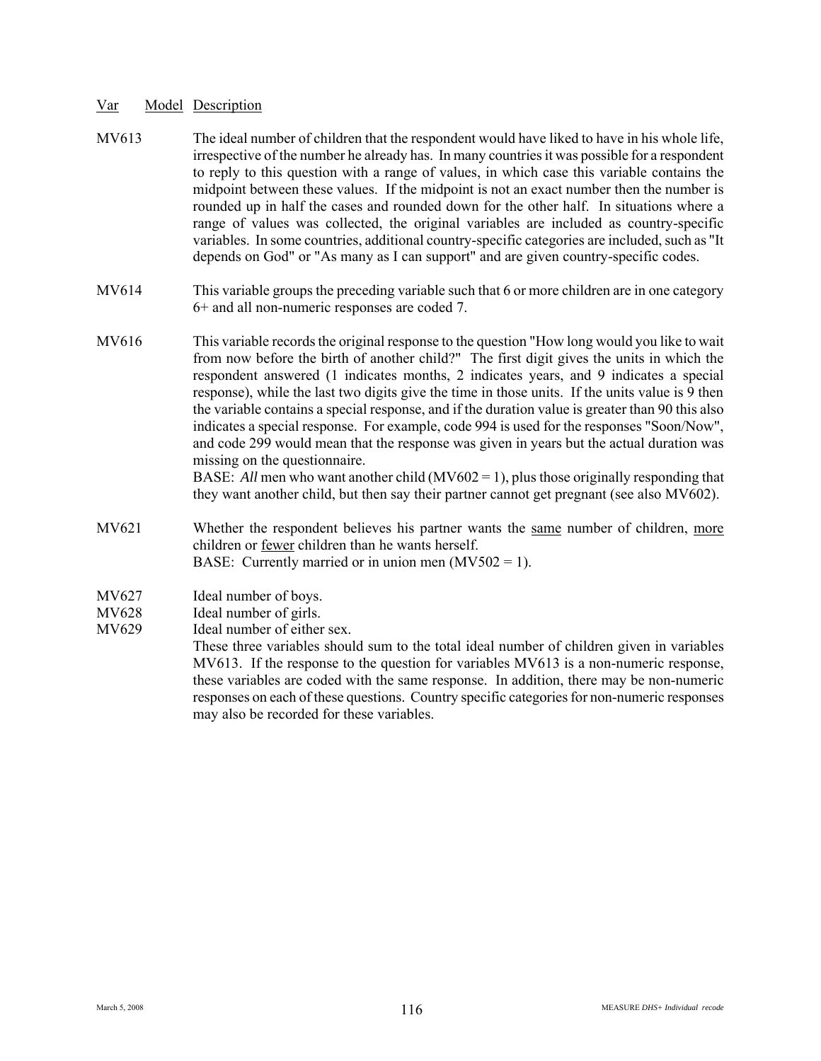| Var | Model | Description |
|---|---|---|
| MV613 | | The ideal number of children that the respondent would have liked to have in his whole life, irrespective of the number he already has. In many countries it was possible for a respondent to reply to this question with a range of values, in which case this variable contains the midpoint between these values. If the midpoint is not an exact number then the number is rounded up in half the cases and rounded down for the other half. In situations where a range of values was collected, the original variables are included as country-specific variables. In some countries, additional country-specific categories are included, such as "It depends on God" or "As many as I can support" and are given country-specific codes. |
| MV614 | | This variable groups the preceding variable such that 6 or more children are in one category 6+ and all non-numeric responses are coded 7. |
| MV616 | | This variable records the original response to the question "How long would you like to wait from now before the birth of another child?" The first digit gives the units in which the respondent answered (1 indicates months, 2 indicates years, and 9 indicates a special response), while the last two digits give the time in those units. If the units value is 9 then the variable contains a special response, and if the duration value is greater than 90 this also indicates a special response. For example, code 994 is used for the responses "Soon/Now", and code 299 would mean that the response was given in years but the actual duration was missing on the questionnaire.<br>BASE: *All* men who want another child (MV602 = 1), plus those originally responding that they want another child, but then say their partner cannot get pregnant (see also MV602). |
| MV621 | | Whether the respondent believes his partner wants the same number of children, more children or fewer children than he wants herself.<br>BASE: Currently married or in union men (MV502 = 1). |
| MV627 | | Ideal number of boys. |
| MV628 | | Ideal number of girls. |
| MV629 | | Ideal number of either sex.<br>These three variables should sum to the total ideal number of children given in variables MV613. If the response to the question for variables MV613 is a non-numeric response, these variables are coded with the same response. In addition, there may be non-numeric responses on each of these questions. Country specific categories for non-numeric responses may also be recorded for these variables. |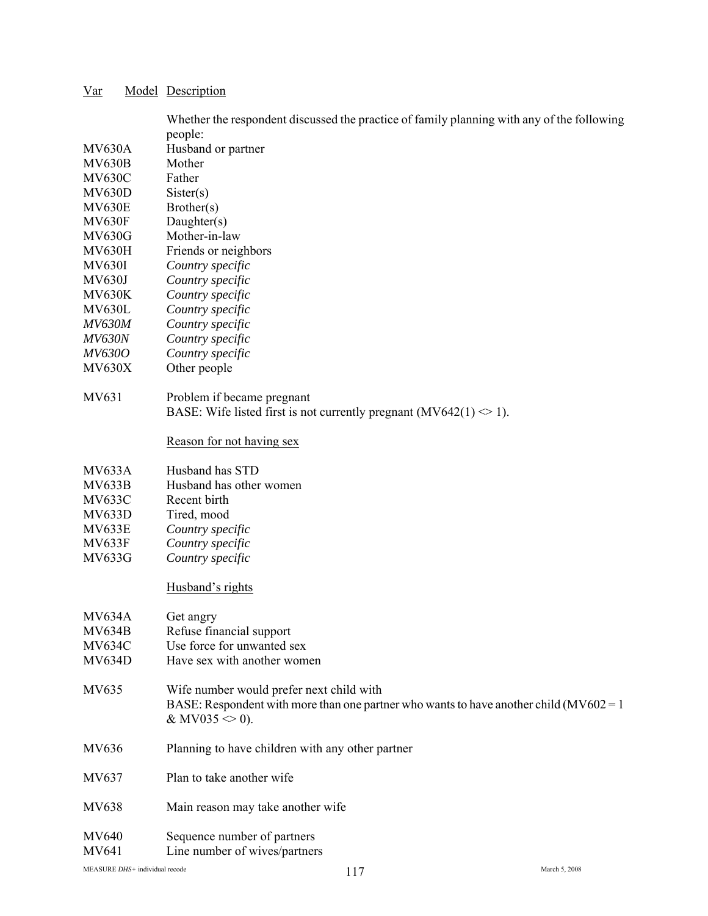| Var | Model | Description |
|---|---|---|
| | | Whether the respondent discussed the practice of family planning with any of the following people: |
| MV630A | | Husband or partner |
| MV630B | | Mother |
| MV630C | | Father |
| MV630D | | Sister(s) |
| MV630E | | Brother(s) |
| MV630F | | Daughter(s) |
| MV630G | | Mother-in-law |
| MV630H | | Friends or neighbors |
| MV630I | | *Country specific* |
| MV630J | | *Country specific* |
| MV630K | | *Country specific* |
| MV630L | | *Country specific* |
| *MV630M* | | *Country specific* |
| *MV630N* | | *Country specific* |
| *MV630O* | | *Country specific* |
| MV630X | | Other people |
| MV631 | | Problem if became pregnant<br>BASE: Wife listed first is not currently pregnant (MV642(1) <> 1). |
| | | Reason for not having sex |
| MV633A | | Husband has STD |
| MV633B | | Husband has other women |
| MV633C | | Recent birth |
| MV633D | | Tired, mood |
| MV633E | | *Country specific* |
| MV633F | | *Country specific* |
| MV633G | | *Country specific* |
| | | Husband's rights |
| MV634A | | Get angry |
| MV634B | | Refuse financial support |
| MV634C | | Use force for unwanted sex |
| MV634D | | Have sex with another women |
| MV635 | | Wife number would prefer next child with<br>BASE: Respondent with more than one partner who wants to have another child (MV602 = 1 & MV035 <> 0). |
| MV636 | | Planning to have children with any other partner |
| MV637 | | Plan to take another wife |
| MV638 | | Main reason may take another wife |
| MV640 | | Sequence number of partners |
| MV641 | | Line number of wives/partners |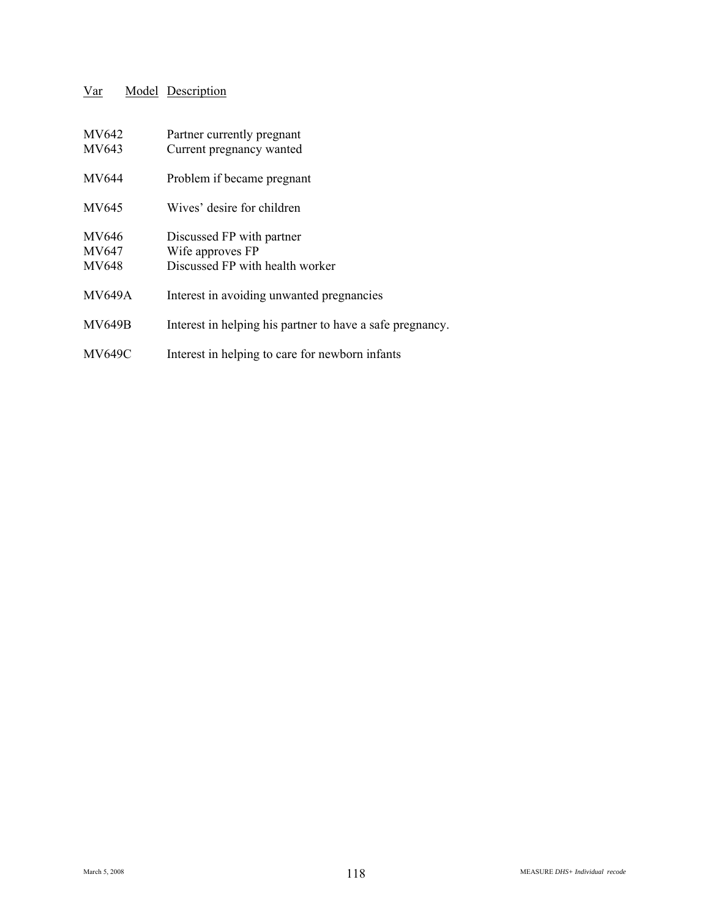| Var | Model | Description |
|---|---|---|
| MV642 | | Partner currently pregnant |
| MV643 | | Current pregnancy wanted |
| MV644 | | Problem if became pregnant |
| MV645 | | Wives' desire for children |
| MV646 | | Discussed FP with partner |
| MV647 | | Wife approves FP |
| MV648 | | Discussed FP with health worker |
| MV649A | | Interest in avoiding unwanted pregnancies |
| MV649B | | Interest in helping his partner to have a safe pregnancy. |
| MV649C | | Interest in helping to care for newborn infants |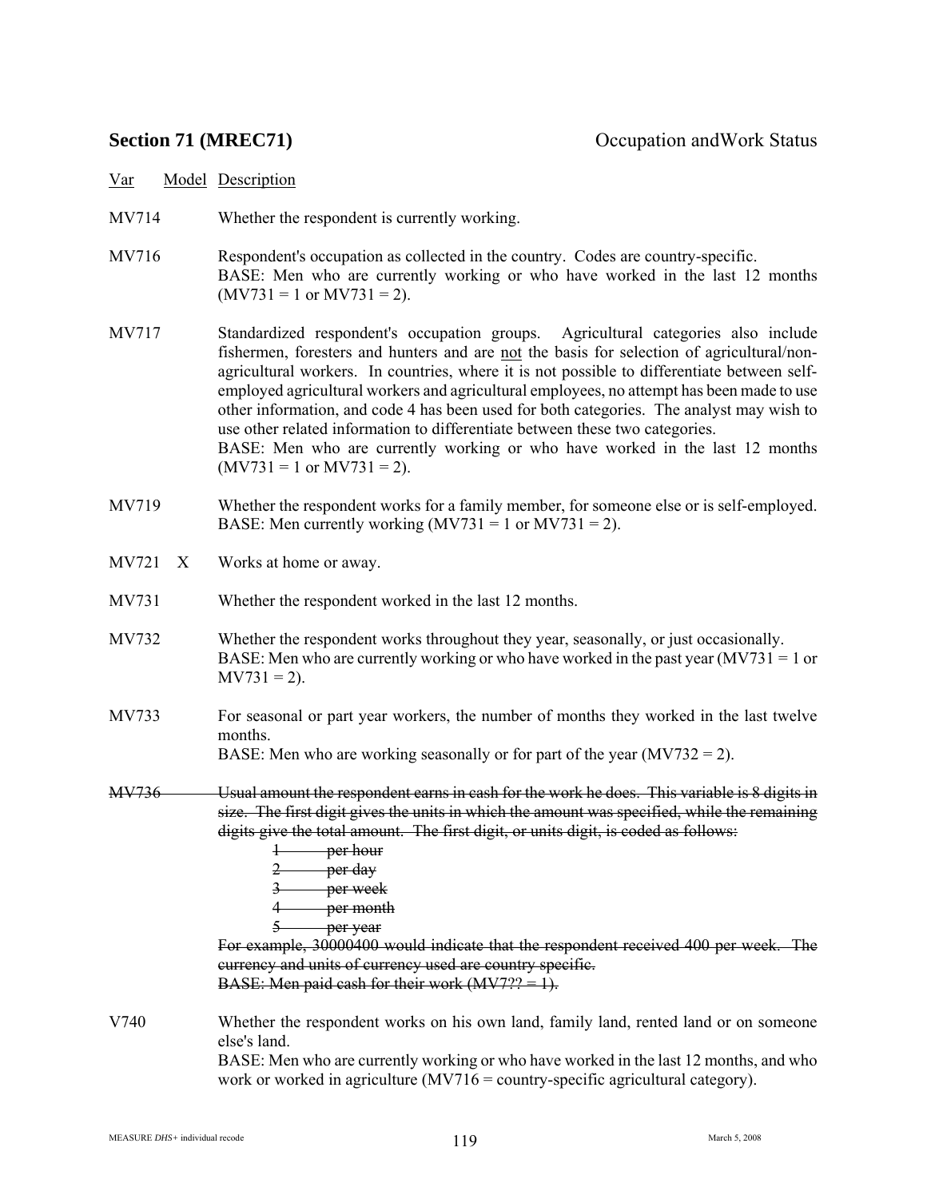**Section 71 (MREC71)** Occupation andWork Status

| Var | Model | Description |
|---|---|---|
| MV714 | | Whether the respondent is currently working. |
| MV716 | | Respondent's occupation as collected in the country. Codes are country-specific. BASE: Men who are currently working or who have worked in the last 12 months (MV731 = 1 or MV731 = 2). |
| MV717 | | Standardized respondent's occupation groups. Agricultural categories also include fishermen, foresters and hunters and are not the basis for selection of agricultural/non-agricultural workers. In countries, where it is not possible to differentiate between self-employed agricultural workers and agricultural employees, no attempt has been made to use other information, and code 4 has been used for both categories. The analyst may wish to use other related information to differentiate between these two categories. BASE: Men who are currently working or who have worked in the last 12 months (MV731 = 1 or MV731 = 2). |
| MV719 | | Whether the respondent works for a family member, for someone else or is self-employed. BASE: Men currently working (MV731 = 1 or MV731 = 2). |
| MV721 | X | Works at home or away. |
| MV731 | | Whether the respondent worked in the last 12 months. |
| MV732 | | Whether the respondent works throughout they year, seasonally, or just occasionally. BASE: Men who are currently working or who have worked in the past year (MV731 = 1 or MV731 = 2). |
| MV733 | | For seasonal or part year workers, the number of months they worked in the last twelve months. BASE: Men who are working seasonally or for part of the year (MV732 = 2). |
| ~~MV736~~ | | ~~Usual amount the respondent earns in cash for the work he does. This variable is 8 digits in size. The first digit gives the units in which the amount was specified, while the remaining digits give the total amount. The first digit, or units digit, is coded as follows:~~ ~~1 per hour~~ ~~2 per day~~ ~~3 per week~~ ~~4 per month~~ ~~5 per year~~ ~~For example, 30000400 would indicate that the respondent received 400 per week. The currency and units of currency used are country specific.~~ ~~BASE: Men paid cash for their work (MV7?? = 1).~~ |
| V740 | | Whether the respondent works on his own land, family land, rented land or on someone else's land. BASE: Men who are currently working or who have worked in the last 12 months, and who work or worked in agriculture (MV716 = country-specific agricultural category). |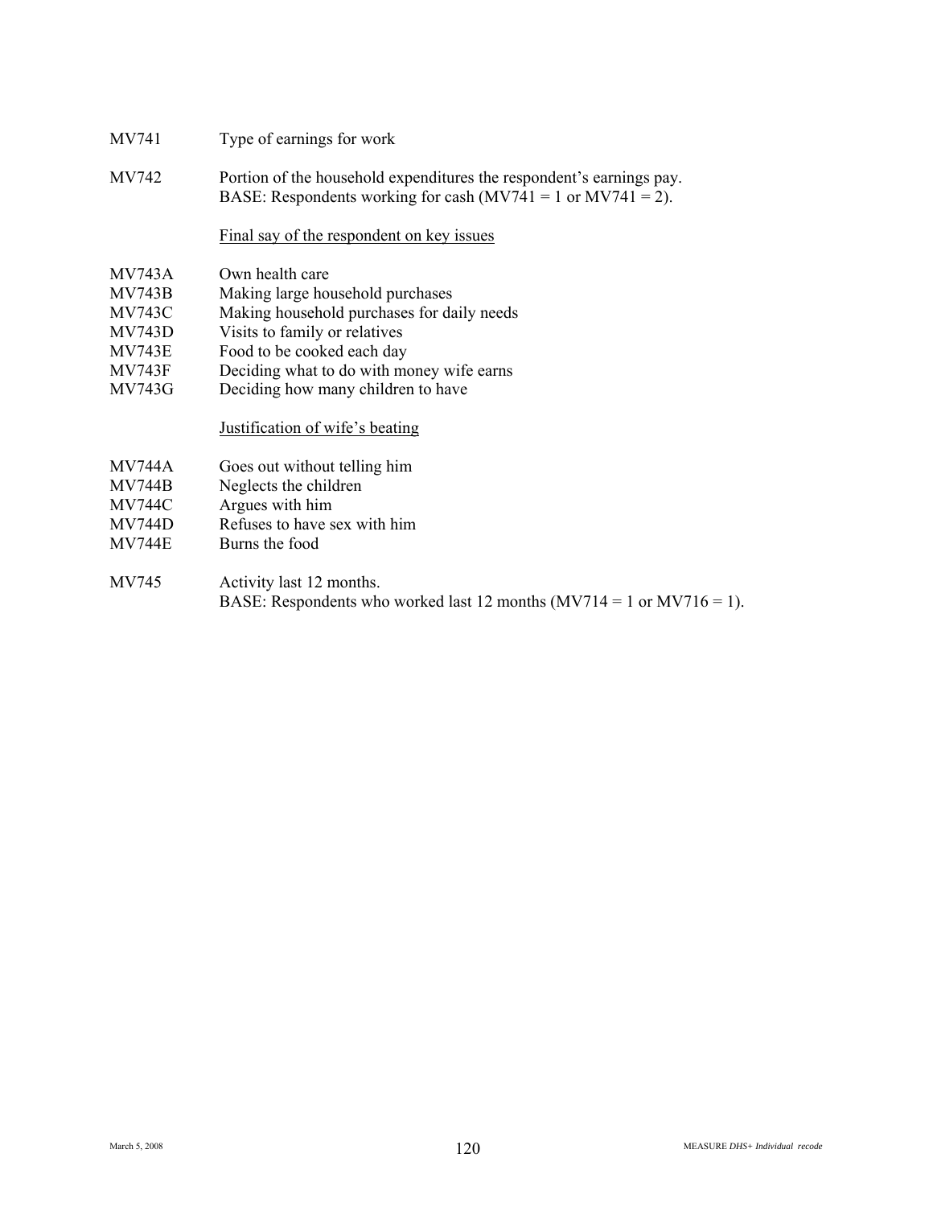MV741 Type of earnings for work

MV742 Portion of the household expenditures the respondent's earnings pay.
BASE: Respondents working for cash (MV741 = 1 or MV741 = 2).

<u>Final say of the respondent on key issues</u>

MV743A Own health care
MV743B Making large household purchases
MV743C Making household purchases for daily needs
MV743D Visits to family or relatives
MV743E Food to be cooked each day
MV743F Deciding what to do with money wife earns
MV743G Deciding how many children to have

<u>Justification of wife's beating</u>

MV744A Goes out without telling him
MV744B Neglects the children
MV744C Argues with him
MV744D Refuses to have sex with him
MV744E Burns the food

MV745 Activity last 12 months.
BASE: Respondents who worked last 12 months (MV714 = 1 or MV716 = 1).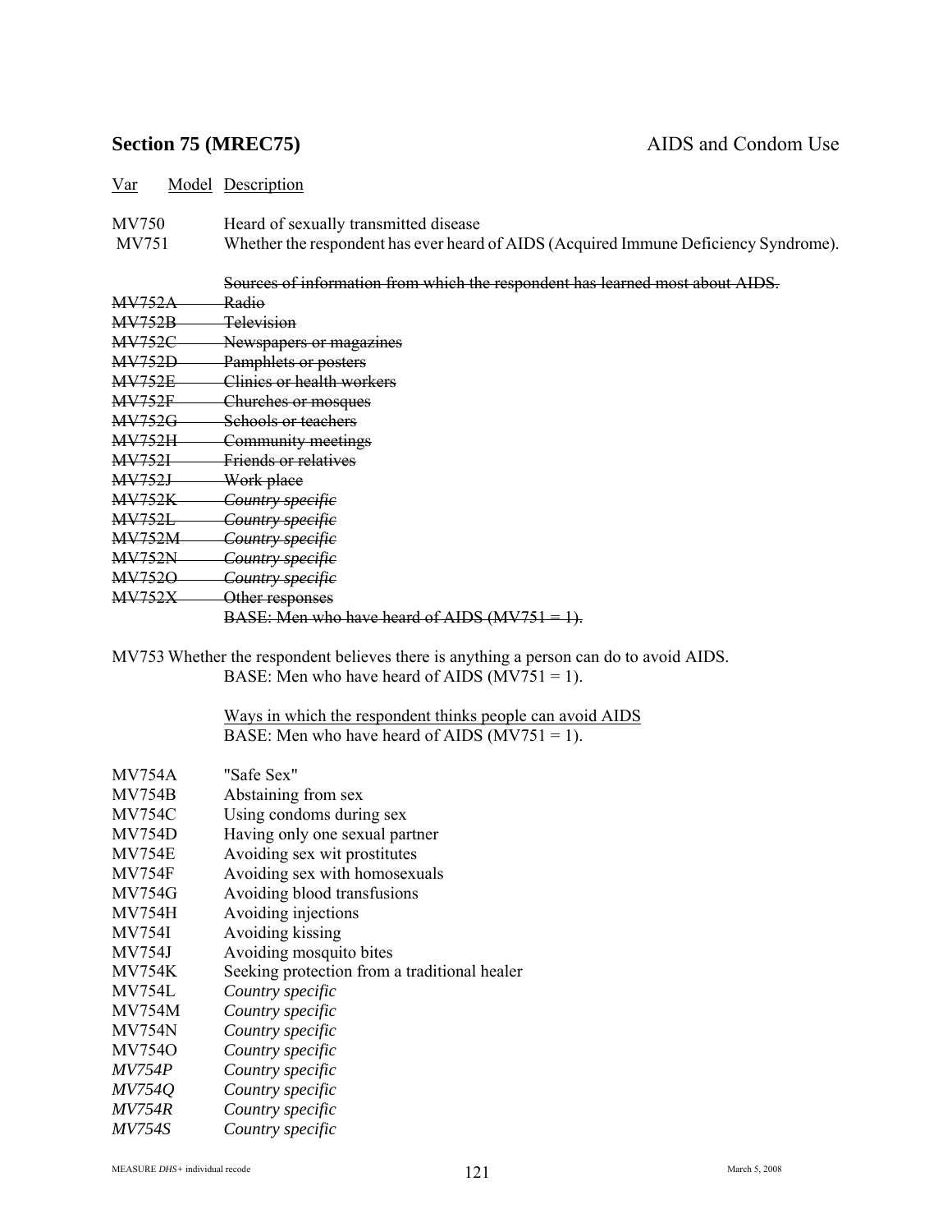## **Section 75 (MREC75)** AIDS and Condom Use

| Var | Model | Description |
|---|---|---|
| MV750 | | Heard of sexually transmitted disease |
| MV751 | | Whether the respondent has ever heard of AIDS (Acquired Immune Deficiency Syndrome). |
| | | ~~Sources of information from which the respondent has learned most about AIDS.~~ |
| ~~MV752A~~ | | ~~Radio~~ |
| ~~MV752B~~ | | ~~Television~~ |
| ~~MV752C~~ | | ~~Newspapers or magazines~~ |
| ~~MV752D~~ | | ~~Pamphlets or posters~~ |
| ~~MV752E~~ | | ~~Clinics or health workers~~ |
| ~~MV752F~~ | | ~~Churches or mosques~~ |
| ~~MV752G~~ | | ~~Schools or teachers~~ |
| ~~MV752H~~ | | ~~Community meetings~~ |
| ~~MV752I~~ | | ~~Friends or relatives~~ |
| ~~MV752J~~ | | ~~Work place~~ |
| ~~MV752K~~ | | ~~*Country specific*~~ |
| ~~MV752L~~ | | ~~*Country specific*~~ |
| ~~MV752M~~ | | ~~*Country specific*~~ |
| ~~MV752N~~ | | ~~*Country specific*~~ |
| ~~MV752O~~ | | ~~*Country specific*~~ |
| ~~MV752X~~ | | ~~Other responses~~ |
| | | ~~BASE: Men who have heard of AIDS (MV751 = 1).~~ |
| MV753 | | Whether the respondent believes there is anything a person can do to avoid AIDS. BASE: Men who have heard of AIDS (MV751 = 1). |
| | | Ways in which the respondent thinks people can avoid AIDS<br>BASE: Men who have heard of AIDS (MV751 = 1). |
| MV754A | | "Safe Sex" |
| MV754B | | Abstaining from sex |
| MV754C | | Using condoms during sex |
| MV754D | | Having only one sexual partner |
| MV754E | | Avoiding sex wit prostitutes |
| MV754F | | Avoiding sex with homosexuals |
| MV754G | | Avoiding blood transfusions |
| MV754H | | Avoiding injections |
| MV754I | | Avoiding kissing |
| MV754J | | Avoiding mosquito bites |
| MV754K | | Seeking protection from a traditional healer |
| MV754L | | *Country specific* |
| MV754M | | *Country specific* |
| MV754N | | *Country specific* |
| MV754O | | *Country specific* |
| *MV754P* | | *Country specific* |
| *MV754Q* | | *Country specific* |
| *MV754R* | | *Country specific* |
| *MV754S* | | *Country specific* |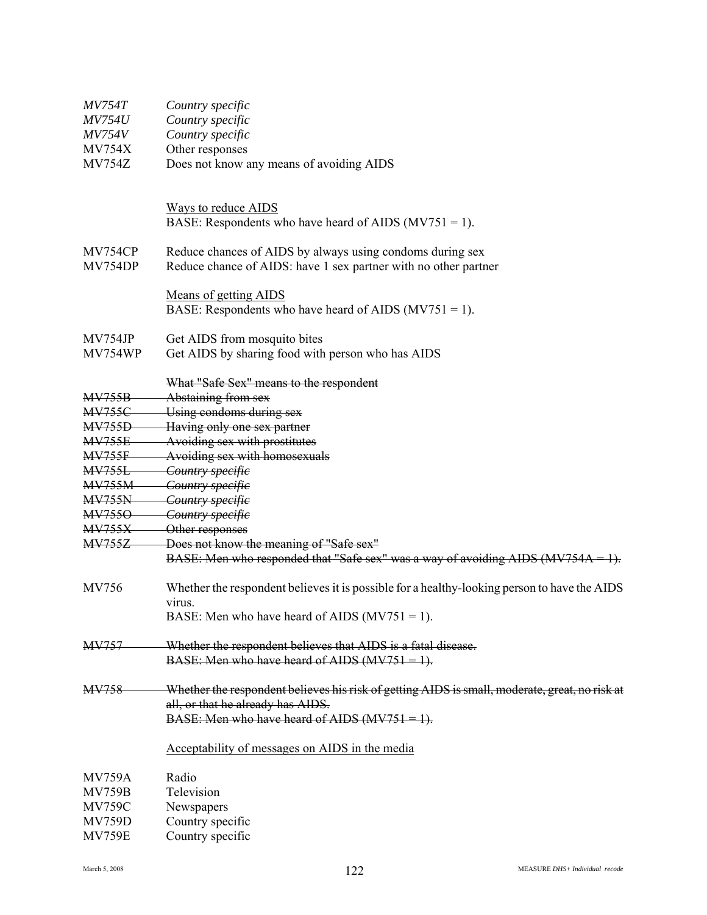*MV754T* *Country specific*
*MV754U* *Country specific*
*MV754V* *Country specific*
MV754X Other responses
MV754Z Does not know any means of avoiding AIDS

Ways to reduce AIDS
BASE: Respondents who have heard of AIDS (MV751 = 1).

MV754CP Reduce chances of AIDS by always using condoms during sex
MV754DP Reduce chance of AIDS: have 1 sex partner with no other partner

Means of getting AIDS
BASE: Respondents who have heard of AIDS (MV751 = 1).

MV754JP Get AIDS from mosquito bites
MV754WP Get AIDS by sharing food with person who has AIDS

~~What "Safe Sex" means to the respondent~~
~~MV755B Abstaining from sex~~
~~MV755C Using condoms during sex~~
~~MV755D Having only one sex partner~~
~~MV755E Avoiding sex with prostitutes~~
~~MV755F Avoiding sex with homosexuals~~
~~MV755L *Country specific*~~
~~MV755M *Country specific*~~
~~MV755N *Country specific*~~
~~MV755O *Country specific*~~
~~MV755X Other responses~~
~~MV755Z Does not know the meaning of "Safe sex"~~
~~BASE: Men who responded that "Safe sex" was a way of avoiding AIDS (MV754A = 1).~~

MV756 Whether the respondent believes it is possible for a healthy-looking person to have the AIDS virus.
BASE: Men who have heard of AIDS (MV751 = 1).

~~MV757 Whether the respondent believes that AIDS is a fatal disease.~~
~~BASE: Men who have heard of AIDS (MV751 = 1).~~

~~MV758 Whether the respondent believes his risk of getting AIDS is small, moderate, great, no risk at all, or that he already has AIDS.~~
~~BASE: Men who have heard of AIDS (MV751 = 1).~~

Acceptability of messages on AIDS in the media

MV759A Radio
MV759B Television
MV759C Newspapers
MV759D Country specific
MV759E Country specific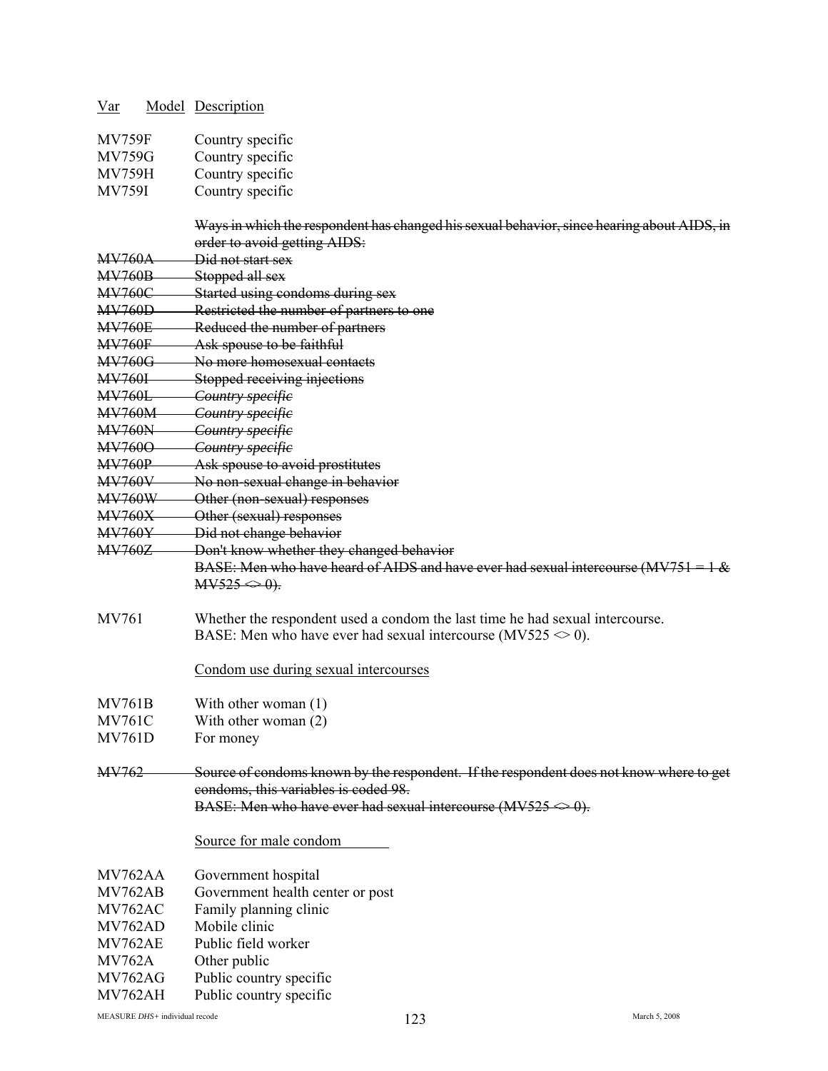| Var | Model | Description |
|---|---|---|
| MV759F | | Country specific |
| MV759G | | Country specific |
| MV759H | | Country specific |
| MV759I | | Country specific |
| | | ~~Ways in which the respondent has changed his sexual behavior, since hearing about AIDS, in order to avoid getting AIDS:~~ |
| ~~MV760A~~ | | ~~Did not start sex~~ |
| ~~MV760B~~ | | ~~Stopped all sex~~ |
| ~~MV760C~~ | | ~~Started using condoms during sex~~ |
| ~~MV760D~~ | | ~~Restricted the number of partners to one~~ |
| ~~MV760E~~ | | ~~Reduced the number of partners~~ |
| ~~MV760F~~ | | ~~Ask spouse to be faithful~~ |
| ~~MV760G~~ | | ~~No more homosexual contacts~~ |
| ~~MV760I~~ | | ~~Stopped receiving injections~~ |
| ~~MV760L~~ | | ~~*Country specific*~~ |
| ~~MV760M~~ | | ~~*Country specific*~~ |
| ~~MV760N~~ | | ~~*Country specific*~~ |
| ~~MV760O~~ | | ~~*Country specific*~~ |
| ~~MV760P~~ | | ~~Ask spouse to avoid prostitutes~~ |
| ~~MV760V~~ | | ~~No non-sexual change in behavior~~ |
| ~~MV760W~~ | | ~~Other (non-sexual) responses~~ |
| ~~MV760X~~ | | ~~Other (sexual) responses~~ |
| ~~MV760Y~~ | | ~~Did not change behavior~~ |
| ~~MV760Z~~ | | ~~Don't know whether they changed behavior~~ |
| | | ~~BASE: Men who have heard of AIDS and have ever had sexual intercourse (MV751 = 1 & MV525 <> 0).~~ |
| MV761 | | Whether the respondent used a condom the last time he had sexual intercourse. BASE: Men who have ever had sexual intercourse (MV525 <> 0). |
| | | Condom use during sexual intercourses |
| MV761B | | With other woman (1) |
| MV761C | | With other woman (2) |
| MV761D | | For money |
| ~~MV762~~ | | ~~Source of condoms known by the respondent. If the respondent does not know where to get condoms, this variables is coded 98.~~ ~~BASE: Men who have ever had sexual intercourse (MV525 <> 0).~~ |
| | | Source for male condom |
| MV762AA | | Government hospital |
| MV762AB | | Government health center or post |
| MV762AC | | Family planning clinic |
| MV762AD | | Mobile clinic |
| MV762AE | | Public field worker |
| MV762A | | Other public |
| MV762AG | | Public country specific |
| MV762AH | | Public country specific |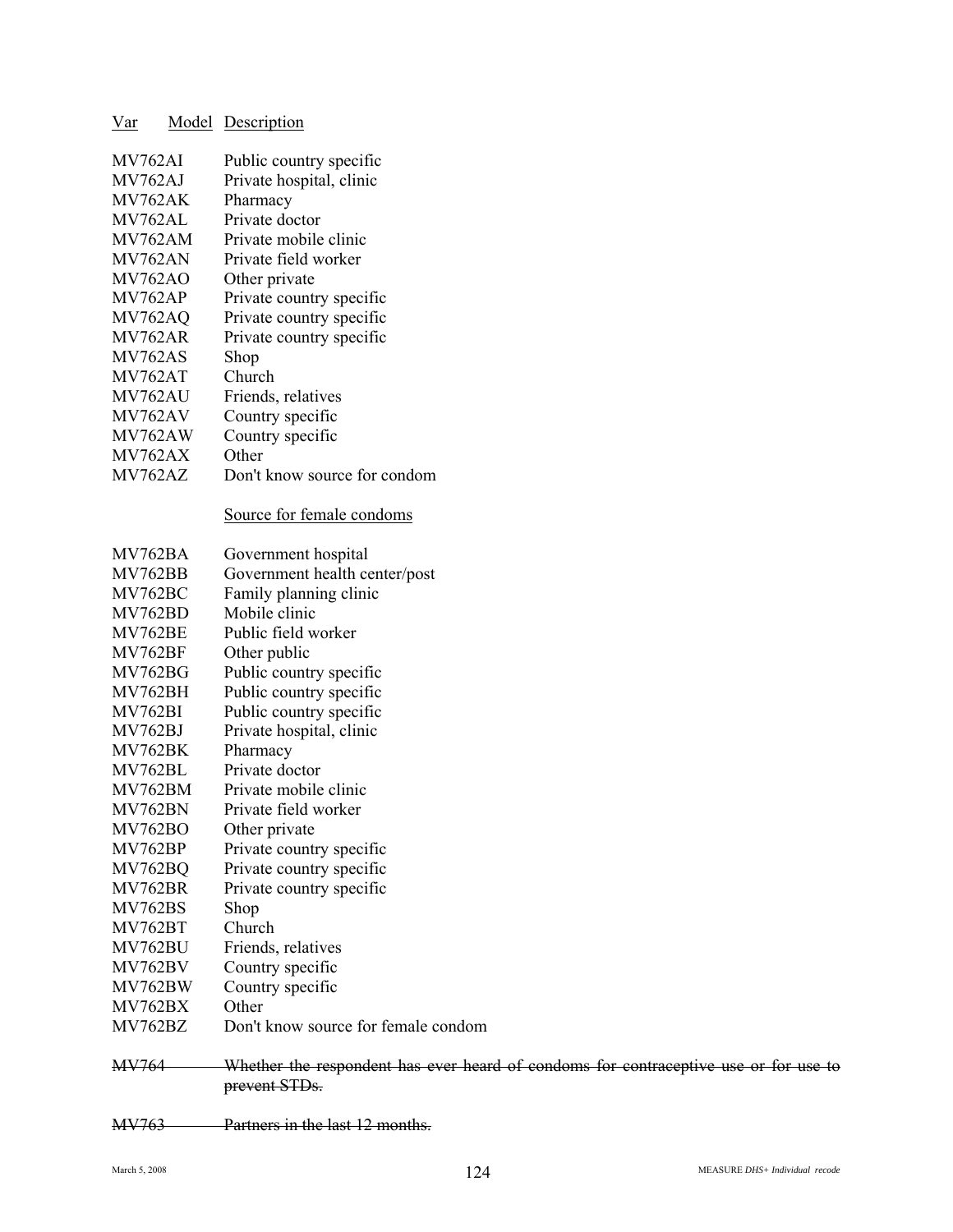| Var | Model | Description |
|---|---|---|
| MV762AI | | Public country specific |
| MV762AJ | | Private hospital, clinic |
| MV762AK | | Pharmacy |
| MV762AL | | Private doctor |
| MV762AM | | Private mobile clinic |
| MV762AN | | Private field worker |
| MV762AO | | Other private |
| MV762AP | | Private country specific |
| MV762AQ | | Private country specific |
| MV762AR | | Private country specific |
| MV762AS | | Shop |
| MV762AT | | Church |
| MV762AU | | Friends, relatives |
| MV762AV | | Country specific |
| MV762AW | | Country specific |
| MV762AX | | Other |
| MV762AZ | | Don't know source for condom |
| | | Source for female condoms |
| MV762BA | | Government hospital |
| MV762BB | | Government health center/post |
| MV762BC | | Family planning clinic |
| MV762BD | | Mobile clinic |
| MV762BE | | Public field worker |
| MV762BF | | Other public |
| MV762BG | | Public country specific |
| MV762BH | | Public country specific |
| MV762BI | | Public country specific |
| MV762BJ | | Private hospital, clinic |
| MV762BK | | Pharmacy |
| MV762BL | | Private doctor |
| MV762BM | | Private mobile clinic |
| MV762BN | | Private field worker |
| MV762BO | | Other private |
| MV762BP | | Private country specific |
| MV762BQ | | Private country specific |
| MV762BR | | Private country specific |
| MV762BS | | Shop |
| MV762BT | | Church |
| MV762BU | | Friends, relatives |
| MV762BV | | Country specific |
| MV762BW | | Country specific |
| MV762BX | | Other |
| MV762BZ | | Don't know source for female condom |
| ~~MV764~~ | | ~~Whether the respondent has ever heard of condoms for contraceptive use or for use to prevent STDs.~~ |
| ~~MV763~~ | | ~~Partners in the last 12 months.~~ |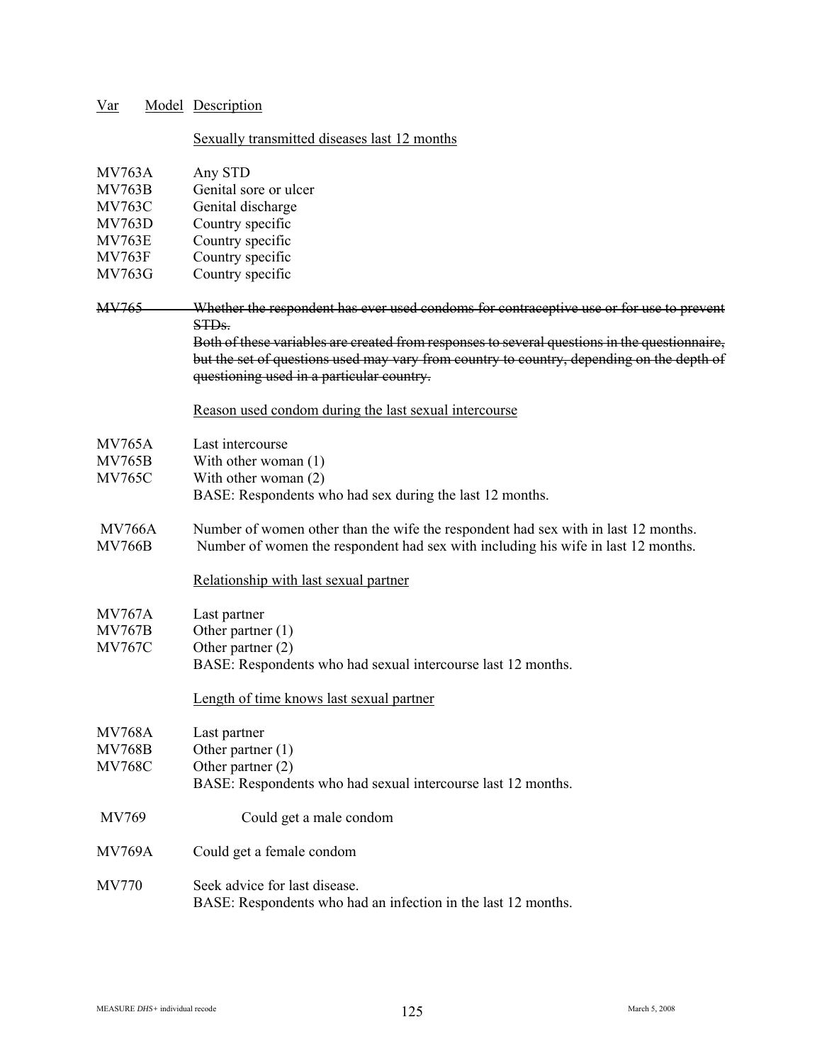| Var | Model | Description |
|---|---|---|
| | | Sexually transmitted diseases last 12 months |
| MV763A | | Any STD |
| MV763B | | Genital sore or ulcer |
| MV763C | | Genital discharge |
| MV763D | | Country specific |
| MV763E | | Country specific |
| MV763F | | Country specific |
| MV763G | | Country specific |
| ~~MV765~~ | | ~~Whether the respondent has ever used condoms for contraceptive use or for use to prevent STDs.~~ ~~Both of these variables are created from responses to several questions in the questionnaire, but the set of questions used may vary from country to country, depending on the depth of questioning used in a particular country.~~ |
| | | Reason used condom during the last sexual intercourse |
| MV765A | | Last intercourse |
| MV765B | | With other woman (1) |
| MV765C | | With other woman (2) BASE: Respondents who had sex during the last 12 months. |
| MV766A | | Number of women other than the wife the respondent had sex with in last 12 months. |
| MV766B | | Number of women the respondent had sex with including his wife in last 12 months. |
| | | Relationship with last sexual partner |
| MV767A | | Last partner |
| MV767B | | Other partner (1) |
| MV767C | | Other partner (2) BASE: Respondents who had sexual intercourse last 12 months. |
| | | Length of time knows last sexual partner |
| MV768A | | Last partner |
| MV768B | | Other partner (1) |
| MV768C | | Other partner (2) BASE: Respondents who had sexual intercourse last 12 months. |
| MV769 | | Could get a male condom |
| MV769A | | Could get a female condom |
| MV770 | | Seek advice for last disease. BASE: Respondents who had an infection in the last 12 months. |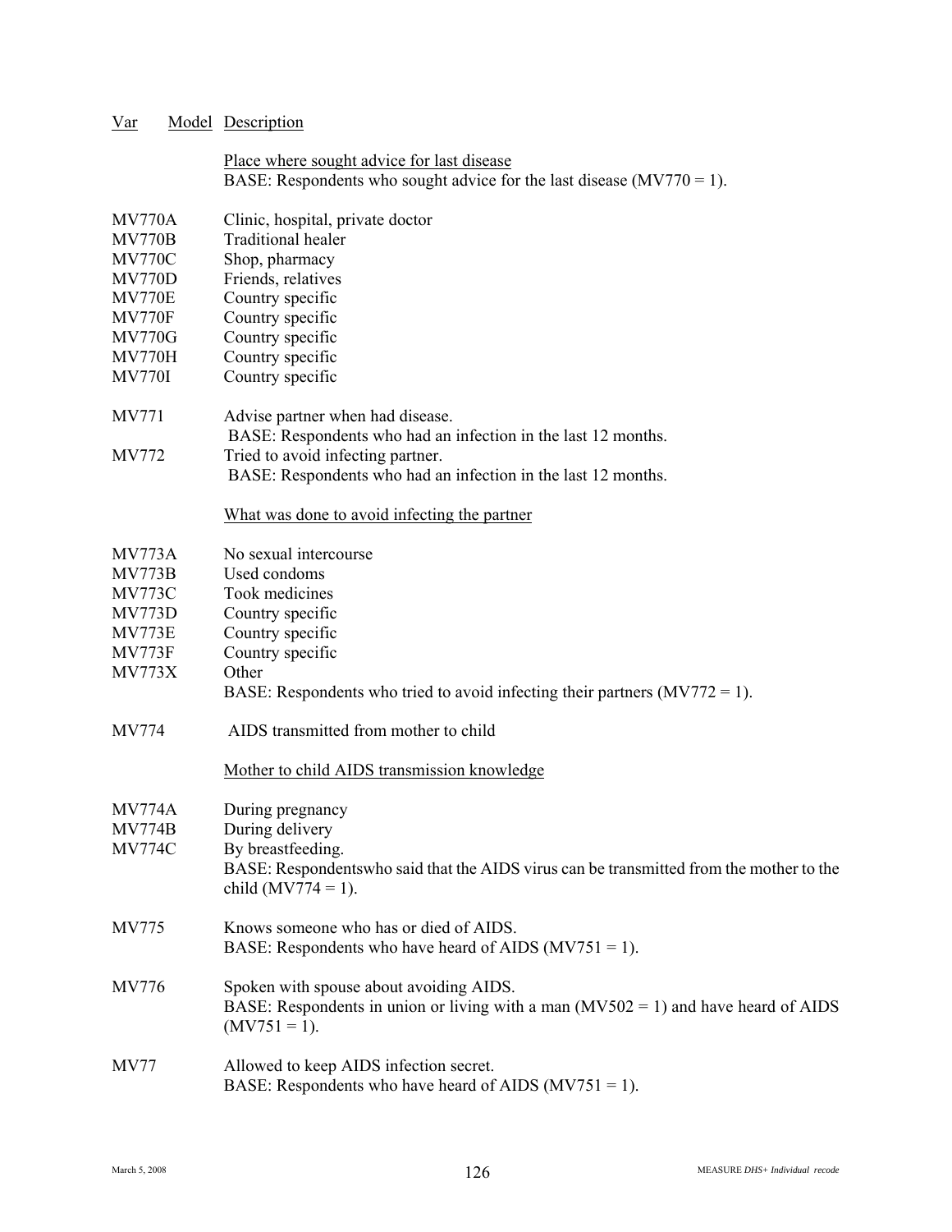Var &nbsp;&nbsp;&nbsp; Model &nbsp; Description

Place where sought advice for last disease
BASE: Respondents who sought advice for the last disease (MV770 = 1).

| | |
|---|---|
| MV770A | Clinic, hospital, private doctor |
| MV770B | Traditional healer |
| MV770C | Shop, pharmacy |
| MV770D | Friends, relatives |
| MV770E | Country specific |
| MV770F | Country specific |
| MV770G | Country specific |
| MV770H | Country specific |
| MV770I | Country specific |

MV771 &nbsp;&nbsp;&nbsp; Advise partner when had disease.
BASE: Respondents who had an infection in the last 12 months.

MV772 &nbsp;&nbsp;&nbsp; Tried to avoid infecting partner.
BASE: Respondents who had an infection in the last 12 months.

What was done to avoid infecting the partner

| | |
|---|---|
| MV773A | No sexual intercourse |
| MV773B | Used condoms |
| MV773C | Took medicines |
| MV773D | Country specific |
| MV773E | Country specific |
| MV773F | Country specific |
| MV773X | Other |

BASE: Respondents who tried to avoid infecting their partners (MV772 = 1).

MV774 &nbsp;&nbsp;&nbsp; AIDS transmitted from mother to child

Mother to child AIDS transmission knowledge

| | |
|---|---|
| MV774A | During pregnancy |
| MV774B | During delivery |
| MV774C | By breastfeeding. |

BASE: Respondentswho said that the AIDS virus can be transmitted from the mother to the child (MV774 = 1).

MV775 &nbsp;&nbsp;&nbsp; Knows someone who has or died of AIDS.
BASE: Respondents who have heard of AIDS (MV751 = 1).

MV776 &nbsp;&nbsp;&nbsp; Spoken with spouse about avoiding AIDS.
BASE: Respondents in union or living with a man (MV502 = 1) and have heard of AIDS (MV751 = 1).

MV77 &nbsp;&nbsp;&nbsp; Allowed to keep AIDS infection secret.
BASE: Respondents who have heard of AIDS (MV751 = 1).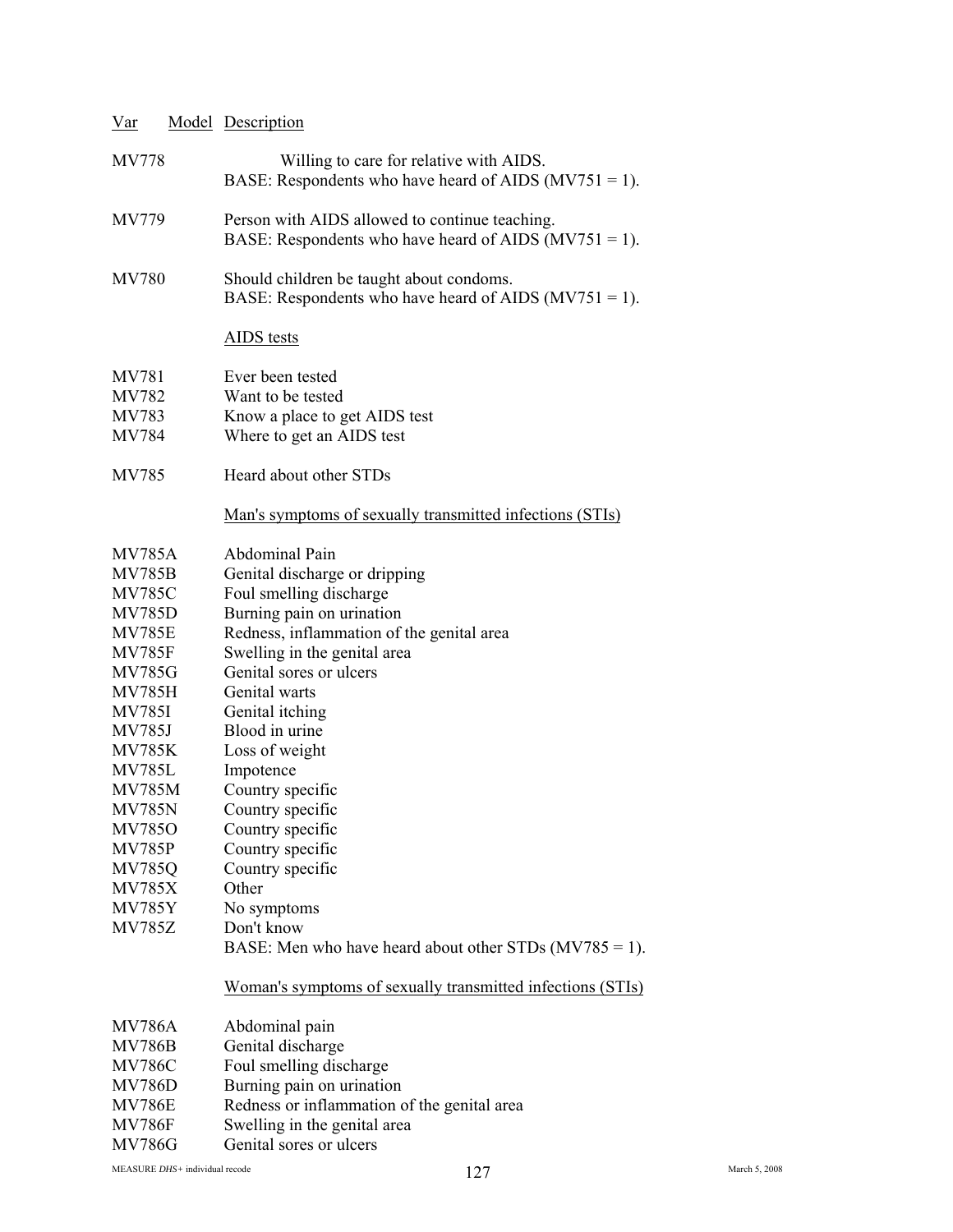| Var | Model | Description |
|---|---|---|
| MV778 | | Willing to care for relative with AIDS. BASE: Respondents who have heard of AIDS (MV751 = 1). |
| MV779 | | Person with AIDS allowed to continue teaching. BASE: Respondents who have heard of AIDS (MV751 = 1). |
| MV780 | | Should children be taught about condoms. BASE: Respondents who have heard of AIDS (MV751 = 1). |

AIDS tests

| | | |
|---|---|---|
| MV781 | | Ever been tested |
| MV782 | | Want to be tested |
| MV783 | | Know a place to get AIDS test |
| MV784 | | Where to get an AIDS test |
| MV785 | | Heard about other STDs |

Man's symptoms of sexually transmitted infections (STIs)

| | | |
|---|---|---|
| MV785A | | Abdominal Pain |
| MV785B | | Genital discharge or dripping |
| MV785C | | Foul smelling discharge |
| MV785D | | Burning pain on urination |
| MV785E | | Redness, inflammation of the genital area |
| MV785F | | Swelling in the genital area |
| MV785G | | Genital sores or ulcers |
| MV785H | | Genital warts |
| MV785I | | Genital itching |
| MV785J | | Blood in urine |
| MV785K | | Loss of weight |
| MV785L | | Impotence |
| MV785M | | Country specific |
| MV785N | | Country specific |
| MV785O | | Country specific |
| MV785P | | Country specific |
| MV785Q | | Country specific |
| MV785X | | Other |
| MV785Y | | No symptoms |
| MV785Z | | Don't know |
| | | BASE: Men who have heard about other STDs (MV785 = 1). |

Woman's symptoms of sexually transmitted infections (STIs)

| | | |
|---|---|---|
| MV786A | | Abdominal pain |
| MV786B | | Genital discharge |
| MV786C | | Foul smelling discharge |
| MV786D | | Burning pain on urination |
| MV786E | | Redness or inflammation of the genital area |
| MV786F | | Swelling in the genital area |
| MV786G | | Genital sores or ulcers |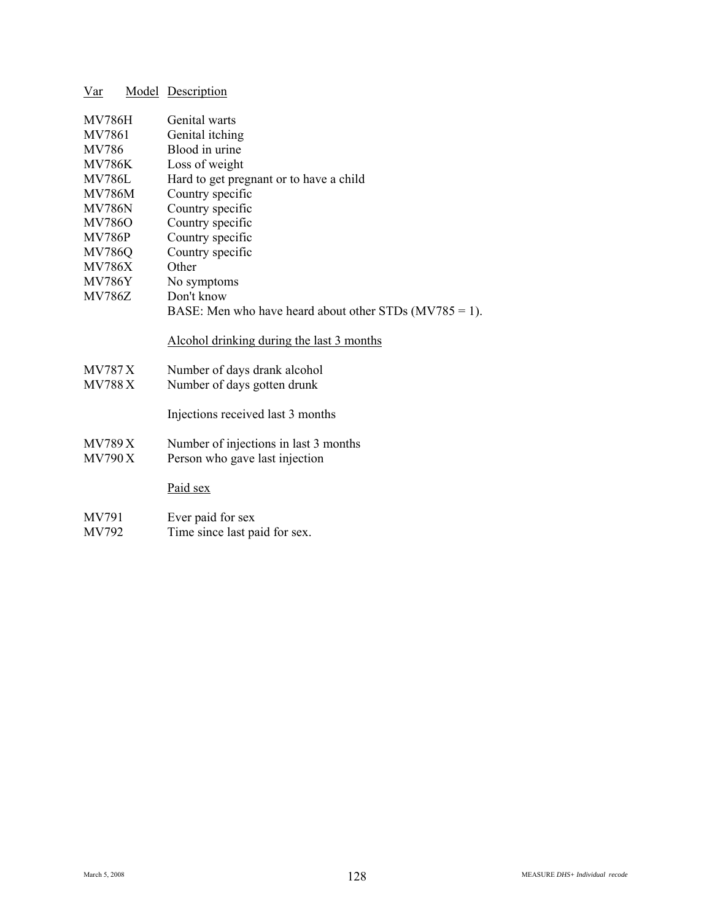| Var | Model | Description |
|---|---|---|
| MV786H | | Genital warts |
| MV7861 | | Genital itching |
| MV786 | | Blood in urine |
| MV786K | | Loss of weight |
| MV786L | | Hard to get pregnant or to have a child |
| MV786M | | Country specific |
| MV786N | | Country specific |
| MV786O | | Country specific |
| MV786P | | Country specific |
| MV786Q | | Country specific |
| MV786X | | Other |
| MV786Y | | No symptoms |
| MV786Z | | Don't know |
| | | BASE: Men who have heard about other STDs (MV785 = 1). |
| | | Alcohol drinking during the last 3 months |
| MV787 | X | Number of days drank alcohol |
| MV788 | X | Number of days gotten drunk |
| | | Injections received last 3 months |
| MV789 | X | Number of injections in last 3 months |
| MV790 | X | Person who gave last injection |
| | | Paid sex |
| MV791 | | Ever paid for sex |
| MV792 | | Time since last paid for sex. |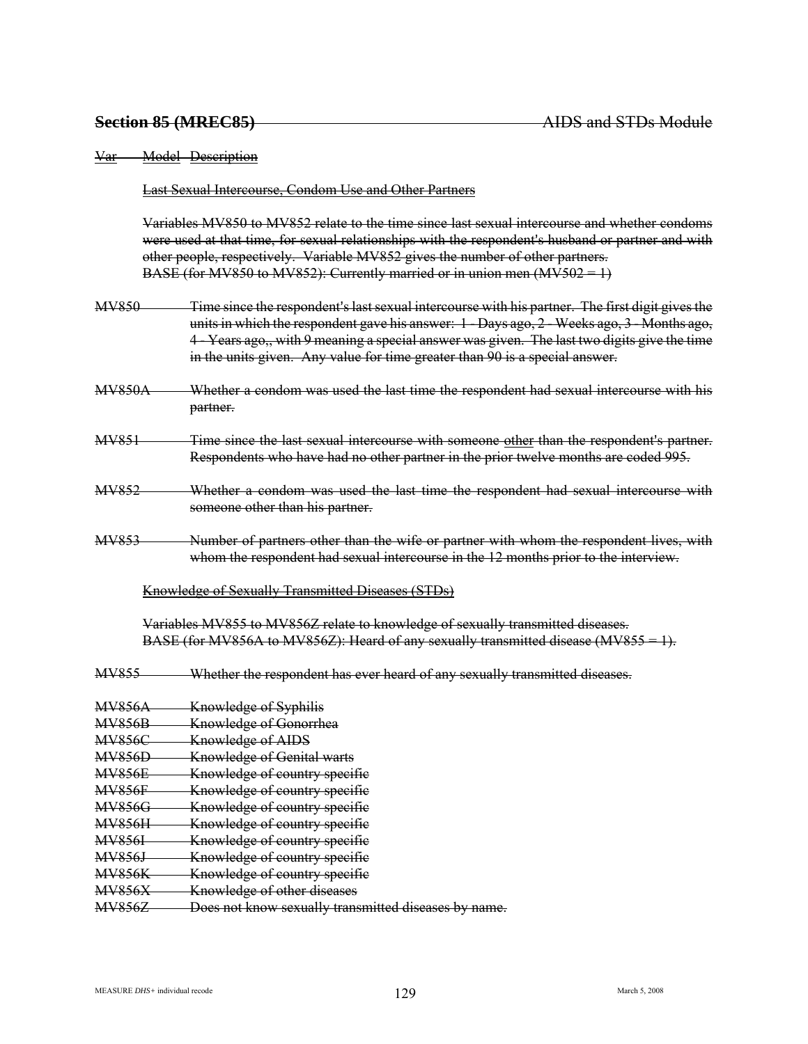## ~~Section 85 (MREC85)~~ ~~AIDS and STDs Module~~

~~Var Model Description~~

~~Last Sexual Intercourse, Condom Use and Other Partners~~

~~Variables MV850 to MV852 relate to the time since last sexual intercourse and whether condoms were used at that time, for sexual relationships with the respondent's husband or partner and with other people, respectively. Variable MV852 gives the number of other partners.~~
~~BASE (for MV850 to MV852): Currently married or in union men (MV502 = 1)~~

~~MV850 Time since the respondent's last sexual intercourse with his partner. The first digit gives the units in which the respondent gave his answer: 1 - Days ago, 2 - Weeks ago, 3 - Months ago, 4 - Years ago,, with 9 meaning a special answer was given. The last two digits give the time in the units given. Any value for time greater than 90 is a special answer.~~

~~MV850A Whether a condom was used the last time the respondent had sexual intercourse with his partner.~~

~~MV851 Time since the last sexual intercourse with someone other than the respondent's partner. Respondents who have had no other partner in the prior twelve months are coded 995.~~

~~MV852 Whether a condom was used the last time the respondent had sexual intercourse with someone other than his partner.~~

~~MV853 Number of partners other than the wife or partner with whom the respondent lives, with whom the respondent had sexual intercourse in the 12 months prior to the interview.~~

~~Knowledge of Sexually Transmitted Diseases (STDs)~~

~~Variables MV855 to MV856Z relate to knowledge of sexually transmitted diseases.~~
~~BASE (for MV856A to MV856Z): Heard of any sexually transmitted disease (MV855 = 1).~~

~~MV855 Whether the respondent has ever heard of any sexually transmitted diseases.~~

~~MV856A Knowledge of Syphilis~~
~~MV856B Knowledge of Gonorrhea~~
~~MV856C Knowledge of AIDS~~
~~MV856D Knowledge of Genital warts~~
~~MV856E Knowledge of country specific~~
~~MV856F Knowledge of country specific~~
~~MV856G Knowledge of country specific~~
~~MV856H Knowledge of country specific~~
~~MV856I Knowledge of country specific~~
~~MV856J Knowledge of country specific~~
~~MV856K Knowledge of country specific~~
~~MV856X Knowledge of other diseases~~
~~MV856Z Does not know sexually transmitted diseases by name.~~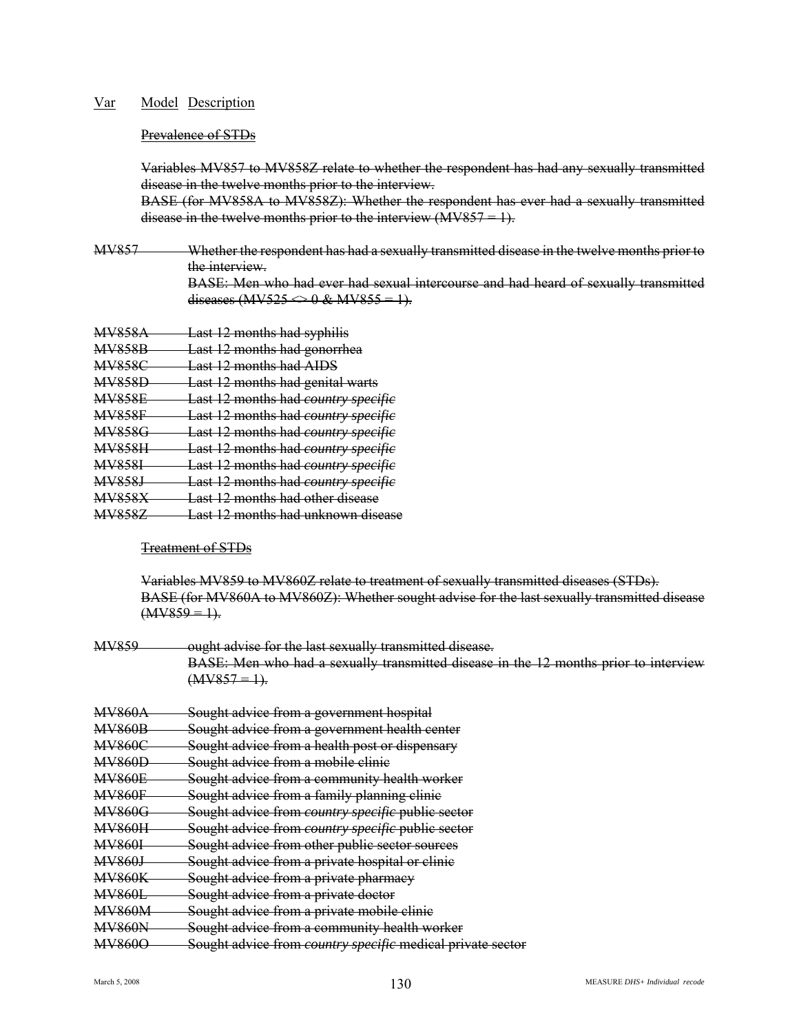Var Model Description

~~Prevalence of STDs~~

~~Variables MV857 to MV858Z relate to whether the respondent has had any sexually transmitted disease in the twelve months prior to the interview.~~
~~BASE (for MV858A to MV858Z): Whether the respondent has ever had a sexually transmitted disease in the twelve months prior to the interview (MV857 = 1).~~

~~MV857 Whether the respondent has had a sexually transmitted disease in the twelve months prior to the interview.~~
~~BASE: Men who had ever had sexual intercourse and had heard of sexually transmitted diseases (MV525 <> 0 & MV855 = 1).~~

~~MV858A Last 12 months had syphilis~~
~~MV858B Last 12 months had gonorrhea~~
~~MV858C Last 12 months had AIDS~~
~~MV858D Last 12 months had genital warts~~
~~MV858E Last 12 months had *country specific*~~
~~MV858F Last 12 months had *country specific*~~
~~MV858G Last 12 months had *country specific*~~
~~MV858H Last 12 months had *country specific*~~
~~MV858I Last 12 months had *country specific*~~
~~MV858J Last 12 months had *country specific*~~
~~MV858X Last 12 months had other disease~~
~~MV858Z Last 12 months had unknown disease~~

~~Treatment of STDs~~

~~Variables MV859 to MV860Z relate to treatment of sexually transmitted diseases (STDs).~~
~~BASE (for MV860A to MV860Z): Whether sought advise for the last sexually transmitted disease (MV859 = 1).~~

~~MV859 ought advise for the last sexually transmitted disease.~~
~~BASE: Men who had a sexually transmitted disease in the 12 months prior to interview (MV857 = 1).~~

~~MV860A Sought advice from a government hospital~~
~~MV860B Sought advice from a government health center~~
~~MV860C Sought advice from a health post or dispensary~~
~~MV860D Sought advice from a mobile clinic~~
~~MV860E Sought advice from a community health worker~~
~~MV860F Sought advice from a family planning clinic~~
~~MV860G Sought advice from *country specific* public sector~~
~~MV860H Sought advice from *country specific* public sector~~
~~MV860I Sought advice from other public sector sources~~
~~MV860J Sought advice from a private hospital or clinic~~
~~MV860K Sought advice from a private pharmacy~~
~~MV860L Sought advice from a private doctor~~
~~MV860M Sought advice from a private mobile clinic~~
~~MV860N Sought advice from a community health worker~~
~~MV860O Sought advice from *country specific* medical private sector~~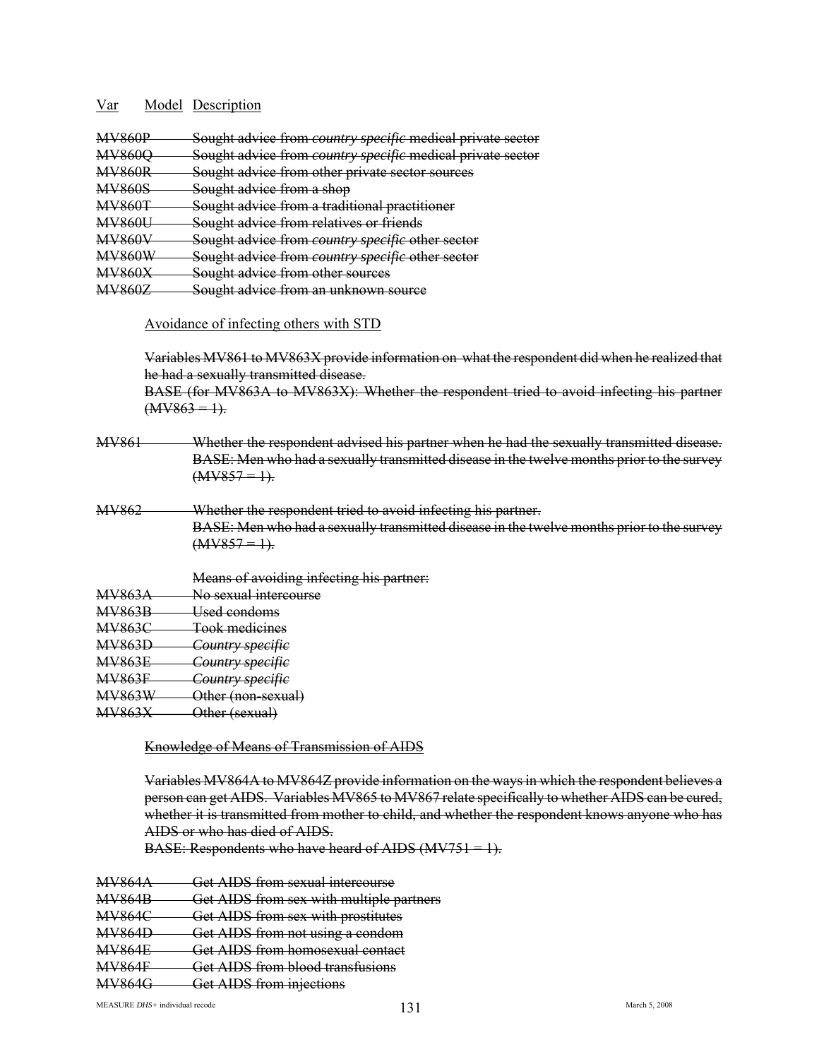Var Model Description

~~MV860P Sought advice from *country specific* medical private sector~~
~~MV860Q Sought advice from *country specific* medical private sector~~
~~MV860R Sought advice from other private sector sources~~
~~MV860S Sought advice from a shop~~
~~MV860T Sought advice from a traditional practitioner~~
~~MV860U Sought advice from relatives or friends~~
~~MV860V Sought advice from *country specific* other sector~~
~~MV860W Sought advice from *country specific* other sector~~
~~MV860X Sought advice from other sources~~
~~MV860Z Sought advice from an unknown source~~

~~Avoidance of infecting others with STD~~

~~Variables MV861 to MV863X provide information on what the respondent did when he realized that he had a sexually transmitted disease.~~
~~BASE (for MV863A to MV863X): Whether the respondent tried to avoid infecting his partner (MV863 = 1).~~

~~MV861 Whether the respondent advised his partner when he had the sexually transmitted disease.~~
~~BASE: Men who had a sexually transmitted disease in the twelve months prior to the survey (MV857 = 1).~~

~~MV862 Whether the respondent tried to avoid infecting his partner.~~
~~BASE: Men who had a sexually transmitted disease in the twelve months prior to the survey (MV857 = 1).~~

~~Means of avoiding infecting his partner:~~
~~MV863A No sexual intercourse~~
~~MV863B Used condoms~~
~~MV863C Took medicines~~
~~MV863D *Country specific*~~
~~MV863E *Country specific*~~
~~MV863F *Country specific*~~
~~MV863W Other (non-sexual)~~
~~MV863X Other (sexual)~~

~~Knowledge of Means of Transmission of AIDS~~

~~Variables MV864A to MV864Z provide information on the ways in which the respondent believes a person can get AIDS. Variables MV865 to MV867 relate specifically to whether AIDS can be cured, whether it is transmitted from mother to child, and whether the respondent knows anyone who has AIDS or who has died of AIDS.~~
~~BASE: Respondents who have heard of AIDS (MV751 = 1).~~

~~MV864A Get AIDS from sexual intercourse~~
~~MV864B Get AIDS from sex with multiple partners~~
~~MV864C Get AIDS from sex with prostitutes~~
~~MV864D Get AIDS from not using a condom~~
~~MV864E Get AIDS from homosexual contact~~
~~MV864F Get AIDS from blood transfusions~~
~~MV864G Get AIDS from injections~~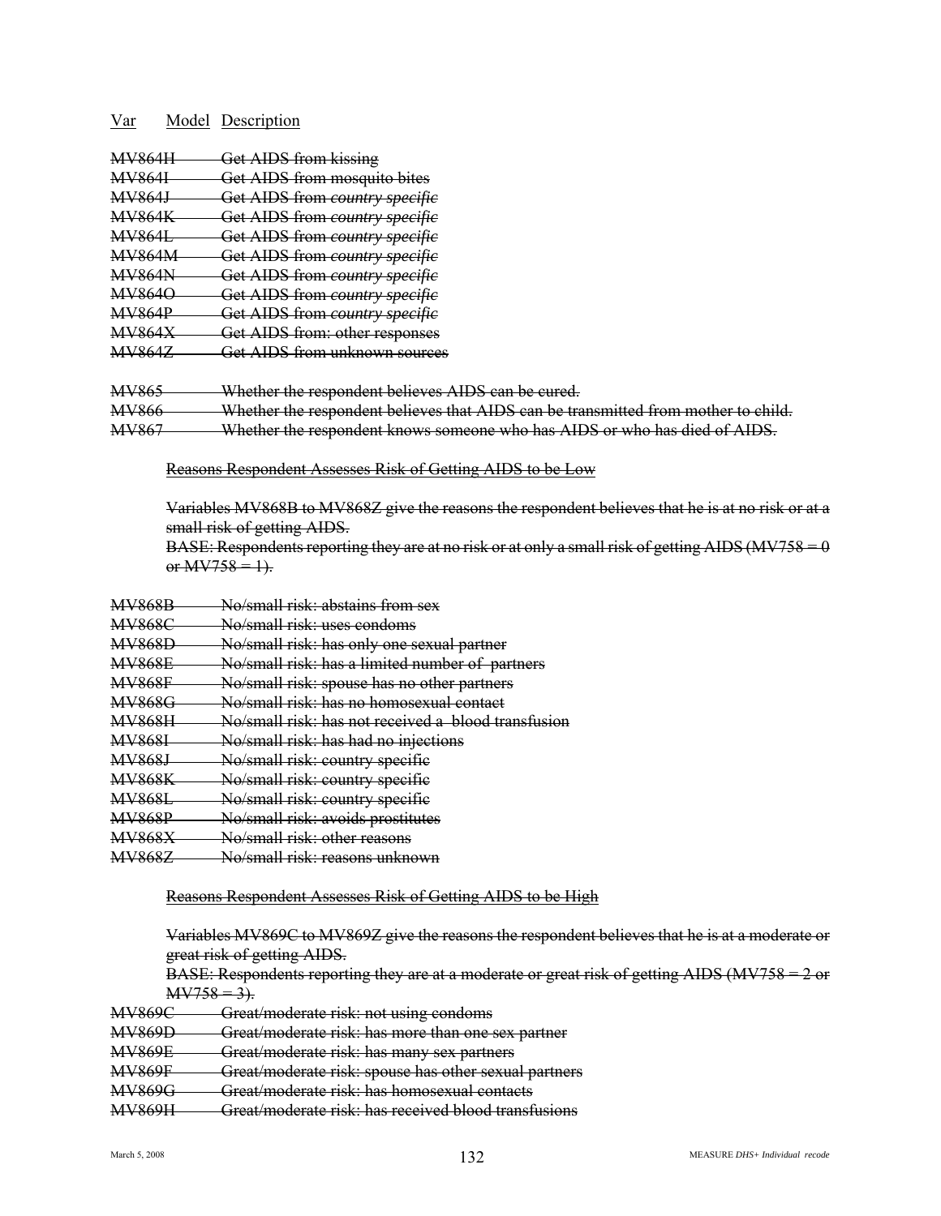Var Model Description

~~MV864H Get AIDS from kissing~~
~~MV864I Get AIDS from mosquito bites~~
~~MV864J Get AIDS from *country specific*~~
~~MV864K Get AIDS from *country specific*~~
~~MV864L Get AIDS from *country specific*~~
~~MV864M Get AIDS from *country specific*~~
~~MV864N Get AIDS from *country specific*~~
~~MV864O Get AIDS from *country specific*~~
~~MV864P Get AIDS from *country specific*~~
~~MV864X Get AIDS from: other responses~~
~~MV864Z Get AIDS from unknown sources~~

~~MV865 Whether the respondent believes AIDS can be cured.~~
~~MV866 Whether the respondent believes that AIDS can be transmitted from mother to child.~~
~~MV867 Whether the respondent knows someone who has AIDS or who has died of AIDS.~~

~~Reasons Respondent Assesses Risk of Getting AIDS to be Low~~

~~Variables MV868B to MV868Z give the reasons the respondent believes that he is at no risk or at a small risk of getting AIDS.~~
~~BASE: Respondents reporting they are at no risk or at only a small risk of getting AIDS (MV758 = 0 or MV758 = 1).~~

~~MV868B No/small risk: abstains from sex~~
~~MV868C No/small risk: uses condoms~~
~~MV868D No/small risk: has only one sexual partner~~
~~MV868E No/small risk: has a limited number of partners~~
~~MV868F No/small risk: spouse has no other partners~~
~~MV868G No/small risk: has no homosexual contact~~
~~MV868H No/small risk: has not received a blood transfusion~~
~~MV868I No/small risk: has had no injections~~
~~MV868J No/small risk: country specific~~
~~MV868K No/small risk: country specific~~
~~MV868L No/small risk: country specific~~
~~MV868P No/small risk: avoids prostitutes~~
~~MV868X No/small risk: other reasons~~
~~MV868Z No/small risk: reasons unknown~~

~~Reasons Respondent Assesses Risk of Getting AIDS to be High~~

~~Variables MV869C to MV869Z give the reasons the respondent believes that he is at a moderate or great risk of getting AIDS.~~
~~BASE: Respondents reporting they are at a moderate or great risk of getting AIDS (MV758 = 2 or MV758 = 3).~~

~~MV869C Great/moderate risk: not using condoms~~
~~MV869D Great/moderate risk: has more than one sex partner~~
~~MV869E Great/moderate risk: has many sex partners~~
~~MV869F Great/moderate risk: spouse has other sexual partners~~
~~MV869G Great/moderate risk: has homosexual contacts~~
~~MV869H Great/moderate risk: has received blood transfusions~~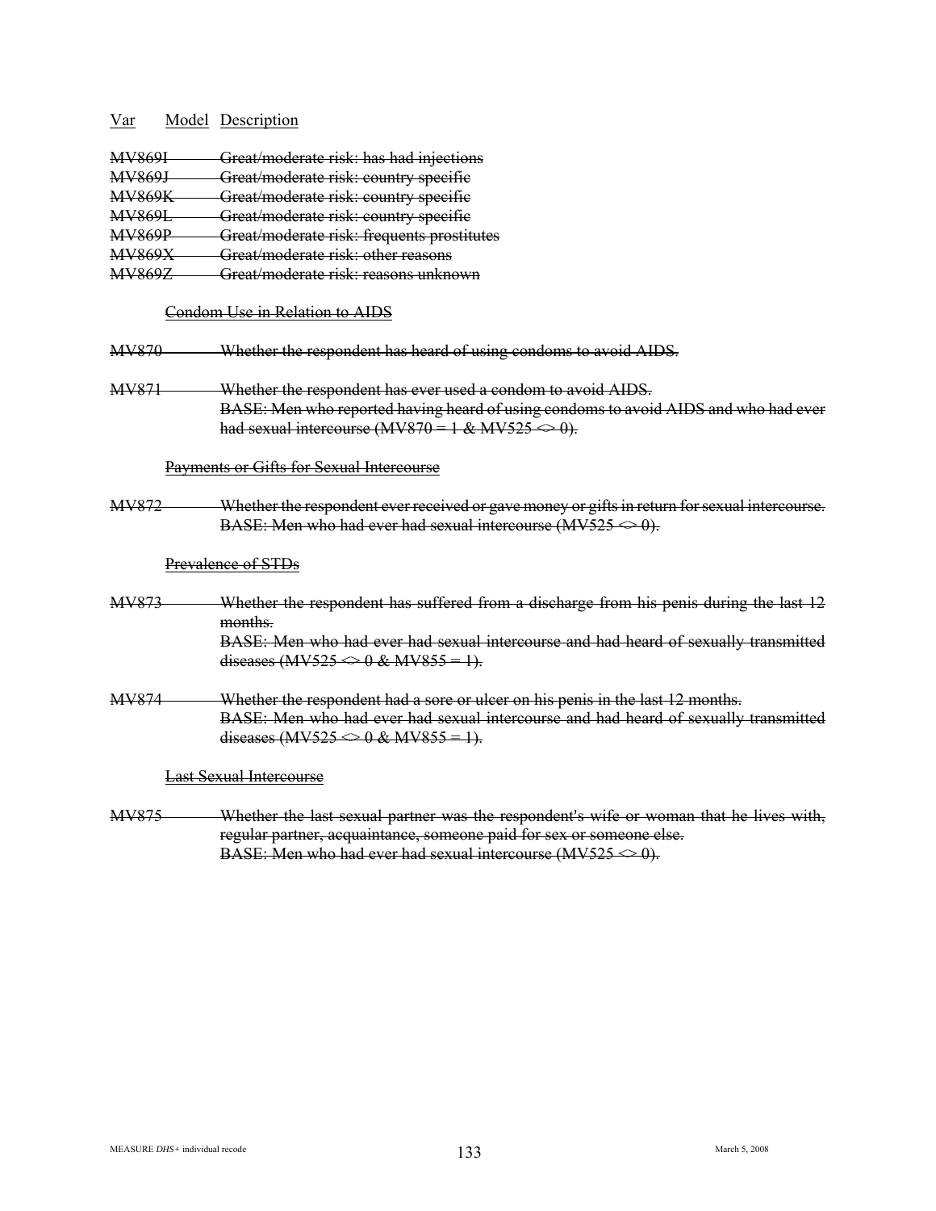| Var | Model | Description |
|---|---|---|
| ~~MV869I~~ | | ~~Great/moderate risk: has had injections~~ |
| ~~MV869J~~ | | ~~Great/moderate risk: country specific~~ |
| ~~MV869K~~ | | ~~Great/moderate risk: country specific~~ |
| ~~MV869L~~ | | ~~Great/moderate risk: country specific~~ |
| ~~MV869P~~ | | ~~Great/moderate risk: frequents prostitutes~~ |
| ~~MV869X~~ | | ~~Great/moderate risk: other reasons~~ |
| ~~MV869Z~~ | | ~~Great/moderate risk: reasons unknown~~ |

~~Condom Use in Relation to AIDS~~

~~MV870~~ ~~Whether the respondent has heard of using condoms to avoid AIDS.~~

~~MV871~~ ~~Whether the respondent has ever used a condom to avoid AIDS.~~
~~BASE: Men who reported having heard of using condoms to avoid AIDS and who had ever had sexual intercourse (MV870 = 1 & MV525 <> 0).~~

~~Payments or Gifts for Sexual Intercourse~~

~~MV872~~ ~~Whether the respondent ever received or gave money or gifts in return for sexual intercourse.~~
~~BASE: Men who had ever had sexual intercourse (MV525 <> 0).~~

~~Prevalence of STDs~~

~~MV873~~ ~~Whether the respondent has suffered from a discharge from his penis during the last 12 months.~~
~~BASE: Men who had ever had sexual intercourse and had heard of sexually transmitted diseases (MV525 <> 0 & MV855 = 1).~~

~~MV874~~ ~~Whether the respondent had a sore or ulcer on his penis in the last 12 months.~~
~~BASE: Men who had ever had sexual intercourse and had heard of sexually transmitted diseases (MV525 <> 0 & MV855 = 1).~~

~~Last Sexual Intercourse~~

~~MV875~~ ~~Whether the last sexual partner was the respondent's wife or woman that he lives with, regular partner, acquaintance, someone paid for sex or someone else.~~
~~BASE: Men who had ever had sexual intercourse (MV525 <> 0).~~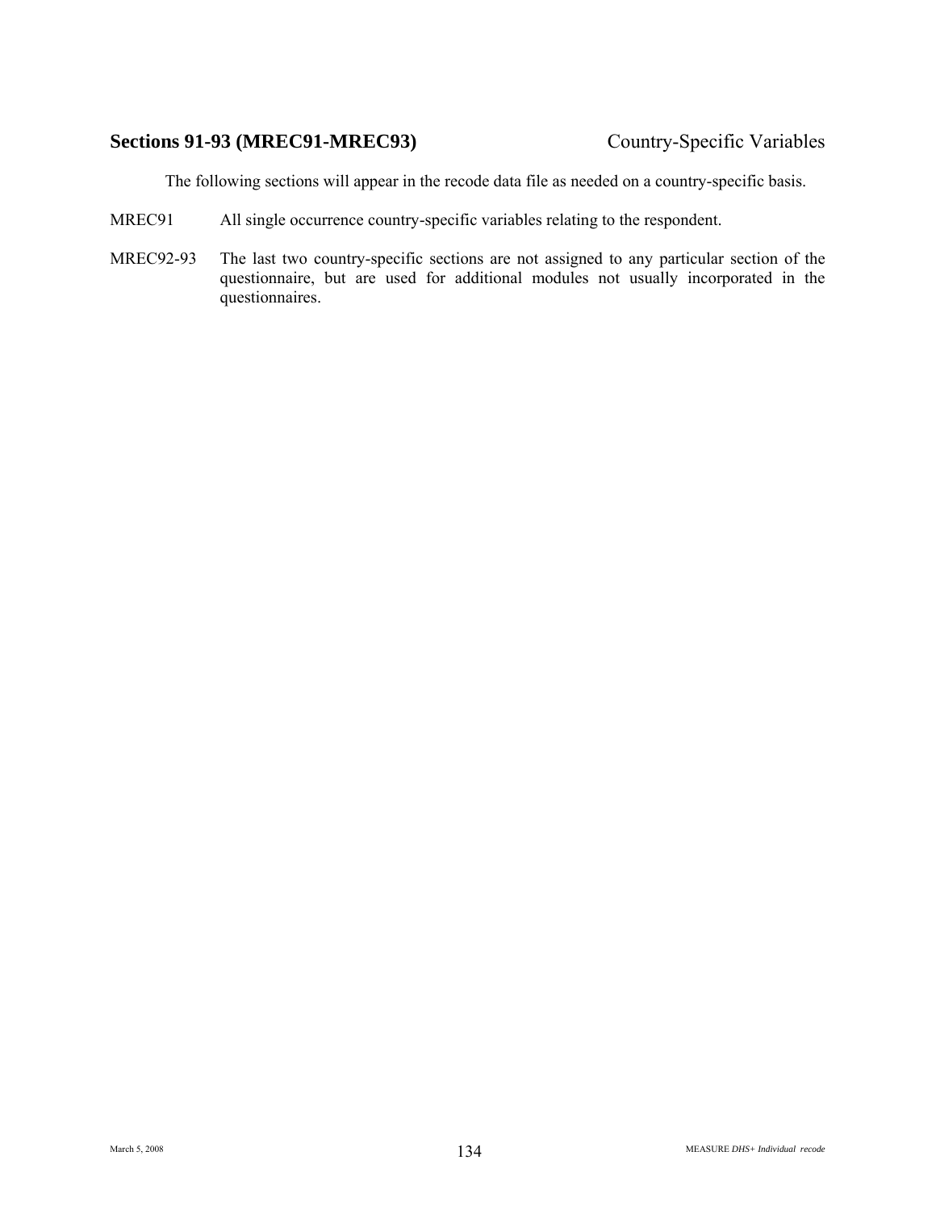## Sections 91-93 (MREC91-MREC93) Country-Specific Variables

The following sections will appear in the recode data file as needed on a country-specific basis.

MREC91 All single occurrence country-specific variables relating to the respondent.

MREC92-93 The last two country-specific sections are not assigned to any particular section of the questionnaire, but are used for additional modules not usually incorporated in the questionnaires.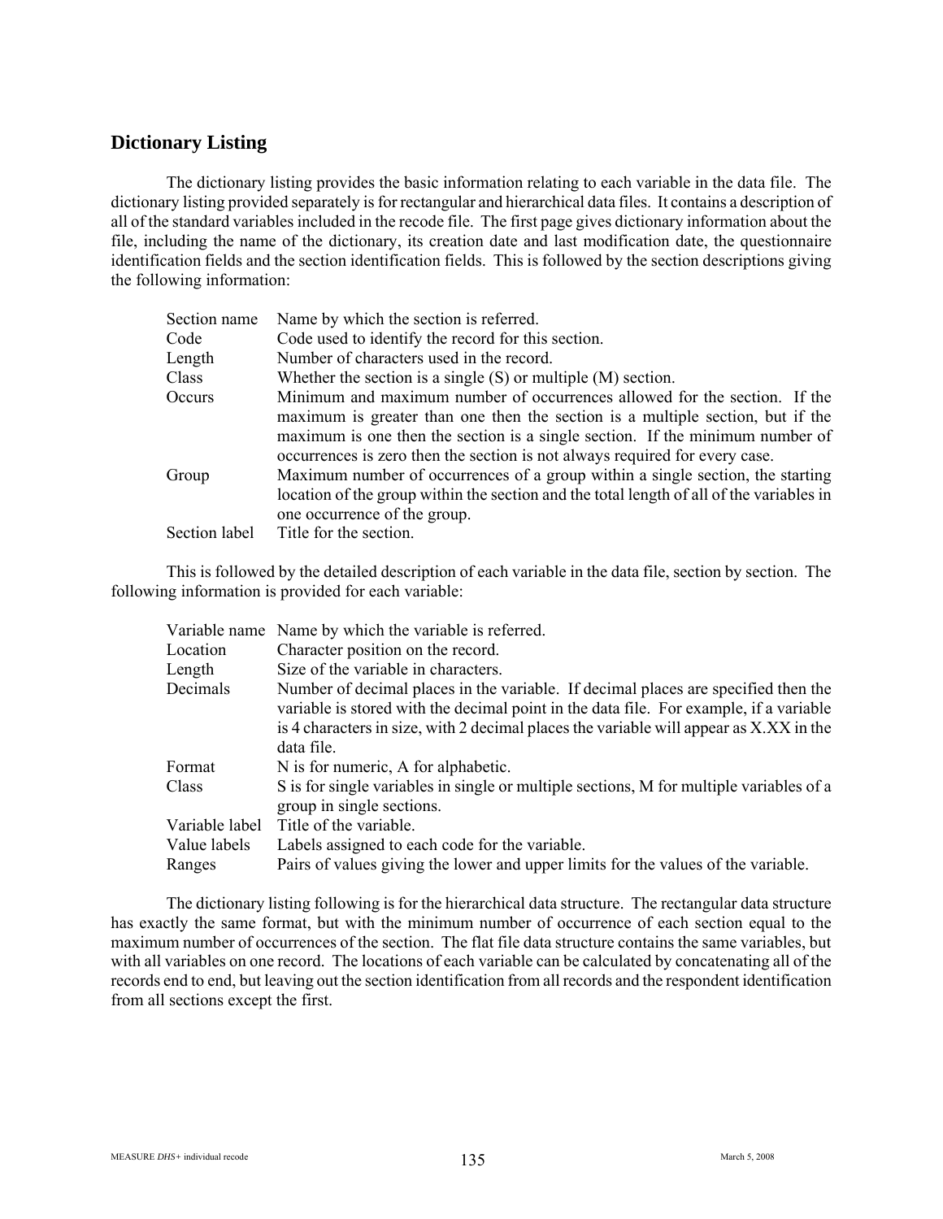## Dictionary Listing

The dictionary listing provides the basic information relating to each variable in the data file. The dictionary listing provided separately is for rectangular and hierarchical data files. It contains a description of all of the standard variables included in the recode file. The first page gives dictionary information about the file, including the name of the dictionary, its creation date and last modification date, the questionnaire identification fields and the section identification fields. This is followed by the section descriptions giving the following information:

| | |
|---|---|
| Section name | Name by which the section is referred. |
| Code | Code used to identify the record for this section. |
| Length | Number of characters used in the record. |
| Class | Whether the section is a single (S) or multiple (M) section. |
| Occurs | Minimum and maximum number of occurrences allowed for the section. If the maximum is greater than one then the section is a multiple section, but if the maximum is one then the section is a single section. If the minimum number of occurrences is zero then the section is not always required for every case. |
| Group | Maximum number of occurrences of a group within a single section, the starting location of the group within the section and the total length of all of the variables in one occurrence of the group. |
| Section label | Title for the section. |

This is followed by the detailed description of each variable in the data file, section by section. The following information is provided for each variable:

| | |
|---|---|
| Variable name | Name by which the variable is referred. |
| Location | Character position on the record. |
| Length | Size of the variable in characters. |
| Decimals | Number of decimal places in the variable. If decimal places are specified then the variable is stored with the decimal point in the data file. For example, if a variable is 4 characters in size, with 2 decimal places the variable will appear as X.XX in the data file. |
| Format | N is for numeric, A for alphabetic. |
| Class | S is for single variables in single or multiple sections, M for multiple variables of a group in single sections. |
| Variable label | Title of the variable. |
| Value labels | Labels assigned to each code for the variable. |
| Ranges | Pairs of values giving the lower and upper limits for the values of the variable. |

The dictionary listing following is for the hierarchical data structure. The rectangular data structure has exactly the same format, but with the minimum number of occurrence of each section equal to the maximum number of occurrences of the section. The flat file data structure contains the same variables, but with all variables on one record. The locations of each variable can be calculated by concatenating all of the records end to end, but leaving out the section identification from all records and the respondent identification from all sections except the first.